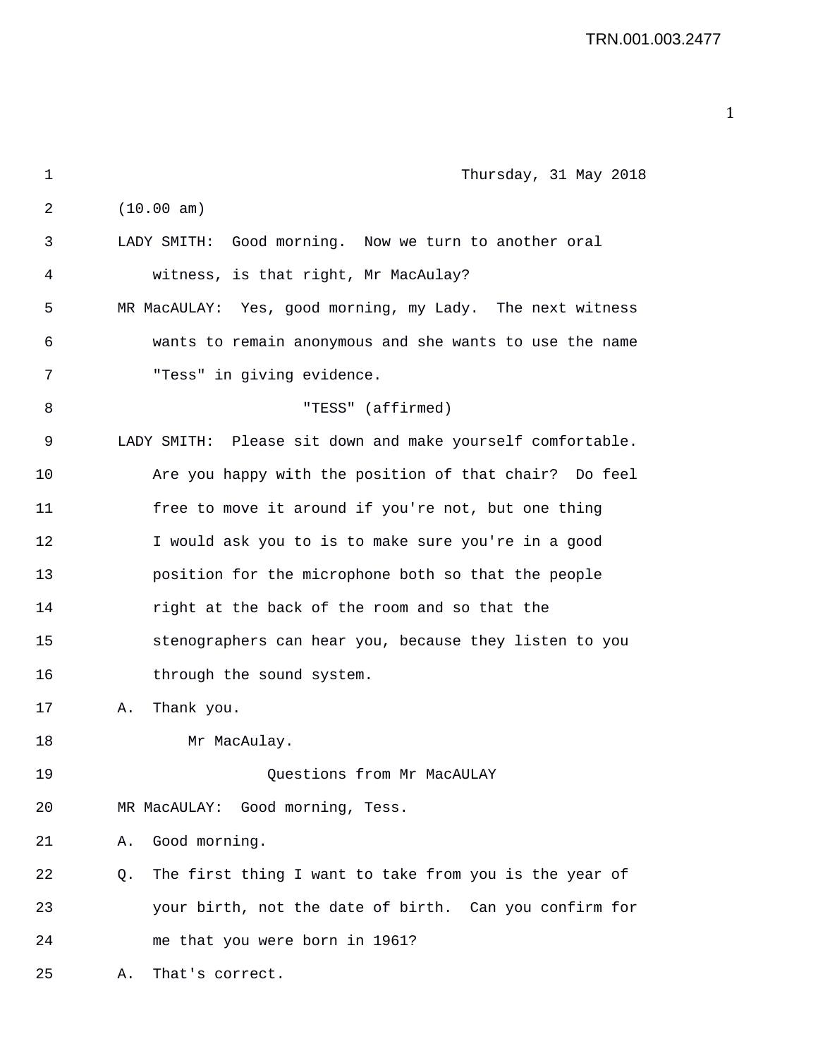Thursday, 31 May 2018

(10.00 am)

LADY SMITH: Good morning. Now we turn to another oral witness, is that right, Mr MacAulay?

MR MacAULAY: Yes, good morning, my Lady. The next witness wants to remain anonymous and she wants to use the name "Tess" in giving evidence.

"TESS" (affirmed)

LADY SMITH: Please sit down and make yourself comfortable. Are you happy with the position of that chair? Do feel free to move it around if you're not, but one thing I would ask you to is to make sure you're in a good position for the microphone both so that the people right at the back of the room and so that the stenographers can hear you, because they listen to you through the sound system.

A. Thank you.

Mr MacAulay.

Questions from Mr MacAULAY

MR MacAULAY: Good morning, Tess.

A. Good morning.

Q. The first thing I want to take from you is the year of your birth, not the date of birth. Can you confirm for me that you were born in 1961?

A. That's correct.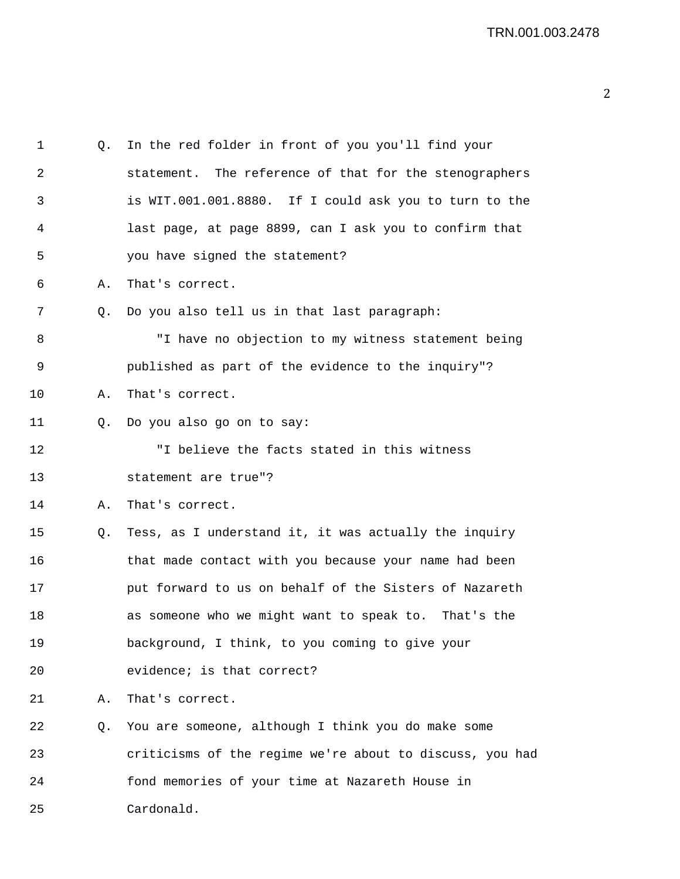1 Q. In the red folder in front of you you'll find your
2 statement. The reference of that for the stenographers
3 is WIT.001.001.8880. If I could ask you to turn to the
4 last page, at page 8899, can I ask you to confirm that
5 you have signed the statement?
6 A. That's correct.
7 Q. Do you also tell us in that last paragraph:
8 "I have no objection to my witness statement being
9 published as part of the evidence to the inquiry"?
10 A. That's correct.
11 Q. Do you also go on to say:
12 "I believe the facts stated in this witness
13 statement are true"?
14 A. That's correct.
15 Q. Tess, as I understand it, it was actually the inquiry
16 that made contact with you because your name had been
17 put forward to us on behalf of the Sisters of Nazareth
18 as someone who we might want to speak to. That's the
19 background, I think, to you coming to give your
20 evidence; is that correct?
21 A. That's correct.
22 Q. You are someone, although I think you do make some
23 criticisms of the regime we're about to discuss, you had
24 fond memories of your time at Nazareth House in
25 Cardonald.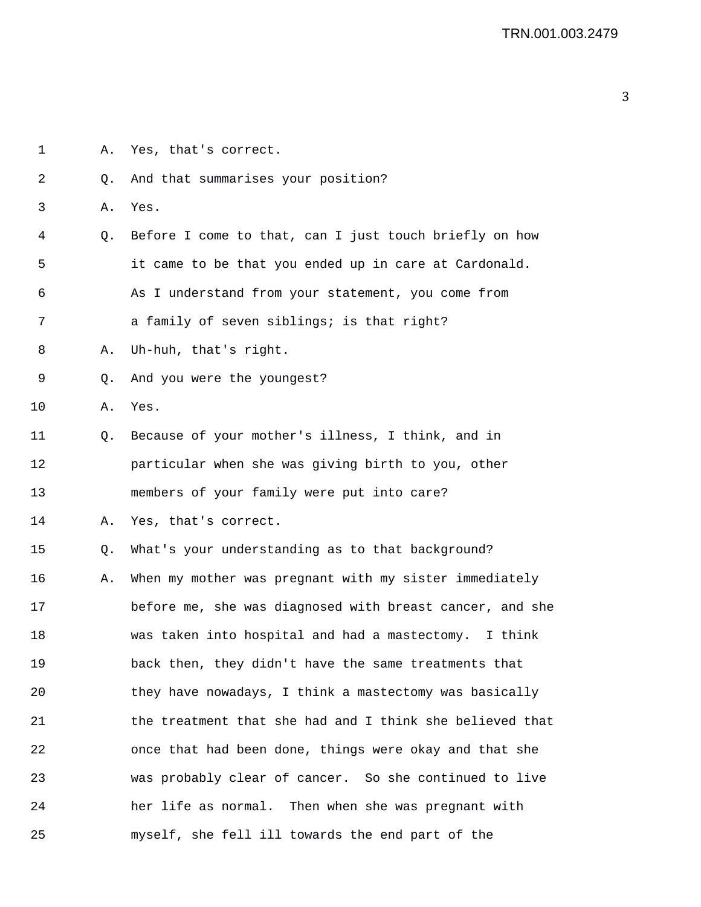A. Yes, that's correct.

Q. And that summarises your position?

A. Yes.

Q. Before I come to that, can I just touch briefly on how it came to be that you ended up in care at Cardonald. As I understand from your statement, you come from a family of seven siblings; is that right?

A. Uh-huh, that's right.

Q. And you were the youngest?

A. Yes.

Q. Because of your mother's illness, I think, and in particular when she was giving birth to you, other members of your family were put into care?

A. Yes, that's correct.

Q. What's your understanding as to that background?

A. When my mother was pregnant with my sister immediately before me, she was diagnosed with breast cancer, and she was taken into hospital and had a mastectomy. I think back then, they didn't have the same treatments that they have nowadays, I think a mastectomy was basically the treatment that she had and I think she believed that once that had been done, things were okay and that she was probably clear of cancer. So she continued to live her life as normal. Then when she was pregnant with myself, she fell ill towards the end part of the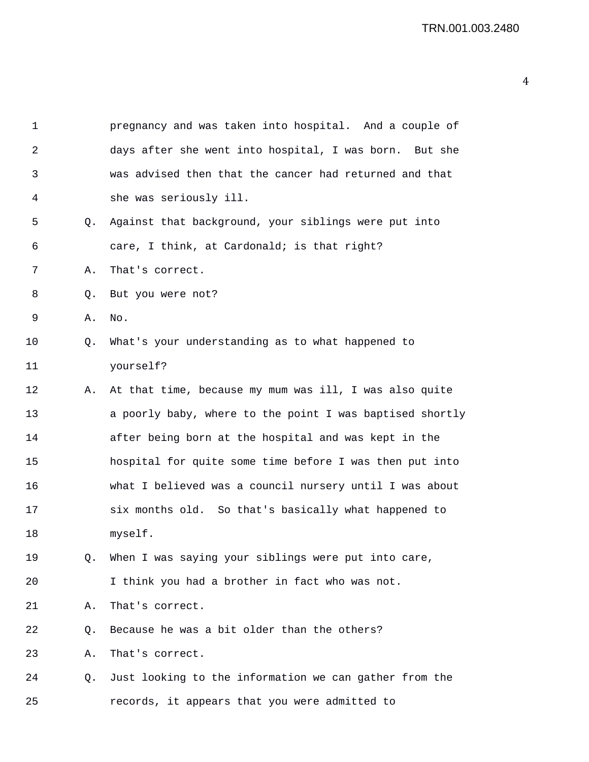pregnancy and was taken into hospital. And a couple of days after she went into hospital, I was born. But she was advised then that the cancer had returned and that she was seriously ill.

Q. Against that background, your siblings were put into care, I think, at Cardonald; is that right?

A. That's correct.

Q. But you were not?

A. No.

Q. What's your understanding as to what happened to yourself?

A. At that time, because my mum was ill, I was also quite a poorly baby, where to the point I was baptised shortly after being born at the hospital and was kept in the hospital for quite some time before I was then put into what I believed was a council nursery until I was about six months old. So that's basically what happened to myself.

Q. When I was saying your siblings were put into care, I think you had a brother in fact who was not.

A. That's correct.

Q. Because he was a bit older than the others?

A. That's correct.

Q. Just looking to the information we can gather from the records, it appears that you were admitted to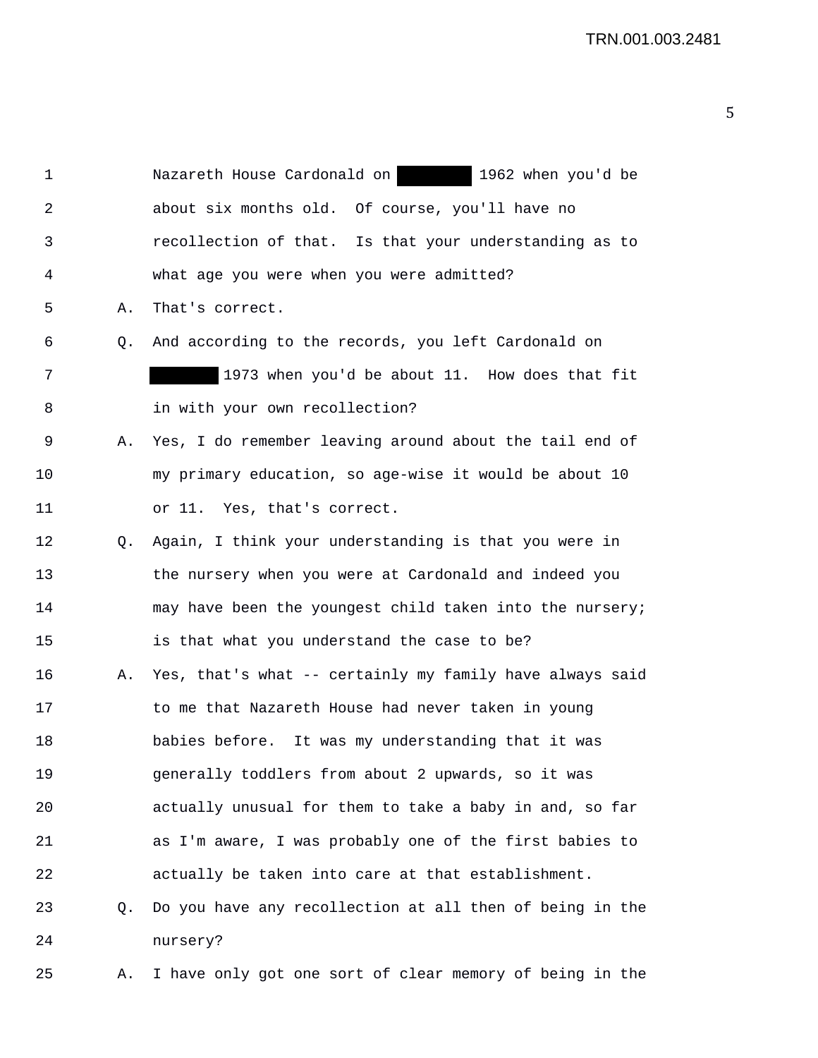Nazareth House Cardonald on [REDACTED] 1962 when you'd be about six months old. Of course, you'll have no recollection of that. Is that your understanding as to what age you were when you were admitted?

A. That's correct.

Q. And according to the records, you left Cardonald on [REDACTED] 1973 when you'd be about 11. How does that fit in with your own recollection?

A. Yes, I do remember leaving around about the tail end of my primary education, so age-wise it would be about 10 or 11. Yes, that's correct.

Q. Again, I think your understanding is that you were in the nursery when you were at Cardonald and indeed you may have been the youngest child taken into the nursery; is that what you understand the case to be?

A. Yes, that's what -- certainly my family have always said to me that Nazareth House had never taken in young babies before. It was my understanding that it was generally toddlers from about 2 upwards, so it was actually unusual for them to take a baby in and, so far as I'm aware, I was probably one of the first babies to actually be taken into care at that establishment.

Q. Do you have any recollection at all then of being in the nursery?

A. I have only got one sort of clear memory of being in the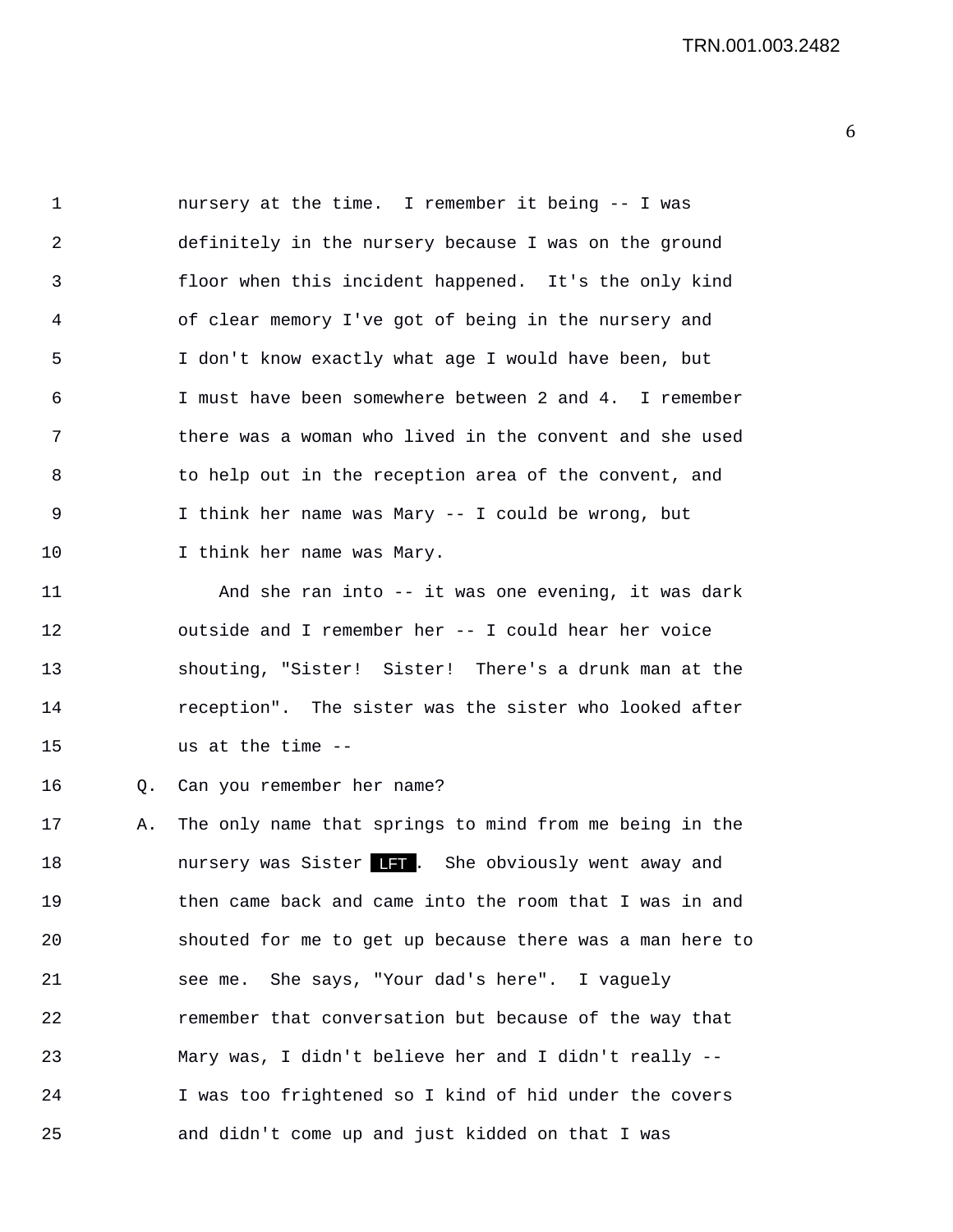nursery at the time. I remember it being -- I was definitely in the nursery because I was on the ground floor when this incident happened. It's the only kind of clear memory I've got of being in the nursery and I don't know exactly what age I would have been, but I must have been somewhere between 2 and 4. I remember there was a woman who lived in the convent and she used to help out in the reception area of the convent, and I think her name was Mary -- I could be wrong, but I think her name was Mary.

And she ran into -- it was one evening, it was dark outside and I remember her -- I could hear her voice shouting, "Sister! Sister! There's a drunk man at the reception". The sister was the sister who looked after us at the time --

Q. Can you remember her name?

A. The only name that springs to mind from me being in the nursery was Sister LFT. She obviously went away and then came back and came into the room that I was in and shouted for me to get up because there was a man here to see me. She says, "Your dad's here". I vaguely remember that conversation but because of the way that Mary was, I didn't believe her and I didn't really -- I was too frightened so I kind of hid under the covers and didn't come up and just kidded on that I was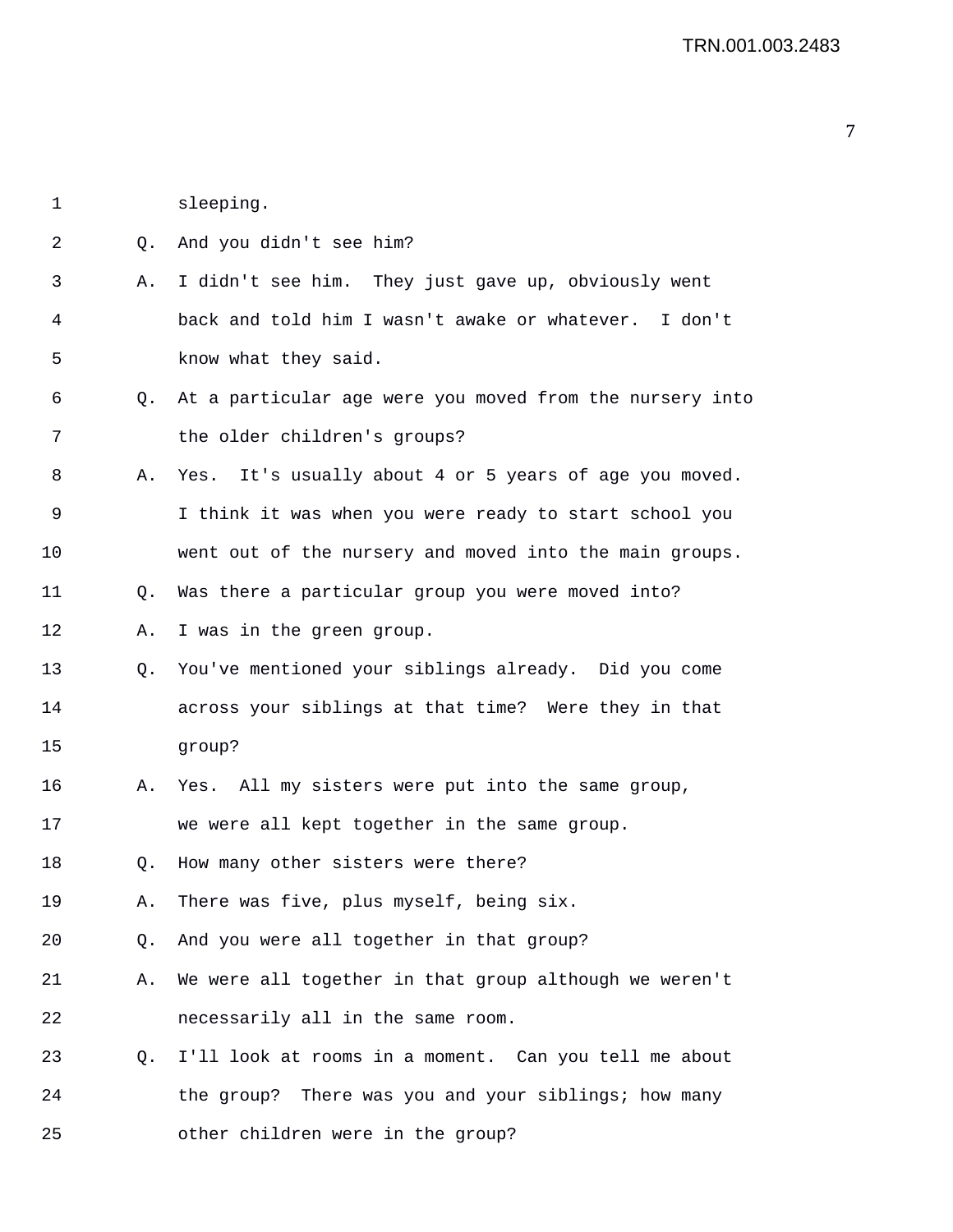sleeping.

Q. And you didn't see him?

A. I didn't see him. They just gave up, obviously went back and told him I wasn't awake or whatever. I don't know what they said.

Q. At a particular age were you moved from the nursery into the older children's groups?

A. Yes. It's usually about 4 or 5 years of age you moved. I think it was when you were ready to start school you went out of the nursery and moved into the main groups.

Q. Was there a particular group you were moved into?

A. I was in the green group.

Q. You've mentioned your siblings already. Did you come across your siblings at that time? Were they in that group?

A. Yes. All my sisters were put into the same group, we were all kept together in the same group.

Q. How many other sisters were there?

A. There was five, plus myself, being six.

Q. And you were all together in that group?

A. We were all together in that group although we weren't necessarily all in the same room.

Q. I'll look at rooms in a moment. Can you tell me about the group? There was you and your siblings; how many other children were in the group?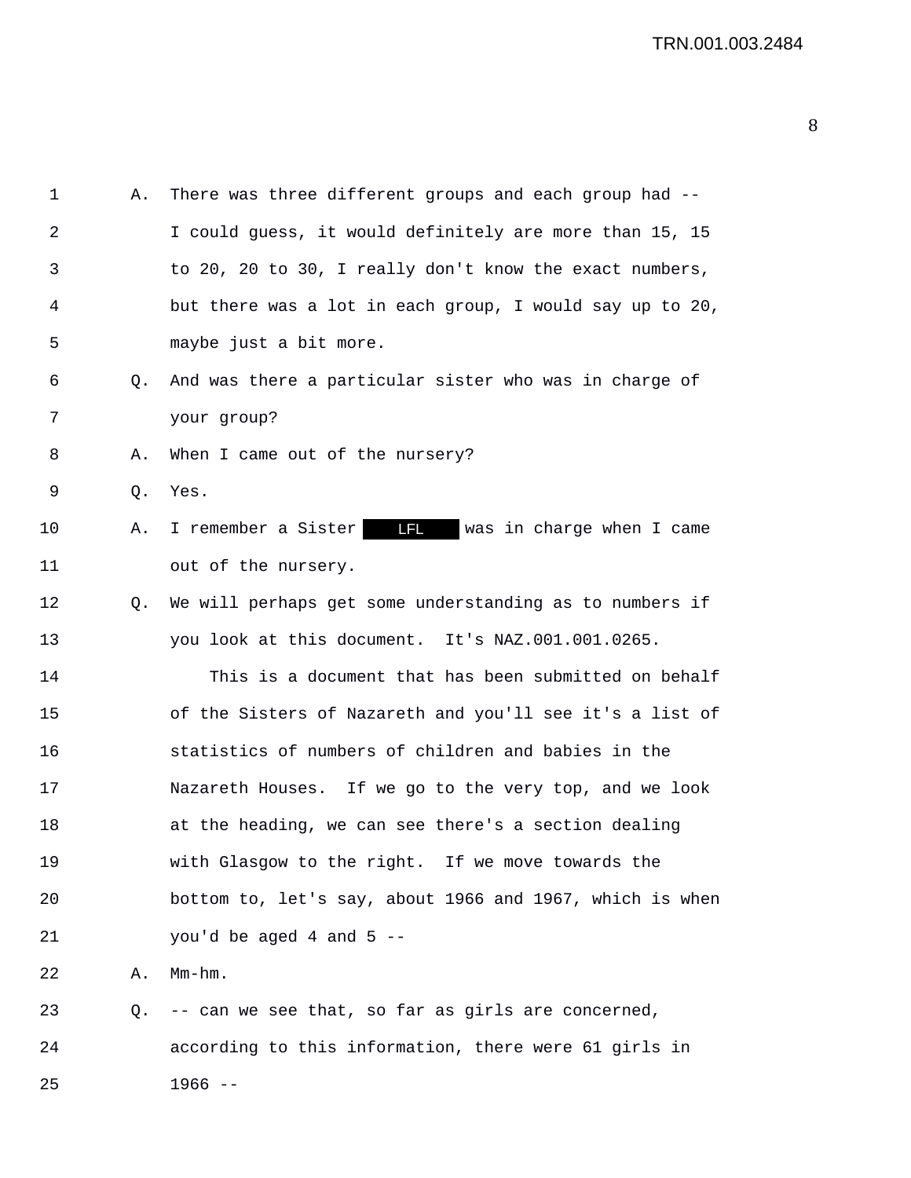1 A. There was three different groups and each group had --
2 I could guess, it would definitely are more than 15, 15
3 to 20, 20 to 30, I really don't know the exact numbers,
4 but there was a lot in each group, I would say up to 20,
5 maybe just a bit more.
6 Q. And was there a particular sister who was in charge of
7 your group?
8 A. When I came out of the nursery?
9 Q. Yes.
10 A. I remember a Sister LFL was in charge when I came
11 out of the nursery.
12 Q. We will perhaps get some understanding as to numbers if
13 you look at this document. It's NAZ.001.001.0265.
14 This is a document that has been submitted on behalf
15 of the Sisters of Nazareth and you'll see it's a list of
16 statistics of numbers of children and babies in the
17 Nazareth Houses. If we go to the very top, and we look
18 at the heading, we can see there's a section dealing
19 with Glasgow to the right. If we move towards the
20 bottom to, let's say, about 1966 and 1967, which is when
21 you'd be aged 4 and 5 --
22 A. Mm-hm.
23 Q. -- can we see that, so far as girls are concerned,
24 according to this information, there were 61 girls in
25 1966 --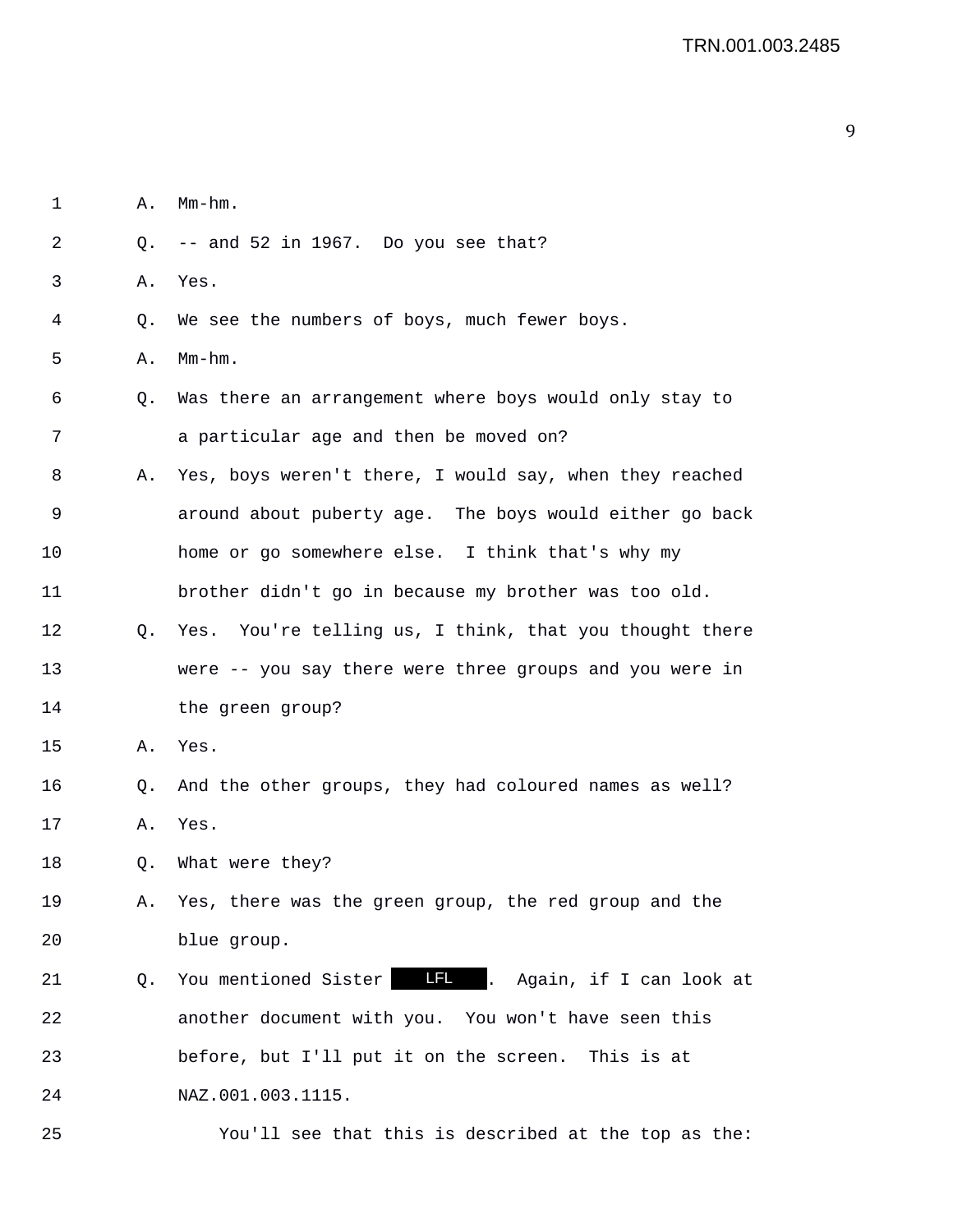1 A. Mm-hm.

2 Q. -- and 52 in 1967. Do you see that?

3 A. Yes.

4 Q. We see the numbers of boys, much fewer boys.

5 A. Mm-hm.

6 Q. Was there an arrangement where boys would only stay to

7 a particular age and then be moved on?

8 A. Yes, boys weren't there, I would say, when they reached

9 around about puberty age. The boys would either go back

10 home or go somewhere else. I think that's why my

11 brother didn't go in because my brother was too old.

12 Q. Yes. You're telling us, I think, that you thought there

13 were -- you say there were three groups and you were in

14 the green group?

15 A. Yes.

16 Q. And the other groups, they had coloured names as well?

17 A. Yes.

18 Q. What were they?

19 A. Yes, there was the green group, the red group and the

20 blue group.

21 Q. You mentioned Sister LFL. Again, if I can look at

22 another document with you. You won't have seen this

23 before, but I'll put it on the screen. This is at

24 NAZ.001.003.1115.

25 You'll see that this is described at the top as the: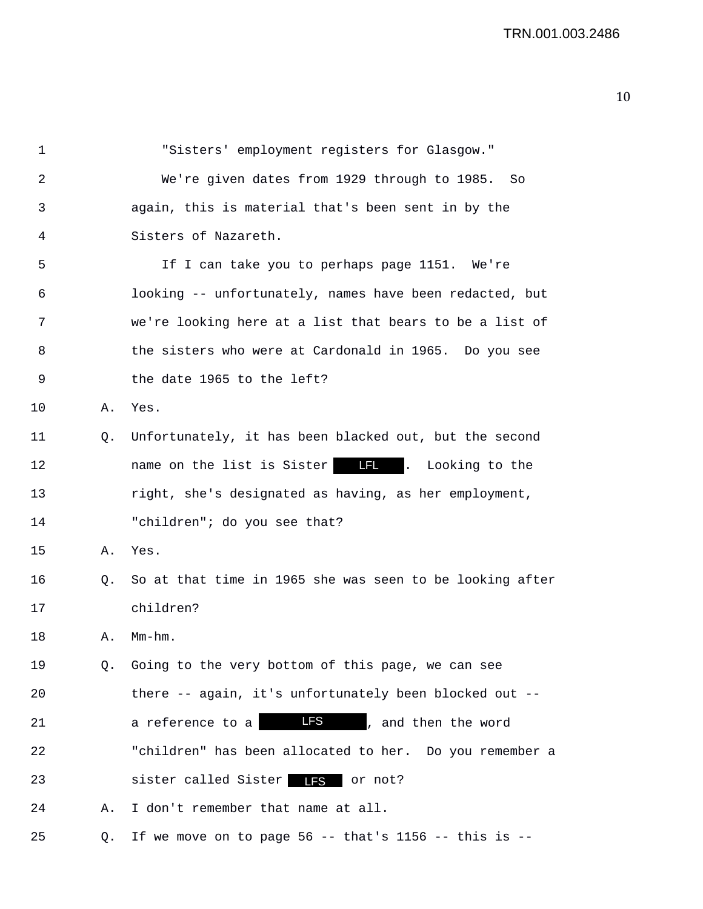"Sisters' employment registers for Glasgow."

We're given dates from 1929 through to 1985. So again, this is material that's been sent in by the Sisters of Nazareth.

If I can take you to perhaps page 1151. We're looking -- unfortunately, names have been redacted, but we're looking here at a list that bears to be a list of the sisters who were at Cardonald in 1965. Do you see the date 1965 to the left?

A. Yes.

Q. Unfortunately, it has been blacked out, but the second name on the list is Sister LFL. Looking to the right, she's designated as having, as her employment, "children"; do you see that?

A. Yes.

Q. So at that time in 1965 she was seen to be looking after children?

A. Mm-hm.

Q. Going to the very bottom of this page, we can see there -- again, it's unfortunately been blocked out -- a reference to a LFS, and then the word "children" has been allocated to her. Do you remember a sister called Sister LFS or not?

A. I don't remember that name at all.

Q. If we move on to page 56 -- that's 1156 -- this is --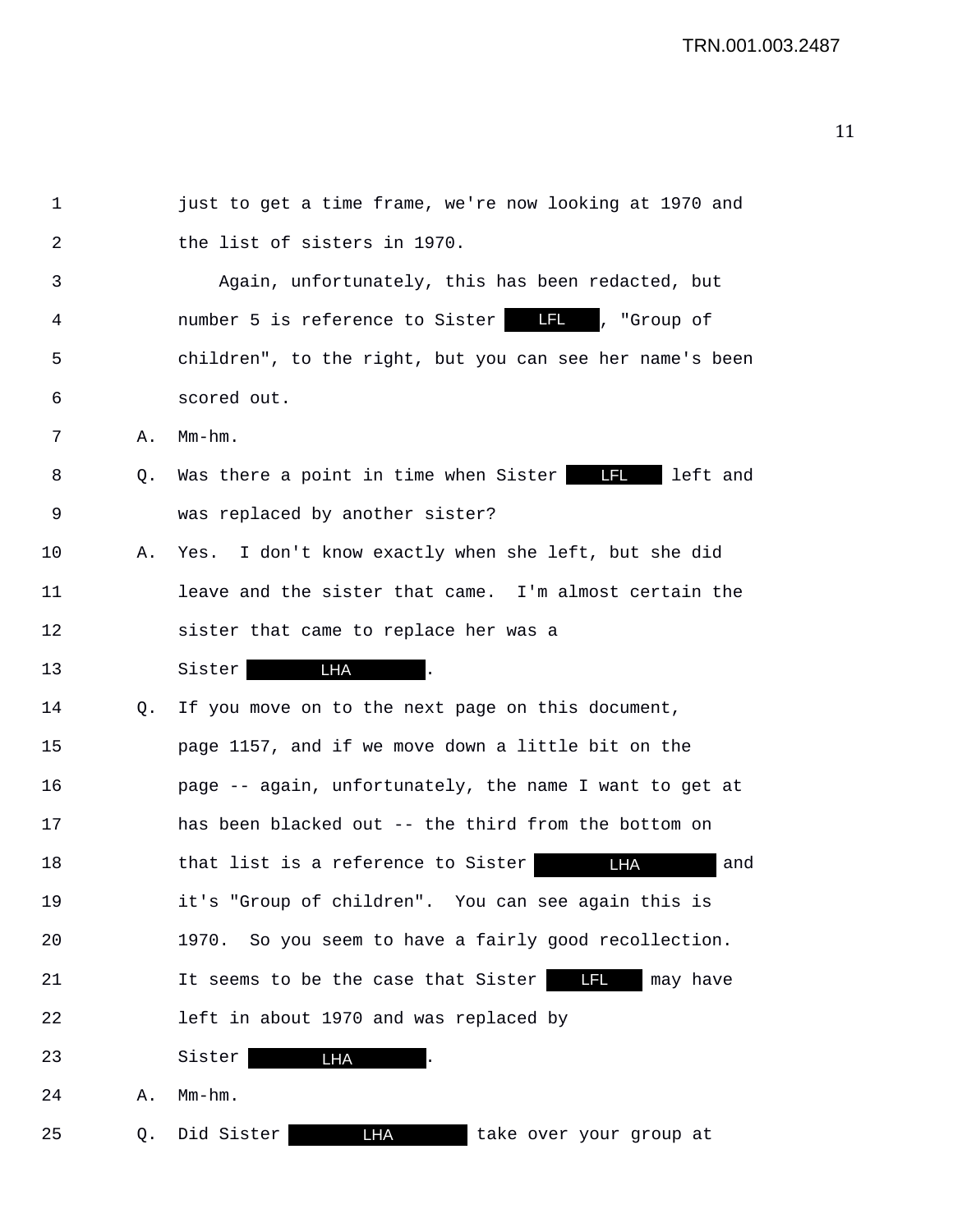TRN.001.003.2487

1 just to get a time frame, we're now looking at 1970 and
2 the list of sisters in 1970.
3 Again, unfortunately, this has been redacted, but
4 number 5 is reference to Sister LFL, "Group of
5 children", to the right, but you can see her name's been
6 scored out.
7 A. Mm-hm.
8 Q. Was there a point in time when Sister LFL left and
9 was replaced by another sister?
10 A. Yes. I don't know exactly when she left, but she did
11 leave and the sister that came. I'm almost certain the
12 sister that came to replace her was a
13 Sister LHA.
14 Q. If you move on to the next page on this document,
15 page 1157, and if we move down a little bit on the
16 page -- again, unfortunately, the name I want to get at
17 has been blacked out -- the third from the bottom on
18 that list is a reference to Sister LHA and
19 it's "Group of children". You can see again this is
20 1970. So you seem to have a fairly good recollection.
21 It seems to be the case that Sister LFL may have
22 left in about 1970 and was replaced by
23 Sister LHA.
24 A. Mm-hm.
25 Q. Did Sister LHA take over your group at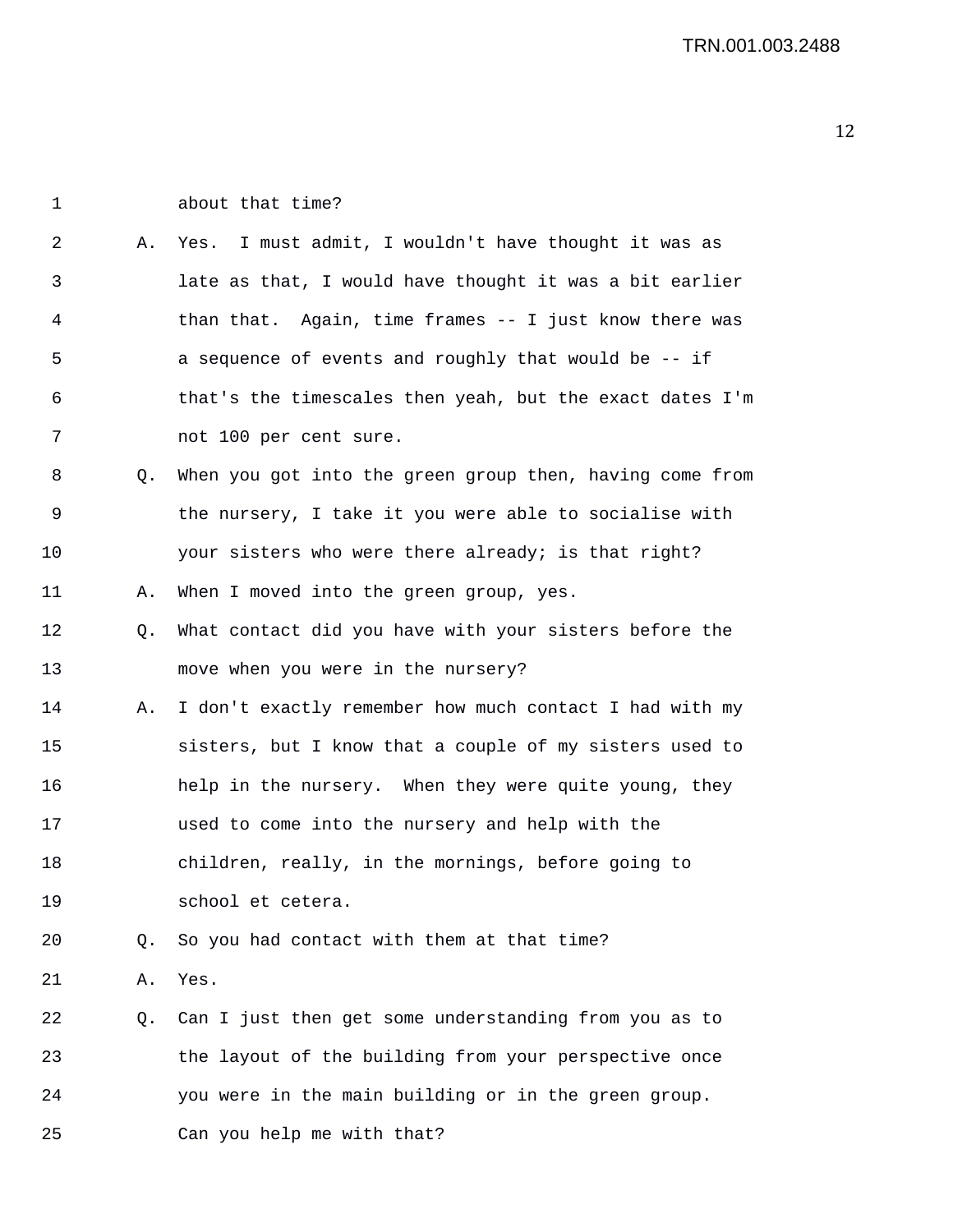1 about that time?

2 A. Yes. I must admit, I wouldn't have thought it was as
3 late as that, I would have thought it was a bit earlier
4 than that. Again, time frames -- I just know there was
5 a sequence of events and roughly that would be -- if
6 that's the timescales then yeah, but the exact dates I'm
7 not 100 per cent sure.

8 Q. When you got into the green group then, having come from
9 the nursery, I take it you were able to socialise with
10 your sisters who were there already; is that right?

11 A. When I moved into the green group, yes.

12 Q. What contact did you have with your sisters before the
13 move when you were in the nursery?

14 A. I don't exactly remember how much contact I had with my
15 sisters, but I know that a couple of my sisters used to
16 help in the nursery. When they were quite young, they
17 used to come into the nursery and help with the
18 children, really, in the mornings, before going to
19 school et cetera.

20 Q. So you had contact with them at that time?

21 A. Yes.

22 Q. Can I just then get some understanding from you as to
23 the layout of the building from your perspective once
24 you were in the main building or in the green group.
25 Can you help me with that?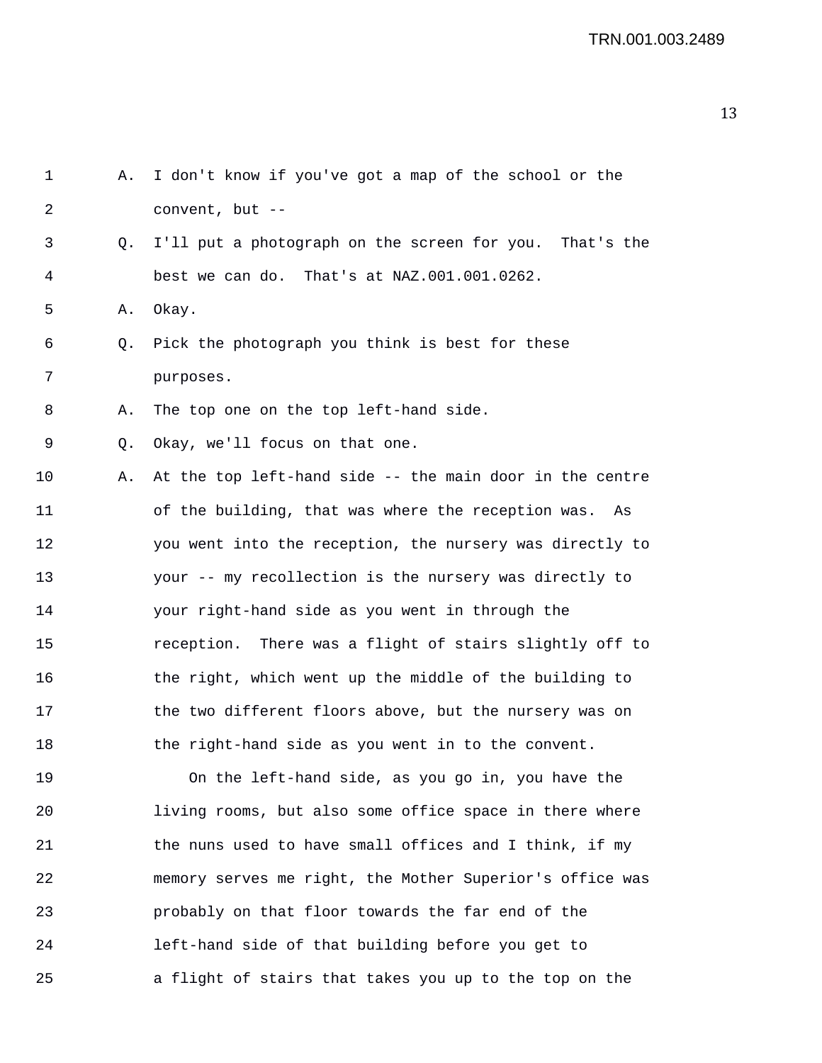A. I don't know if you've got a map of the school or the convent, but --

Q. I'll put a photograph on the screen for you. That's the best we can do. That's at NAZ.001.001.0262.

A. Okay.

Q. Pick the photograph you think is best for these purposes.

A. The top one on the top left-hand side.

Q. Okay, we'll focus on that one.

A. At the top left-hand side -- the main door in the centre of the building, that was where the reception was. As you went into the reception, the nursery was directly to your -- my recollection is the nursery was directly to your right-hand side as you went in through the reception. There was a flight of stairs slightly off to the right, which went up the middle of the building to the two different floors above, but the nursery was on the right-hand side as you went in to the convent.

On the left-hand side, as you go in, you have the living rooms, but also some office space in there where the nuns used to have small offices and I think, if my memory serves me right, the Mother Superior's office was probably on that floor towards the far end of the left-hand side of that building before you get to a flight of stairs that takes you up to the top on the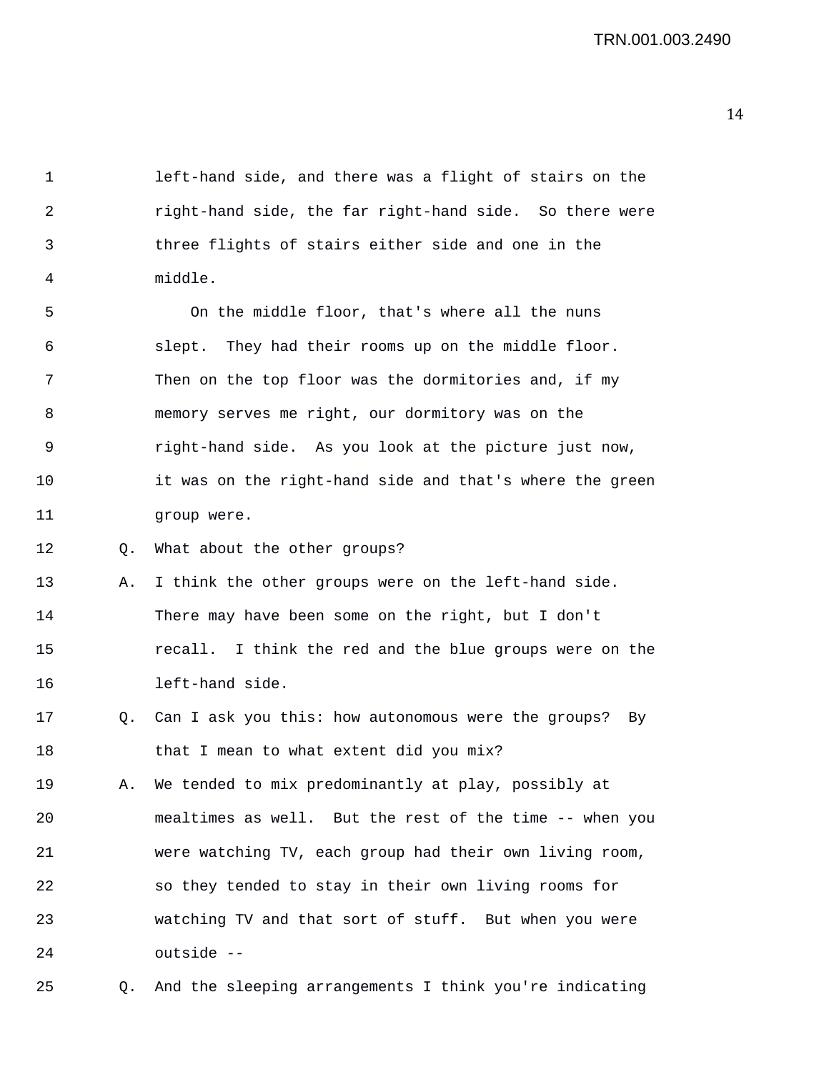left-hand side, and there was a flight of stairs on the right-hand side, the far right-hand side. So there were three flights of stairs either side and one in the middle.

On the middle floor, that's where all the nuns slept. They had their rooms up on the middle floor. Then on the top floor was the dormitories and, if my memory serves me right, our dormitory was on the right-hand side. As you look at the picture just now, it was on the right-hand side and that's where the green group were.

Q. What about the other groups?

A. I think the other groups were on the left-hand side. There may have been some on the right, but I don't recall. I think the red and the blue groups were on the left-hand side.

Q. Can I ask you this: how autonomous were the groups? By that I mean to what extent did you mix?

A. We tended to mix predominantly at play, possibly at mealtimes as well. But the rest of the time -- when you were watching TV, each group had their own living room, so they tended to stay in their own living rooms for watching TV and that sort of stuff. But when you were outside --

Q. And the sleeping arrangements I think you're indicating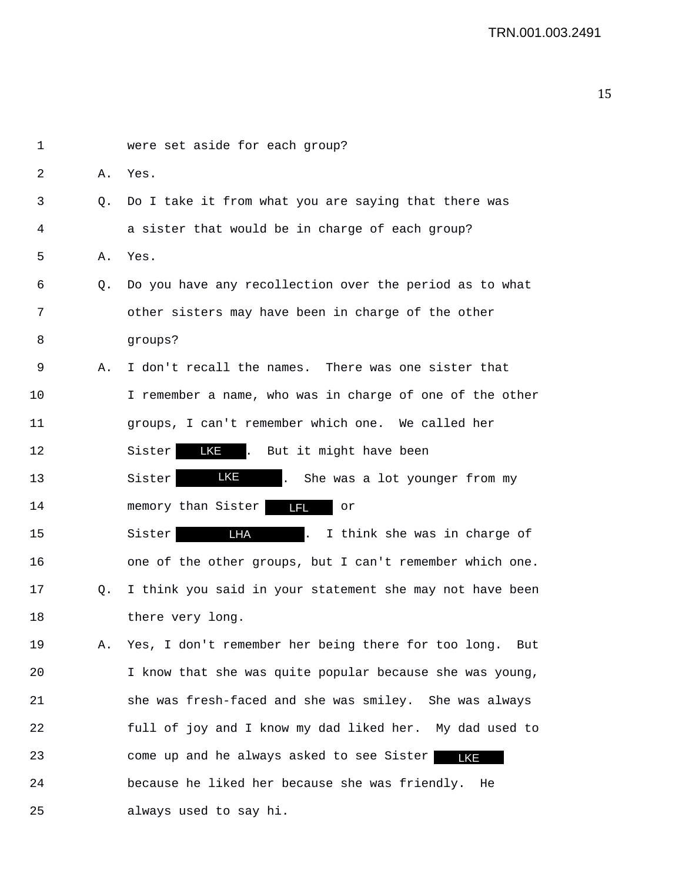1 were set aside for each group?

2 A. Yes.

3 Q. Do I take it from what you are saying that there was

4 a sister that would be in charge of each group?

5 A. Yes.

6 Q. Do you have any recollection over the period as to what

7 other sisters may have been in charge of the other

8 groups?

9 A. I don't recall the names. There was one sister that

10 I remember a name, who was in charge of one of the other

11 groups, I can't remember which one. We called her

12 Sister LKE. But it might have been

13 Sister LKE. She was a lot younger from my

14 memory than Sister LFL or

15 Sister LHA. I think she was in charge of

16 one of the other groups, but I can't remember which one.

17 Q. I think you said in your statement she may not have been

18 there very long.

19 A. Yes, I don't remember her being there for too long. But

20 I know that she was quite popular because she was young,

21 she was fresh-faced and she was smiley. She was always

22 full of joy and I know my dad liked her. My dad used to

23 come up and he always asked to see Sister LKE

24 because he liked her because she was friendly. He

25 always used to say hi.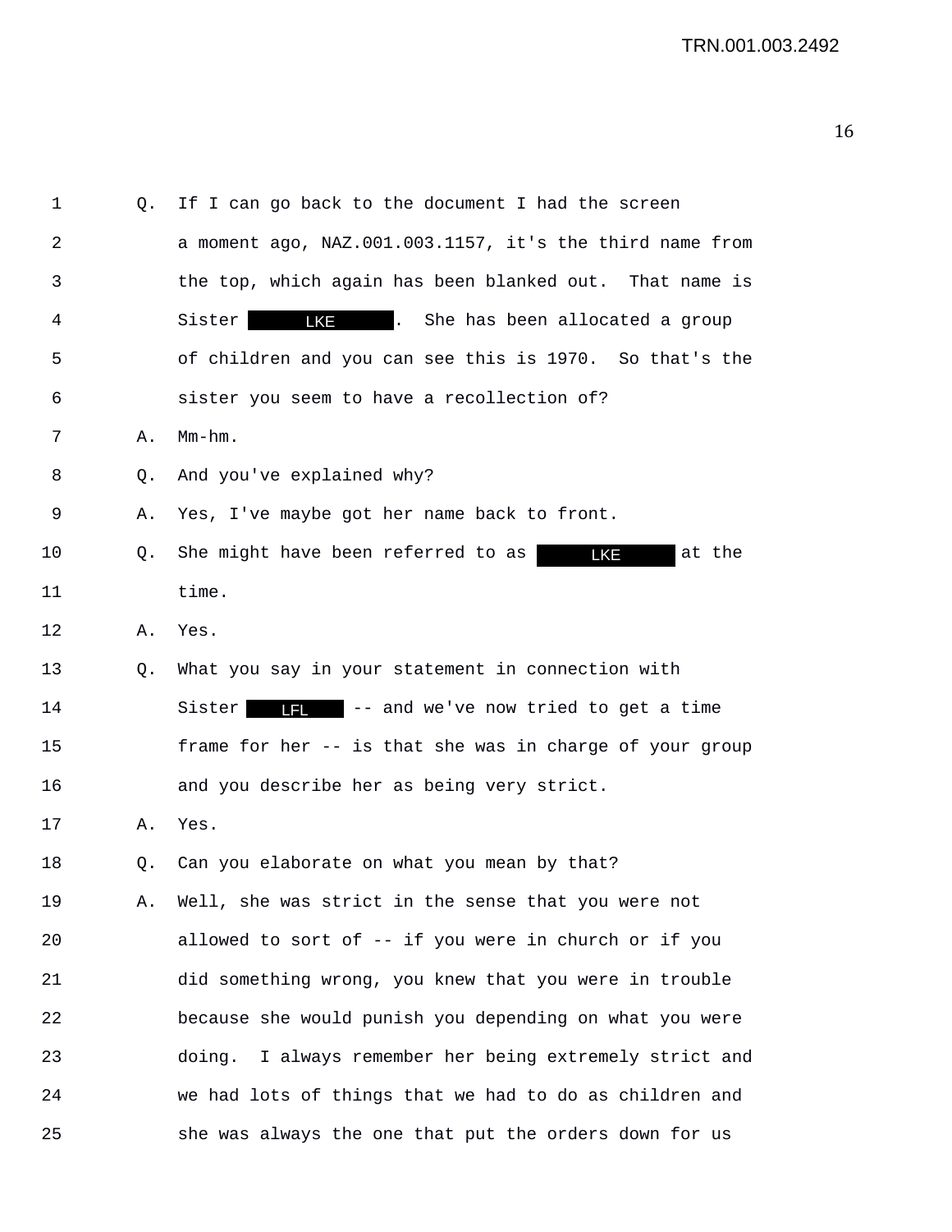1 Q. If I can go back to the document I had the screen
2 a moment ago, NAZ.001.003.1157, it's the third name from
3 the top, which again has been blanked out. That name is
4 Sister LKE. She has been allocated a group
5 of children and you can see this is 1970. So that's the
6 sister you seem to have a recollection of?
7 A. Mm-hm.
8 Q. And you've explained why?
9 A. Yes, I've maybe got her name back to front.
10 Q. She might have been referred to as LKE at the
11 time.
12 A. Yes.
13 Q. What you say in your statement in connection with
14 Sister LFL -- and we've now tried to get a time
15 frame for her -- is that she was in charge of your group
16 and you describe her as being very strict.
17 A. Yes.
18 Q. Can you elaborate on what you mean by that?
19 A. Well, she was strict in the sense that you were not
20 allowed to sort of -- if you were in church or if you
21 did something wrong, you knew that you were in trouble
22 because she would punish you depending on what you were
23 doing. I always remember her being extremely strict and
24 we had lots of things that we had to do as children and
25 she was always the one that put the orders down for us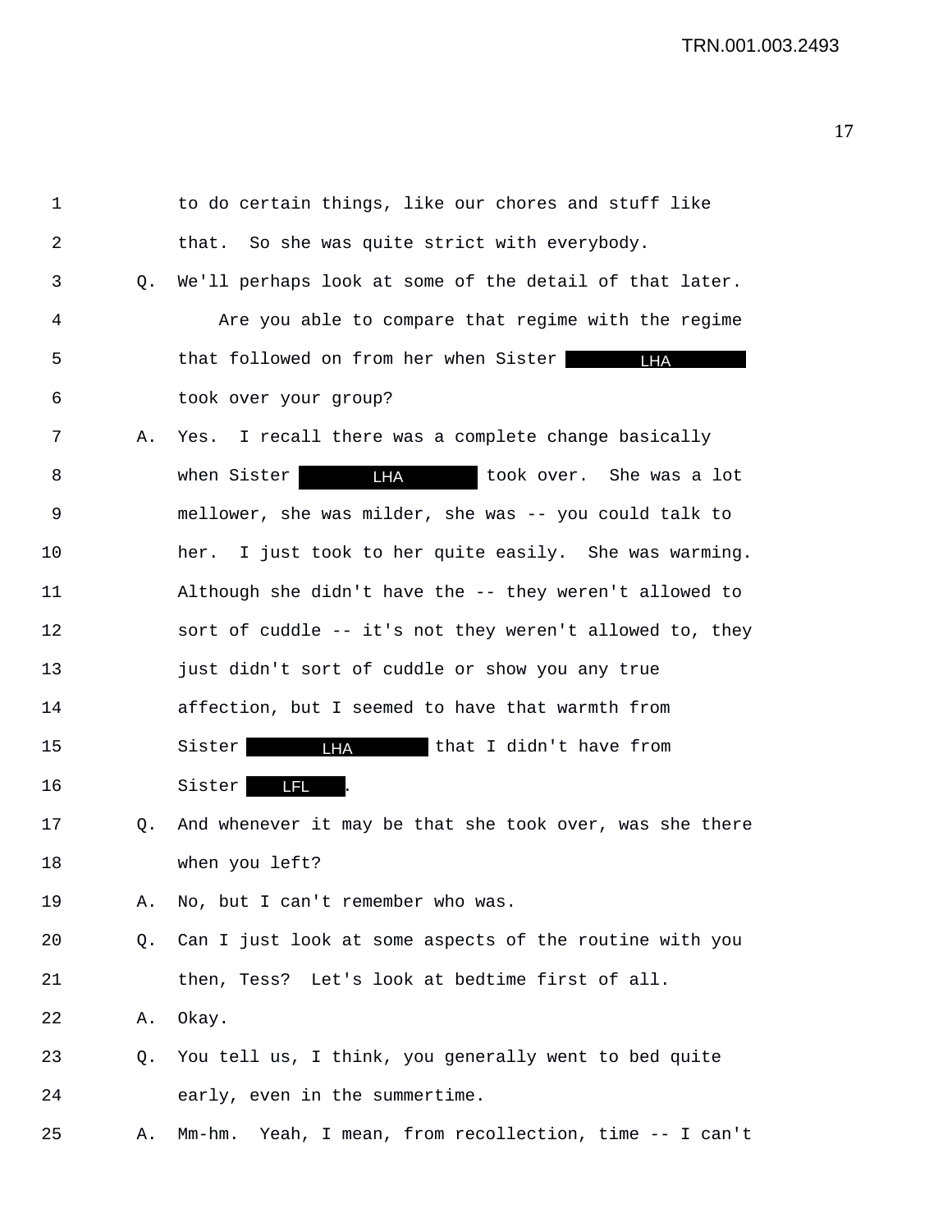1 to do certain things, like our chores and stuff like
2 that. So she was quite strict with everybody.
3 Q. We'll perhaps look at some of the detail of that later.
4 Are you able to compare that regime with the regime
5 that followed on from her when Sister LHA
6 took over your group?
7 A. Yes. I recall there was a complete change basically
8 when Sister LHA took over. She was a lot
9 mellower, she was milder, she was -- you could talk to
10 her. I just took to her quite easily. She was warming.
11 Although she didn't have the -- they weren't allowed to
12 sort of cuddle -- it's not they weren't allowed to, they
13 just didn't sort of cuddle or show you any true
14 affection, but I seemed to have that warmth from
15 Sister LHA that I didn't have from
16 Sister LFL.
17 Q. And whenever it may be that she took over, was she there
18 when you left?
19 A. No, but I can't remember who was.
20 Q. Can I just look at some aspects of the routine with you
21 then, Tess? Let's look at bedtime first of all.
22 A. Okay.
23 Q. You tell us, I think, you generally went to bed quite
24 early, even in the summertime.
25 A. Mm-hm. Yeah, I mean, from recollection, time -- I can't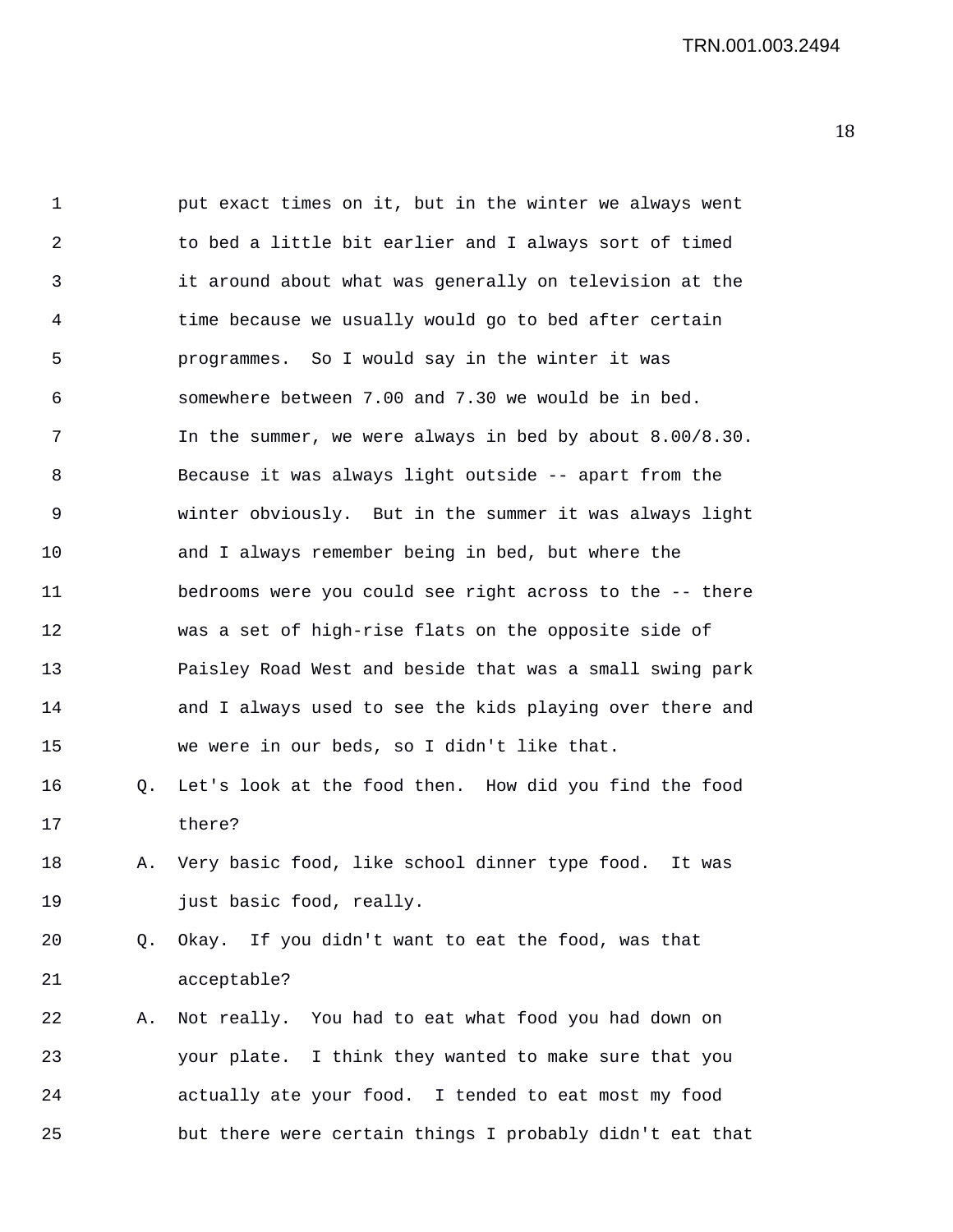put exact times on it, but in the winter we always went to bed a little bit earlier and I always sort of timed it around about what was generally on television at the time because we usually would go to bed after certain programmes. So I would say in the winter it was somewhere between 7.00 and 7.30 we would be in bed. In the summer, we were always in bed by about 8.00/8.30. Because it was always light outside -- apart from the winter obviously. But in the summer it was always light and I always remember being in bed, but where the bedrooms were you could see right across to the -- there was a set of high-rise flats on the opposite side of Paisley Road West and beside that was a small swing park and I always used to see the kids playing over there and we were in our beds, so I didn't like that.

Q. Let's look at the food then. How did you find the food there?

A. Very basic food, like school dinner type food. It was just basic food, really.

Q. Okay. If you didn't want to eat the food, was that acceptable?

A. Not really. You had to eat what food you had down on your plate. I think they wanted to make sure that you actually ate your food. I tended to eat most my food but there were certain things I probably didn't eat that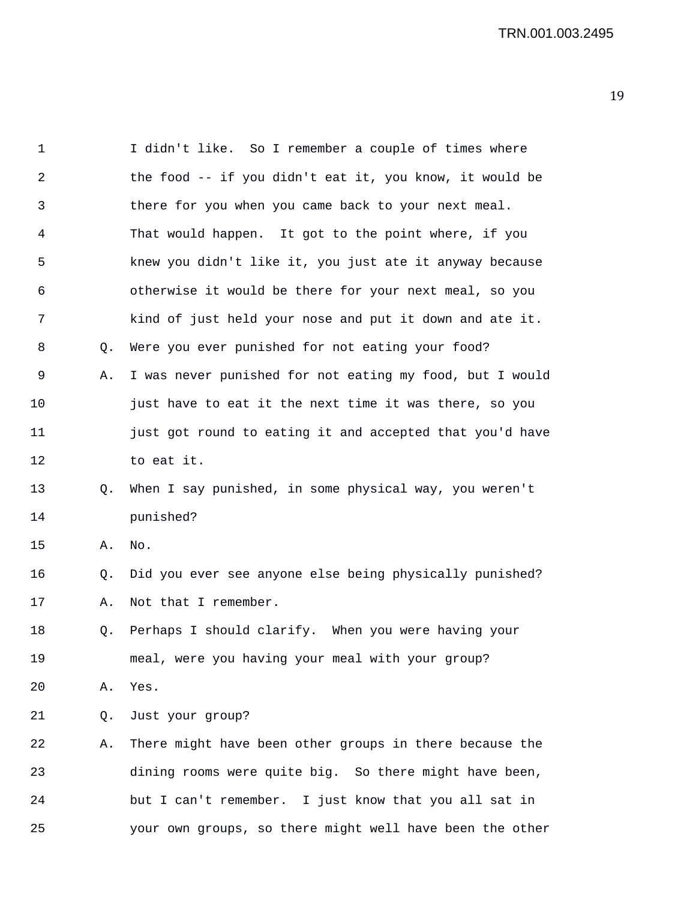I didn't like. So I remember a couple of times where the food -- if you didn't eat it, you know, it would be there for you when you came back to your next meal. That would happen. It got to the point where, if you knew you didn't like it, you just ate it anyway because otherwise it would be there for your next meal, so you kind of just held your nose and put it down and ate it.

Q. Were you ever punished for not eating your food?

A. I was never punished for not eating my food, but I would just have to eat it the next time it was there, so you just got round to eating it and accepted that you'd have to eat it.

Q. When I say punished, in some physical way, you weren't punished?

A. No.

Q. Did you ever see anyone else being physically punished?

A. Not that I remember.

Q. Perhaps I should clarify. When you were having your meal, were you having your meal with your group?

A. Yes.

Q. Just your group?

A. There might have been other groups in there because the dining rooms were quite big. So there might have been, but I can't remember. I just know that you all sat in your own groups, so there might well have been the other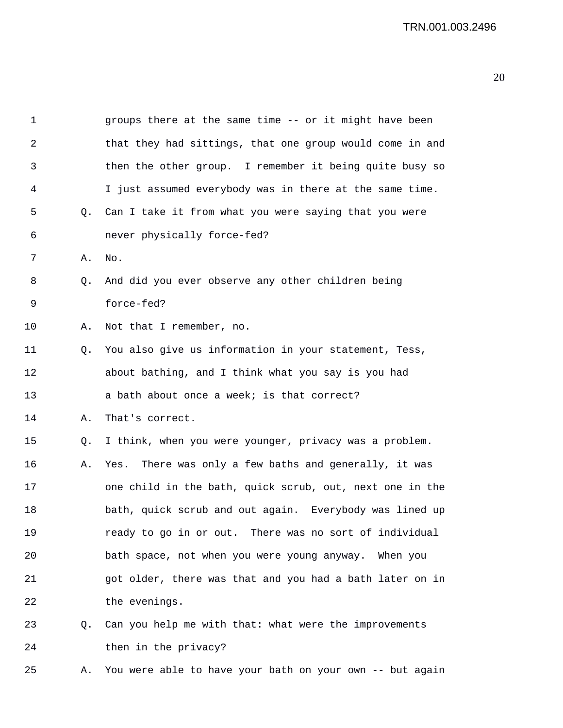groups there at the same time -- or it might have been that they had sittings, that one group would come in and then the other group. I remember it being quite busy so I just assumed everybody was in there at the same time.

Q. Can I take it from what you were saying that you were never physically force-fed?

A. No.

Q. And did you ever observe any other children being force-fed?

A. Not that I remember, no.

Q. You also give us information in your statement, Tess, about bathing, and I think what you say is you had a bath about once a week; is that correct?

A. That's correct.

Q. I think, when you were younger, privacy was a problem.

A. Yes. There was only a few baths and generally, it was one child in the bath, quick scrub, out, next one in the bath, quick scrub and out again. Everybody was lined up ready to go in or out. There was no sort of individual bath space, not when you were young anyway. When you got older, there was that and you had a bath later on in the evenings.

Q. Can you help me with that: what were the improvements then in the privacy?

A. You were able to have your bath on your own -- but again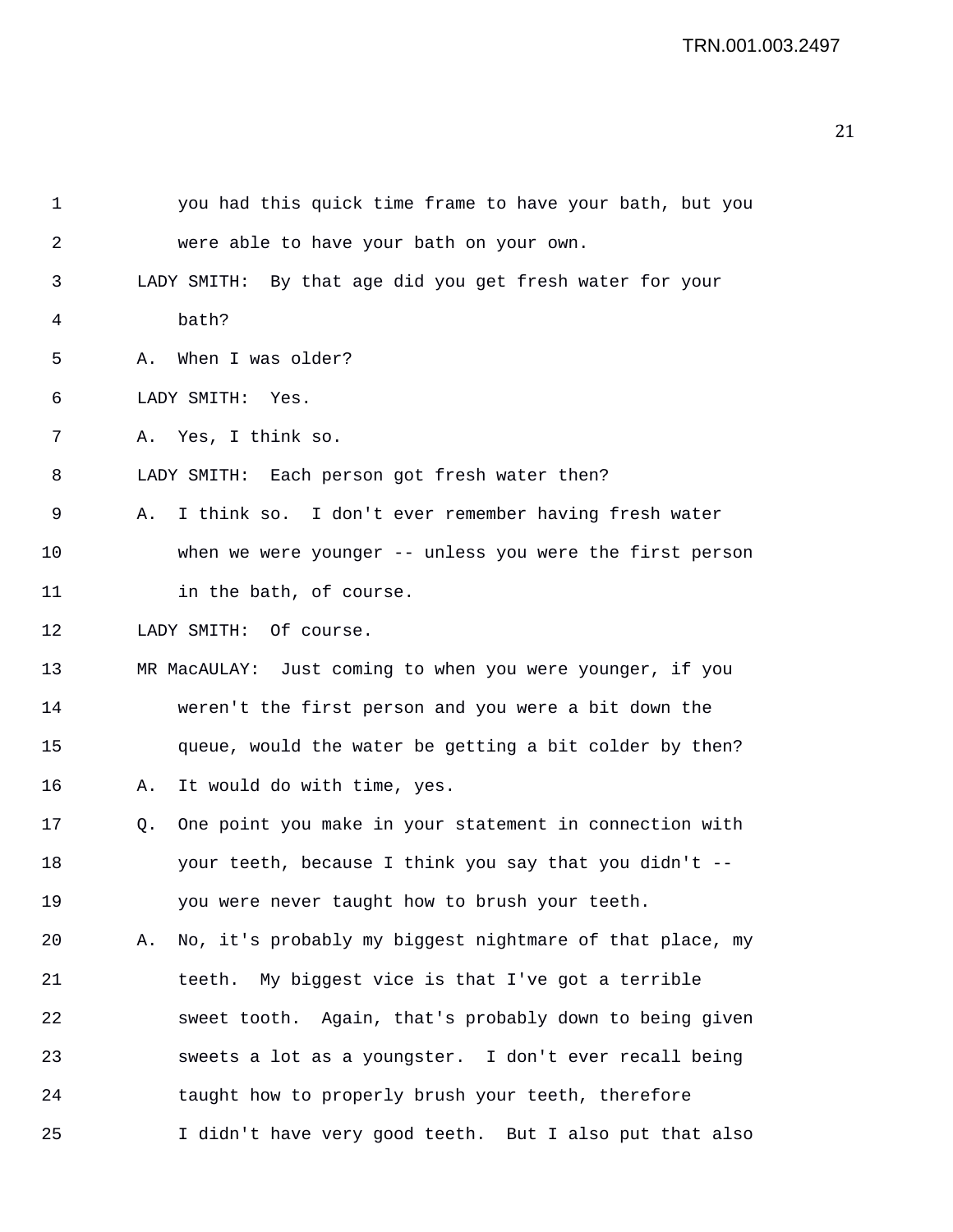you had this quick time frame to have your bath, but you were able to have your bath on your own.

LADY SMITH: By that age did you get fresh water for your bath?

A. When I was older?

LADY SMITH: Yes.

A. Yes, I think so.

LADY SMITH: Each person got fresh water then?

A. I think so. I don't ever remember having fresh water when we were younger -- unless you were the first person in the bath, of course.

LADY SMITH: Of course.

MR MacAULAY: Just coming to when you were younger, if you weren't the first person and you were a bit down the queue, would the water be getting a bit colder by then?

A. It would do with time, yes.

Q. One point you make in your statement in connection with your teeth, because I think you say that you didn't -- you were never taught how to brush your teeth.

A. No, it's probably my biggest nightmare of that place, my teeth. My biggest vice is that I've got a terrible sweet tooth. Again, that's probably down to being given sweets a lot as a youngster. I don't ever recall being taught how to properly brush your teeth, therefore I didn't have very good teeth. But I also put that also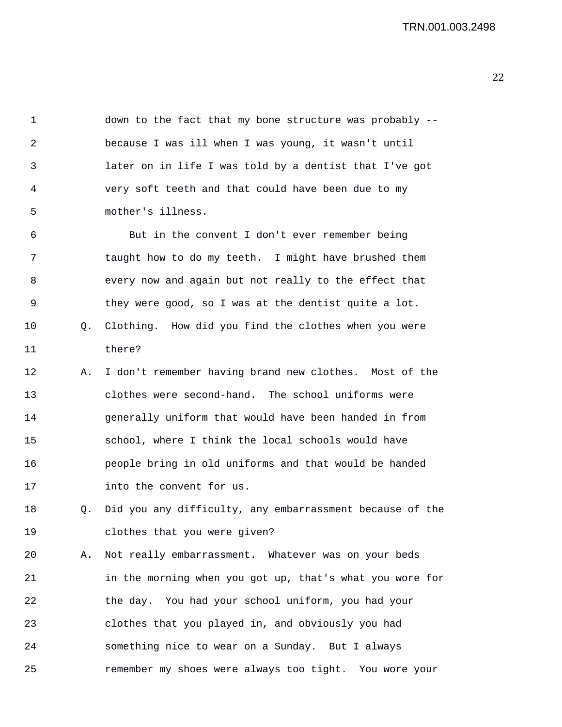down to the fact that my bone structure was probably -- because I was ill when I was young, it wasn't until later on in life I was told by a dentist that I've got very soft teeth and that could have been due to my mother's illness.

But in the convent I don't ever remember being taught how to do my teeth. I might have brushed them every now and again but not really to the effect that they were good, so I was at the dentist quite a lot.

Q. Clothing. How did you find the clothes when you were there?

A. I don't remember having brand new clothes. Most of the clothes were second-hand. The school uniforms were generally uniform that would have been handed in from school, where I think the local schools would have people bring in old uniforms and that would be handed into the convent for us.

Q. Did you any difficulty, any embarrassment because of the clothes that you were given?

A. Not really embarrassment. Whatever was on your beds in the morning when you got up, that's what you wore for the day. You had your school uniform, you had your clothes that you played in, and obviously you had something nice to wear on a Sunday. But I always remember my shoes were always too tight. You wore your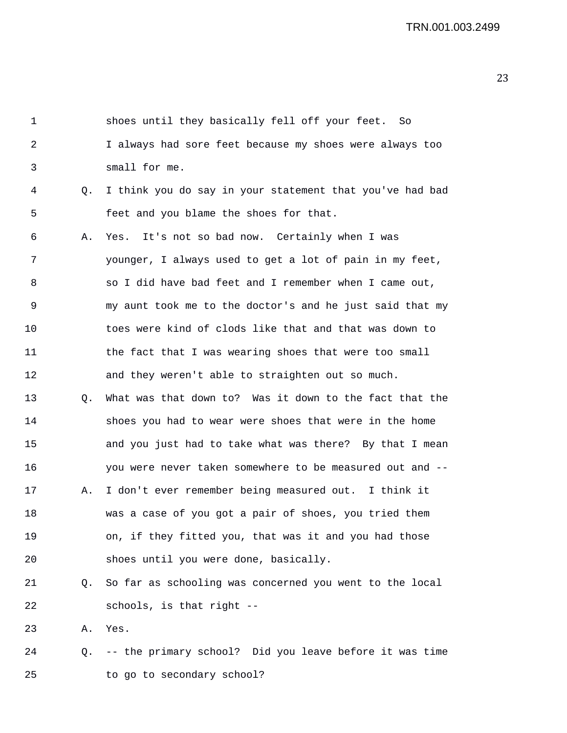shoes until they basically fell off your feet. So I always had sore feet because my shoes were always too small for me.

Q. I think you do say in your statement that you've had bad feet and you blame the shoes for that.

A. Yes. It's not so bad now. Certainly when I was younger, I always used to get a lot of pain in my feet, so I did have bad feet and I remember when I came out, my aunt took me to the doctor's and he just said that my toes were kind of clods like that and that was down to the fact that I was wearing shoes that were too small and they weren't able to straighten out so much.

Q. What was that down to? Was it down to the fact that the shoes you had to wear were shoes that were in the home and you just had to take what was there? By that I mean you were never taken somewhere to be measured out and --

A. I don't ever remember being measured out. I think it was a case of you got a pair of shoes, you tried them on, if they fitted you, that was it and you had those shoes until you were done, basically.

Q. So far as schooling was concerned you went to the local schools, is that right --

A. Yes.

Q. -- the primary school? Did you leave before it was time to go to secondary school?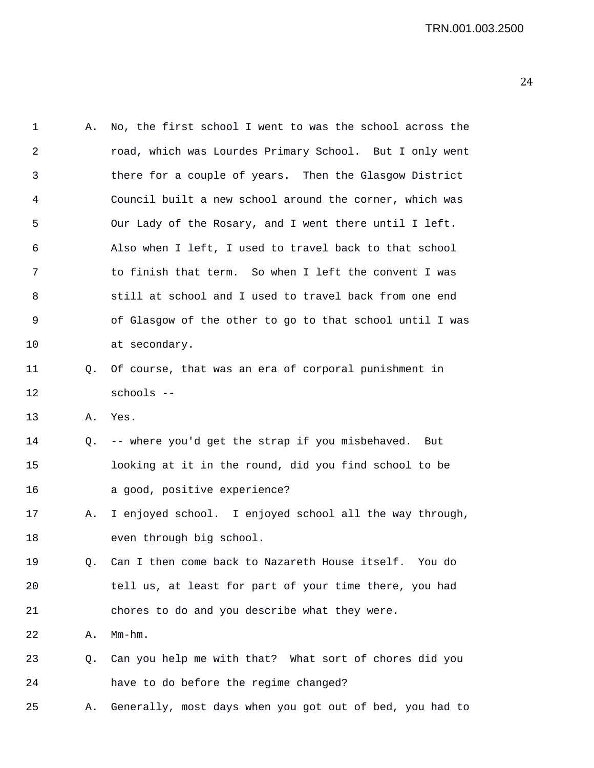A. No, the first school I went to was the school across the road, which was Lourdes Primary School. But I only went there for a couple of years. Then the Glasgow District Council built a new school around the corner, which was Our Lady of the Rosary, and I went there until I left. Also when I left, I used to travel back to that school to finish that term. So when I left the convent I was still at school and I used to travel back from one end of Glasgow of the other to go to that school until I was at secondary.

Q. Of course, that was an era of corporal punishment in schools --

A. Yes.

Q. -- where you'd get the strap if you misbehaved. But looking at it in the round, did you find school to be a good, positive experience?

A. I enjoyed school. I enjoyed school all the way through, even through big school.

Q. Can I then come back to Nazareth House itself. You do tell us, at least for part of your time there, you had chores to do and you describe what they were.

A. Mm-hm.

Q. Can you help me with that? What sort of chores did you have to do before the regime changed?

A. Generally, most days when you got out of bed, you had to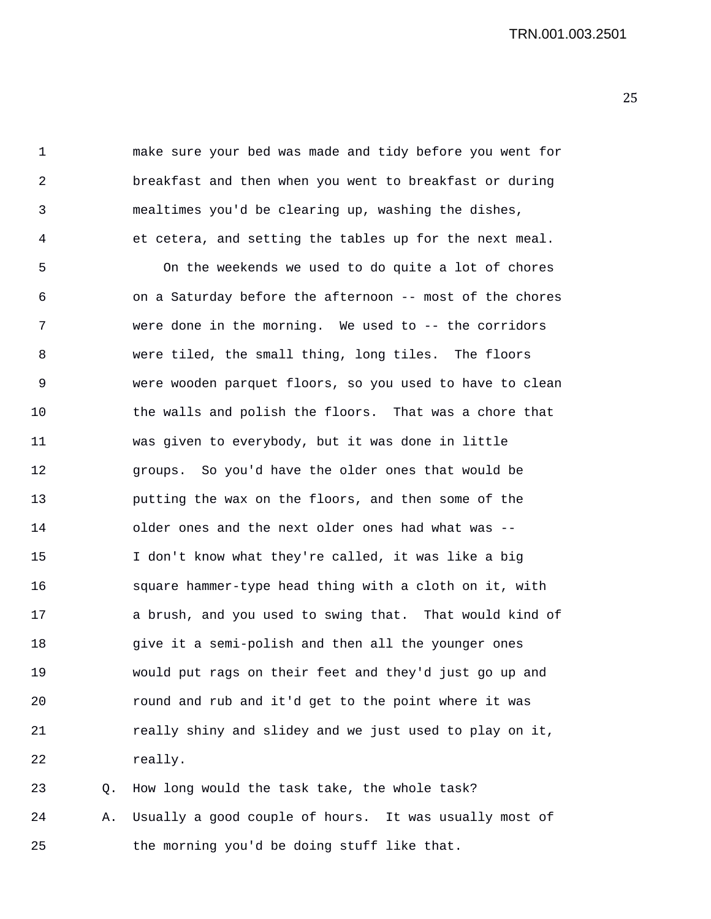make sure your bed was made and tidy before you went for breakfast and then when you went to breakfast or during mealtimes you'd be clearing up, washing the dishes, et cetera, and setting the tables up for the next meal.

On the weekends we used to do quite a lot of chores on a Saturday before the afternoon -- most of the chores were done in the morning. We used to -- the corridors were tiled, the small thing, long tiles. The floors were wooden parquet floors, so you used to have to clean the walls and polish the floors. That was a chore that was given to everybody, but it was done in little groups. So you'd have the older ones that would be putting the wax on the floors, and then some of the older ones and the next older ones had what was -- I don't know what they're called, it was like a big square hammer-type head thing with a cloth on it, with a brush, and you used to swing that. That would kind of give it a semi-polish and then all the younger ones would put rags on their feet and they'd just go up and round and rub and it'd get to the point where it was really shiny and slidey and we just used to play on it, really.

Q. How long would the task take, the whole task?

A. Usually a good couple of hours. It was usually most of the morning you'd be doing stuff like that.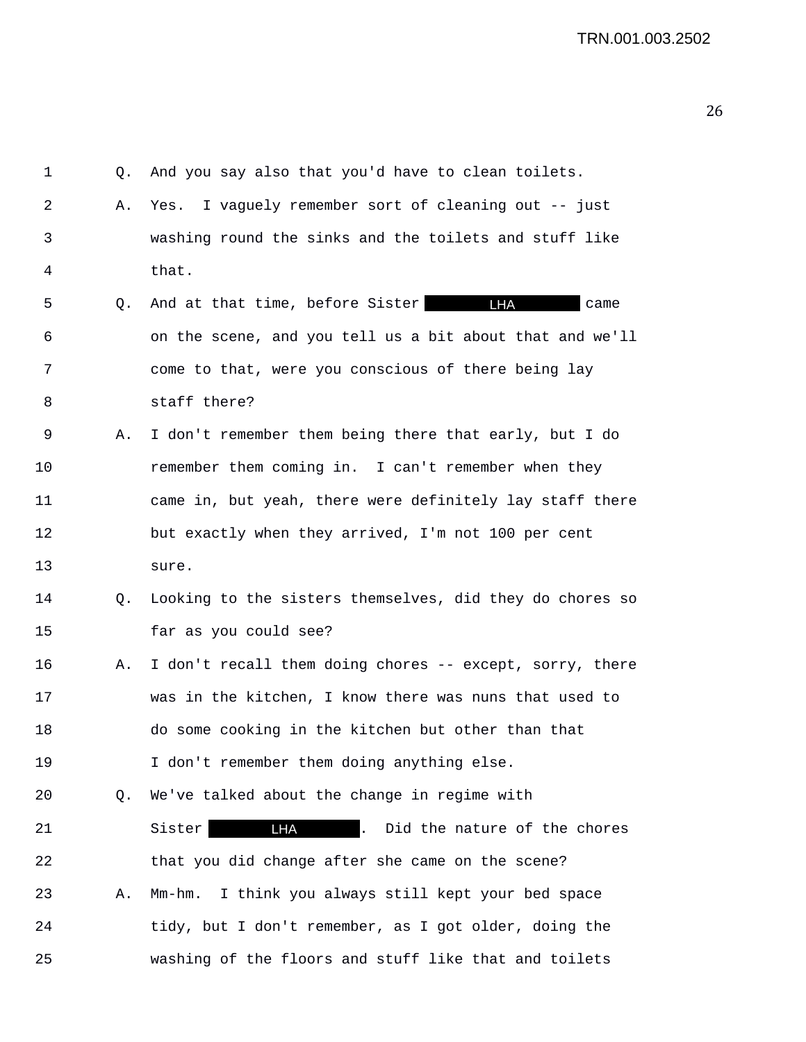1 Q. And you say also that you'd have to clean toilets.

2 A. Yes. I vaguely remember sort of cleaning out -- just
3 washing round the sinks and the toilets and stuff like
4 that.

5 Q. And at that time, before Sister LHA came
6 on the scene, and you tell us a bit about that and we'll
7 come to that, were you conscious of there being lay
8 staff there?

9 A. I don't remember them being there that early, but I do
10 remember them coming in. I can't remember when they
11 came in, but yeah, there were definitely lay staff there
12 but exactly when they arrived, I'm not 100 per cent
13 sure.

14 Q. Looking to the sisters themselves, did they do chores so
15 far as you could see?

16 A. I don't recall them doing chores -- except, sorry, there
17 was in the kitchen, I know there was nuns that used to
18 do some cooking in the kitchen but other than that
19 I don't remember them doing anything else.

20 Q. We've talked about the change in regime with
21 Sister LHA. Did the nature of the chores
22 that you did change after she came on the scene?

23 A. Mm-hm. I think you always still kept your bed space
24 tidy, but I don't remember, as I got older, doing the
25 washing of the floors and stuff like that and toilets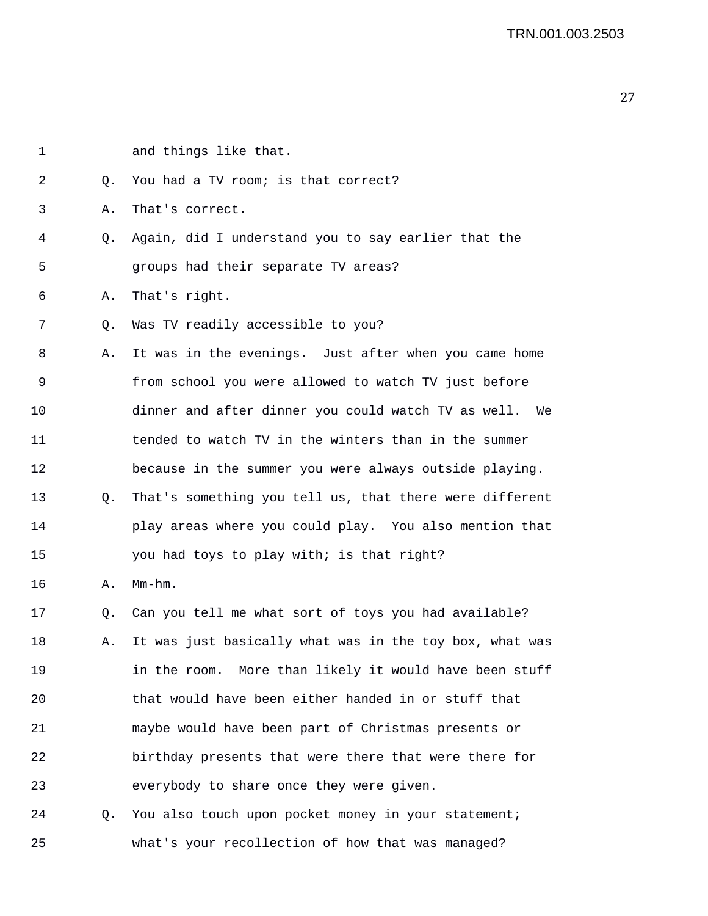and things like that.

Q. You had a TV room; is that correct?

A. That's correct.

Q. Again, did I understand you to say earlier that the groups had their separate TV areas?

A. That's right.

Q. Was TV readily accessible to you?

A. It was in the evenings. Just after when you came home from school you were allowed to watch TV just before dinner and after dinner you could watch TV as well. We tended to watch TV in the winters than in the summer because in the summer you were always outside playing.

Q. That's something you tell us, that there were different play areas where you could play. You also mention that you had toys to play with; is that right?

A. Mm-hm.

Q. Can you tell me what sort of toys you had available?

A. It was just basically what was in the toy box, what was in the room. More than likely it would have been stuff that would have been either handed in or stuff that maybe would have been part of Christmas presents or birthday presents that were there that were there for everybody to share once they were given.

Q. You also touch upon pocket money in your statement; what's your recollection of how that was managed?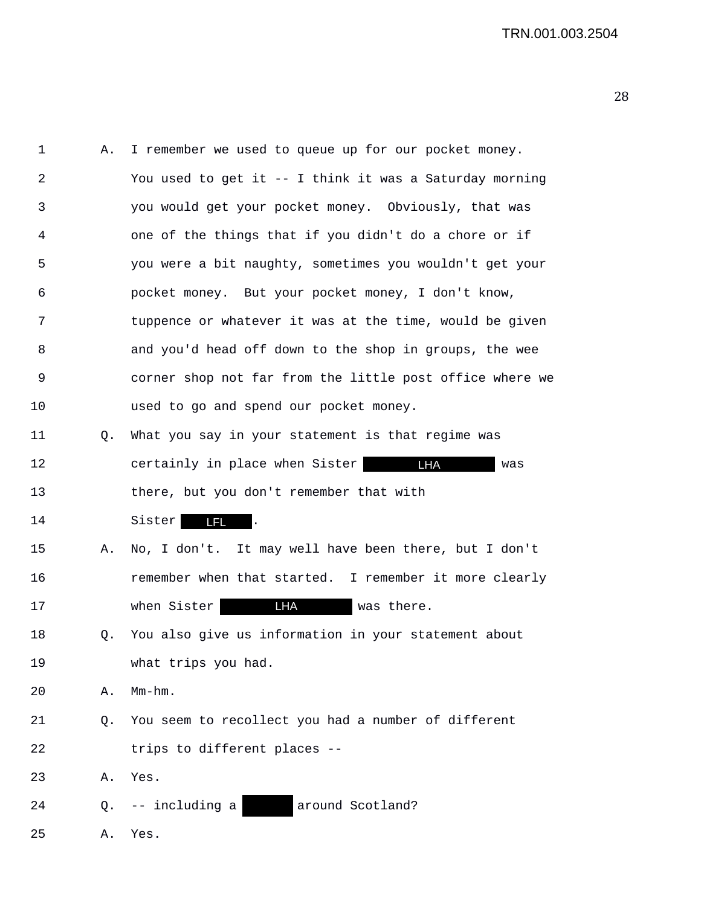1 A. I remember we used to queue up for our pocket money.
2 You used to get it -- I think it was a Saturday morning
3 you would get your pocket money. Obviously, that was
4 one of the things that if you didn't do a chore or if
5 you were a bit naughty, sometimes you wouldn't get your
6 pocket money. But your pocket money, I don't know,
7 tuppence or whatever it was at the time, would be given
8 and you'd head off down to the shop in groups, the wee
9 corner shop not far from the little post office where we
10 used to go and spend our pocket money.
11 Q. What you say in your statement is that regime was
12 certainly in place when Sister LHA was
13 there, but you don't remember that with
14 Sister LFL.
15 A. No, I don't. It may well have been there, but I don't
16 remember when that started. I remember it more clearly
17 when Sister LHA was there.
18 Q. You also give us information in your statement about
19 what trips you had.
20 A. Mm-hm.
21 Q. You seem to recollect you had a number of different
22 trips to different places --
23 A. Yes.
24 Q. -- including a ███ around Scotland?
25 A. Yes.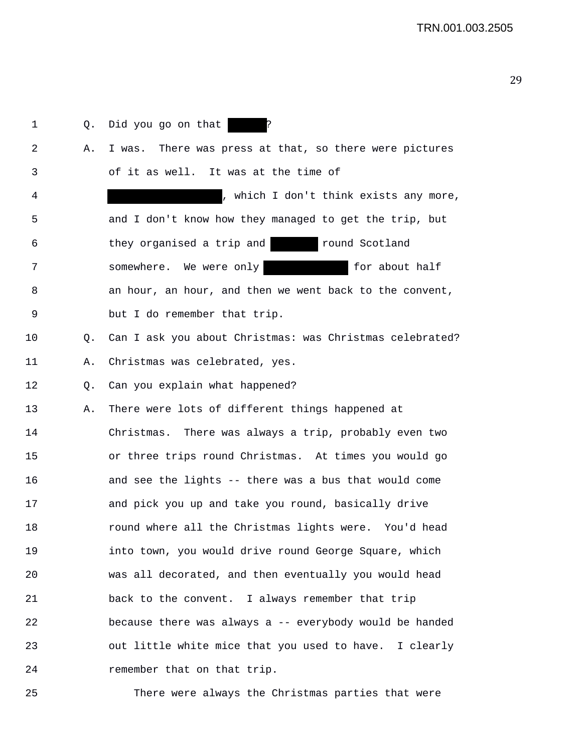1 Q. Did you go on that ████?

2 A. I was. There was press at that, so there were pictures

3 of it as well. It was at the time of

4 ██████████, which I don't think exists any more,

5 and I don't know how they managed to get the trip, but

6 they organised a trip and █████ round Scotland

7 somewhere. We were only ████████ for about half

8 an hour, an hour, and then we went back to the convent,

9 but I do remember that trip.

10 Q. Can I ask you about Christmas: was Christmas celebrated?

11 A. Christmas was celebrated, yes.

12 Q. Can you explain what happened?

13 A. There were lots of different things happened at

14 Christmas. There was always a trip, probably even two

15 or three trips round Christmas. At times you would go

16 and see the lights -- there was a bus that would come

17 and pick you up and take you round, basically drive

18 round where all the Christmas lights were. You'd head

19 into town, you would drive round George Square, which

20 was all decorated, and then eventually you would head

21 back to the convent. I always remember that trip

22 because there was always a -- everybody would be handed

23 out little white mice that you used to have. I clearly

24 remember that on that trip.

25 There were always the Christmas parties that were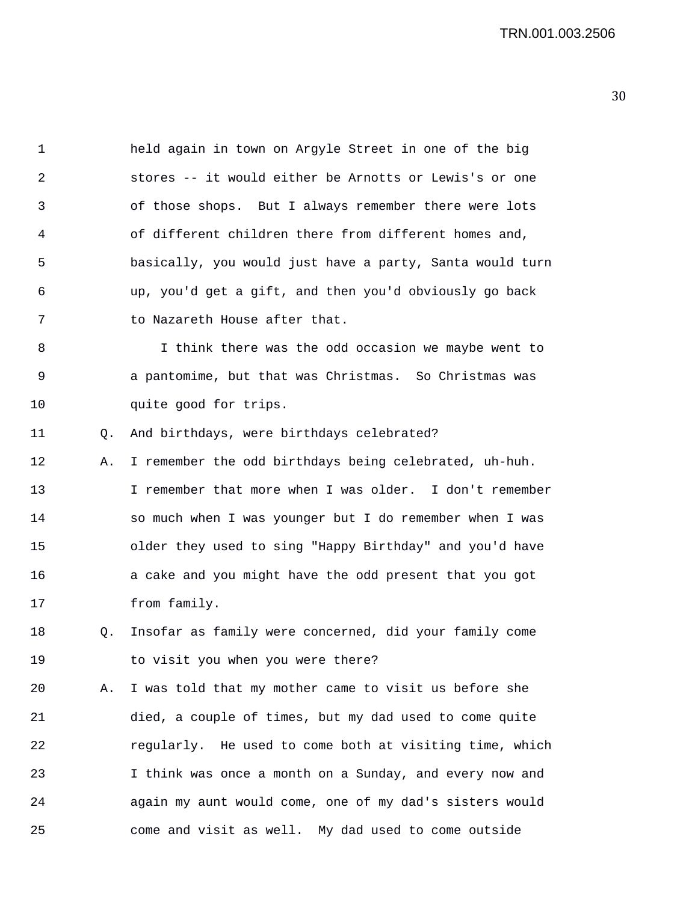held again in town on Argyle Street in one of the big stores -- it would either be Arnotts or Lewis's or one of those shops. But I always remember there were lots of different children there from different homes and, basically, you would just have a party, Santa would turn up, you'd get a gift, and then you'd obviously go back to Nazareth House after that.

I think there was the odd occasion we maybe went to a pantomime, but that was Christmas. So Christmas was quite good for trips.

Q. And birthdays, were birthdays celebrated?

A. I remember the odd birthdays being celebrated, uh-huh. I remember that more when I was older. I don't remember so much when I was younger but I do remember when I was older they used to sing "Happy Birthday" and you'd have a cake and you might have the odd present that you got from family.

Q. Insofar as family were concerned, did your family come to visit you when you were there?

A. I was told that my mother came to visit us before she died, a couple of times, but my dad used to come quite regularly. He used to come both at visiting time, which I think was once a month on a Sunday, and every now and again my aunt would come, one of my dad's sisters would come and visit as well. My dad used to come outside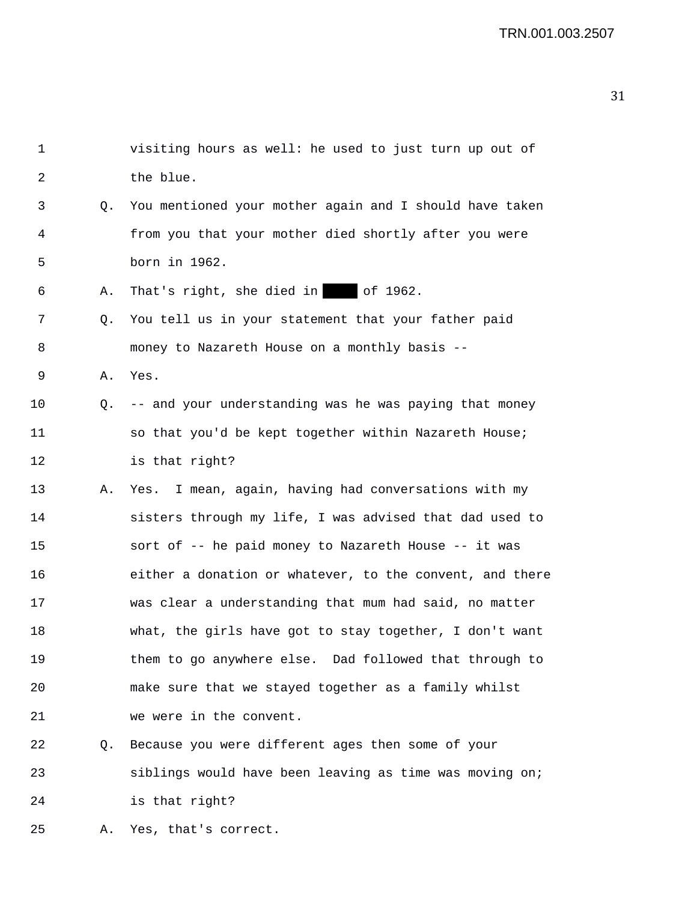1 visiting hours as well: he used to just turn up out of

2 the blue.

3 Q. You mentioned your mother again and I should have taken

4 from you that your mother died shortly after you were

5 born in 1962.

6 A. That's right, she died in ████ of 1962.

7 Q. You tell us in your statement that your father paid

8 money to Nazareth House on a monthly basis --

9 A. Yes.

10 Q. -- and your understanding was he was paying that money

11 so that you'd be kept together within Nazareth House;

12 is that right?

13 A. Yes. I mean, again, having had conversations with my

14 sisters through my life, I was advised that dad used to

15 sort of -- he paid money to Nazareth House -- it was

16 either a donation or whatever, to the convent, and there

17 was clear a understanding that mum had said, no matter

18 what, the girls have got to stay together, I don't want

19 them to go anywhere else. Dad followed that through to

20 make sure that we stayed together as a family whilst

21 we were in the convent.

22 Q. Because you were different ages then some of your

23 siblings would have been leaving as time was moving on;

24 is that right?

25 A. Yes, that's correct.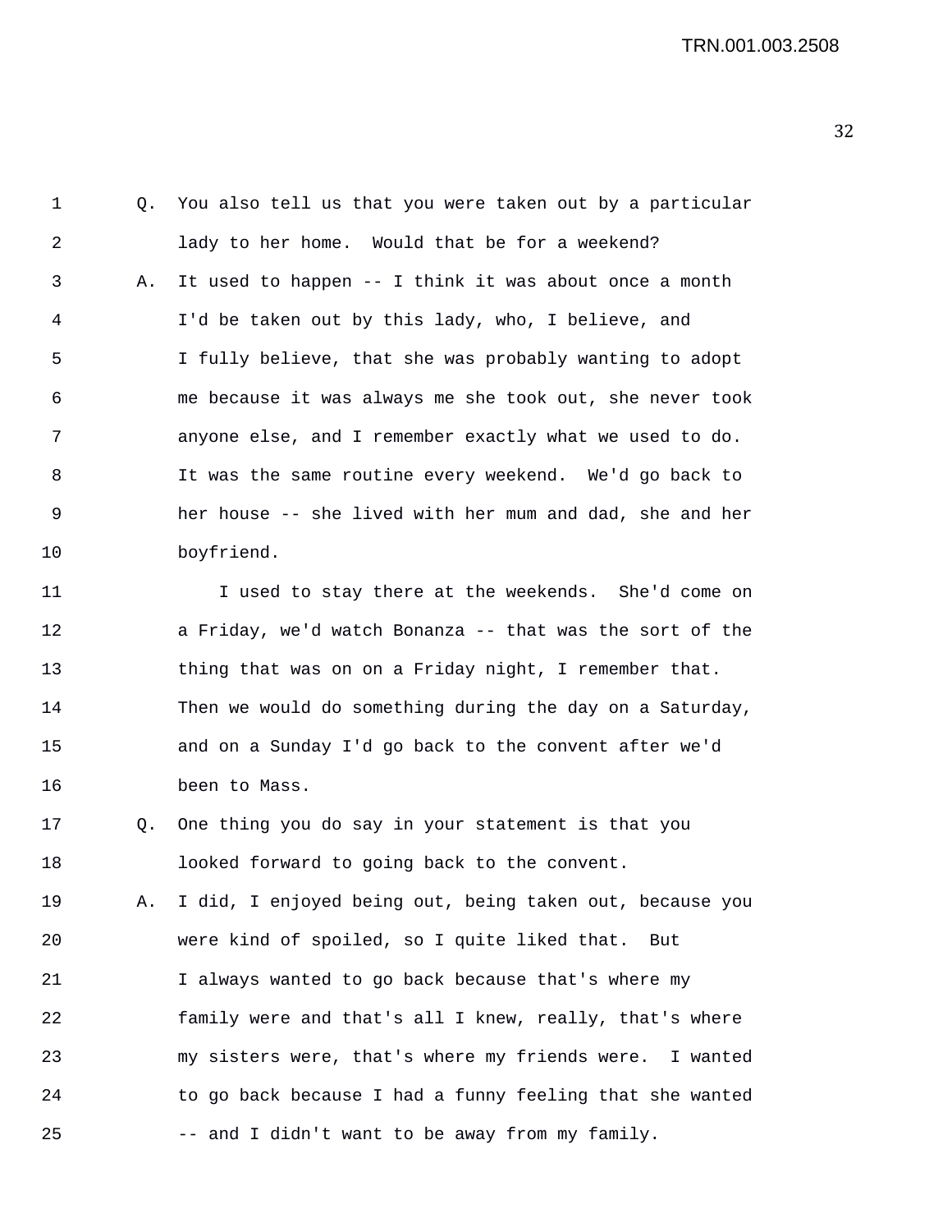Q. You also tell us that you were taken out by a particular lady to her home. Would that be for a weekend?

A. It used to happen -- I think it was about once a month I'd be taken out by this lady, who, I believe, and I fully believe, that she was probably wanting to adopt me because it was always me she took out, she never took anyone else, and I remember exactly what we used to do. It was the same routine every weekend. We'd go back to her house -- she lived with her mum and dad, she and her boyfriend.

I used to stay there at the weekends. She'd come on a Friday, we'd watch Bonanza -- that was the sort of the thing that was on on a Friday night, I remember that. Then we would do something during the day on a Saturday, and on a Sunday I'd go back to the convent after we'd been to Mass.

Q. One thing you do say in your statement is that you looked forward to going back to the convent.

A. I did, I enjoyed being out, being taken out, because you were kind of spoiled, so I quite liked that. But I always wanted to go back because that's where my family were and that's all I knew, really, that's where my sisters were, that's where my friends were. I wanted to go back because I had a funny feeling that she wanted -- and I didn't want to be away from my family.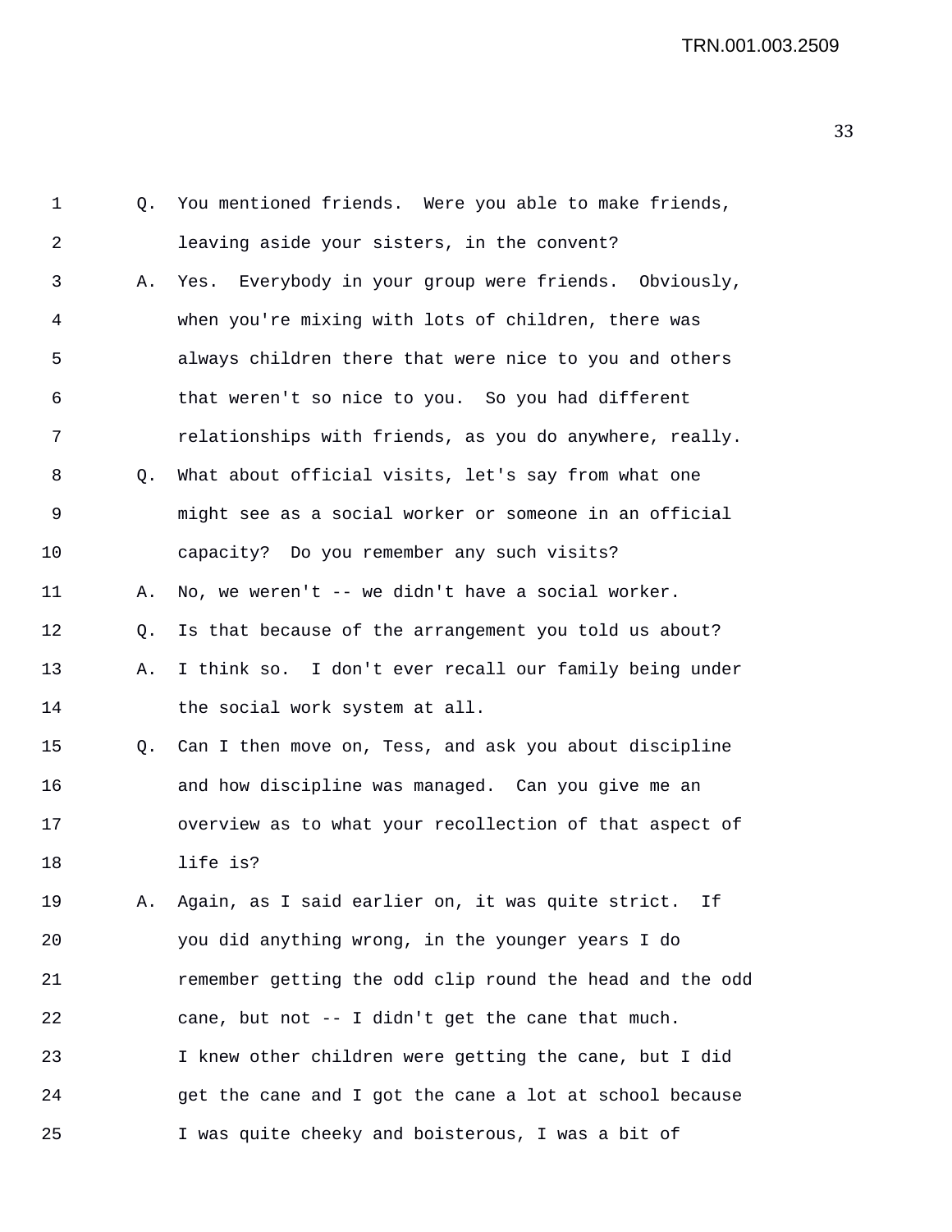Q. You mentioned friends. Were you able to make friends, leaving aside your sisters, in the convent?

A. Yes. Everybody in your group were friends. Obviously, when you're mixing with lots of children, there was always children there that were nice to you and others that weren't so nice to you. So you had different relationships with friends, as you do anywhere, really.

Q. What about official visits, let's say from what one might see as a social worker or someone in an official capacity? Do you remember any such visits?

A. No, we weren't -- we didn't have a social worker.

Q. Is that because of the arrangement you told us about?

A. I think so. I don't ever recall our family being under the social work system at all.

Q. Can I then move on, Tess, and ask you about discipline and how discipline was managed. Can you give me an overview as to what your recollection of that aspect of life is?

A. Again, as I said earlier on, it was quite strict. If you did anything wrong, in the younger years I do remember getting the odd clip round the head and the odd cane, but not -- I didn't get the cane that much. I knew other children were getting the cane, but I did get the cane and I got the cane a lot at school because I was quite cheeky and boisterous, I was a bit of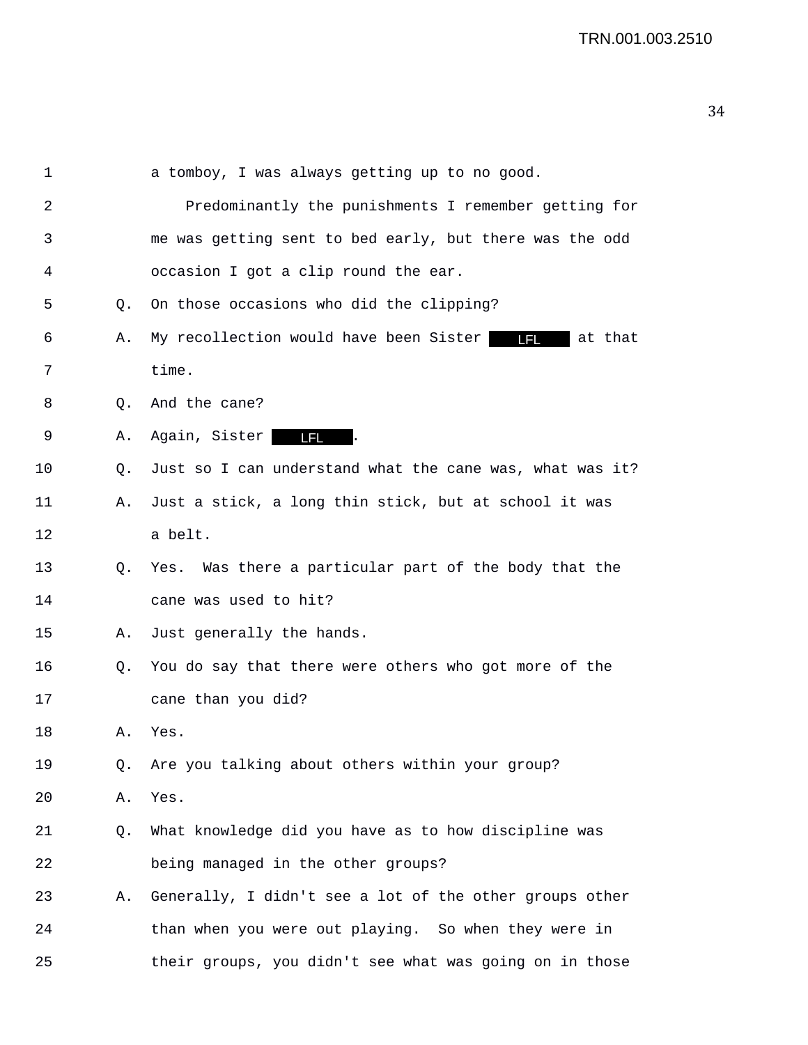a tomboy, I was always getting up to no good.

Predominantly the punishments I remember getting for me was getting sent to bed early, but there was the odd occasion I got a clip round the ear.

Q. On those occasions who did the clipping?

A. My recollection would have been Sister LFL at that time.

Q. And the cane?

A. Again, Sister LFL.

Q. Just so I can understand what the cane was, what was it?

A. Just a stick, a long thin stick, but at school it was a belt.

Q. Yes. Was there a particular part of the body that the cane was used to hit?

A. Just generally the hands.

Q. You do say that there were others who got more of the cane than you did?

A. Yes.

Q. Are you talking about others within your group?

A. Yes.

Q. What knowledge did you have as to how discipline was being managed in the other groups?

A. Generally, I didn't see a lot of the other groups other than when you were out playing. So when they were in their groups, you didn't see what was going on in those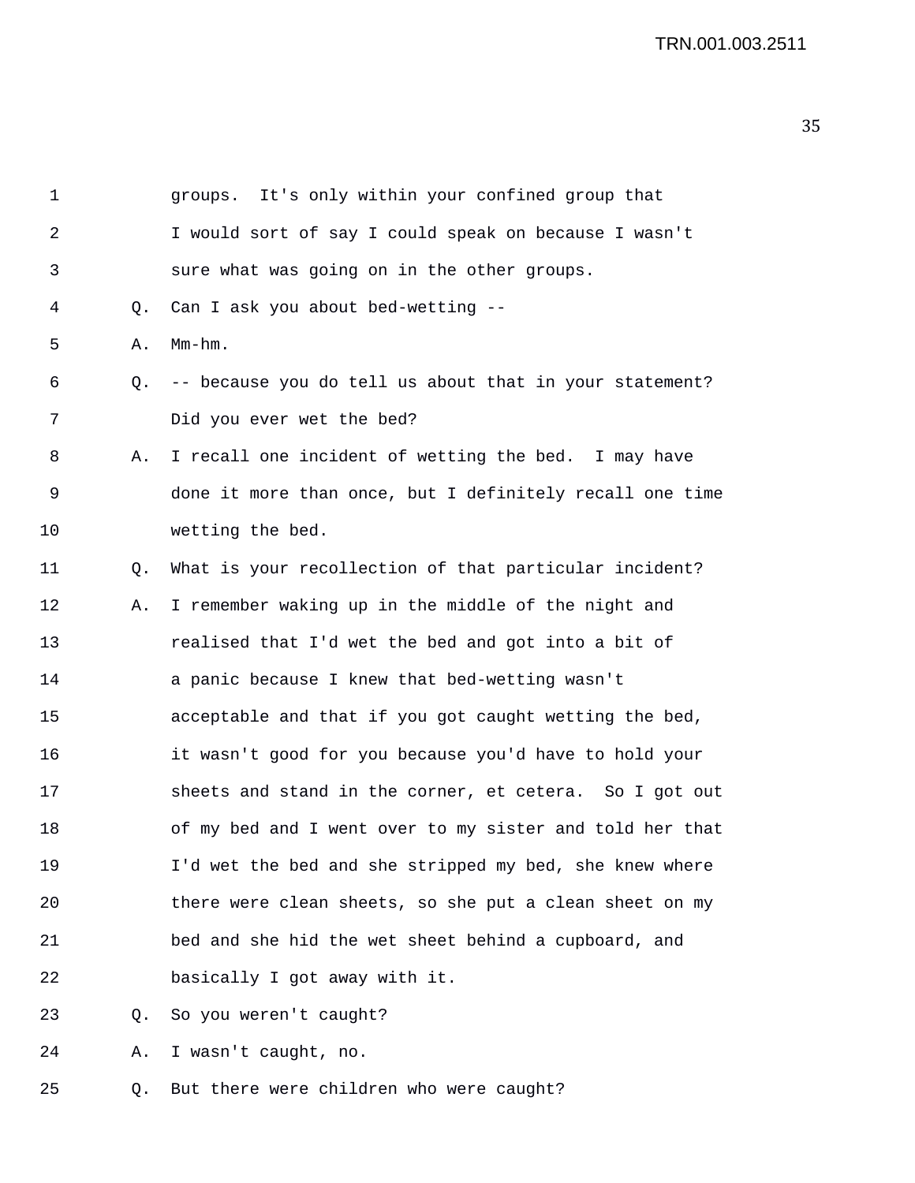groups. It's only within your confined group that I would sort of say I could speak on because I wasn't sure what was going on in the other groups.

Q. Can I ask you about bed-wetting --

A. Mm-hm.

Q. -- because you do tell us about that in your statement? Did you ever wet the bed?

A. I recall one incident of wetting the bed. I may have done it more than once, but I definitely recall one time wetting the bed.

Q. What is your recollection of that particular incident?

A. I remember waking up in the middle of the night and realised that I'd wet the bed and got into a bit of a panic because I knew that bed-wetting wasn't acceptable and that if you got caught wetting the bed, it wasn't good for you because you'd have to hold your sheets and stand in the corner, et cetera. So I got out of my bed and I went over to my sister and told her that I'd wet the bed and she stripped my bed, she knew where there were clean sheets, so she put a clean sheet on my bed and she hid the wet sheet behind a cupboard, and basically I got away with it.

Q. So you weren't caught?

A. I wasn't caught, no.

Q. But there were children who were caught?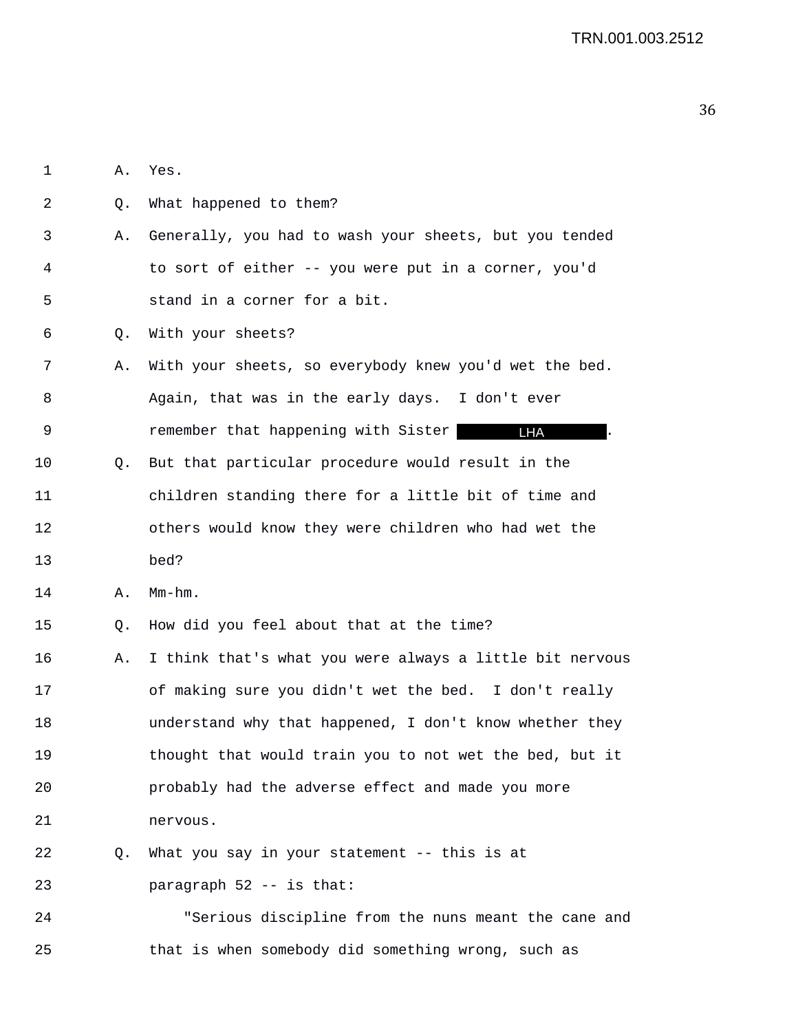1 A. Yes.

2 Q. What happened to them?

3 A. Generally, you had to wash your sheets, but you tended

4 to sort of either -- you were put in a corner, you'd

5 stand in a corner for a bit.

6 Q. With your sheets?

7 A. With your sheets, so everybody knew you'd wet the bed.

8 Again, that was in the early days. I don't ever

9 remember that happening with Sister LHA .

10 Q. But that particular procedure would result in the

11 children standing there for a little bit of time and

12 others would know they were children who had wet the

13 bed?

14 A. Mm-hm.

15 Q. How did you feel about that at the time?

16 A. I think that's what you were always a little bit nervous

17 of making sure you didn't wet the bed. I don't really

18 understand why that happened, I don't know whether they

19 thought that would train you to not wet the bed, but it

20 probably had the adverse effect and made you more

21 nervous.

22 Q. What you say in your statement -- this is at

23 paragraph 52 -- is that:

24 "Serious discipline from the nuns meant the cane and

25 that is when somebody did something wrong, such as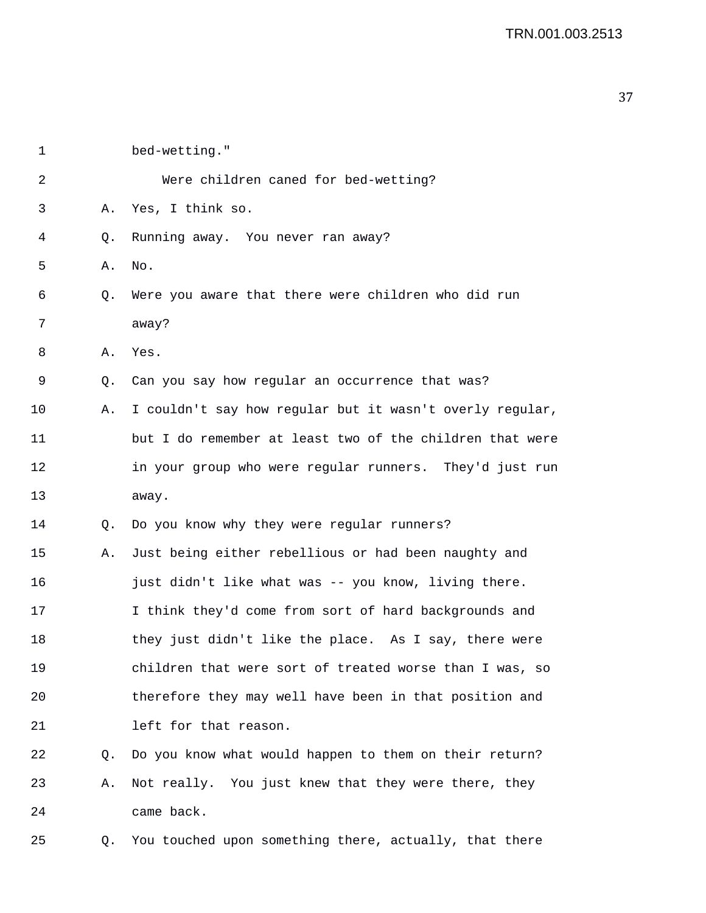bed-wetting."

Were children caned for bed-wetting?

A. Yes, I think so.

Q. Running away. You never ran away?

A. No.

Q. Were you aware that there were children who did run away?

A. Yes.

Q. Can you say how regular an occurrence that was?

A. I couldn't say how regular but it wasn't overly regular, but I do remember at least two of the children that were in your group who were regular runners. They'd just run away.

Q. Do you know why they were regular runners?

A. Just being either rebellious or had been naughty and just didn't like what was -- you know, living there. I think they'd come from sort of hard backgrounds and they just didn't like the place. As I say, there were children that were sort of treated worse than I was, so therefore they may well have been in that position and left for that reason.

Q. Do you know what would happen to them on their return?

A. Not really. You just knew that they were there, they came back.

Q. You touched upon something there, actually, that there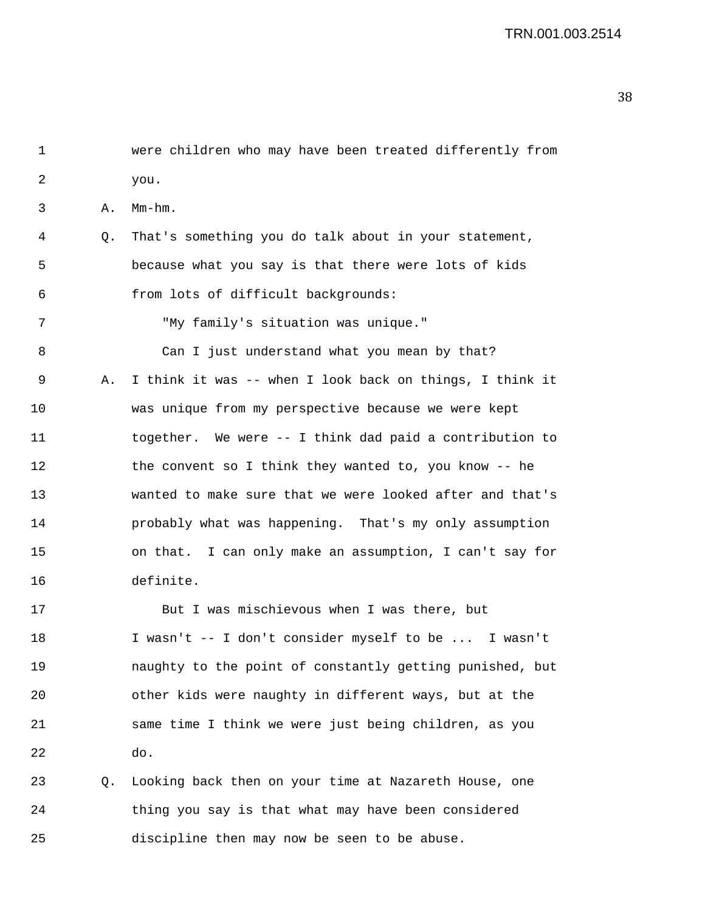were children who may have been treated differently from you.

A. Mm-hm.

Q. That's something you do talk about in your statement, because what you say is that there were lots of kids from lots of difficult backgrounds:

"My family's situation was unique."

Can I just understand what you mean by that?

A. I think it was -- when I look back on things, I think it was unique from my perspective because we were kept together. We were -- I think dad paid a contribution to the convent so I think they wanted to, you know -- he wanted to make sure that we were looked after and that's probably what was happening. That's my only assumption on that. I can only make an assumption, I can't say for definite.

But I was mischievous when I was there, but I wasn't -- I don't consider myself to be ... I wasn't naughty to the point of constantly getting punished, but other kids were naughty in different ways, but at the same time I think we were just being children, as you do.

Q. Looking back then on your time at Nazareth House, one thing you say is that what may have been considered discipline then may now be seen to be abuse.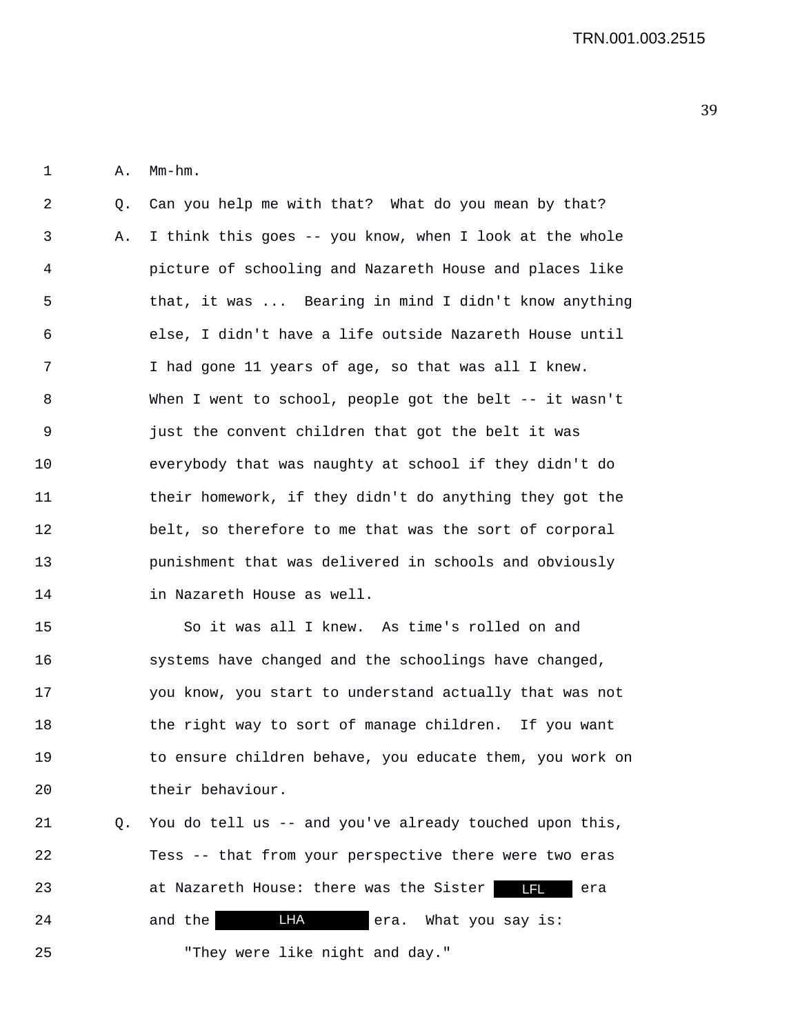1 A. Mm-hm.

2 Q. Can you help me with that? What do you mean by that?

3 A. I think this goes -- you know, when I look at the whole
4 picture of schooling and Nazareth House and places like
5 that, it was ... Bearing in mind I didn't know anything
6 else, I didn't have a life outside Nazareth House until
7 I had gone 11 years of age, so that was all I knew.
8 When I went to school, people got the belt -- it wasn't
9 just the convent children that got the belt it was
10 everybody that was naughty at school if they didn't do
11 their homework, if they didn't do anything they got the
12 belt, so therefore to me that was the sort of corporal
13 punishment that was delivered in schools and obviously
14 in Nazareth House as well.

15 So it was all I knew. As time's rolled on and
16 systems have changed and the schoolings have changed,
17 you know, you start to understand actually that was not
18 the right way to sort of manage children. If you want
19 to ensure children behave, you educate them, you work on
20 their behaviour.

21 Q. You do tell us -- and you've already touched upon this,
22 Tess -- that from your perspective there were two eras
23 at Nazareth House: there was the Sister LFL era
24 and the LHA era. What you say is:

25 "They were like night and day."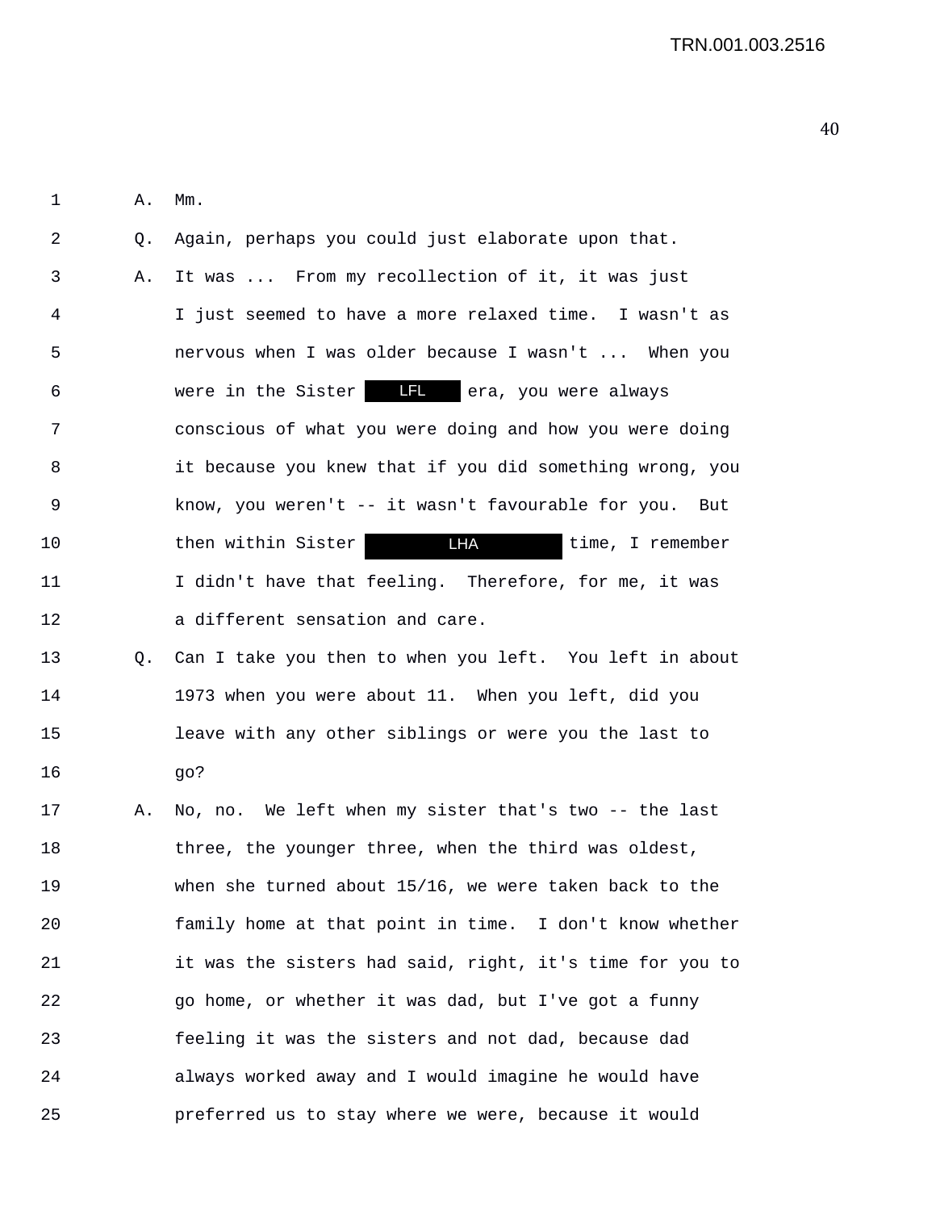1 A. Mm.

2 Q. Again, perhaps you could just elaborate upon that.

3 A. It was ... From my recollection of it, it was just
4 I just seemed to have a more relaxed time. I wasn't as
5 nervous when I was older because I wasn't ... When you
6 were in the Sister LFL era, you were always
7 conscious of what you were doing and how you were doing
8 it because you knew that if you did something wrong, you
9 know, you weren't -- it wasn't favourable for you. But
10 then within Sister LHA time, I remember
11 I didn't have that feeling. Therefore, for me, it was
12 a different sensation and care.

13 Q. Can I take you then to when you left. You left in about
14 1973 when you were about 11. When you left, did you
15 leave with any other siblings or were you the last to
16 go?

17 A. No, no. We left when my sister that's two -- the last
18 three, the younger three, when the third was oldest,
19 when she turned about 15/16, we were taken back to the
20 family home at that point in time. I don't know whether
21 it was the sisters had said, right, it's time for you to
22 go home, or whether it was dad, but I've got a funny
23 feeling it was the sisters and not dad, because dad
24 always worked away and I would imagine he would have
25 preferred us to stay where we were, because it would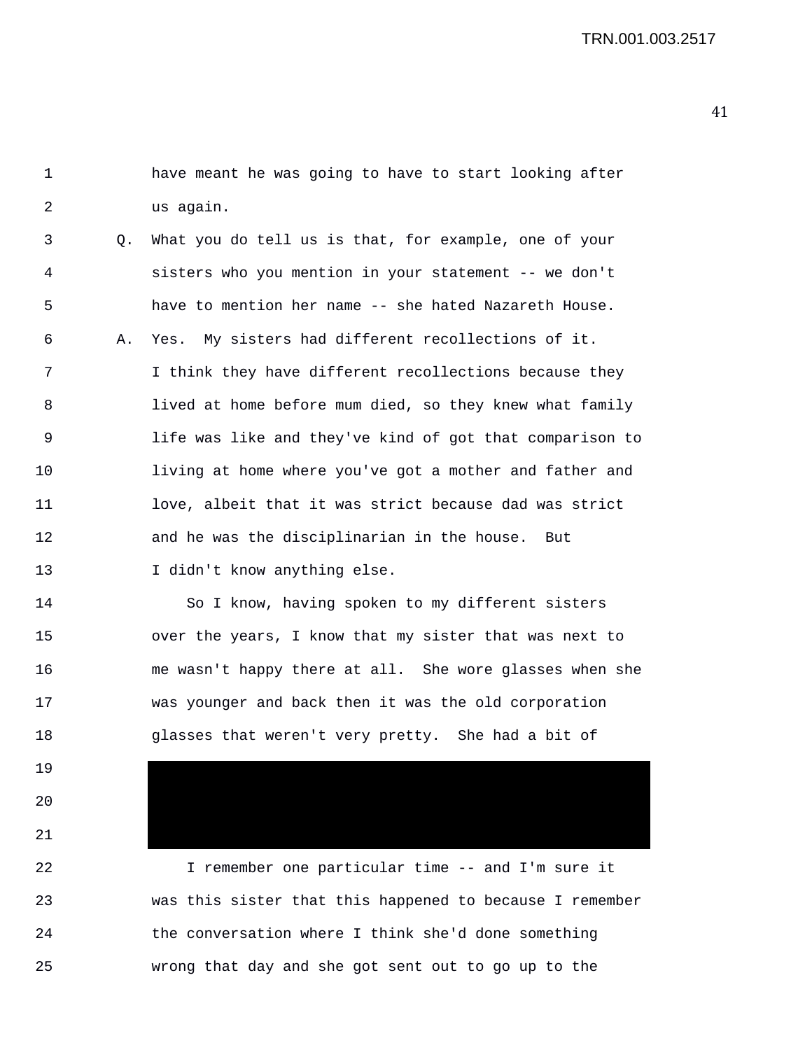have meant he was going to have to start looking after us again.

Q. What you do tell us is that, for example, one of your sisters who you mention in your statement -- we don't have to mention her name -- she hated Nazareth House.

A. Yes. My sisters had different recollections of it. I think they have different recollections because they lived at home before mum died, so they knew what family life was like and they've kind of got that comparison to living at home where you've got a mother and father and love, albeit that it was strict because dad was strict and he was the disciplinarian in the house. But I didn't know anything else.

So I know, having spoken to my different sisters over the years, I know that my sister that was next to me wasn't happy there at all. She wore glasses when she was younger and back then it was the old corporation glasses that weren't very pretty. She had a bit of

I remember one particular time -- and I'm sure it was this sister that this happened to because I remember the conversation where I think she'd done something wrong that day and she got sent out to go up to the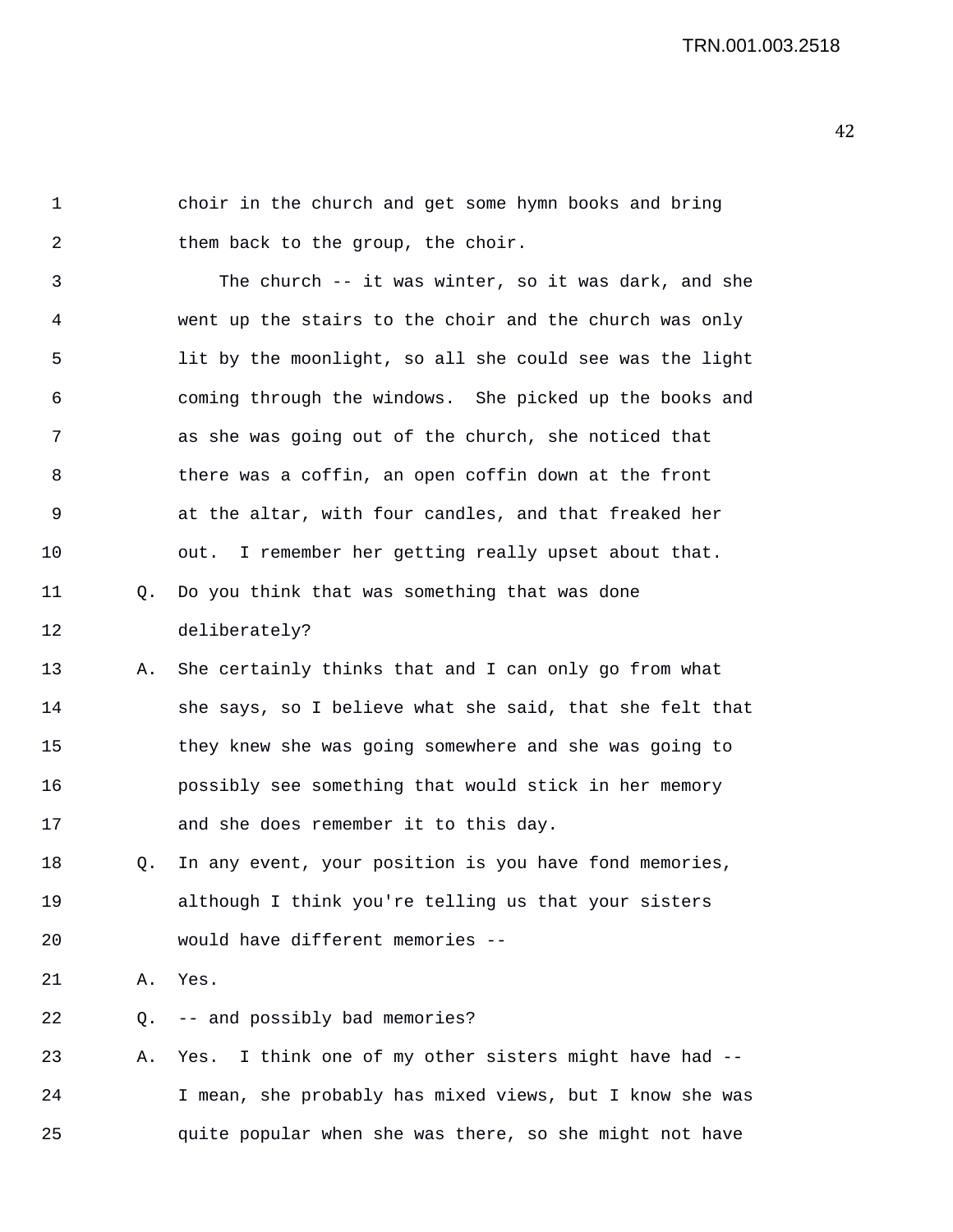choir in the church and get some hymn books and bring them back to the group, the choir.

The church -- it was winter, so it was dark, and she went up the stairs to the choir and the church was only lit by the moonlight, so all she could see was the light coming through the windows. She picked up the books and as she was going out of the church, she noticed that there was a coffin, an open coffin down at the front at the altar, with four candles, and that freaked her out. I remember her getting really upset about that.

Q. Do you think that was something that was done deliberately?

A. She certainly thinks that and I can only go from what she says, so I believe what she said, that she felt that they knew she was going somewhere and she was going to possibly see something that would stick in her memory and she does remember it to this day.

Q. In any event, your position is you have fond memories, although I think you're telling us that your sisters would have different memories --

A. Yes.

Q. -- and possibly bad memories?

A. Yes. I think one of my other sisters might have had -- I mean, she probably has mixed views, but I know she was quite popular when she was there, so she might not have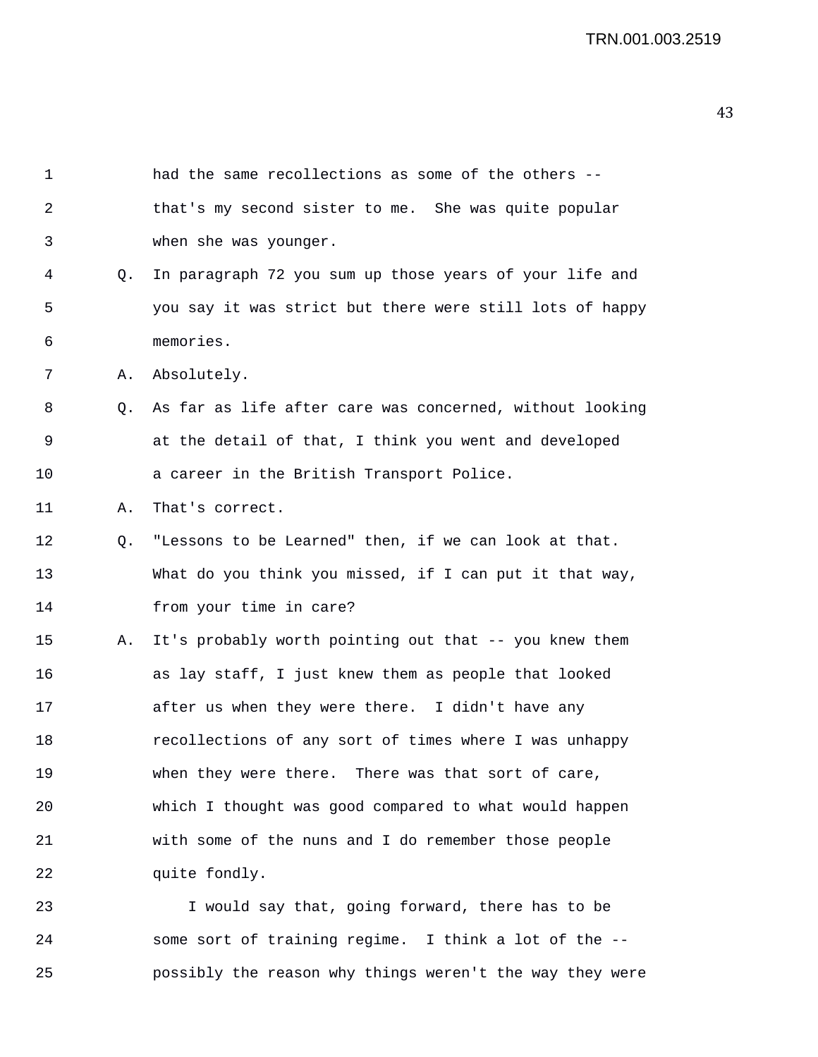had the same recollections as some of the others -- that's my second sister to me. She was quite popular when she was younger.

Q. In paragraph 72 you sum up those years of your life and you say it was strict but there were still lots of happy memories.

A. Absolutely.

Q. As far as life after care was concerned, without looking at the detail of that, I think you went and developed a career in the British Transport Police.

A. That's correct.

Q. "Lessons to be Learned" then, if we can look at that. What do you think you missed, if I can put it that way, from your time in care?

A. It's probably worth pointing out that -- you knew them as lay staff, I just knew them as people that looked after us when they were there. I didn't have any recollections of any sort of times where I was unhappy when they were there. There was that sort of care, which I thought was good compared to what would happen with some of the nuns and I do remember those people quite fondly.

I would say that, going forward, there has to be some sort of training regime. I think a lot of the -- possibly the reason why things weren't the way they were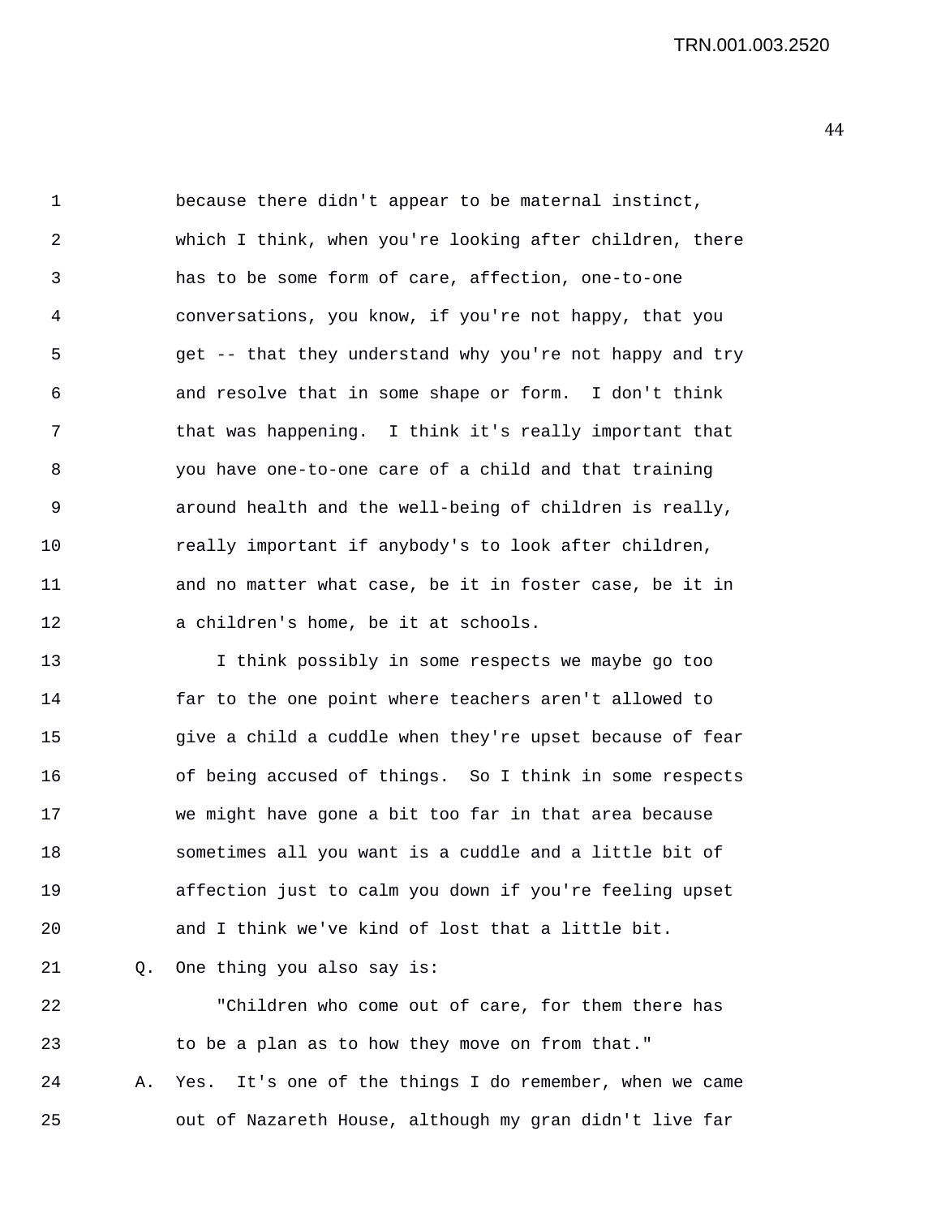because there didn't appear to be maternal instinct, which I think, when you're looking after children, there has to be some form of care, affection, one-to-one conversations, you know, if you're not happy, that you get -- that they understand why you're not happy and try and resolve that in some shape or form. I don't think that was happening. I think it's really important that you have one-to-one care of a child and that training around health and the well-being of children is really, really important if anybody's to look after children, and no matter what case, be it in foster case, be it in a children's home, be it at schools.

I think possibly in some respects we maybe go too far to the one point where teachers aren't allowed to give a child a cuddle when they're upset because of fear of being accused of things. So I think in some respects we might have gone a bit too far in that area because sometimes all you want is a cuddle and a little bit of affection just to calm you down if you're feeling upset and I think we've kind of lost that a little bit.

Q. One thing you also say is:

"Children who come out of care, for them there has to be a plan as to how they move on from that."

A. Yes. It's one of the things I do remember, when we came out of Nazareth House, although my gran didn't live far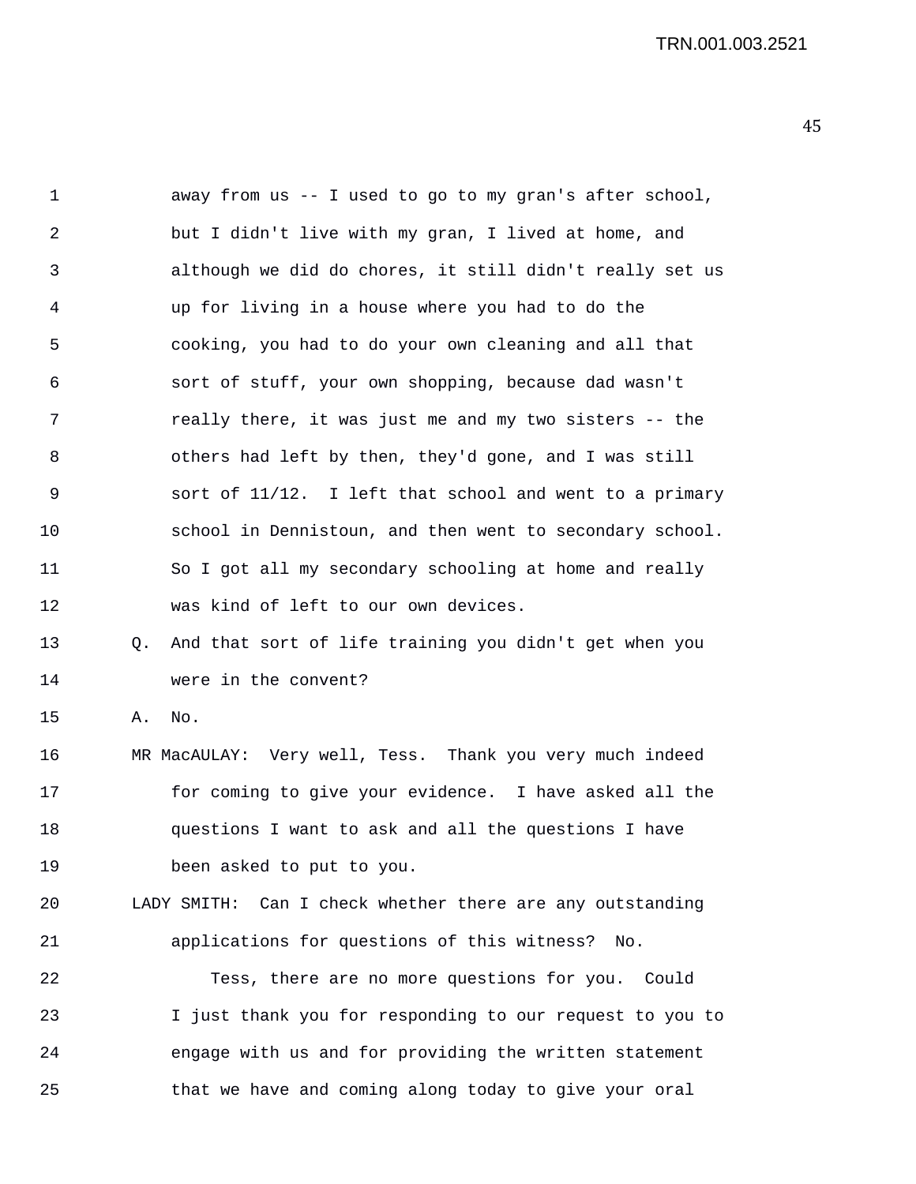1 away from us -- I used to go to my gran's after school,
2 but I didn't live with my gran, I lived at home, and
3 although we did do chores, it still didn't really set us
4 up for living in a house where you had to do the
5 cooking, you had to do your own cleaning and all that
6 sort of stuff, your own shopping, because dad wasn't
7 really there, it was just me and my two sisters -- the
8 others had left by then, they'd gone, and I was still
9 sort of 11/12. I left that school and went to a primary
10 school in Dennistoun, and then went to secondary school.
11 So I got all my secondary schooling at home and really
12 was kind of left to our own devices.

13 Q. And that sort of life training you didn't get when you
14 were in the convent?

15 A. No.

16 MR MacAULAY: Very well, Tess. Thank you very much indeed
17 for coming to give your evidence. I have asked all the
18 questions I want to ask and all the questions I have
19 been asked to put to you.

20 LADY SMITH: Can I check whether there are any outstanding
21 applications for questions of this witness? No.
22 Tess, there are no more questions for you. Could
23 I just thank you for responding to our request to you to
24 engage with us and for providing the written statement
25 that we have and coming along today to give your oral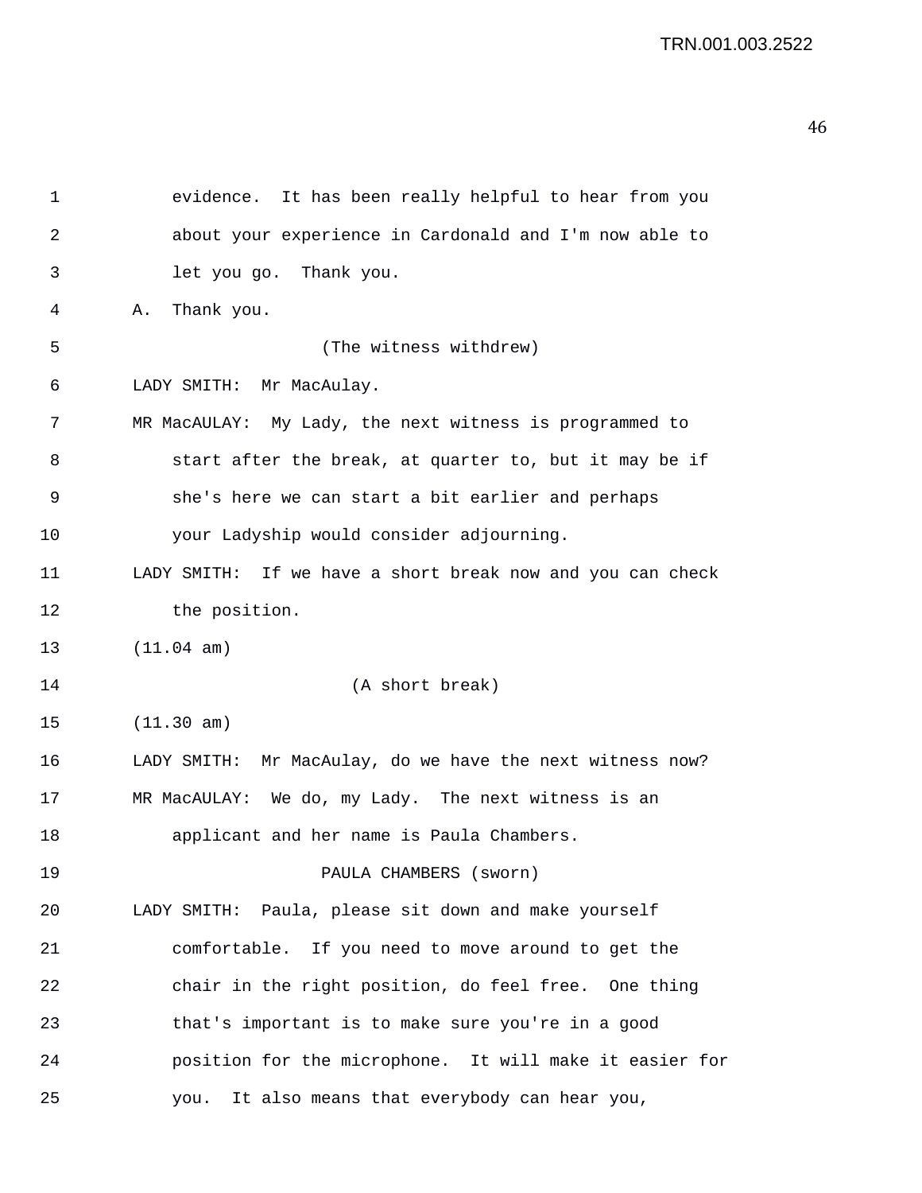evidence. It has been really helpful to hear from you about your experience in Cardonald and I'm now able to let you go. Thank you.

A. Thank you.

(The witness withdrew)

LADY SMITH: Mr MacAulay.

MR MacAULAY: My Lady, the next witness is programmed to start after the break, at quarter to, but it may be if she's here we can start a bit earlier and perhaps your Ladyship would consider adjourning.

LADY SMITH: If we have a short break now and you can check the position.

(11.04 am)

(A short break)

(11.30 am)

LADY SMITH: Mr MacAulay, do we have the next witness now?

MR MacAULAY: We do, my Lady. The next witness is an applicant and her name is Paula Chambers.

PAULA CHAMBERS (sworn)

LADY SMITH: Paula, please sit down and make yourself comfortable. If you need to move around to get the chair in the right position, do feel free. One thing that's important is to make sure you're in a good position for the microphone. It will make it easier for you. It also means that everybody can hear you,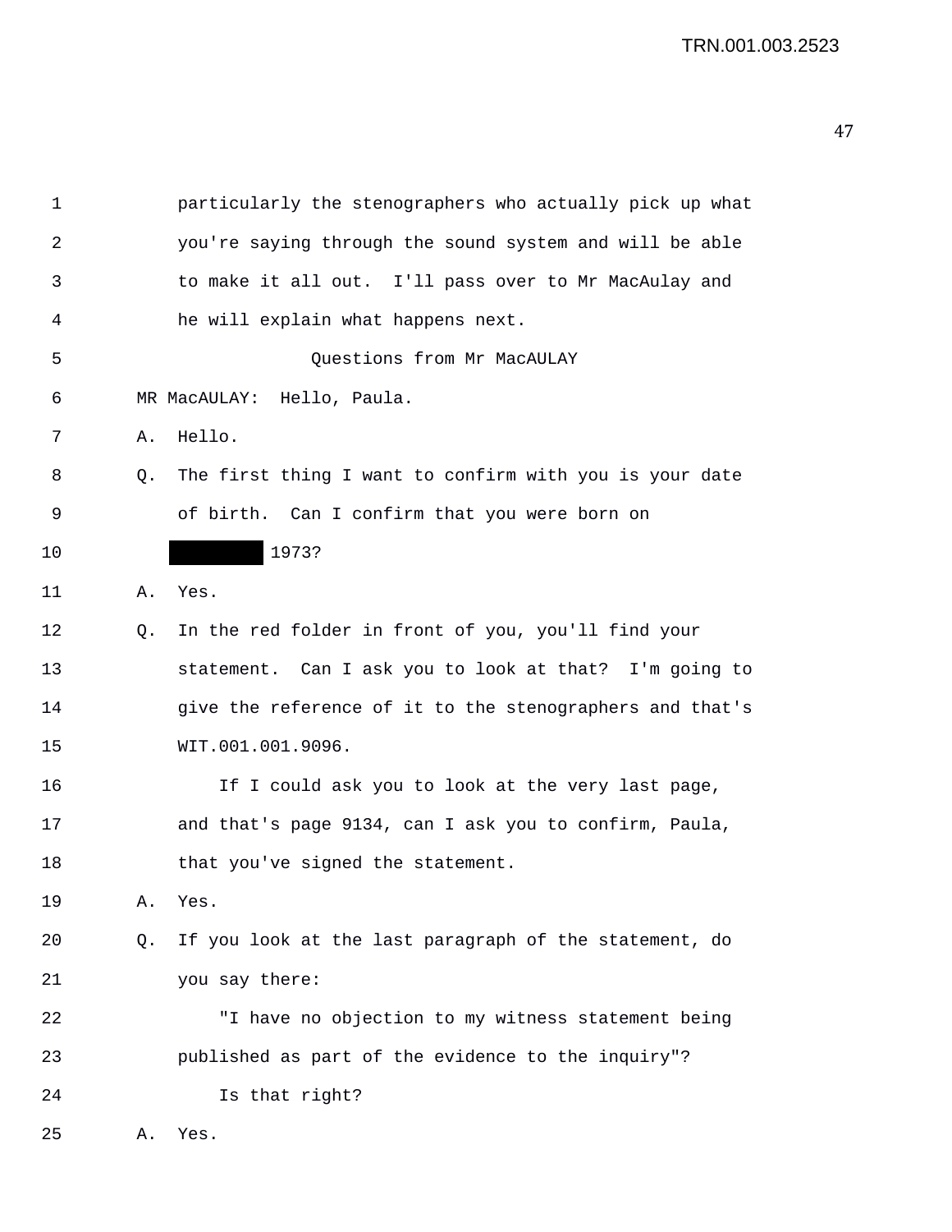particularly the stenographers who actually pick up what you're saying through the sound system and will be able to make it all out. I'll pass over to Mr MacAulay and he will explain what happens next.

Questions from Mr MacAULAY

MR MacAULAY: Hello, Paula.

A. Hello.

Q. The first thing I want to confirm with you is your date of birth. Can I confirm that you were born on ██████ 1973?

A. Yes.

Q. In the red folder in front of you, you'll find your statement. Can I ask you to look at that? I'm going to give the reference of it to the stenographers and that's WIT.001.001.9096.

If I could ask you to look at the very last page, and that's page 9134, can I ask you to confirm, Paula, that you've signed the statement.

A. Yes.

Q. If you look at the last paragraph of the statement, do you say there:

"I have no objection to my witness statement being published as part of the evidence to the inquiry"?

Is that right?

A. Yes.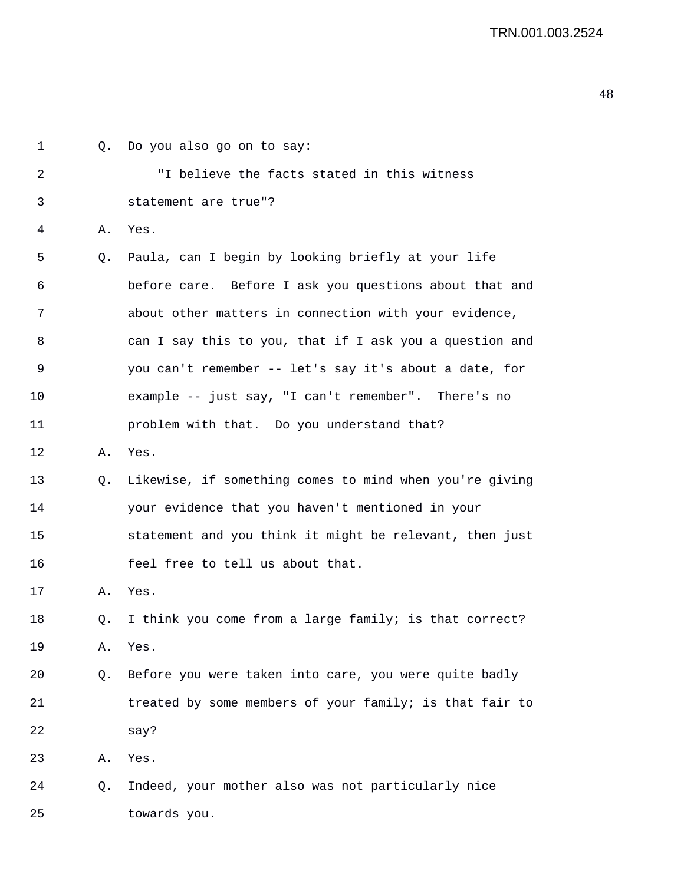1 Q. Do you also go on to say:

2 "I believe the facts stated in this witness

3 statement are true"?

4 A. Yes.

5 Q. Paula, can I begin by looking briefly at your life

6 before care. Before I ask you questions about that and

7 about other matters in connection with your evidence,

8 can I say this to you, that if I ask you a question and

9 you can't remember -- let's say it's about a date, for

10 example -- just say, "I can't remember". There's no

11 problem with that. Do you understand that?

12 A. Yes.

13 Q. Likewise, if something comes to mind when you're giving

14 your evidence that you haven't mentioned in your

15 statement and you think it might be relevant, then just

16 feel free to tell us about that.

17 A. Yes.

18 Q. I think you come from a large family; is that correct?

19 A. Yes.

20 Q. Before you were taken into care, you were quite badly

21 treated by some members of your family; is that fair to

22 say?

23 A. Yes.

24 Q. Indeed, your mother also was not particularly nice

25 towards you.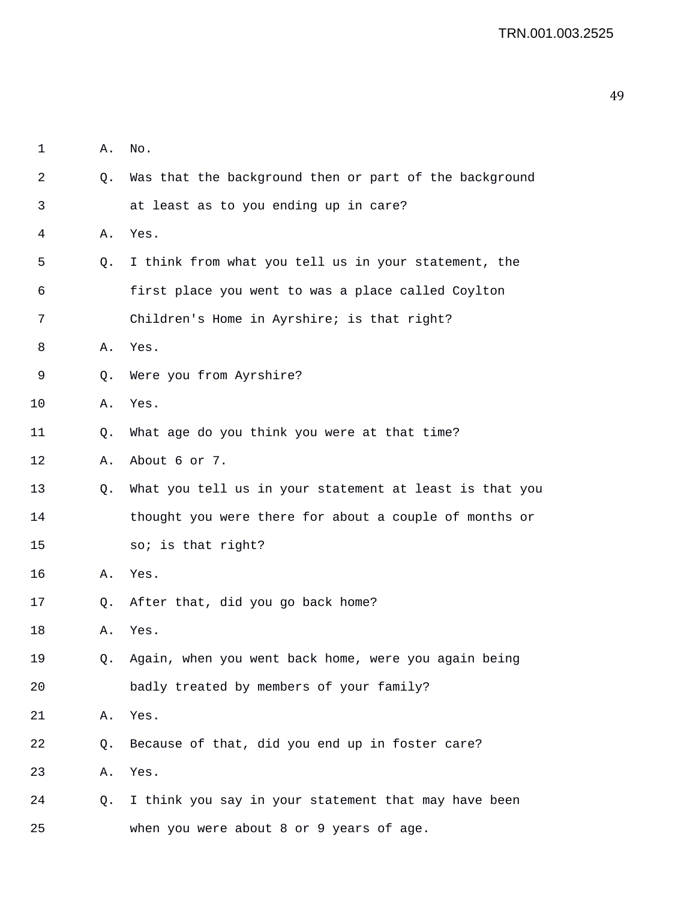1 A. No.

2 Q. Was that the background then or part of the background

3 at least as to you ending up in care?

4 A. Yes.

5 Q. I think from what you tell us in your statement, the

6 first place you went to was a place called Coylton

7 Children's Home in Ayrshire; is that right?

8 A. Yes.

9 Q. Were you from Ayrshire?

10 A. Yes.

11 Q. What age do you think you were at that time?

12 A. About 6 or 7.

13 Q. What you tell us in your statement at least is that you

14 thought you were there for about a couple of months or

15 so; is that right?

16 A. Yes.

17 Q. After that, did you go back home?

18 A. Yes.

19 Q. Again, when you went back home, were you again being

20 badly treated by members of your family?

21 A. Yes.

22 Q. Because of that, did you end up in foster care?

23 A. Yes.

24 Q. I think you say in your statement that may have been

25 when you were about 8 or 9 years of age.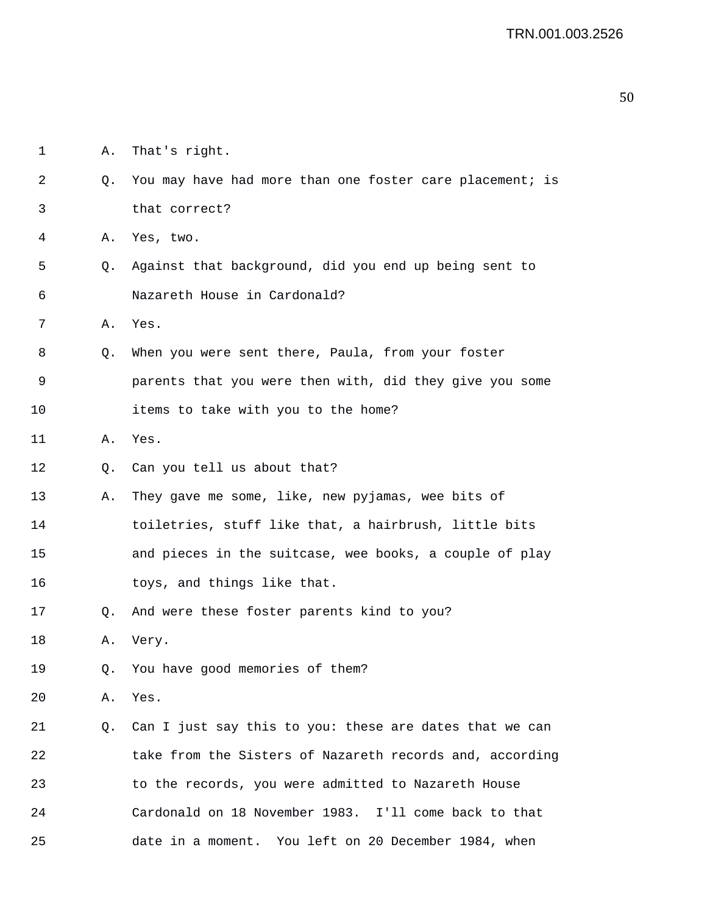1 A. That's right.

2 Q. You may have had more than one foster care placement; is

3 that correct?

4 A. Yes, two.

5 Q. Against that background, did you end up being sent to

6 Nazareth House in Cardonald?

7 A. Yes.

8 Q. When you were sent there, Paula, from your foster

9 parents that you were then with, did they give you some

10 items to take with you to the home?

11 A. Yes.

12 Q. Can you tell us about that?

13 A. They gave me some, like, new pyjamas, wee bits of

14 toiletries, stuff like that, a hairbrush, little bits

15 and pieces in the suitcase, wee books, a couple of play

16 toys, and things like that.

17 Q. And were these foster parents kind to you?

18 A. Very.

19 Q. You have good memories of them?

20 A. Yes.

21 Q. Can I just say this to you: these are dates that we can

22 take from the Sisters of Nazareth records and, according

23 to the records, you were admitted to Nazareth House

24 Cardonald on 18 November 1983. I'll come back to that

25 date in a moment. You left on 20 December 1984, when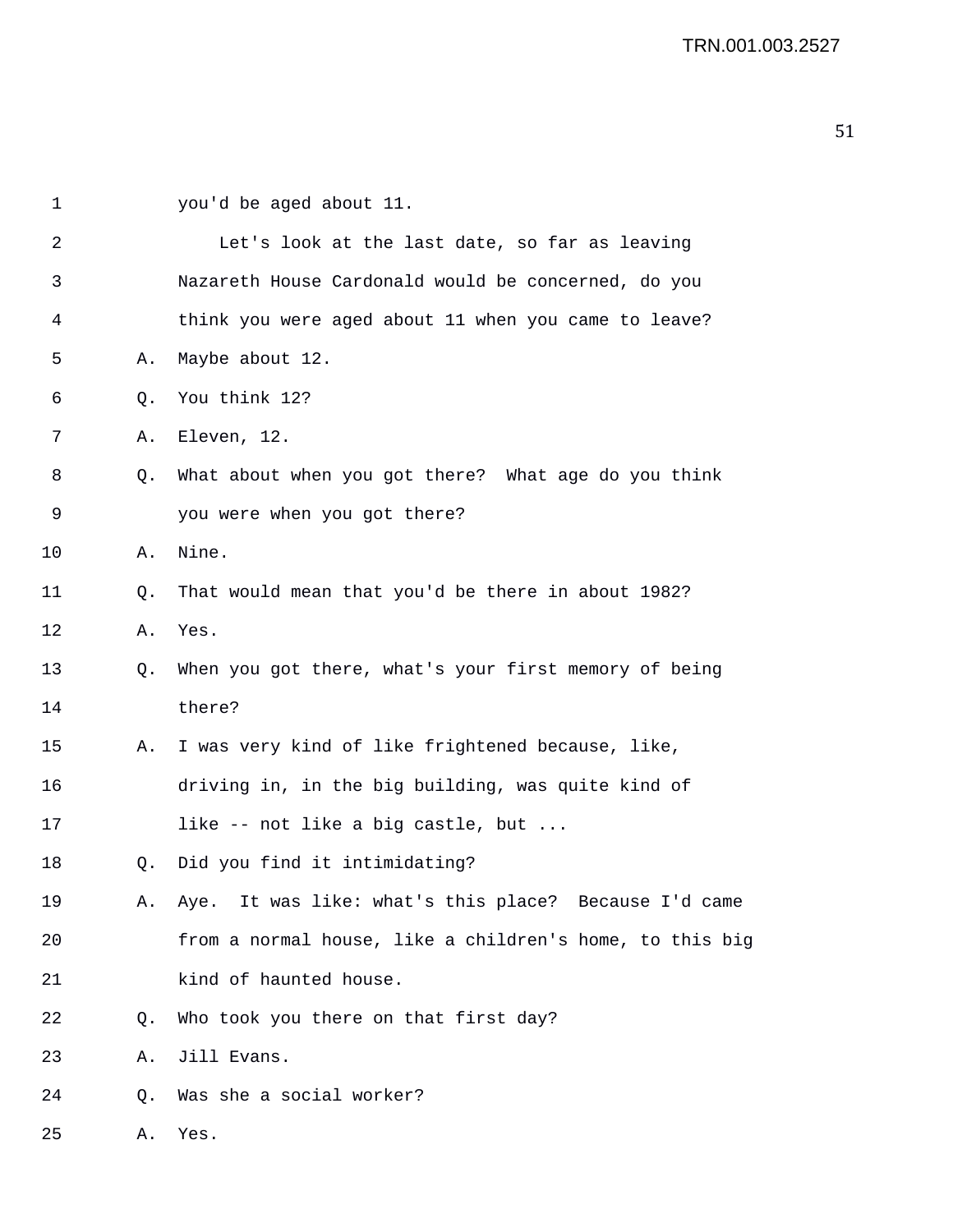you'd be aged about 11.

Let's look at the last date, so far as leaving Nazareth House Cardonald would be concerned, do you think you were aged about 11 when you came to leave?

A. Maybe about 12.

Q. You think 12?

A. Eleven, 12.

Q. What about when you got there? What age do you think you were when you got there?

A. Nine.

Q. That would mean that you'd be there in about 1982?

A. Yes.

Q. When you got there, what's your first memory of being there?

A. I was very kind of like frightened because, like, driving in, in the big building, was quite kind of like -- not like a big castle, but ...

Q. Did you find it intimidating?

A. Aye. It was like: what's this place? Because I'd came from a normal house, like a children's home, to this big kind of haunted house.

Q. Who took you there on that first day?

A. Jill Evans.

Q. Was she a social worker?

A. Yes.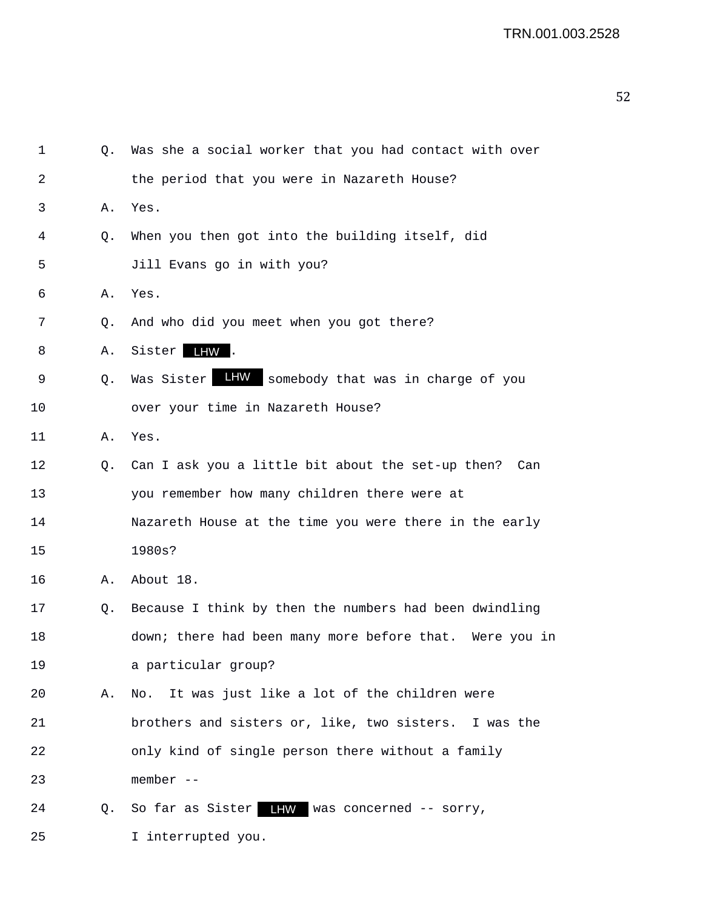1 Q. Was she a social worker that you had contact with over
2 the period that you were in Nazareth House?
3 A. Yes.
4 Q. When you then got into the building itself, did
5 Jill Evans go in with you?
6 A. Yes.
7 Q. And who did you meet when you got there?
8 A. Sister LHW.
9 Q. Was Sister LHW somebody that was in charge of you
10 over your time in Nazareth House?
11 A. Yes.
12 Q. Can I ask you a little bit about the set-up then? Can
13 you remember how many children there were at
14 Nazareth House at the time you were there in the early
15 1980s?
16 A. About 18.
17 Q. Because I think by then the numbers had been dwindling
18 down; there had been many more before that. Were you in
19 a particular group?
20 A. No. It was just like a lot of the children were
21 brothers and sisters or, like, two sisters. I was the
22 only kind of single person there without a family
23 member --
24 Q. So far as Sister LHW was concerned -- sorry,
25 I interrupted you.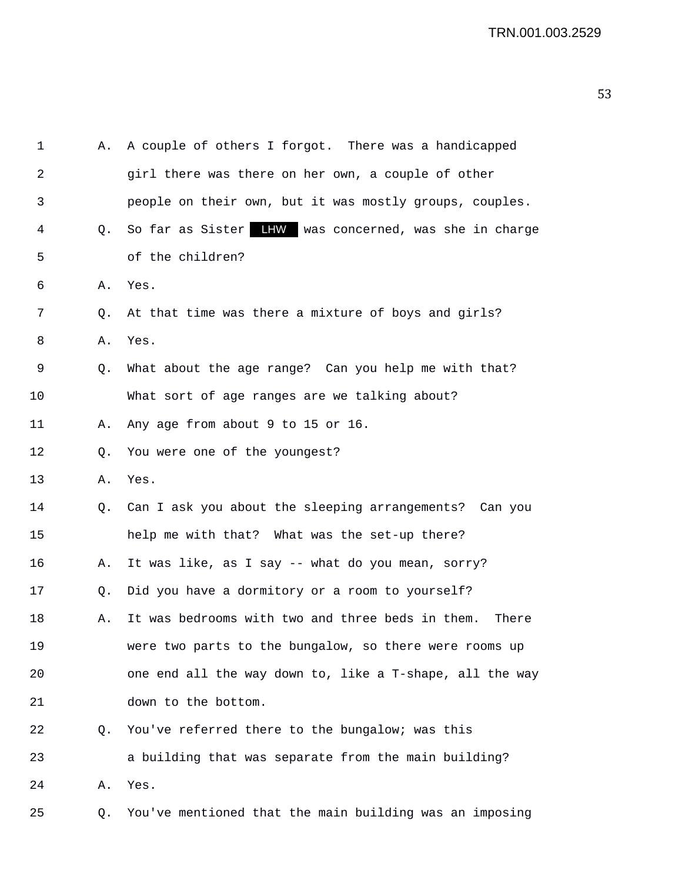1 A. A couple of others I forgot. There was a handicapped
2 girl there was there on her own, a couple of other
3 people on their own, but it was mostly groups, couples.
4 Q. So far as Sister LHW was concerned, was she in charge
5 of the children?
6 A. Yes.
7 Q. At that time was there a mixture of boys and girls?
8 A. Yes.
9 Q. What about the age range? Can you help me with that?
10 What sort of age ranges are we talking about?
11 A. Any age from about 9 to 15 or 16.
12 Q. You were one of the youngest?
13 A. Yes.
14 Q. Can I ask you about the sleeping arrangements? Can you
15 help me with that? What was the set-up there?
16 A. It was like, as I say -- what do you mean, sorry?
17 Q. Did you have a dormitory or a room to yourself?
18 A. It was bedrooms with two and three beds in them. There
19 were two parts to the bungalow, so there were rooms up
20 one end all the way down to, like a T-shape, all the way
21 down to the bottom.
22 Q. You've referred there to the bungalow; was this
23 a building that was separate from the main building?
24 A. Yes.
25 Q. You've mentioned that the main building was an imposing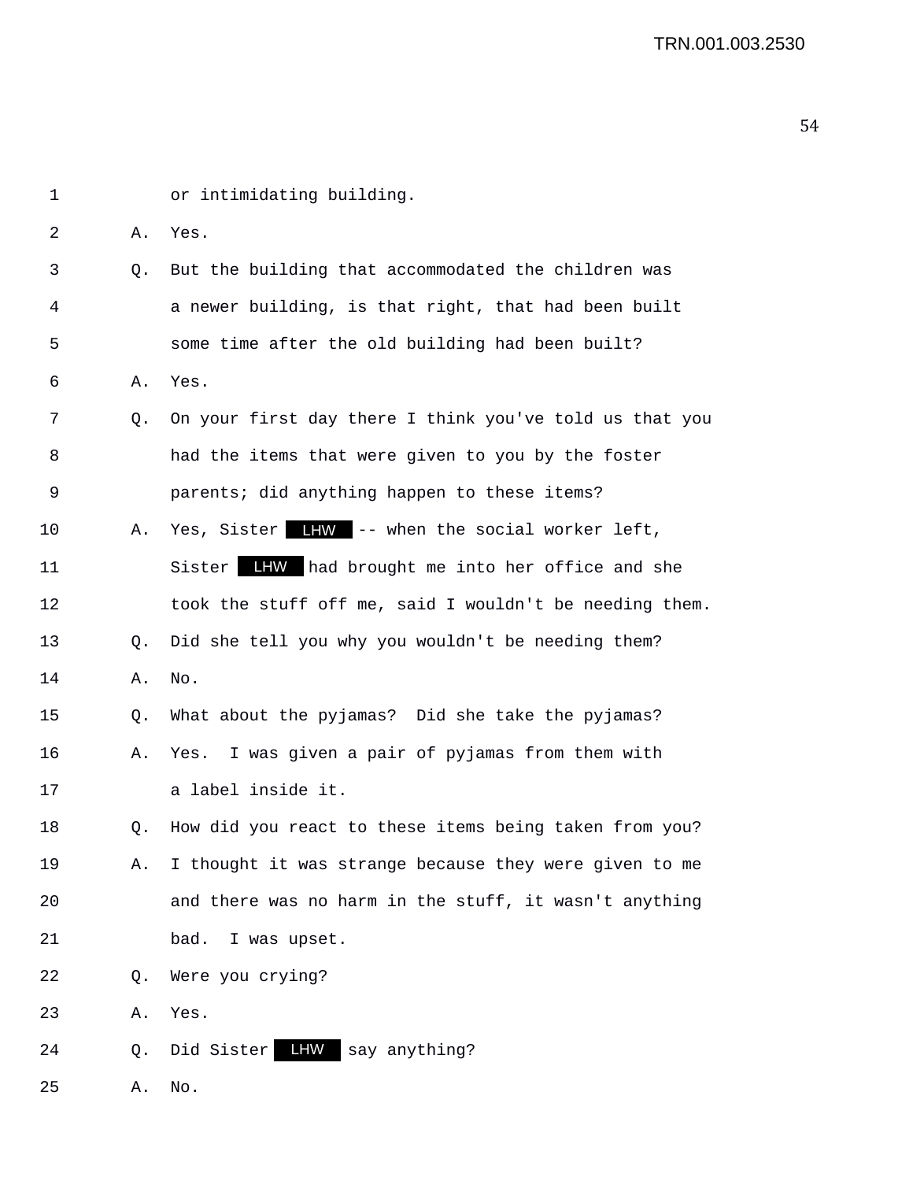TRN.001.003.2530

1 or intimidating building.

2 A. Yes.

3 Q. But the building that accommodated the children was

4 a newer building, is that right, that had been built

5 some time after the old building had been built?

6 A. Yes.

7 Q. On your first day there I think you've told us that you

8 had the items that were given to you by the foster

9 parents; did anything happen to these items?

10 A. Yes, Sister LHW -- when the social worker left,

11 Sister LHW had brought me into her office and she

12 took the stuff off me, said I wouldn't be needing them.

13 Q. Did she tell you why you wouldn't be needing them?

14 A. No.

15 Q. What about the pyjamas? Did she take the pyjamas?

16 A. Yes. I was given a pair of pyjamas from them with

17 a label inside it.

18 Q. How did you react to these items being taken from you?

19 A. I thought it was strange because they were given to me

20 and there was no harm in the stuff, it wasn't anything

21 bad. I was upset.

22 Q. Were you crying?

23 A. Yes.

24 Q. Did Sister LHW say anything?

25 A. No.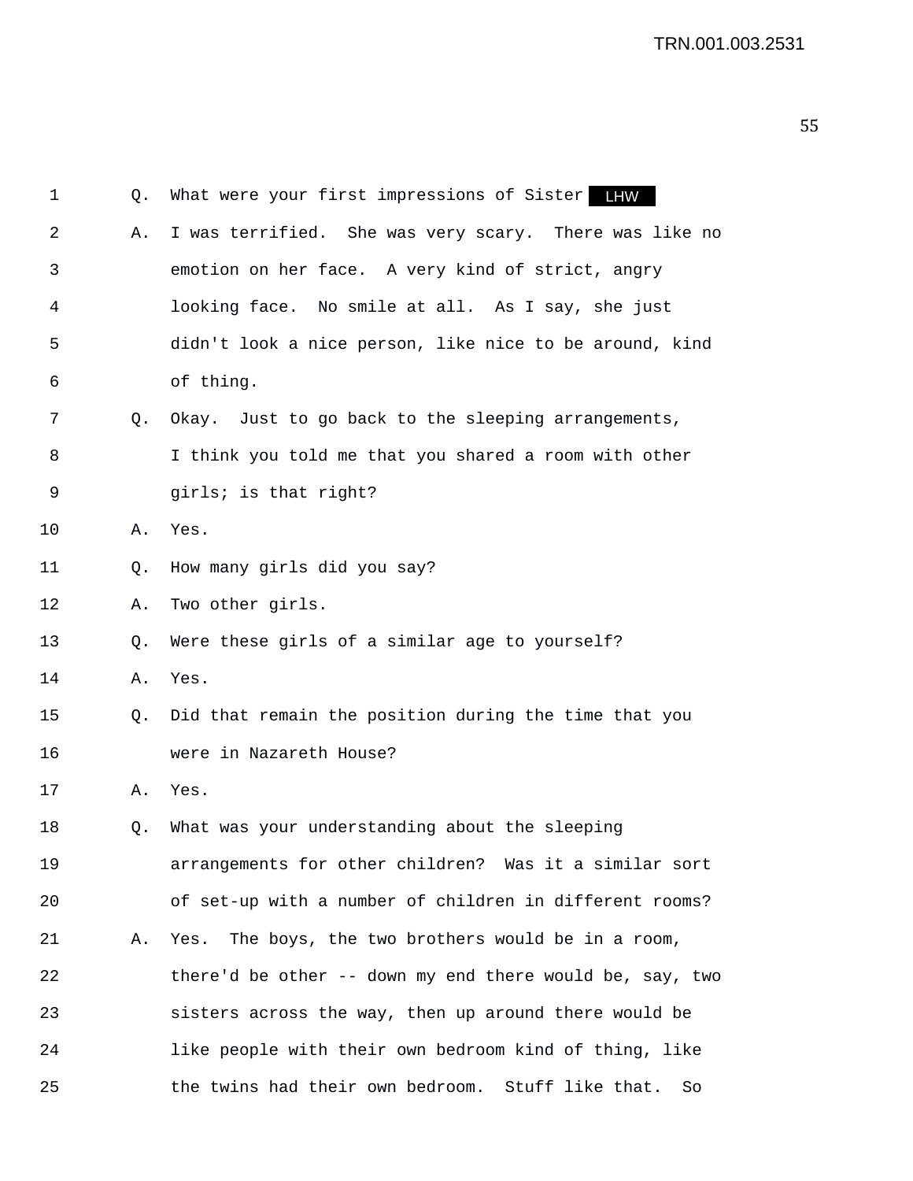1 Q. What were your first impressions of Sister LHW

2 A. I was terrified. She was very scary. There was like no

3 emotion on her face. A very kind of strict, angry

4 looking face. No smile at all. As I say, she just

5 didn't look a nice person, like nice to be around, kind

6 of thing.

7 Q. Okay. Just to go back to the sleeping arrangements,

8 I think you told me that you shared a room with other

9 girls; is that right?

10 A. Yes.

11 Q. How many girls did you say?

12 A. Two other girls.

13 Q. Were these girls of a similar age to yourself?

14 A. Yes.

15 Q. Did that remain the position during the time that you

16 were in Nazareth House?

17 A. Yes.

18 Q. What was your understanding about the sleeping

19 arrangements for other children? Was it a similar sort

20 of set-up with a number of children in different rooms?

21 A. Yes. The boys, the two brothers would be in a room,

22 there'd be other -- down my end there would be, say, two

23 sisters across the way, then up around there would be

24 like people with their own bedroom kind of thing, like

25 the twins had their own bedroom. Stuff like that. So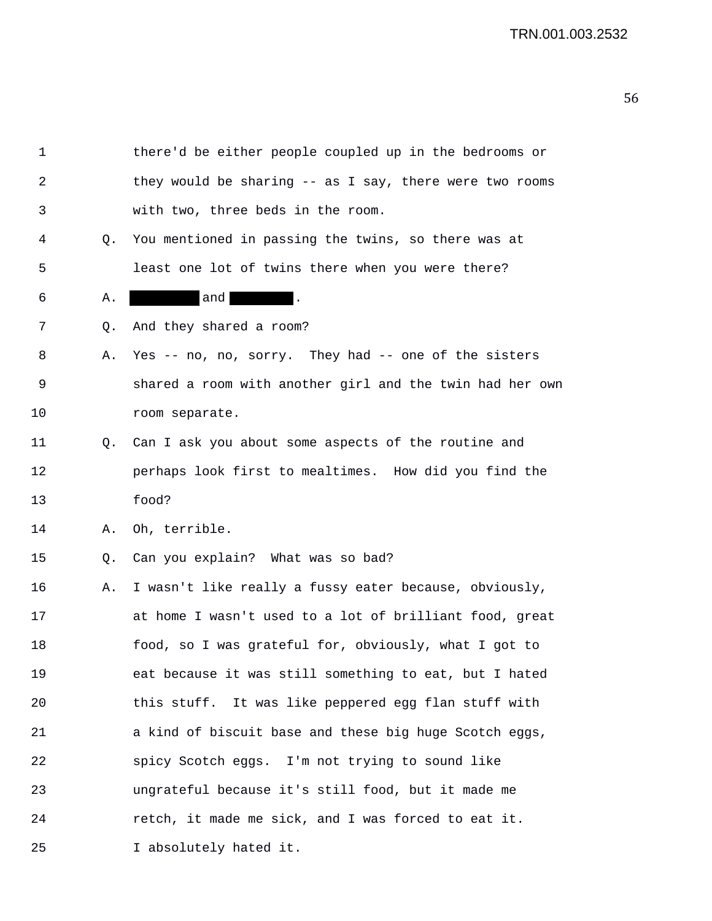there'd be either people coupled up in the bedrooms or they would be sharing -- as I say, there were two rooms with two, three beds in the room.

Q. You mentioned in passing the twins, so there was at least one lot of twins there when you were there?

A. ██████ and ██████.

Q. And they shared a room?

A. Yes -- no, no, sorry. They had -- one of the sisters shared a room with another girl and the twin had her own room separate.

Q. Can I ask you about some aspects of the routine and perhaps look first to mealtimes. How did you find the food?

A. Oh, terrible.

Q. Can you explain? What was so bad?

A. I wasn't like really a fussy eater because, obviously, at home I wasn't used to a lot of brilliant food, great food, so I was grateful for, obviously, what I got to eat because it was still something to eat, but I hated this stuff. It was like peppered egg flan stuff with a kind of biscuit base and these big huge Scotch eggs, spicy Scotch eggs. I'm not trying to sound like ungrateful because it's still food, but it made me retch, it made me sick, and I was forced to eat it. I absolutely hated it.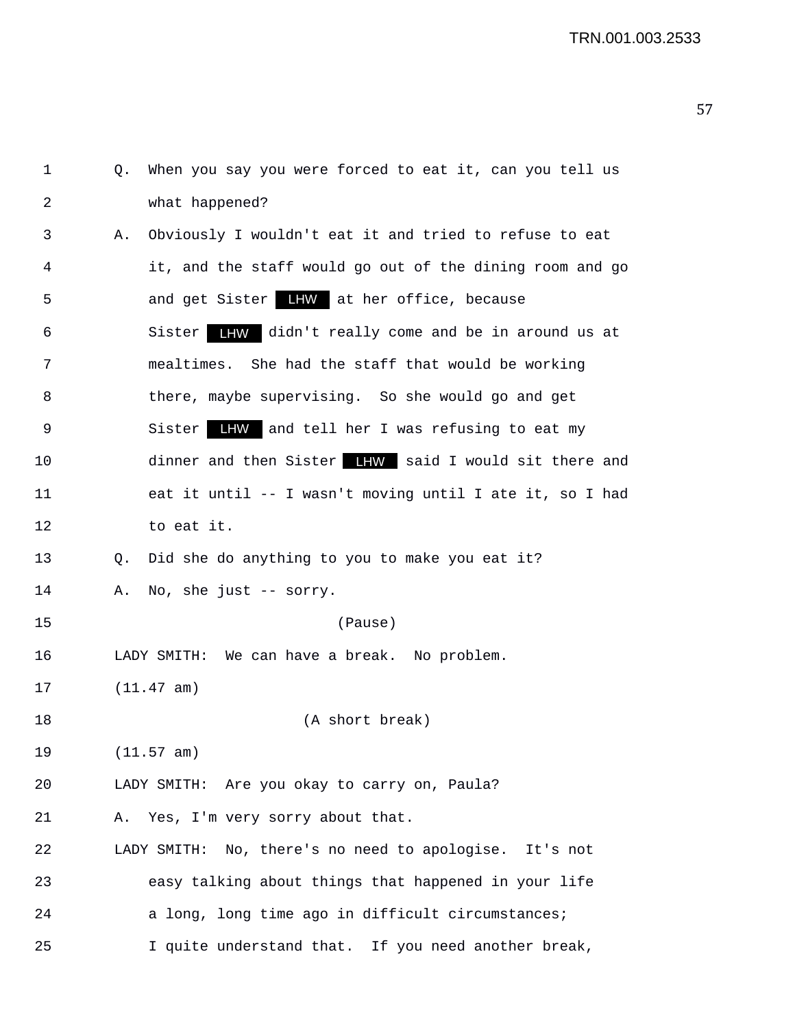Q. When you say you were forced to eat it, can you tell us what happened?

A. Obviously I wouldn't eat it and tried to refuse to eat it, and the staff would go out of the dining room and go and get Sister LHW at her office, because Sister LHW didn't really come and be in around us at mealtimes. She had the staff that would be working there, maybe supervising. So she would go and get Sister LHW and tell her I was refusing to eat my dinner and then Sister LHW said I would sit there and eat it until -- I wasn't moving until I ate it, so I had to eat it.

Q. Did she do anything to you to make you eat it?

A. No, she just -- sorry.

(Pause)

LADY SMITH: We can have a break. No problem.

(11.47 am)

(A short break)

(11.57 am)

LADY SMITH: Are you okay to carry on, Paula?

A. Yes, I'm very sorry about that.

LADY SMITH: No, there's no need to apologise. It's not easy talking about things that happened in your life a long, long time ago in difficult circumstances; I quite understand that. If you need another break,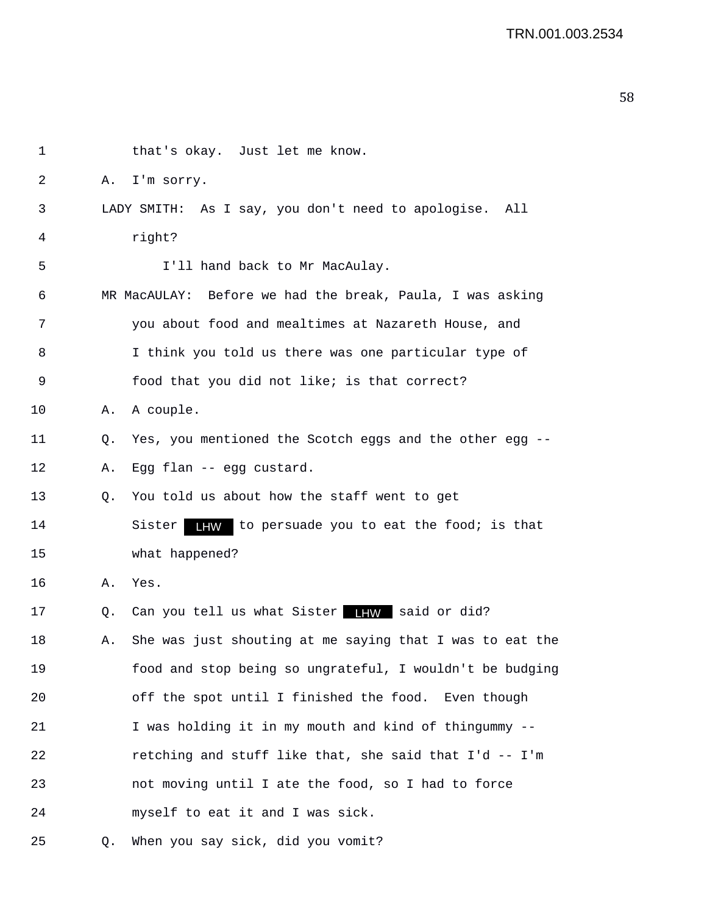1 that's okay. Just let me know.

2 A. I'm sorry.

3 LADY SMITH: As I say, you don't need to apologise. All

4 right?

5 I'll hand back to Mr MacAulay.

6 MR MacAULAY: Before we had the break, Paula, I was asking

7 you about food and mealtimes at Nazareth House, and

8 I think you told us there was one particular type of

9 food that you did not like; is that correct?

10 A. A couple.

11 Q. Yes, you mentioned the Scotch eggs and the other egg --

12 A. Egg flan -- egg custard.

13 Q. You told us about how the staff went to get

14 Sister LHW to persuade you to eat the food; is that

15 what happened?

16 A. Yes.

17 Q. Can you tell us what Sister LHW said or did?

18 A. She was just shouting at me saying that I was to eat the

19 food and stop being so ungrateful, I wouldn't be budging

20 off the spot until I finished the food. Even though

21 I was holding it in my mouth and kind of thingummy --

22 retching and stuff like that, she said that I'd -- I'm

23 not moving until I ate the food, so I had to force

24 myself to eat it and I was sick.

25 Q. When you say sick, did you vomit?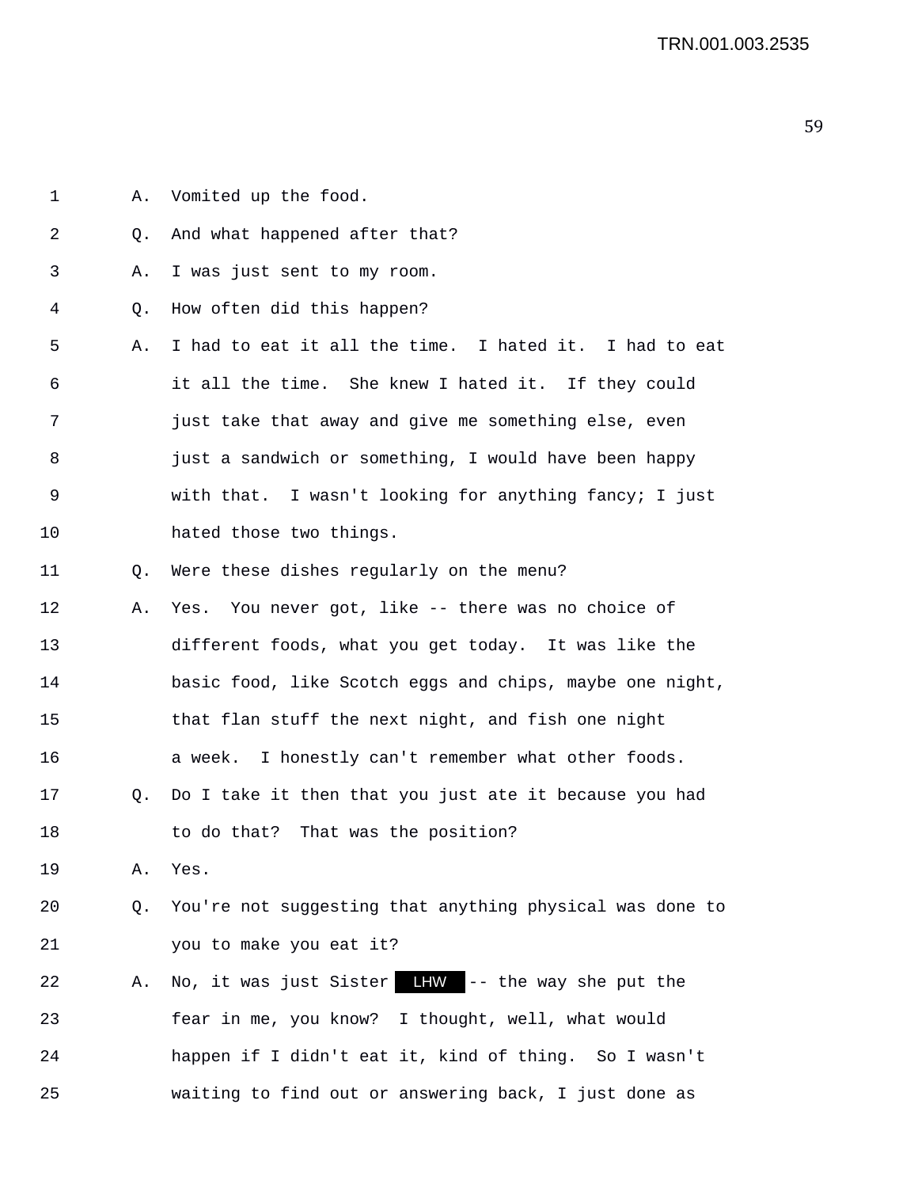1 A. Vomited up the food.

2 Q. And what happened after that?

3 A. I was just sent to my room.

4 Q. How often did this happen?

5 A. I had to eat it all the time. I hated it. I had to eat
6 it all the time. She knew I hated it. If they could
7 just take that away and give me something else, even
8 just a sandwich or something, I would have been happy
9 with that. I wasn't looking for anything fancy; I just
10 hated those two things.

11 Q. Were these dishes regularly on the menu?

12 A. Yes. You never got, like -- there was no choice of
13 different foods, what you get today. It was like the
14 basic food, like Scotch eggs and chips, maybe one night,
15 that flan stuff the next night, and fish one night
16 a week. I honestly can't remember what other foods.

17 Q. Do I take it then that you just ate it because you had
18 to do that? That was the position?

19 A. Yes.

20 Q. You're not suggesting that anything physical was done to
21 you to make you eat it?

22 A. No, it was just Sister LHW -- the way she put the
23 fear in me, you know? I thought, well, what would
24 happen if I didn't eat it, kind of thing. So I wasn't
25 waiting to find out or answering back, I just done as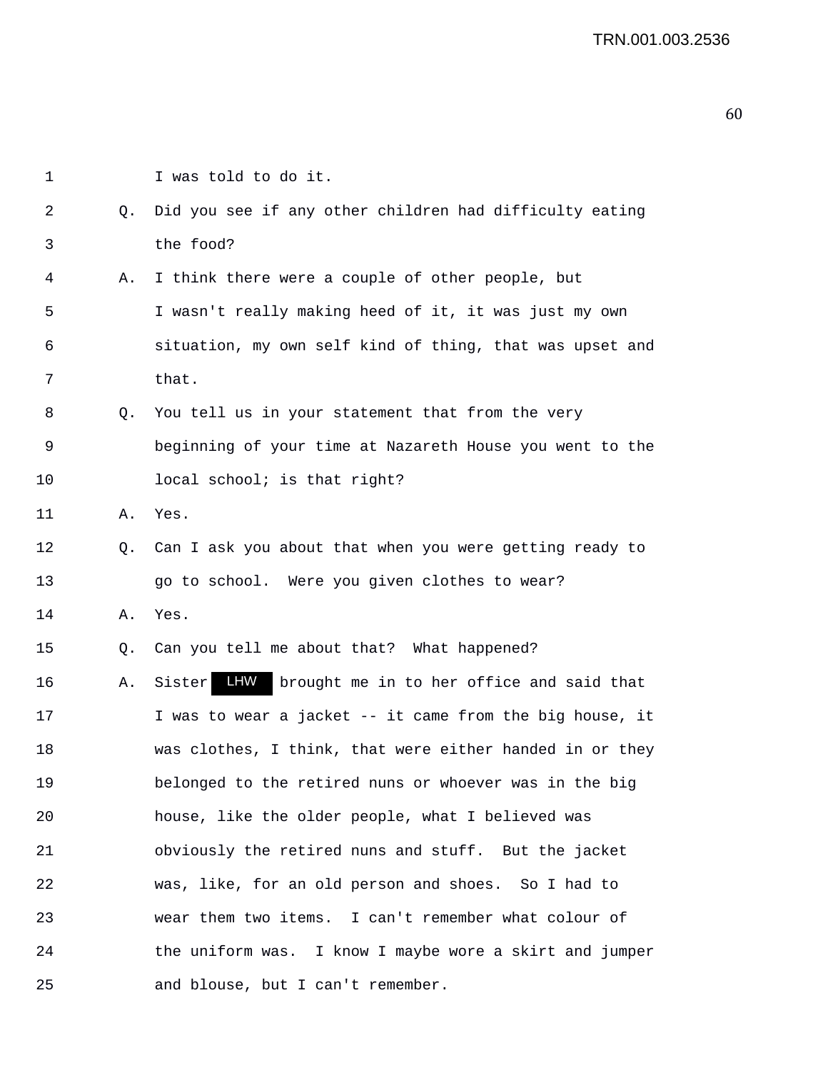I was told to do it.

Q. Did you see if any other children had difficulty eating the food?

A. I think there were a couple of other people, but I wasn't really making heed of it, it was just my own situation, my own self kind of thing, that was upset and that.

Q. You tell us in your statement that from the very beginning of your time at Nazareth House you went to the local school; is that right?

A. Yes.

Q. Can I ask you about that when you were getting ready to go to school. Were you given clothes to wear?

A. Yes.

Q. Can you tell me about that? What happened?

A. Sister LHW brought me in to her office and said that I was to wear a jacket -- it came from the big house, it was clothes, I think, that were either handed in or they belonged to the retired nuns or whoever was in the big house, like the older people, what I believed was obviously the retired nuns and stuff. But the jacket was, like, for an old person and shoes. So I had to wear them two items. I can't remember what colour of the uniform was. I know I maybe wore a skirt and jumper and blouse, but I can't remember.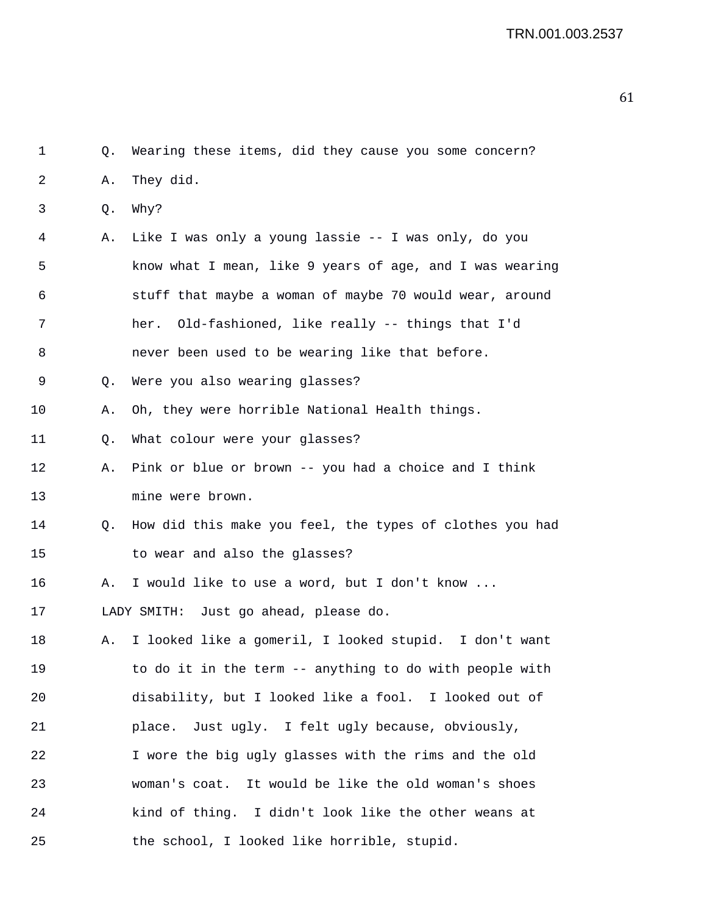1 Q. Wearing these items, did they cause you some concern?

2 A. They did.

3 Q. Why?

4 A. Like I was only a young lassie -- I was only, do you

5 know what I mean, like 9 years of age, and I was wearing

6 stuff that maybe a woman of maybe 70 would wear, around

7 her. Old-fashioned, like really -- things that I'd

8 never been used to be wearing like that before.

9 Q. Were you also wearing glasses?

10 A. Oh, they were horrible National Health things.

11 Q. What colour were your glasses?

12 A. Pink or blue or brown -- you had a choice and I think

13 mine were brown.

14 Q. How did this make you feel, the types of clothes you had

15 to wear and also the glasses?

16 A. I would like to use a word, but I don't know ...

17 LADY SMITH: Just go ahead, please do.

18 A. I looked like a gomeril, I looked stupid. I don't want

19 to do it in the term -- anything to do with people with

20 disability, but I looked like a fool. I looked out of

21 place. Just ugly. I felt ugly because, obviously,

22 I wore the big ugly glasses with the rims and the old

23 woman's coat. It would be like the old woman's shoes

24 kind of thing. I didn't look like the other weans at

25 the school, I looked like horrible, stupid.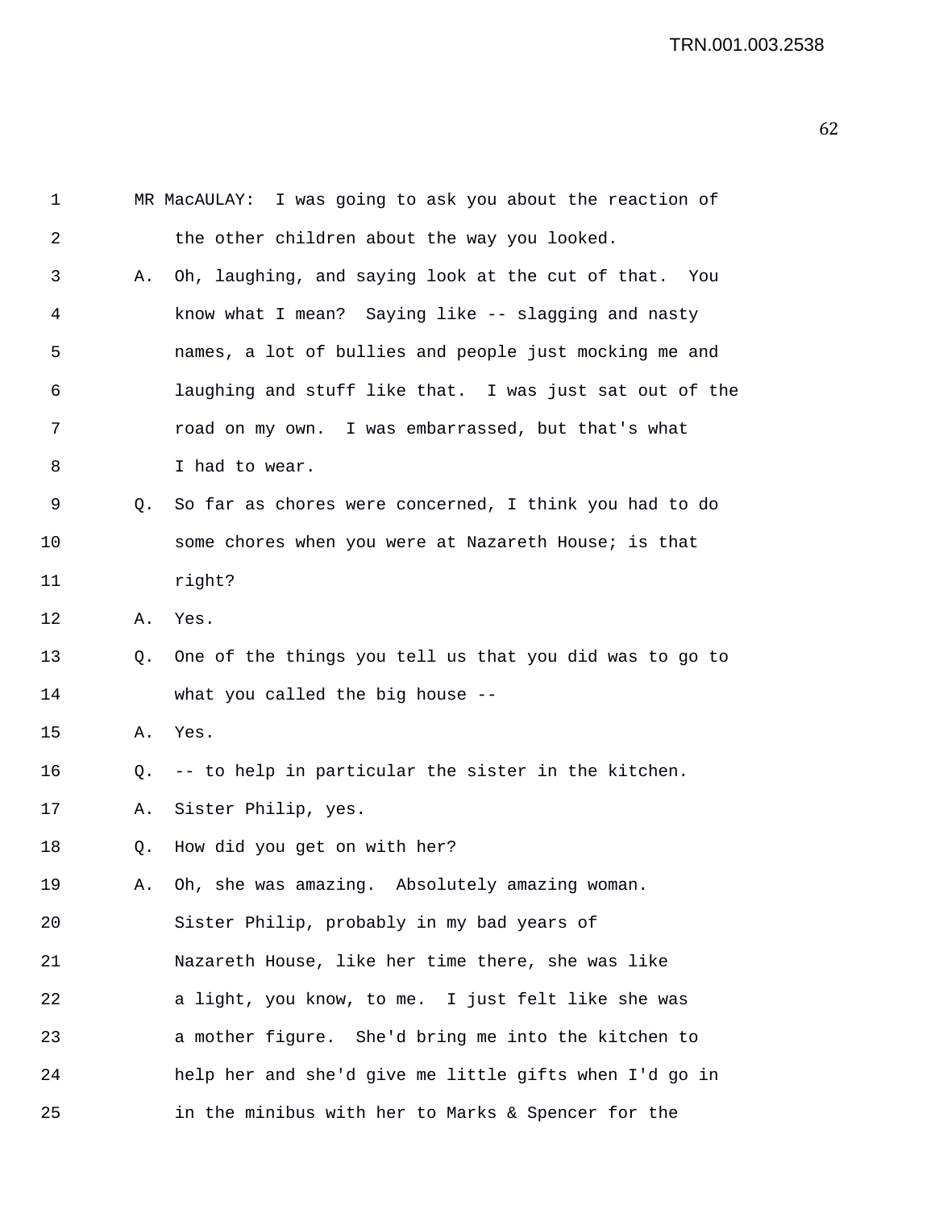MR MacAULAY: I was going to ask you about the reaction of the other children about the way you looked.

A. Oh, laughing, and saying look at the cut of that. You know what I mean? Saying like -- slagging and nasty names, a lot of bullies and people just mocking me and laughing and stuff like that. I was just sat out of the road on my own. I was embarrassed, but that's what I had to wear.

Q. So far as chores were concerned, I think you had to do some chores when you were at Nazareth House; is that right?

A. Yes.

Q. One of the things you tell us that you did was to go to what you called the big house --

A. Yes.

Q. -- to help in particular the sister in the kitchen.

A. Sister Philip, yes.

Q. How did you get on with her?

A. Oh, she was amazing. Absolutely amazing woman. Sister Philip, probably in my bad years of Nazareth House, like her time there, she was like a light, you know, to me. I just felt like she was a mother figure. She'd bring me into the kitchen to help her and she'd give me little gifts when I'd go in in the minibus with her to Marks & Spencer for the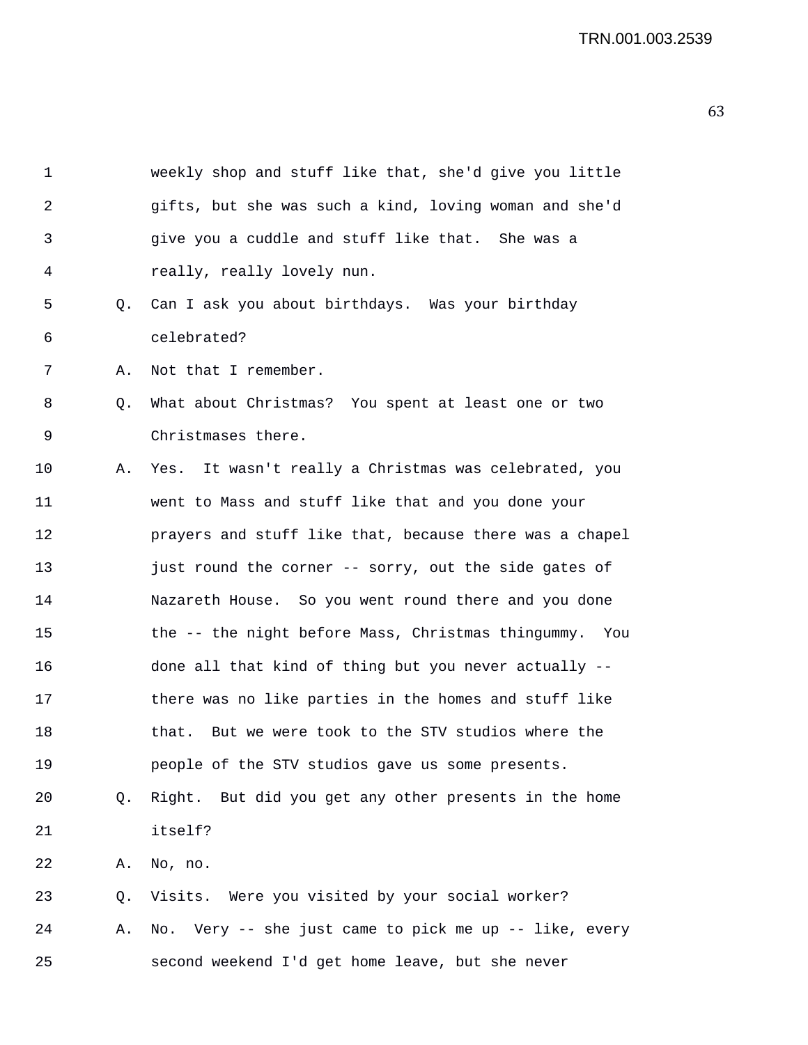weekly shop and stuff like that, she'd give you little gifts, but she was such a kind, loving woman and she'd give you a cuddle and stuff like that. She was a really, really lovely nun.

Q. Can I ask you about birthdays. Was your birthday celebrated?

A. Not that I remember.

Q. What about Christmas? You spent at least one or two Christmases there.

A. Yes. It wasn't really a Christmas was celebrated, you went to Mass and stuff like that and you done your prayers and stuff like that, because there was a chapel just round the corner -- sorry, out the side gates of Nazareth House. So you went round there and you done the -- the night before Mass, Christmas thingummy. You done all that kind of thing but you never actually -- there was no like parties in the homes and stuff like that. But we were took to the STV studios where the people of the STV studios gave us some presents.

Q. Right. But did you get any other presents in the home itself?

A. No, no.

Q. Visits. Were you visited by your social worker?

A. No. Very -- she just came to pick me up -- like, every second weekend I'd get home leave, but she never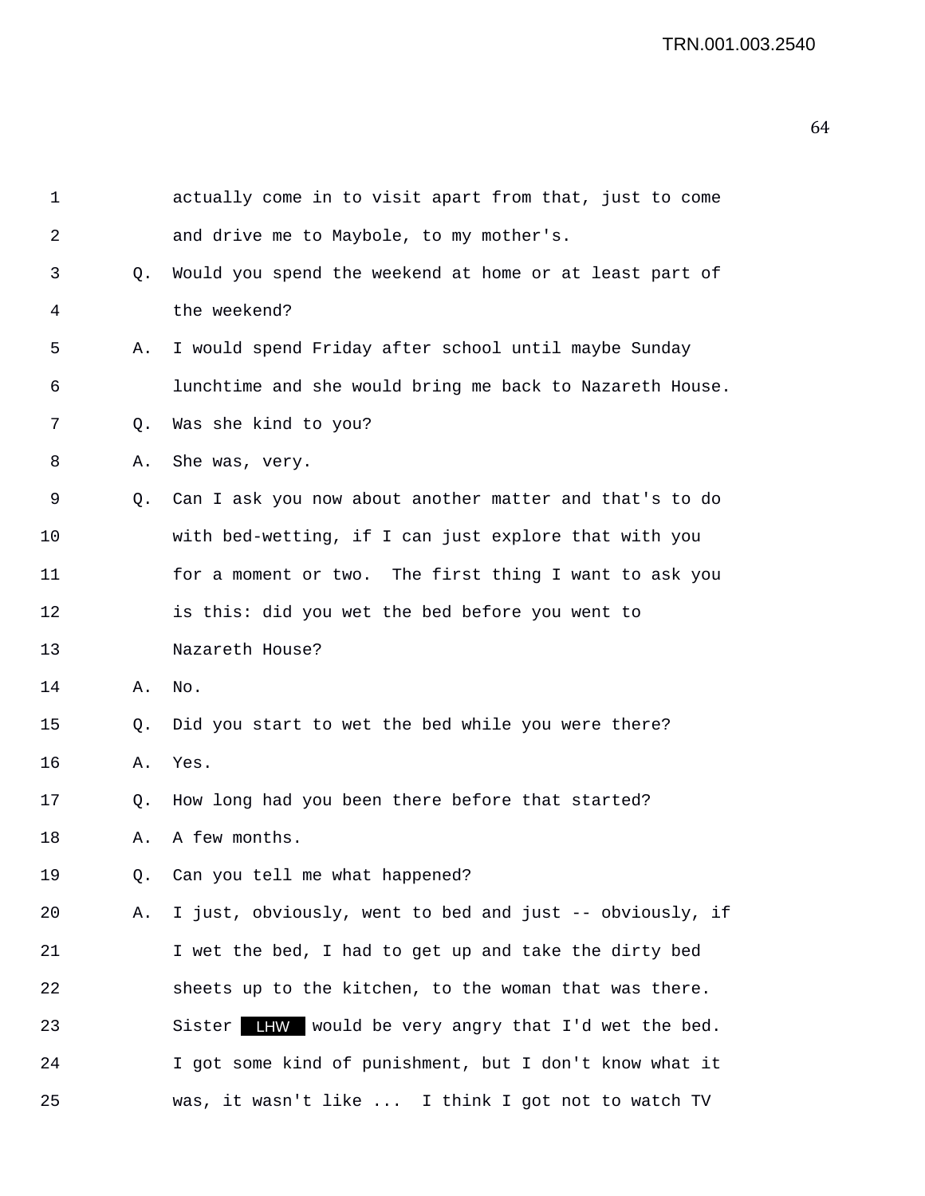1 actually come in to visit apart from that, just to come
2 and drive me to Maybole, to my mother's.
3 Q. Would you spend the weekend at home or at least part of
4 the weekend?
5 A. I would spend Friday after school until maybe Sunday
6 lunchtime and she would bring me back to Nazareth House.
7 Q. Was she kind to you?
8 A. She was, very.
9 Q. Can I ask you now about another matter and that's to do
10 with bed-wetting, if I can just explore that with you
11 for a moment or two. The first thing I want to ask you
12 is this: did you wet the bed before you went to
13 Nazareth House?
14 A. No.
15 Q. Did you start to wet the bed while you were there?
16 A. Yes.
17 Q. How long had you been there before that started?
18 A. A few months.
19 Q. Can you tell me what happened?
20 A. I just, obviously, went to bed and just -- obviously, if
21 I wet the bed, I had to get up and take the dirty bed
22 sheets up to the kitchen, to the woman that was there.
23 Sister LHW would be very angry that I'd wet the bed.
24 I got some kind of punishment, but I don't know what it
25 was, it wasn't like ... I think I got not to watch TV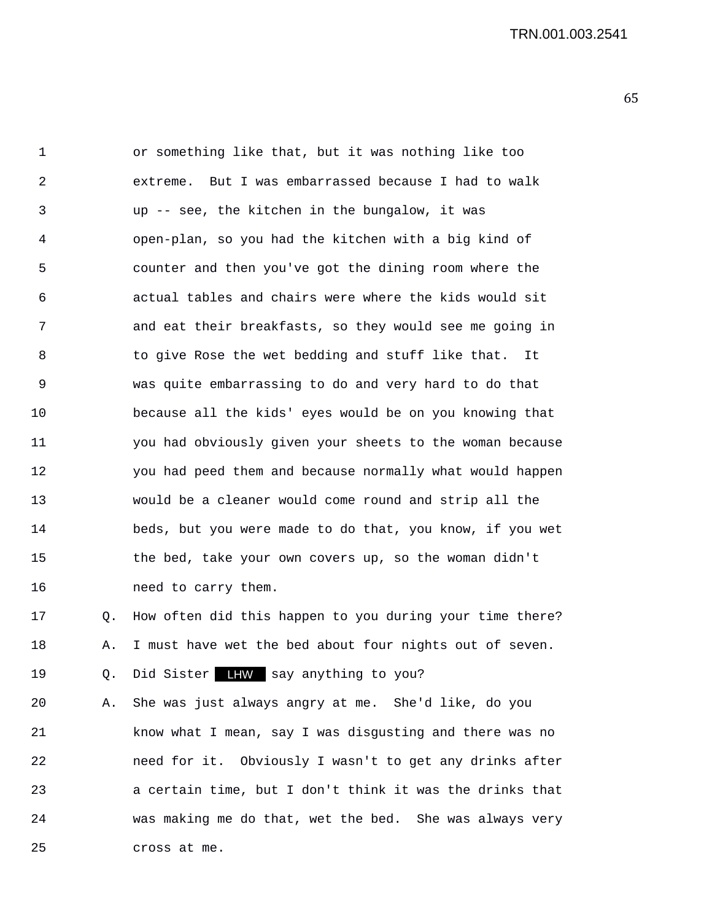or something like that, but it was nothing like too extreme. But I was embarrassed because I had to walk up -- see, the kitchen in the bungalow, it was open-plan, so you had the kitchen with a big kind of counter and then you've got the dining room where the actual tables and chairs were where the kids would sit and eat their breakfasts, so they would see me going in to give Rose the wet bedding and stuff like that. It was quite embarrassing to do and very hard to do that because all the kids' eyes would be on you knowing that you had obviously given your sheets to the woman because you had peed them and because normally what would happen would be a cleaner would come round and strip all the beds, but you were made to do that, you know, if you wet the bed, take your own covers up, so the woman didn't need to carry them.

Q. How often did this happen to you during your time there?

A. I must have wet the bed about four nights out of seven.

Q. Did Sister LHW say anything to you?

A. She was just always angry at me. She'd like, do you know what I mean, say I was disgusting and there was no need for it. Obviously I wasn't to get any drinks after a certain time, but I don't think it was the drinks that was making me do that, wet the bed. She was always very cross at me.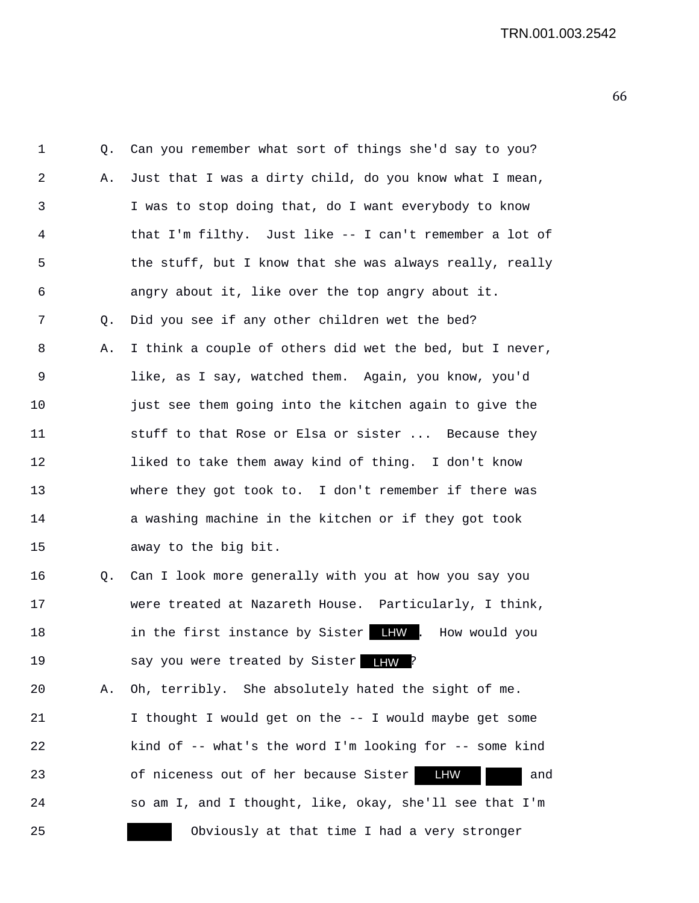1 Q. Can you remember what sort of things she'd say to you?

2 A. Just that I was a dirty child, do you know what I mean,

3 I was to stop doing that, do I want everybody to know

4 that I'm filthy. Just like -- I can't remember a lot of

5 the stuff, but I know that she was always really, really

6 angry about it, like over the top angry about it.

7 Q. Did you see if any other children wet the bed?

8 A. I think a couple of others did wet the bed, but I never,

9 like, as I say, watched them. Again, you know, you'd

10 just see them going into the kitchen again to give the

11 stuff to that Rose or Elsa or sister ... Because they

12 liked to take them away kind of thing. I don't know

13 where they got took to. I don't remember if there was

14 a washing machine in the kitchen or if they got took

15 away to the big bit.

16 Q. Can I look more generally with you at how you say you

17 were treated at Nazareth House. Particularly, I think,

18 in the first instance by Sister LHW. How would you

19 say you were treated by Sister LHW?

20 A. Oh, terribly. She absolutely hated the sight of me.

21 I thought I would get on the -- I would maybe get some

22 kind of -- what's the word I'm looking for -- some kind

23 of niceness out of her because Sister LHW ███ and

24 so am I, and I thought, like, okay, she'll see that I'm

25 ███. Obviously at that time I had a very stronger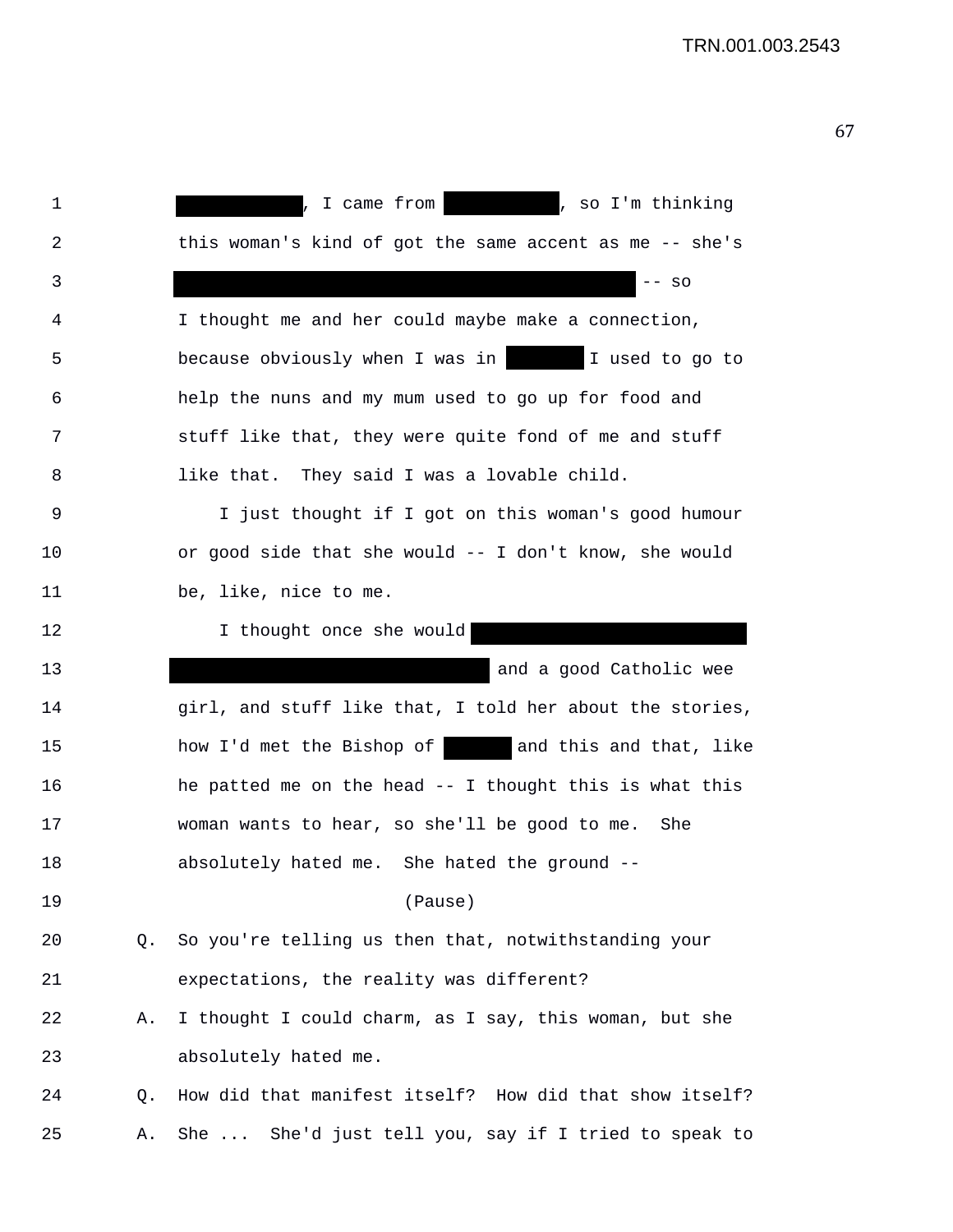[REDACTED], I came from [REDACTED], so I'm thinking this woman's kind of got the same accent as me -- she's [REDACTED] -- so I thought me and her could maybe make a connection, because obviously when I was in [REDACTED] I used to go to help the nuns and my mum used to go up for food and stuff like that, they were quite fond of me and stuff like that. They said I was a lovable child.

I just thought if I got on this woman's good humour or good side that she would -- I don't know, she would be, like, nice to me.

I thought once she would [REDACTED] and a good Catholic wee girl, and stuff like that, I told her about the stories, how I'd met the Bishop of [REDACTED] and this and that, like he patted me on the head -- I thought this is what this woman wants to hear, so she'll be good to me. She absolutely hated me. She hated the ground --

(Pause)

Q. So you're telling us then that, notwithstanding your expectations, the reality was different?

A. I thought I could charm, as I say, this woman, but she absolutely hated me.

Q. How did that manifest itself? How did that show itself?

A. She ... She'd just tell you, say if I tried to speak to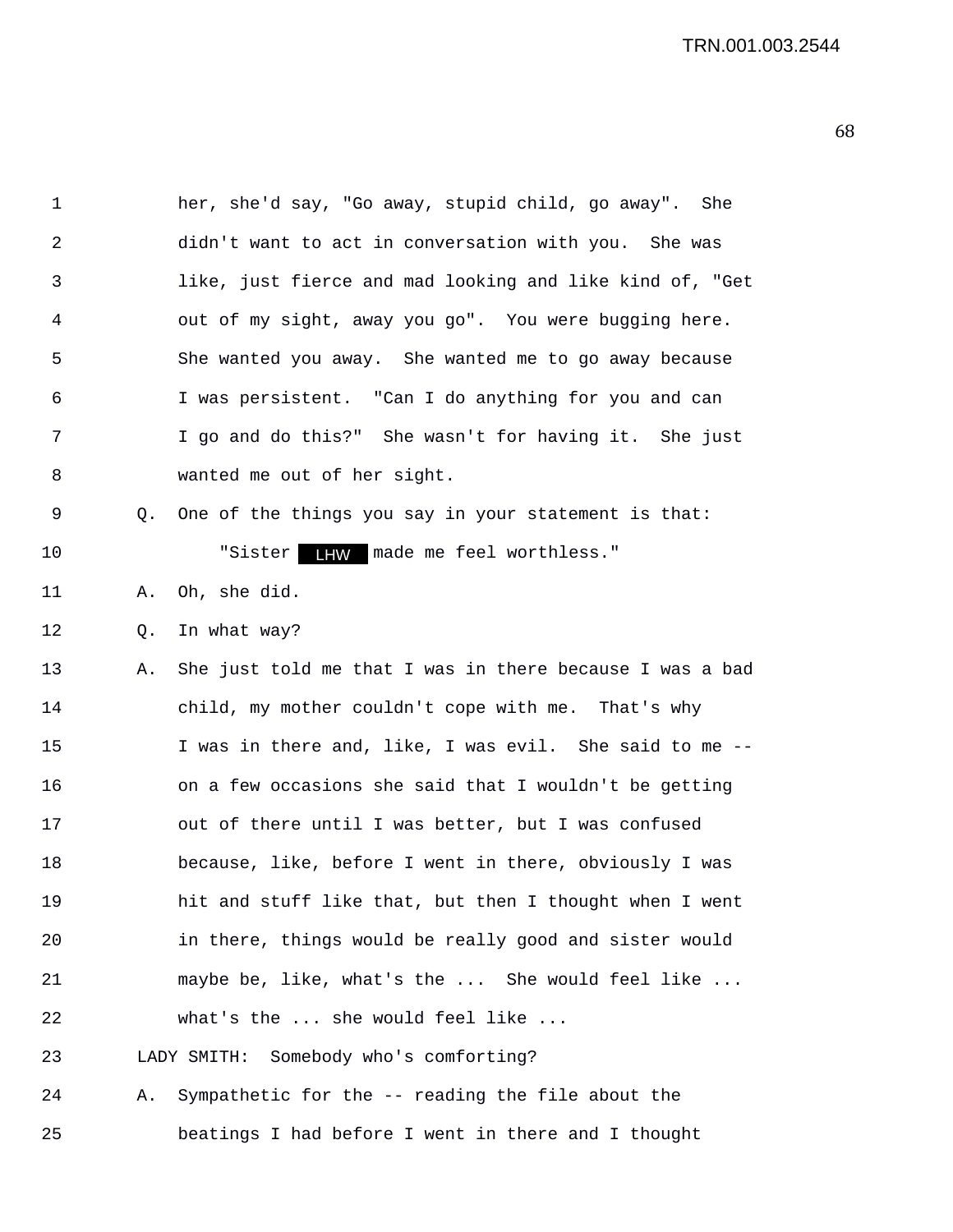1 her, she'd say, "Go away, stupid child, go away". She
2 didn't want to act in conversation with you. She was
3 like, just fierce and mad looking and like kind of, "Get
4 out of my sight, away you go". You were bugging here.
5 She wanted you away. She wanted me to go away because
6 I was persistent. "Can I do anything for you and can
7 I go and do this?" She wasn't for having it. She just
8 wanted me out of her sight.
9 Q. One of the things you say in your statement is that:
10 "Sister LHW made me feel worthless."
11 A. Oh, she did.
12 Q. In what way?
13 A. She just told me that I was in there because I was a bad
14 child, my mother couldn't cope with me. That's why
15 I was in there and, like, I was evil. She said to me --
16 on a few occasions she said that I wouldn't be getting
17 out of there until I was better, but I was confused
18 because, like, before I went in there, obviously I was
19 hit and stuff like that, but then I thought when I went
20 in there, things would be really good and sister would
21 maybe be, like, what's the ... She would feel like ...
22 what's the ... she would feel like ...
23 LADY SMITH: Somebody who's comforting?
24 A. Sympathetic for the -- reading the file about the
25 beatings I had before I went in there and I thought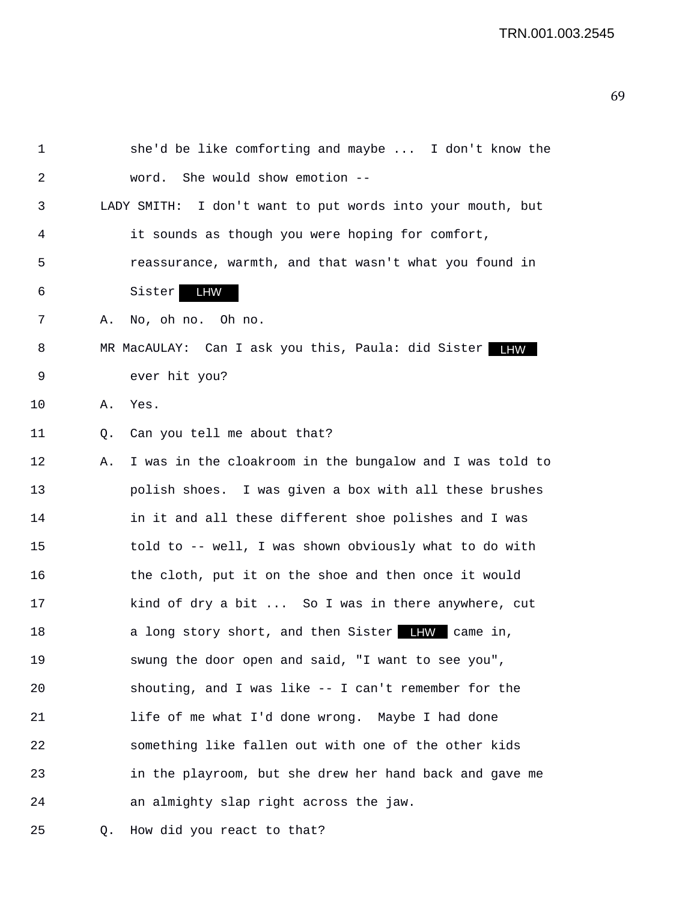she'd be like comforting and maybe ... I don't know the word. She would show emotion --

LADY SMITH: I don't want to put words into your mouth, but it sounds as though you were hoping for comfort, reassurance, warmth, and that wasn't what you found in Sister LHW

A. No, oh no. Oh no.

MR MacAULAY: Can I ask you this, Paula: did Sister LHW ever hit you?

A. Yes.

Q. Can you tell me about that?

A. I was in the cloakroom in the bungalow and I was told to polish shoes. I was given a box with all these brushes in it and all these different shoe polishes and I was told to -- well, I was shown obviously what to do with the cloth, put it on the shoe and then once it would kind of dry a bit ... So I was in there anywhere, cut a long story short, and then Sister LHW came in, swung the door open and said, "I want to see you", shouting, and I was like -- I can't remember for the life of me what I'd done wrong. Maybe I had done something like fallen out with one of the other kids in the playroom, but she drew her hand back and gave me an almighty slap right across the jaw.

Q. How did you react to that?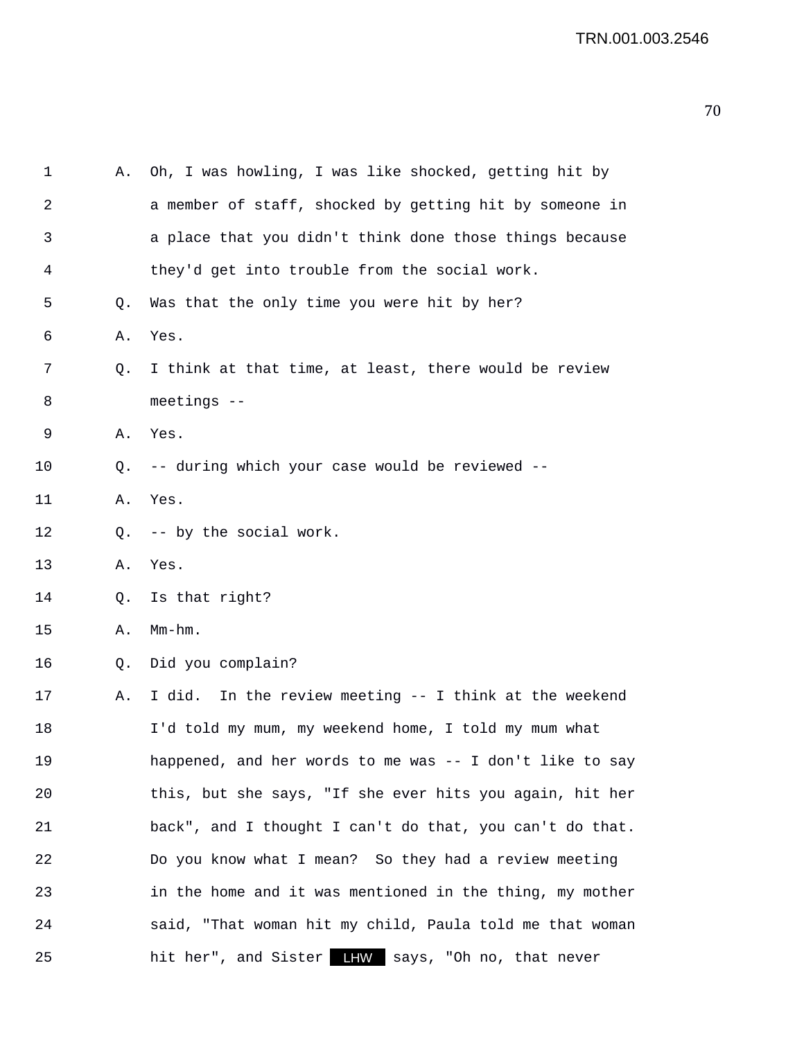A. Oh, I was howling, I was like shocked, getting hit by a member of staff, shocked by getting hit by someone in a place that you didn't think done those things because they'd get into trouble from the social work.

Q. Was that the only time you were hit by her?

A. Yes.

Q. I think at that time, at least, there would be review meetings --

A. Yes.

Q. -- during which your case would be reviewed --

A. Yes.

Q. -- by the social work.

A. Yes.

Q. Is that right?

A. Mm-hm.

Q. Did you complain?

A. I did. In the review meeting -- I think at the weekend I'd told my mum, my weekend home, I told my mum what happened, and her words to me was -- I don't like to say this, but she says, "If she ever hits you again, hit her back", and I thought I can't do that, you can't do that. Do you know what I mean? So they had a review meeting in the home and it was mentioned in the thing, my mother said, "That woman hit my child, Paula told me that woman hit her", and Sister LHW says, "Oh no, that never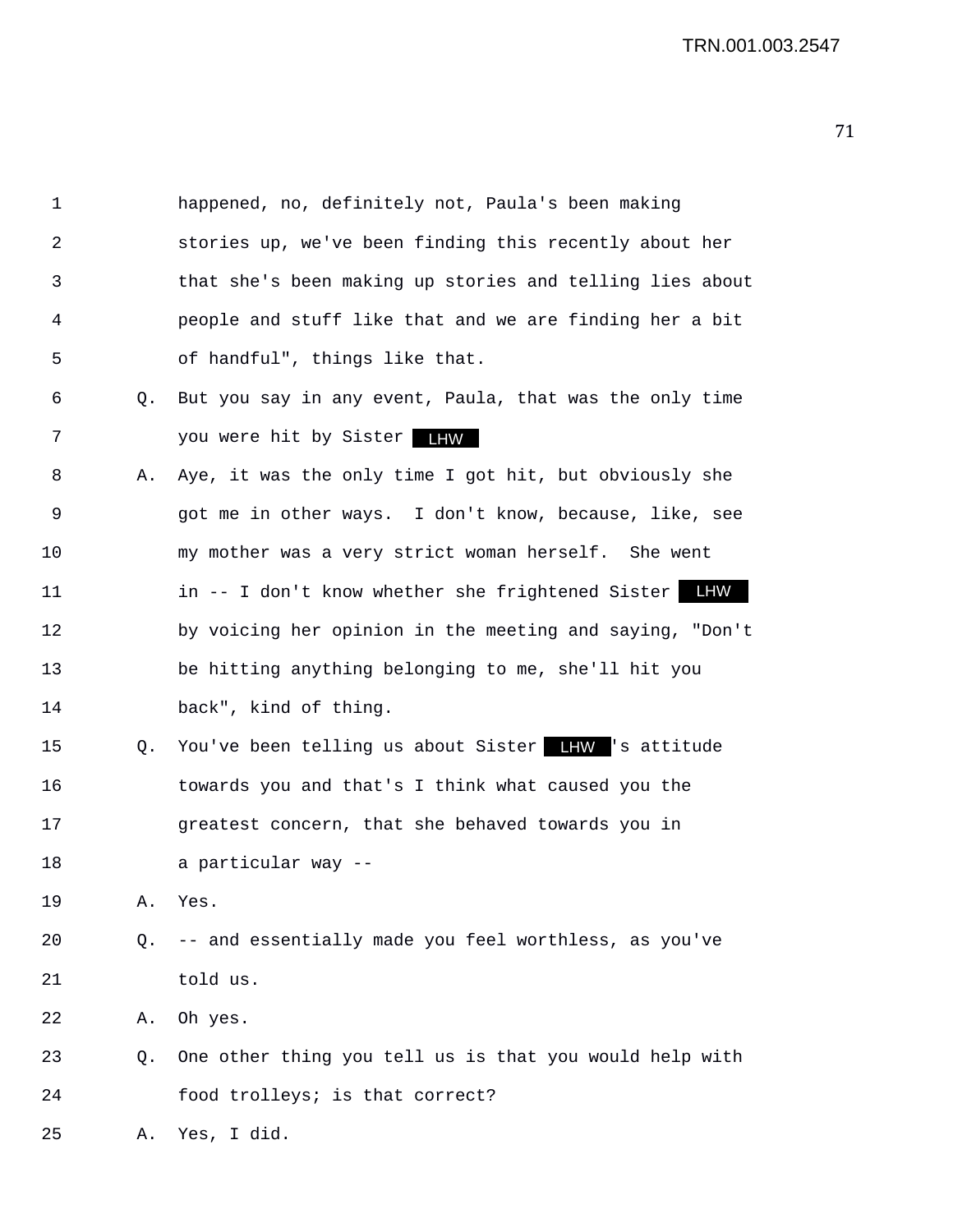1 happened, no, definitely not, Paula's been making
2 stories up, we've been finding this recently about her
3 that she's been making up stories and telling lies about
4 people and stuff like that and we are finding her a bit
5 of handful", things like that.

6 Q. But you say in any event, Paula, that was the only time
7 you were hit by Sister LHW

8 A. Aye, it was the only time I got hit, but obviously she
9 got me in other ways. I don't know, because, like, see
10 my mother was a very strict woman herself. She went
11 in -- I don't know whether she frightened Sister LHW
12 by voicing her opinion in the meeting and saying, "Don't
13 be hitting anything belonging to me, she'll hit you
14 back", kind of thing.

15 Q. You've been telling us about Sister LHW's attitude
16 towards you and that's I think what caused you the
17 greatest concern, that she behaved towards you in
18 a particular way --

19 A. Yes.

20 Q. -- and essentially made you feel worthless, as you've
21 told us.

22 A. Oh yes.

23 Q. One other thing you tell us is that you would help with
24 food trolleys; is that correct?

25 A. Yes, I did.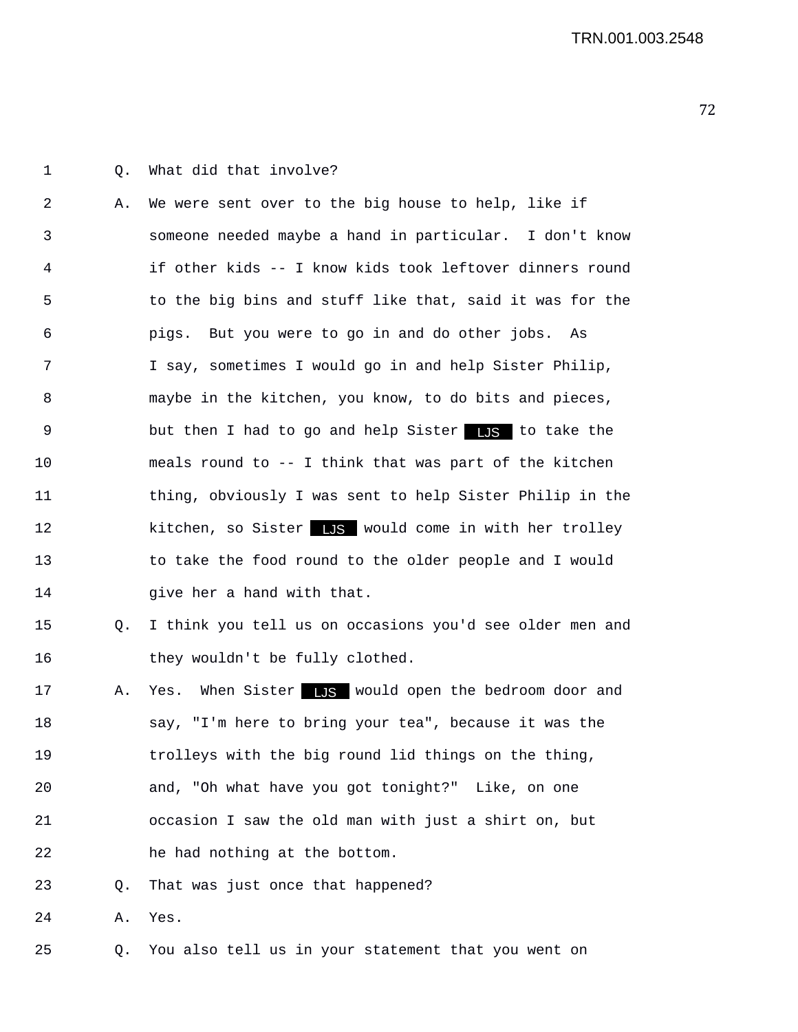1 Q. What did that involve?

2 A. We were sent over to the big house to help, like if

3 someone needed maybe a hand in particular. I don't know

4 if other kids -- I know kids took leftover dinners round

5 to the big bins and stuff like that, said it was for the

6 pigs. But you were to go in and do other jobs. As

7 I say, sometimes I would go in and help Sister Philip,

8 maybe in the kitchen, you know, to do bits and pieces,

9 but then I had to go and help Sister LJS to take the

10 meals round to -- I think that was part of the kitchen

11 thing, obviously I was sent to help Sister Philip in the

12 kitchen, so Sister LJS would come in with her trolley

13 to take the food round to the older people and I would

14 give her a hand with that.

15 Q. I think you tell us on occasions you'd see older men and

16 they wouldn't be fully clothed.

17 A. Yes. When Sister LJS would open the bedroom door and

18 say, "I'm here to bring your tea", because it was the

19 trolleys with the big round lid things on the thing,

20 and, "Oh what have you got tonight?" Like, on one

21 occasion I saw the old man with just a shirt on, but

22 he had nothing at the bottom.

23 Q. That was just once that happened?

24 A. Yes.

25 Q. You also tell us in your statement that you went on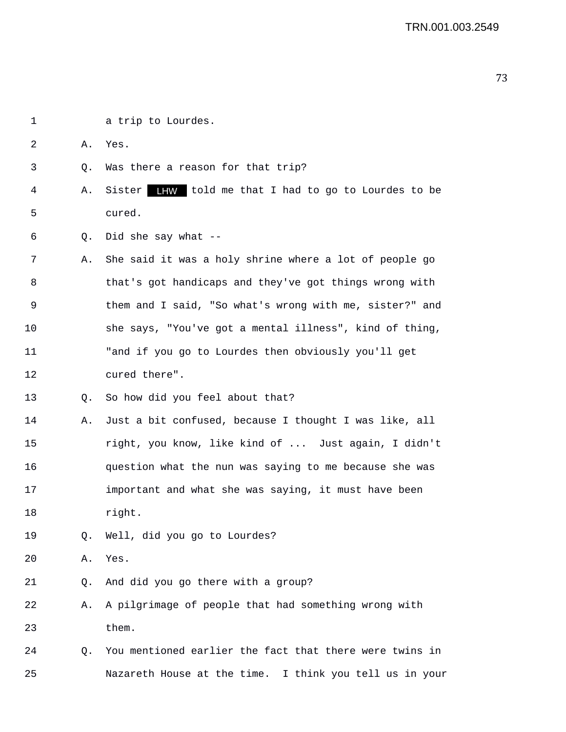1 a trip to Lourdes.

2 A. Yes.

3 Q. Was there a reason for that trip?

4 A. Sister LHW told me that I had to go to Lourdes to be

5 cured.

6 Q. Did she say what --

7 A. She said it was a holy shrine where a lot of people go

8 that's got handicaps and they've got things wrong with

9 them and I said, "So what's wrong with me, sister?" and

10 she says, "You've got a mental illness", kind of thing,

11 "and if you go to Lourdes then obviously you'll get

12 cured there".

13 Q. So how did you feel about that?

14 A. Just a bit confused, because I thought I was like, all

15 right, you know, like kind of ... Just again, I didn't

16 question what the nun was saying to me because she was

17 important and what she was saying, it must have been

18 right.

19 Q. Well, did you go to Lourdes?

20 A. Yes.

21 Q. And did you go there with a group?

22 A. A pilgrimage of people that had something wrong with

23 them.

24 Q. You mentioned earlier the fact that there were twins in

25 Nazareth House at the time. I think you tell us in your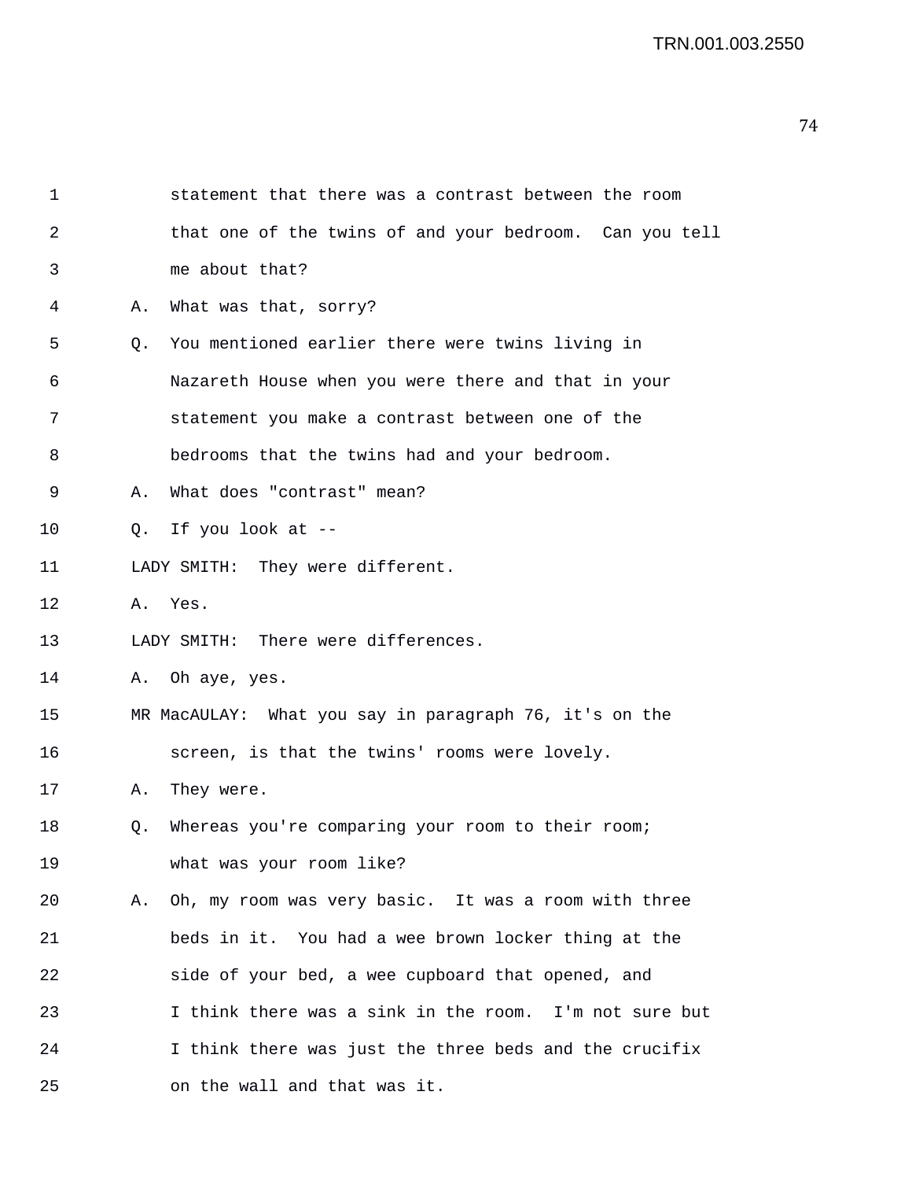statement that there was a contrast between the room that one of the twins of and your bedroom. Can you tell me about that?

A. What was that, sorry?

Q. You mentioned earlier there were twins living in Nazareth House when you were there and that in your statement you make a contrast between one of the bedrooms that the twins had and your bedroom.

A. What does "contrast" mean?

Q. If you look at --

LADY SMITH: They were different.

A. Yes.

LADY SMITH: There were differences.

A. Oh aye, yes.

MR MacAULAY: What you say in paragraph 76, it's on the screen, is that the twins' rooms were lovely.

A. They were.

Q. Whereas you're comparing your room to their room; what was your room like?

A. Oh, my room was very basic. It was a room with three beds in it. You had a wee brown locker thing at the side of your bed, a wee cupboard that opened, and I think there was a sink in the room. I'm not sure but I think there was just the three beds and the crucifix on the wall and that was it.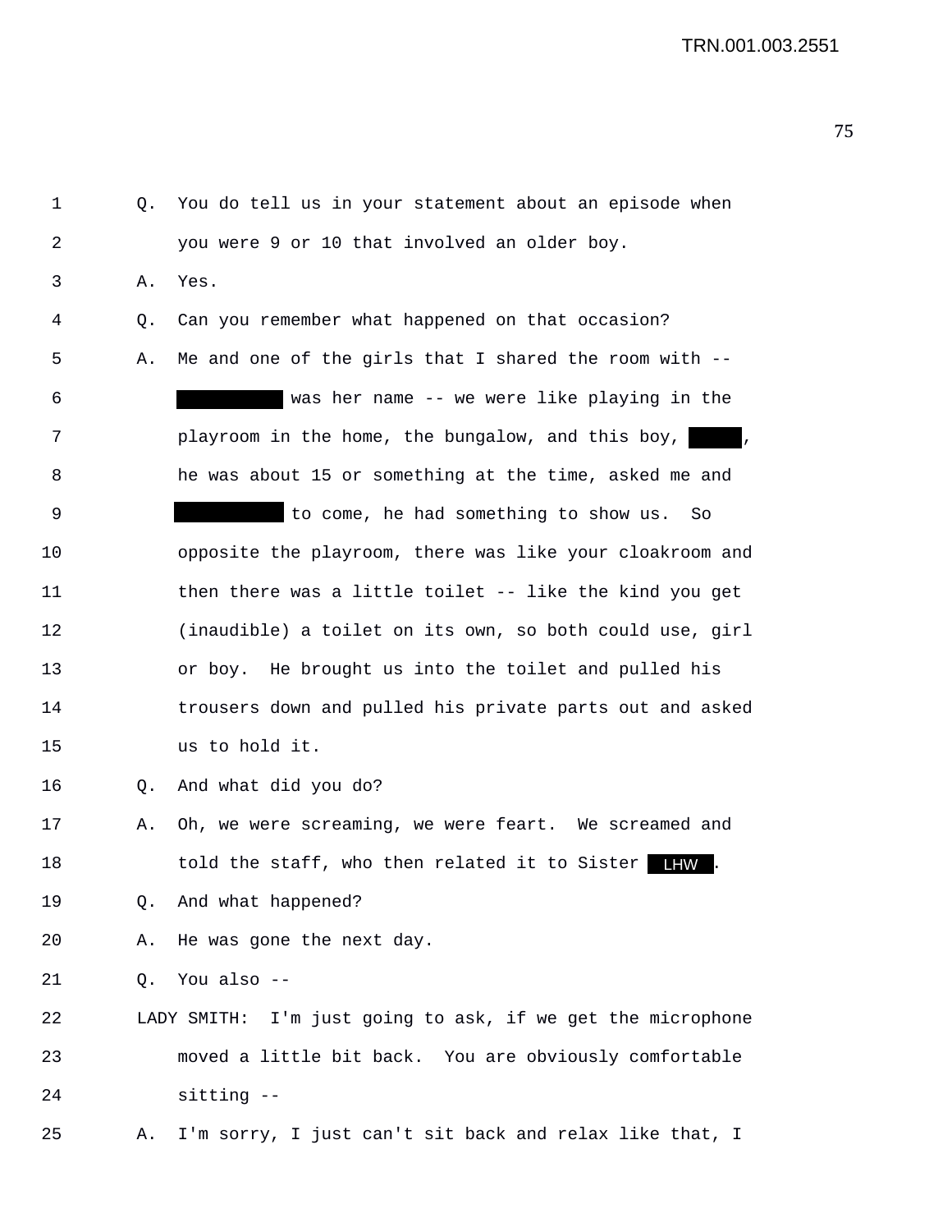1 Q. You do tell us in your statement about an episode when
2 you were 9 or 10 that involved an older boy.
3 A. Yes.
4 Q. Can you remember what happened on that occasion?
5 A. Me and one of the girls that I shared the room with --
6 [redacted] was her name -- we were like playing in the
7 playroom in the home, the bungalow, and this boy, [redacted],
8 he was about 15 or something at the time, asked me and
9 [redacted] to come, he had something to show us. So
10 opposite the playroom, there was like your cloakroom and
11 then there was a little toilet -- like the kind you get
12 (inaudible) a toilet on its own, so both could use, girl
13 or boy. He brought us into the toilet and pulled his
14 trousers down and pulled his private parts out and asked
15 us to hold it.
16 Q. And what did you do?
17 A. Oh, we were screaming, we were feart. We screamed and
18 told the staff, who then related it to Sister LHW.
19 Q. And what happened?
20 A. He was gone the next day.
21 Q. You also --
22 LADY SMITH: I'm just going to ask, if we get the microphone
23 moved a little bit back. You are obviously comfortable
24 sitting --
25 A. I'm sorry, I just can't sit back and relax like that, I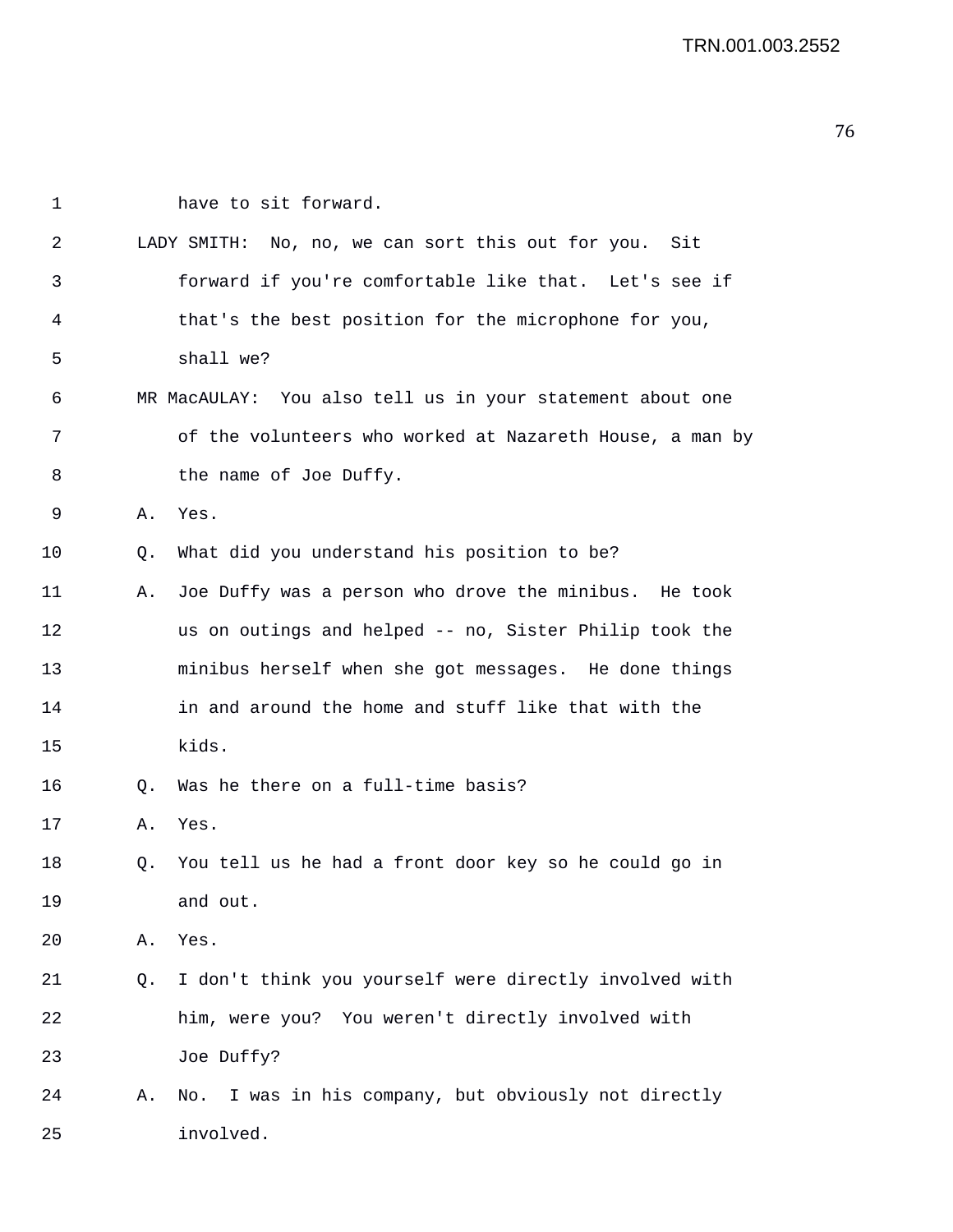1 have to sit forward.

2 LADY SMITH: No, no, we can sort this out for you. Sit
3 forward if you're comfortable like that. Let's see if
4 that's the best position for the microphone for you,
5 shall we?

6 MR MacAULAY: You also tell us in your statement about one
7 of the volunteers who worked at Nazareth House, a man by
8 the name of Joe Duffy.

9 A. Yes.

10 Q. What did you understand his position to be?

11 A. Joe Duffy was a person who drove the minibus. He took
12 us on outings and helped -- no, Sister Philip took the
13 minibus herself when she got messages. He done things
14 in and around the home and stuff like that with the
15 kids.

16 Q. Was he there on a full-time basis?

17 A. Yes.

18 Q. You tell us he had a front door key so he could go in
19 and out.

20 A. Yes.

21 Q. I don't think you yourself were directly involved with
22 him, were you? You weren't directly involved with
23 Joe Duffy?

24 A. No. I was in his company, but obviously not directly
25 involved.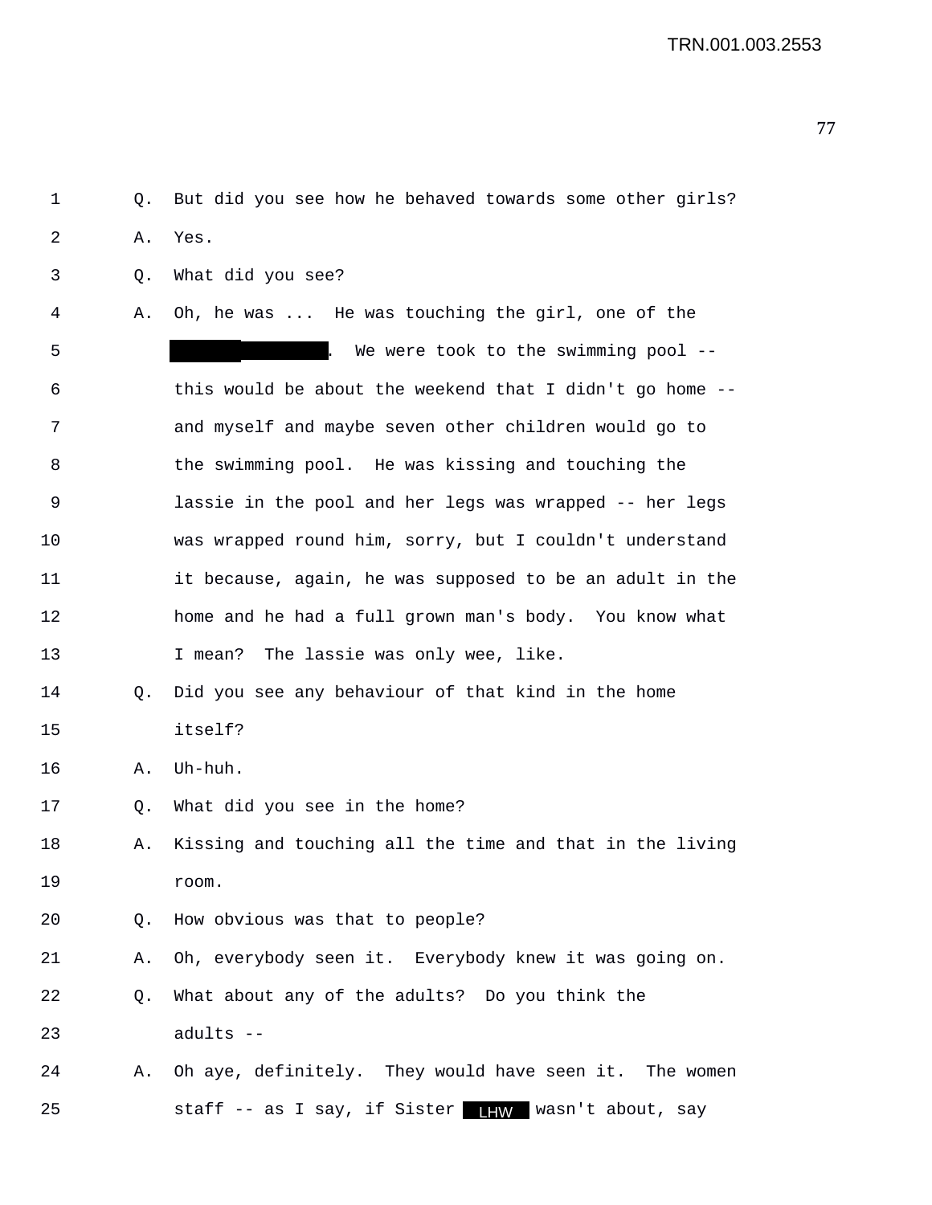TRN.001.003.2553

1 Q. But did you see how he behaved towards some other girls?

2 A. Yes.

3 Q. What did you see?

4 A. Oh, he was ... He was touching the girl, one of the

5 [redacted]. We were took to the swimming pool --

6 this would be about the weekend that I didn't go home --

7 and myself and maybe seven other children would go to

8 the swimming pool. He was kissing and touching the

9 lassie in the pool and her legs was wrapped -- her legs

10 was wrapped round him, sorry, but I couldn't understand

11 it because, again, he was supposed to be an adult in the

12 home and he had a full grown man's body. You know what

13 I mean? The lassie was only wee, like.

14 Q. Did you see any behaviour of that kind in the home

15 itself?

16 A. Uh-huh.

17 Q. What did you see in the home?

18 A. Kissing and touching all the time and that in the living

19 room.

20 Q. How obvious was that to people?

21 A. Oh, everybody seen it. Everybody knew it was going on.

22 Q. What about any of the adults? Do you think the

23 adults --

24 A. Oh aye, definitely. They would have seen it. The women

25 staff -- as I say, if Sister LHW wasn't about, say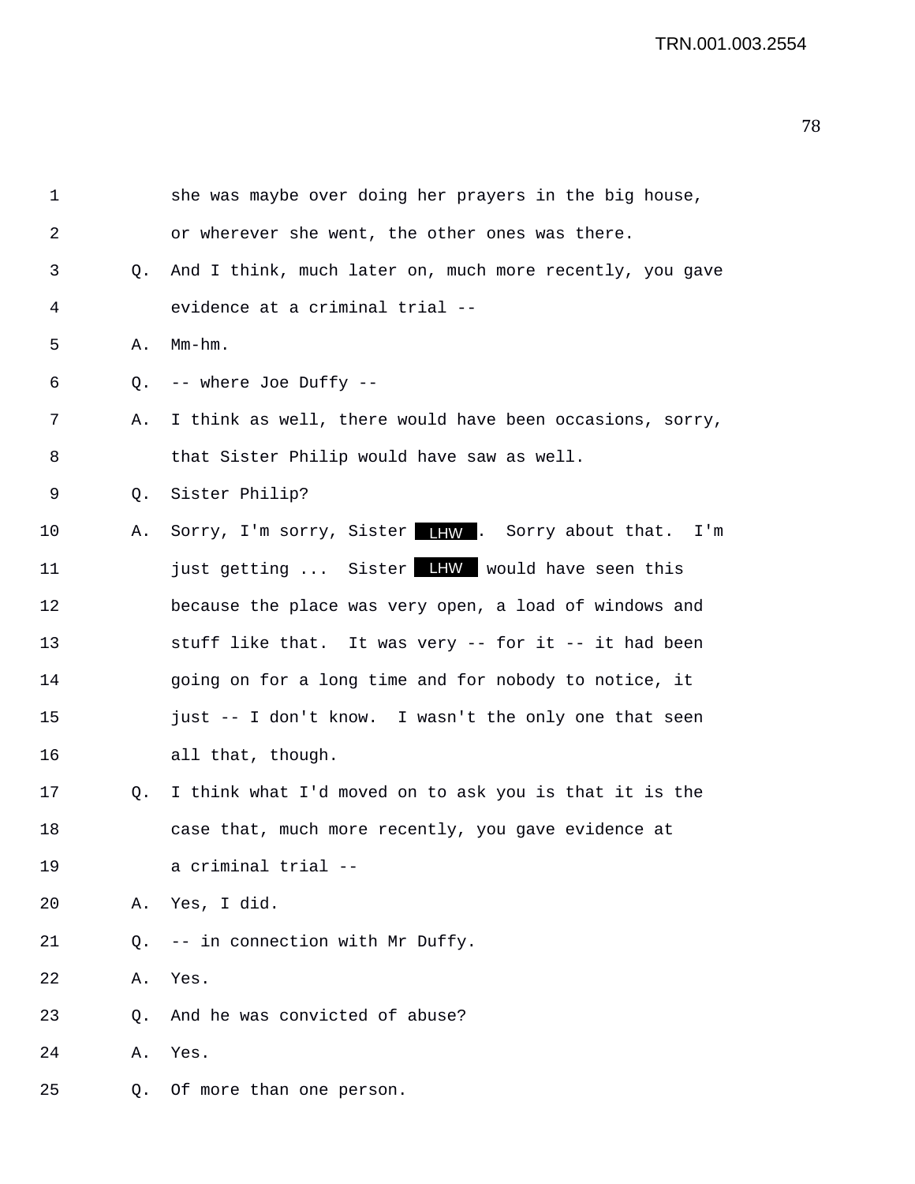1 she was maybe over doing her prayers in the big house,
2 or wherever she went, the other ones was there.
3 Q. And I think, much later on, much more recently, you gave
4 evidence at a criminal trial --
5 A. Mm-hm.
6 Q. -- where Joe Duffy --
7 A. I think as well, there would have been occasions, sorry,
8 that Sister Philip would have saw as well.
9 Q. Sister Philip?
10 A. Sorry, I'm sorry, Sister LHW. Sorry about that. I'm
11 just getting ... Sister LHW would have seen this
12 because the place was very open, a load of windows and
13 stuff like that. It was very -- for it -- it had been
14 going on for a long time and for nobody to notice, it
15 just -- I don't know. I wasn't the only one that seen
16 all that, though.
17 Q. I think what I'd moved on to ask you is that it is the
18 case that, much more recently, you gave evidence at
19 a criminal trial --
20 A. Yes, I did.
21 Q. -- in connection with Mr Duffy.
22 A. Yes.
23 Q. And he was convicted of abuse?
24 A. Yes.
25 Q. Of more than one person.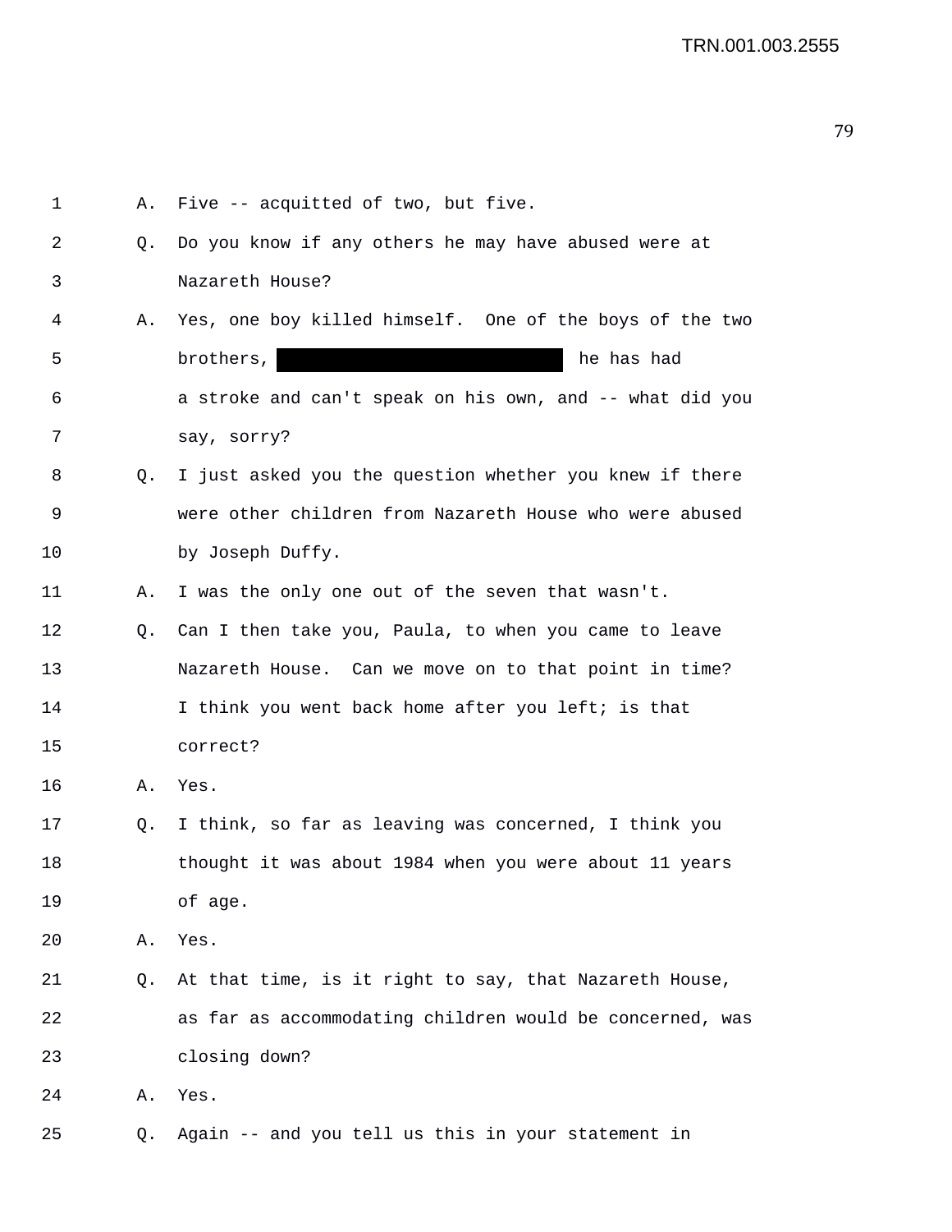1 A. Five -- acquitted of two, but five.

2 Q. Do you know if any others he may have abused were at

3 Nazareth House?

4 A. Yes, one boy killed himself. One of the boys of the two

5 brothers, ████████████████████ he has had

6 a stroke and can't speak on his own, and -- what did you

7 say, sorry?

8 Q. I just asked you the question whether you knew if there

9 were other children from Nazareth House who were abused

10 by Joseph Duffy.

11 A. I was the only one out of the seven that wasn't.

12 Q. Can I then take you, Paula, to when you came to leave

13 Nazareth House. Can we move on to that point in time?

14 I think you went back home after you left; is that

15 correct?

16 A. Yes.

17 Q. I think, so far as leaving was concerned, I think you

18 thought it was about 1984 when you were about 11 years

19 of age.

20 A. Yes.

21 Q. At that time, is it right to say, that Nazareth House,

22 as far as accommodating children would be concerned, was

23 closing down?

24 A. Yes.

25 Q. Again -- and you tell us this in your statement in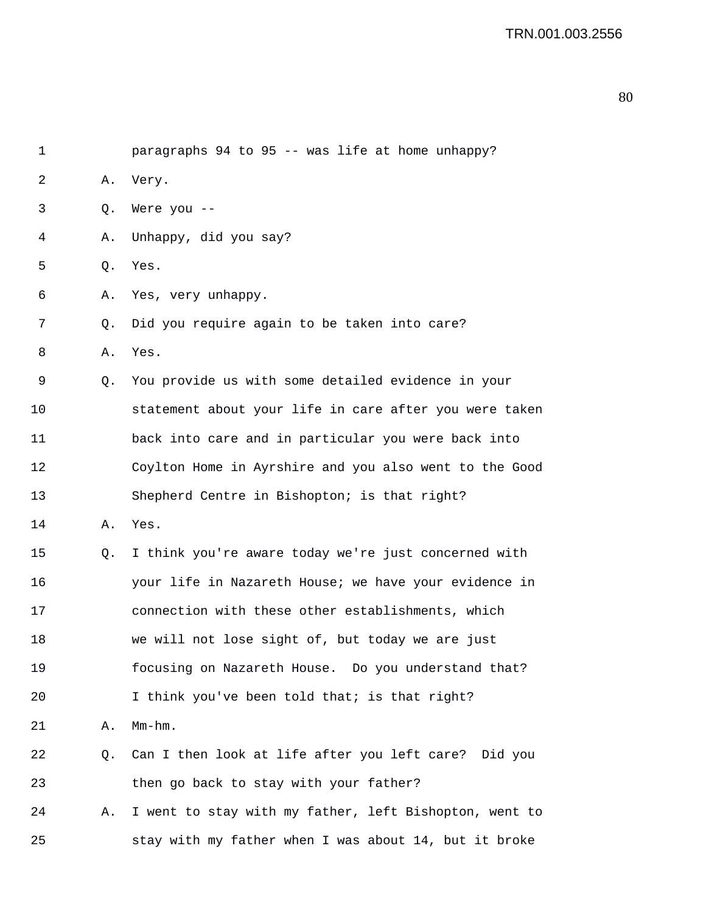paragraphs 94 to 95 -- was life at home unhappy?

A. Very.

Q. Were you --

A. Unhappy, did you say?

Q. Yes.

A. Yes, very unhappy.

Q. Did you require again to be taken into care?

A. Yes.

Q. You provide us with some detailed evidence in your statement about your life in care after you were taken back into care and in particular you were back into Coylton Home in Ayrshire and you also went to the Good Shepherd Centre in Bishopton; is that right?

A. Yes.

Q. I think you're aware today we're just concerned with your life in Nazareth House; we have your evidence in connection with these other establishments, which we will not lose sight of, but today we are just focusing on Nazareth House. Do you understand that? I think you've been told that; is that right?

A. Mm-hm.

Q. Can I then look at life after you left care? Did you then go back to stay with your father?

A. I went to stay with my father, left Bishopton, went to stay with my father when I was about 14, but it broke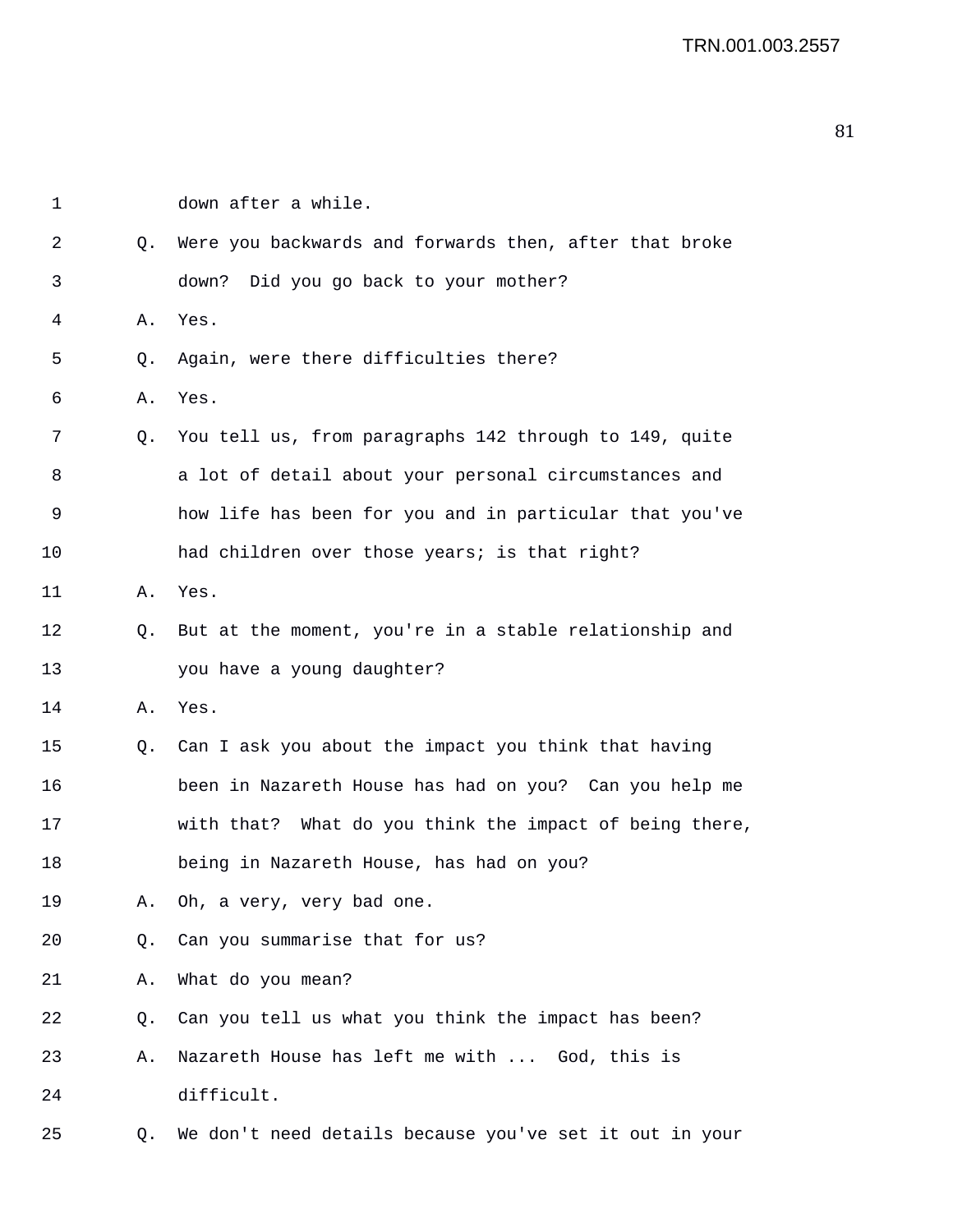down after a while.

Q. Were you backwards and forwards then, after that broke down? Did you go back to your mother?

A. Yes.

Q. Again, were there difficulties there?

A. Yes.

Q. You tell us, from paragraphs 142 through to 149, quite a lot of detail about your personal circumstances and how life has been for you and in particular that you've had children over those years; is that right?

A. Yes.

Q. But at the moment, you're in a stable relationship and you have a young daughter?

A. Yes.

Q. Can I ask you about the impact you think that having been in Nazareth House has had on you? Can you help me with that? What do you think the impact of being there, being in Nazareth House, has had on you?

A. Oh, a very, very bad one.

Q. Can you summarise that for us?

A. What do you mean?

Q. Can you tell us what you think the impact has been?

A. Nazareth House has left me with ... God, this is difficult.

Q. We don't need details because you've set it out in your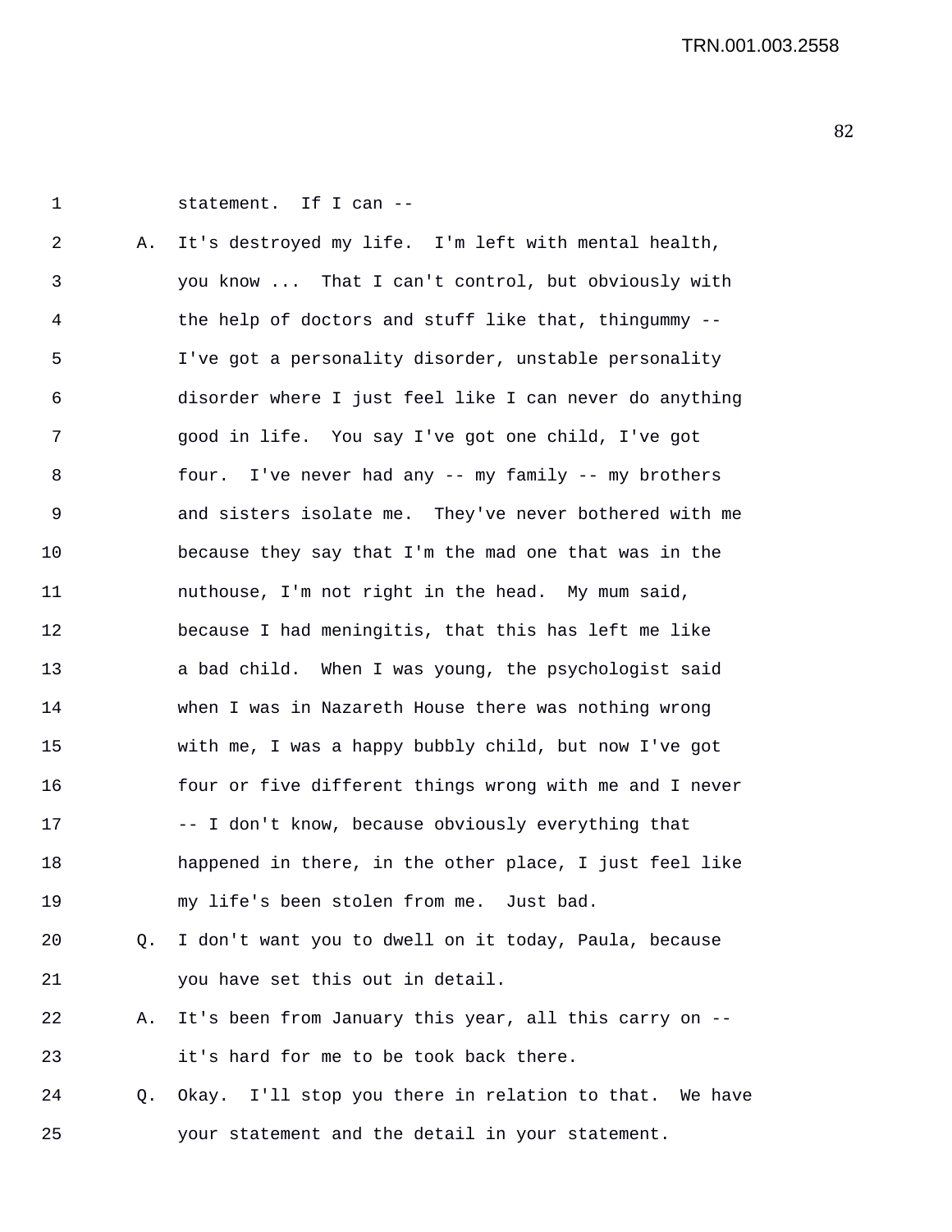statement. If I can --

A. It's destroyed my life. I'm left with mental health, you know ... That I can't control, but obviously with the help of doctors and stuff like that, thingummy -- I've got a personality disorder, unstable personality disorder where I just feel like I can never do anything good in life. You say I've got one child, I've got four. I've never had any -- my family -- my brothers and sisters isolate me. They've never bothered with me because they say that I'm the mad one that was in the nuthouse, I'm not right in the head. My mum said, because I had meningitis, that this has left me like a bad child. When I was young, the psychologist said when I was in Nazareth House there was nothing wrong with me, I was a happy bubbly child, but now I've got four or five different things wrong with me and I never -- I don't know, because obviously everything that happened in there, in the other place, I just feel like my life's been stolen from me. Just bad.

Q. I don't want you to dwell on it today, Paula, because you have set this out in detail.

A. It's been from January this year, all this carry on -- it's hard for me to be took back there.

Q. Okay. I'll stop you there in relation to that. We have your statement and the detail in your statement.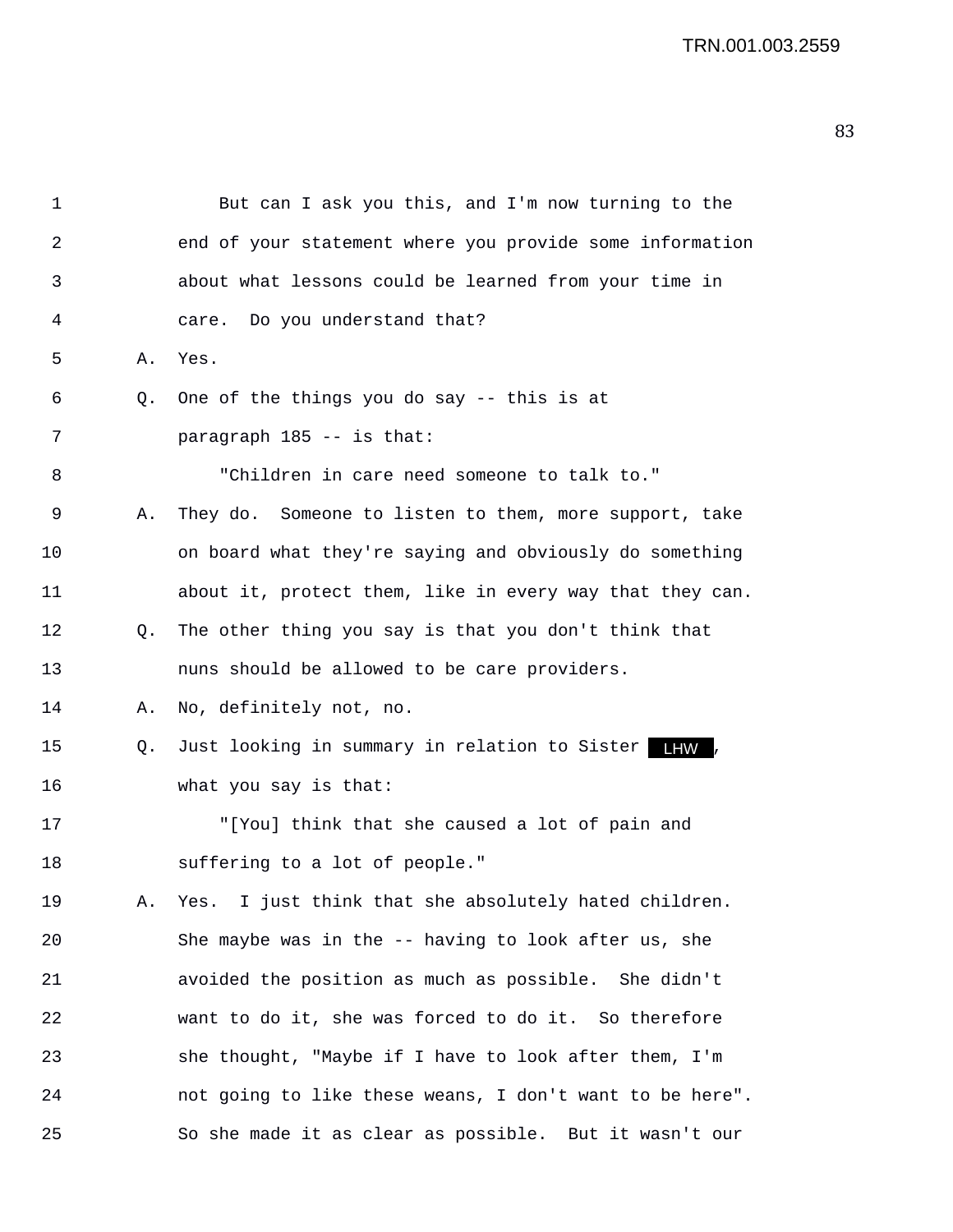1 But can I ask you this, and I'm now turning to the
2 end of your statement where you provide some information
3 about what lessons could be learned from your time in
4 care. Do you understand that?
5 A. Yes.
6 Q. One of the things you do say -- this is at
7 paragraph 185 -- is that:
8 "Children in care need someone to talk to."
9 A. They do. Someone to listen to them, more support, take
10 on board what they're saying and obviously do something
11 about it, protect them, like in every way that they can.
12 Q. The other thing you say is that you don't think that
13 nuns should be allowed to be care providers.
14 A. No, definitely not, no.
15 Q. Just looking in summary in relation to Sister LHW,
16 what you say is that:
17 "[You] think that she caused a lot of pain and
18 suffering to a lot of people."
19 A. Yes. I just think that she absolutely hated children.
20 She maybe was in the -- having to look after us, she
21 avoided the position as much as possible. She didn't
22 want to do it, she was forced to do it. So therefore
23 she thought, "Maybe if I have to look after them, I'm
24 not going to like these weans, I don't want to be here".
25 So she made it as clear as possible. But it wasn't our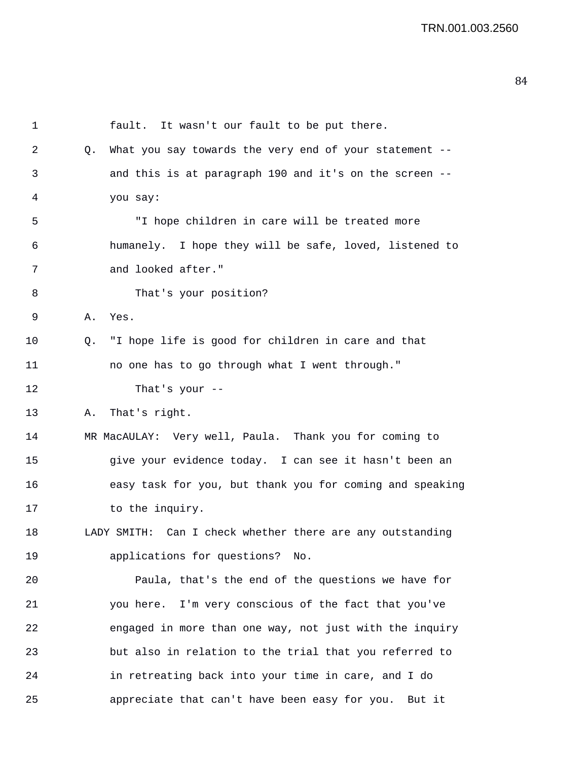fault. It wasn't our fault to be put there.

Q. What you say towards the very end of your statement -- and this is at paragraph 190 and it's on the screen -- you say:

"I hope children in care will be treated more humanely. I hope they will be safe, loved, listened to and looked after."

That's your position?

A. Yes.

Q. "I hope life is good for children in care and that no one has to go through what I went through."

That's your --

A. That's right.

MR MacAULAY: Very well, Paula. Thank you for coming to give your evidence today. I can see it hasn't been an easy task for you, but thank you for coming and speaking to the inquiry.

LADY SMITH: Can I check whether there are any outstanding applications for questions? No.

Paula, that's the end of the questions we have for you here. I'm very conscious of the fact that you've engaged in more than one way, not just with the inquiry but also in relation to the trial that you referred to in retreating back into your time in care, and I do appreciate that can't have been easy for you. But it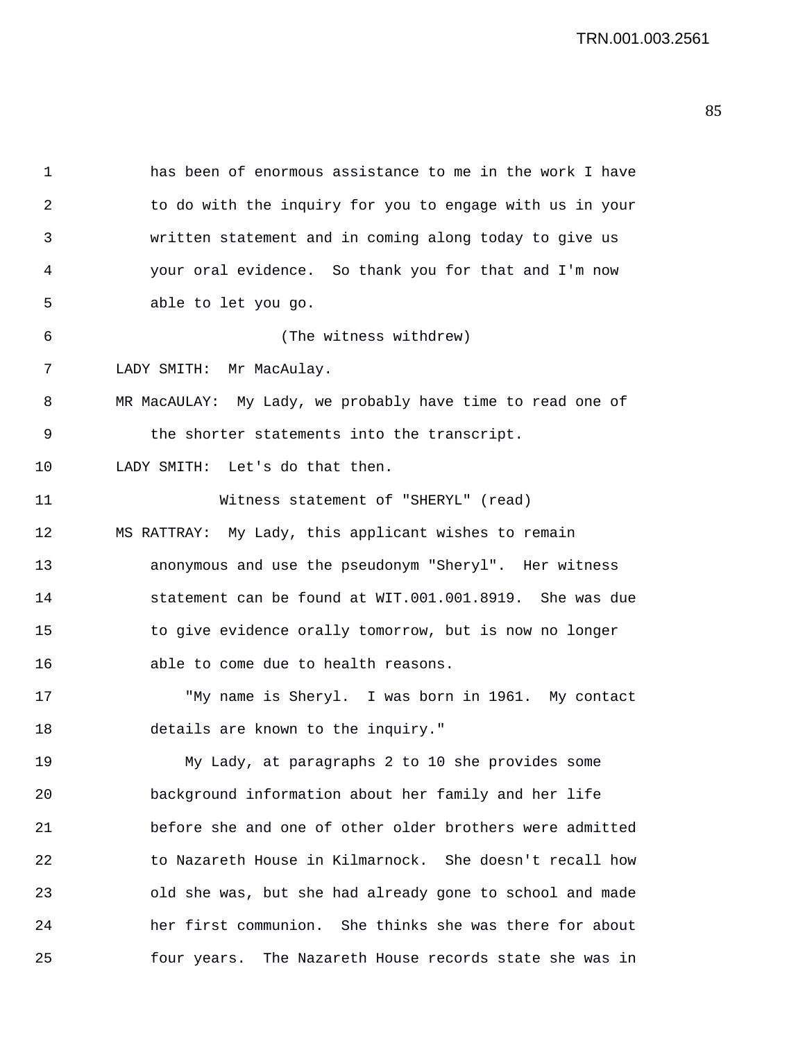has been of enormous assistance to me in the work I have to do with the inquiry for you to engage with us in your written statement and in coming along today to give us your oral evidence. So thank you for that and I'm now able to let you go.

(The witness withdrew)

LADY SMITH: Mr MacAulay.

MR MacAULAY: My Lady, we probably have time to read one of the shorter statements into the transcript.

LADY SMITH: Let's do that then.

Witness statement of "SHERYL" (read)

MS RATTRAY: My Lady, this applicant wishes to remain anonymous and use the pseudonym "Sheryl". Her witness statement can be found at WIT.001.001.8919. She was due to give evidence orally tomorrow, but is now no longer able to come due to health reasons.

"My name is Sheryl. I was born in 1961. My contact details are known to the inquiry."

My Lady, at paragraphs 2 to 10 she provides some background information about her family and her life before she and one of other older brothers were admitted to Nazareth House in Kilmarnock. She doesn't recall how old she was, but she had already gone to school and made her first communion. She thinks she was there for about four years. The Nazareth House records state she was in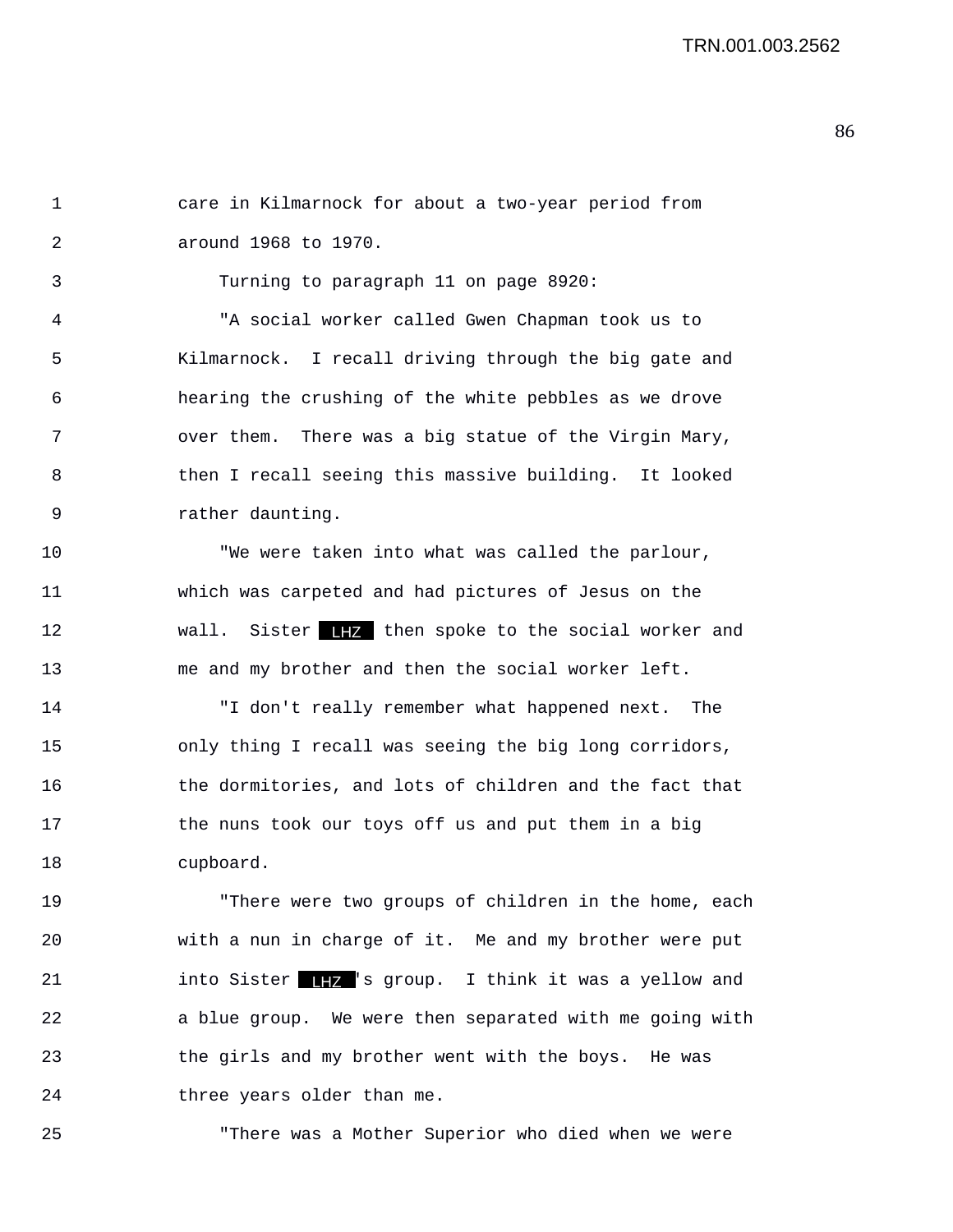care in Kilmarnock for about a two-year period from around 1968 to 1970.

Turning to paragraph 11 on page 8920:

"A social worker called Gwen Chapman took us to Kilmarnock. I recall driving through the big gate and hearing the crushing of the white pebbles as we drove over them. There was a big statue of the Virgin Mary, then I recall seeing this massive building. It looked rather daunting.

"We were taken into what was called the parlour, which was carpeted and had pictures of Jesus on the wall. Sister LHZ then spoke to the social worker and me and my brother and then the social worker left.

"I don't really remember what happened next. The only thing I recall was seeing the big long corridors, the dormitories, and lots of children and the fact that the nuns took our toys off us and put them in a big cupboard.

"There were two groups of children in the home, each with a nun in charge of it. Me and my brother were put into Sister LHZ's group. I think it was a yellow and a blue group. We were then separated with me going with the girls and my brother went with the boys. He was three years older than me.

"There was a Mother Superior who died when we were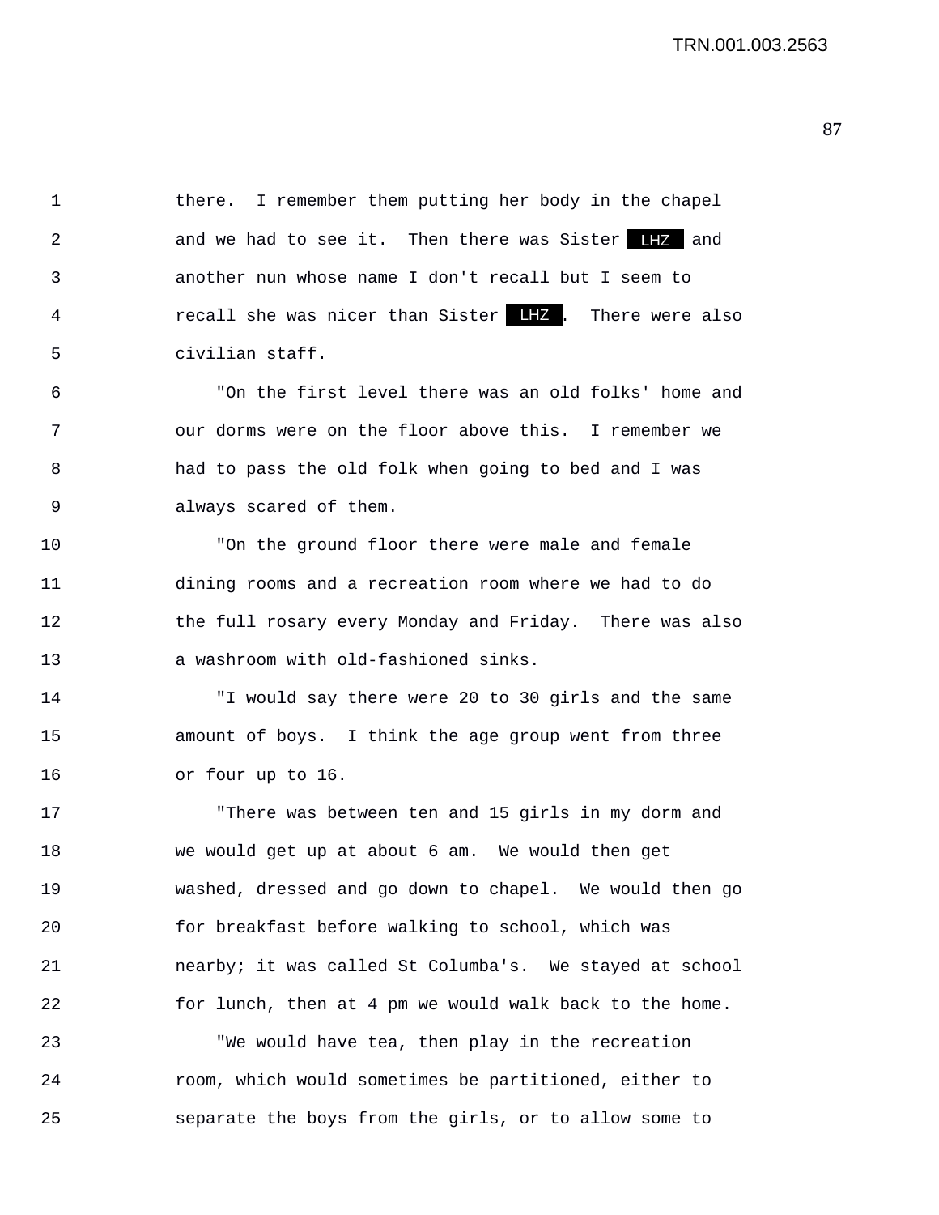there. I remember them putting her body in the chapel and we had to see it. Then there was Sister LHZ and another nun whose name I don't recall but I seem to recall she was nicer than Sister LHZ. There were also civilian staff.

"On the first level there was an old folks' home and our dorms were on the floor above this. I remember we had to pass the old folk when going to bed and I was always scared of them.

"On the ground floor there were male and female dining rooms and a recreation room where we had to do the full rosary every Monday and Friday. There was also a washroom with old-fashioned sinks.

"I would say there were 20 to 30 girls and the same amount of boys. I think the age group went from three or four up to 16.

"There was between ten and 15 girls in my dorm and we would get up at about 6 am. We would then get washed, dressed and go down to chapel. We would then go for breakfast before walking to school, which was nearby; it was called St Columba's. We stayed at school for lunch, then at 4 pm we would walk back to the home.

"We would have tea, then play in the recreation room, which would sometimes be partitioned, either to separate the boys from the girls, or to allow some to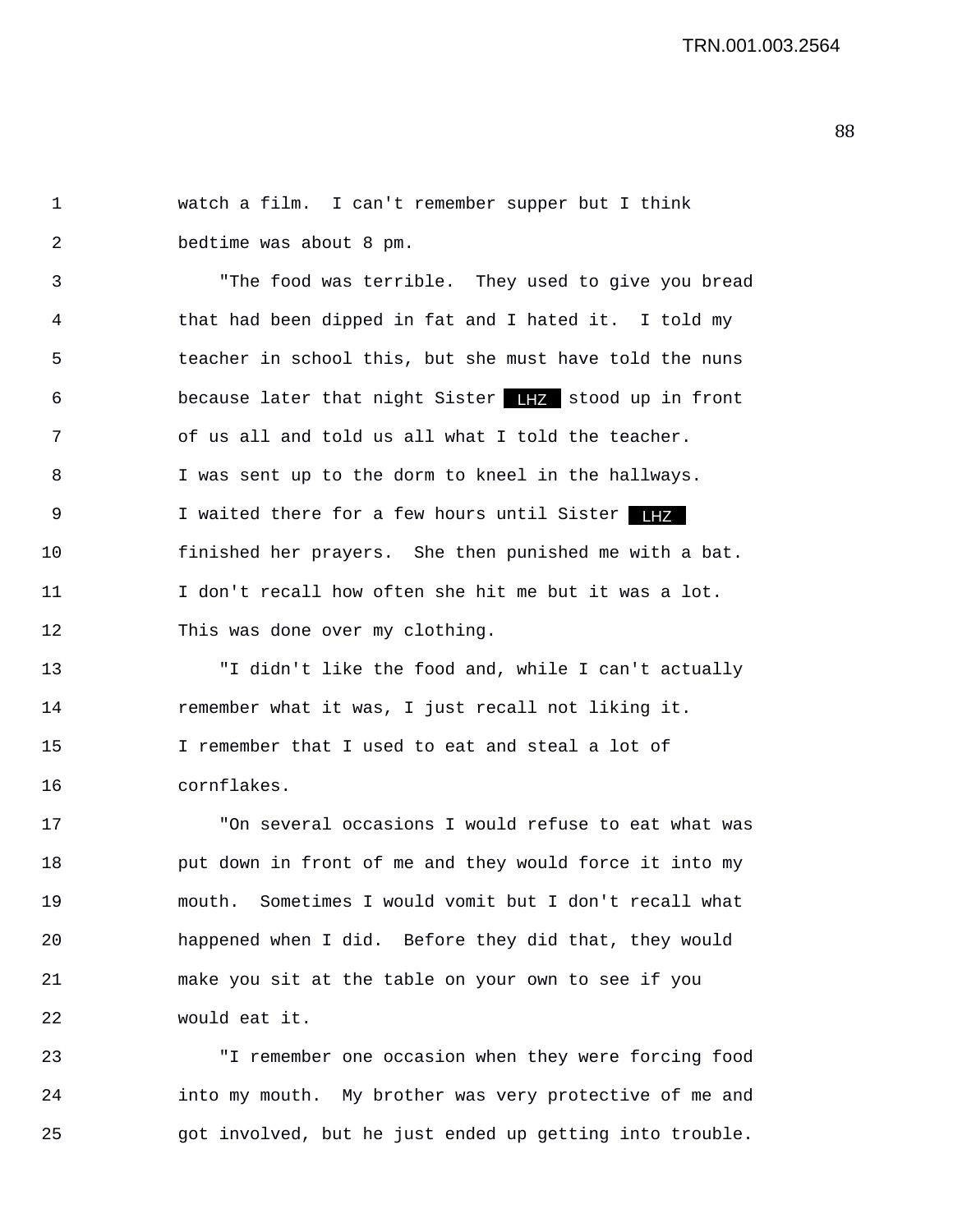watch a film. I can't remember supper but I think bedtime was about 8 pm.

"The food was terrible. They used to give you bread that had been dipped in fat and I hated it. I told my teacher in school this, but she must have told the nuns because later that night Sister LHZ stood up in front of us all and told us all what I told the teacher. I was sent up to the dorm to kneel in the hallways. I waited there for a few hours until Sister LHZ finished her prayers. She then punished me with a bat. I don't recall how often she hit me but it was a lot. This was done over my clothing.

"I didn't like the food and, while I can't actually remember what it was, I just recall not liking it. I remember that I used to eat and steal a lot of cornflakes.

"On several occasions I would refuse to eat what was put down in front of me and they would force it into my mouth. Sometimes I would vomit but I don't recall what happened when I did. Before they did that, they would make you sit at the table on your own to see if you would eat it.

"I remember one occasion when they were forcing food into my mouth. My brother was very protective of me and got involved, but he just ended up getting into trouble.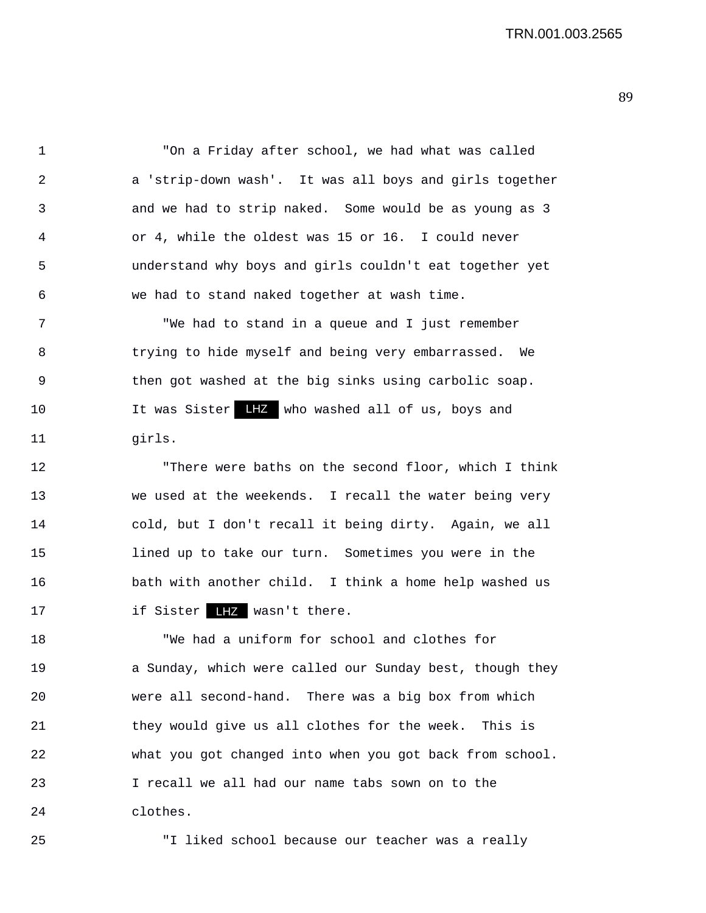"On a Friday after school, we had what was called a 'strip-down wash'. It was all boys and girls together and we had to strip naked. Some would be as young as 3 or 4, while the oldest was 15 or 16. I could never understand why boys and girls couldn't eat together yet we had to stand naked together at wash time.

"We had to stand in a queue and I just remember trying to hide myself and being very embarrassed. We then got washed at the big sinks using carbolic soap. It was Sister LHZ who washed all of us, boys and girls.

"There were baths on the second floor, which I think we used at the weekends. I recall the water being very cold, but I don't recall it being dirty. Again, we all lined up to take our turn. Sometimes you were in the bath with another child. I think a home help washed us if Sister LHZ wasn't there.

"We had a uniform for school and clothes for a Sunday, which were called our Sunday best, though they were all second-hand. There was a big box from which they would give us all clothes for the week. This is what you got changed into when you got back from school. I recall we all had our name tabs sown on to the clothes.

"I liked school because our teacher was a really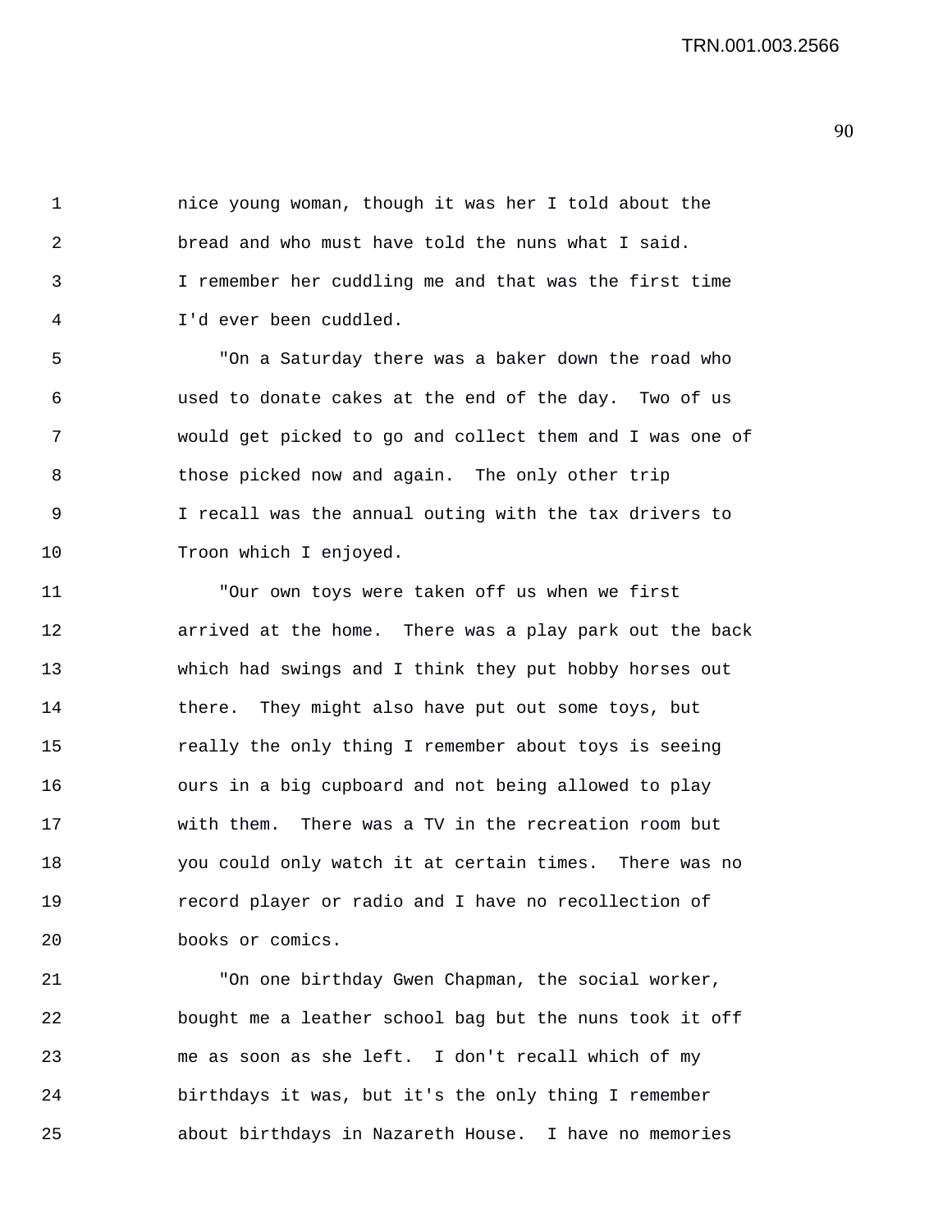nice young woman, though it was her I told about the bread and who must have told the nuns what I said. I remember her cuddling me and that was the first time I'd ever been cuddled.

"On a Saturday there was a baker down the road who used to donate cakes at the end of the day. Two of us would get picked to go and collect them and I was one of those picked now and again. The only other trip I recall was the annual outing with the tax drivers to Troon which I enjoyed.

"Our own toys were taken off us when we first arrived at the home. There was a play park out the back which had swings and I think they put hobby horses out there. They might also have put out some toys, but really the only thing I remember about toys is seeing ours in a big cupboard and not being allowed to play with them. There was a TV in the recreation room but you could only watch it at certain times. There was no record player or radio and I have no recollection of books or comics.

"On one birthday Gwen Chapman, the social worker, bought me a leather school bag but the nuns took it off me as soon as she left. I don't recall which of my birthdays it was, but it's the only thing I remember about birthdays in Nazareth House. I have no memories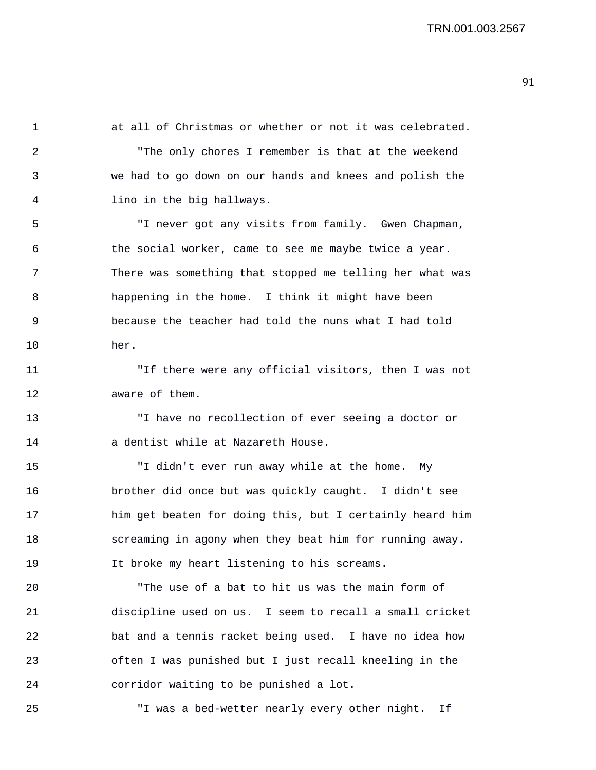at all of Christmas or whether or not it was celebrated.

"The only chores I remember is that at the weekend we had to go down on our hands and knees and polish the lino in the big hallways.

"I never got any visits from family. Gwen Chapman, the social worker, came to see me maybe twice a year. There was something that stopped me telling her what was happening in the home. I think it might have been because the teacher had told the nuns what I had told her.

"If there were any official visitors, then I was not aware of them.

"I have no recollection of ever seeing a doctor or a dentist while at Nazareth House.

"I didn't ever run away while at the home. My brother did once but was quickly caught. I didn't see him get beaten for doing this, but I certainly heard him screaming in agony when they beat him for running away. It broke my heart listening to his screams.

"The use of a bat to hit us was the main form of discipline used on us. I seem to recall a small cricket bat and a tennis racket being used. I have no idea how often I was punished but I just recall kneeling in the corridor waiting to be punished a lot.

"I was a bed-wetter nearly every other night. If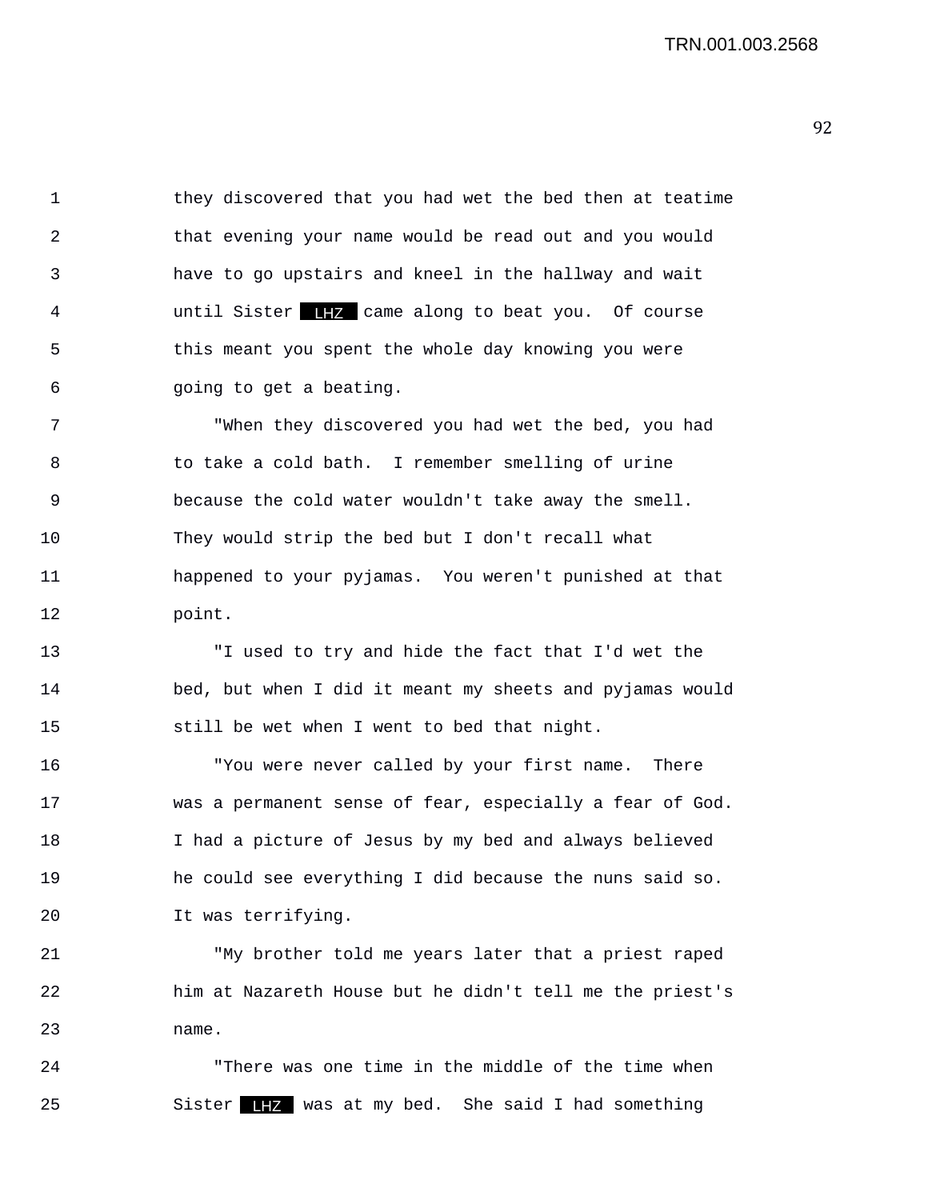they discovered that you had wet the bed then at teatime that evening your name would be read out and you would have to go upstairs and kneel in the hallway and wait until Sister LHZ came along to beat you. Of course this meant you spent the whole day knowing you were going to get a beating.

"When they discovered you had wet the bed, you had to take a cold bath. I remember smelling of urine because the cold water wouldn't take away the smell. They would strip the bed but I don't recall what happened to your pyjamas. You weren't punished at that point.

"I used to try and hide the fact that I'd wet the bed, but when I did it meant my sheets and pyjamas would still be wet when I went to bed that night.

"You were never called by your first name. There was a permanent sense of fear, especially a fear of God. I had a picture of Jesus by my bed and always believed he could see everything I did because the nuns said so. It was terrifying.

"My brother told me years later that a priest raped him at Nazareth House but he didn't tell me the priest's name.

"There was one time in the middle of the time when Sister LHZ was at my bed. She said I had something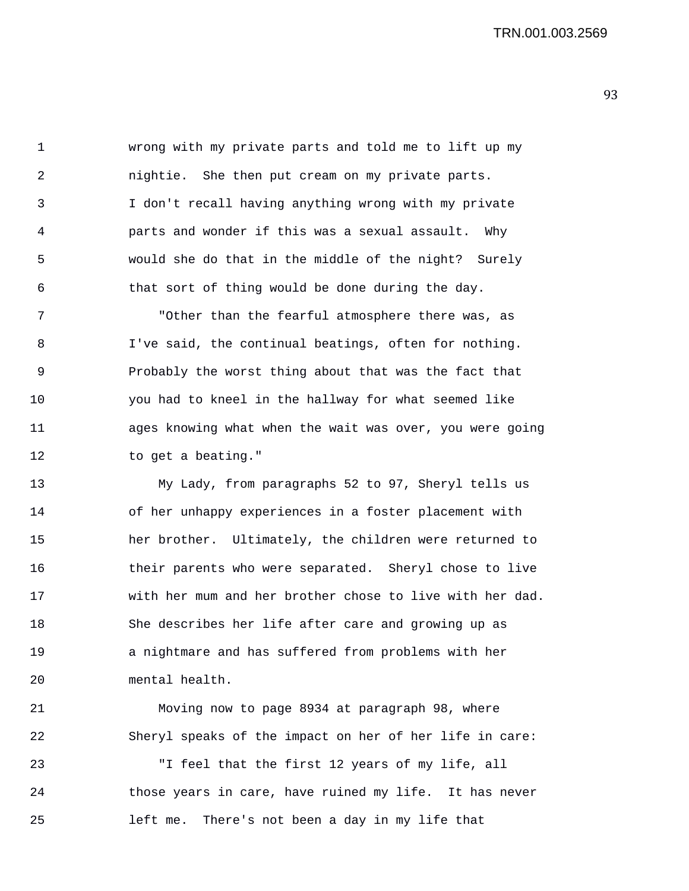wrong with my private parts and told me to lift up my nightie. She then put cream on my private parts. I don't recall having anything wrong with my private parts and wonder if this was a sexual assault. Why would she do that in the middle of the night? Surely that sort of thing would be done during the day.

"Other than the fearful atmosphere there was, as I've said, the continual beatings, often for nothing. Probably the worst thing about that was the fact that you had to kneel in the hallway for what seemed like ages knowing what when the wait was over, you were going to get a beating."

My Lady, from paragraphs 52 to 97, Sheryl tells us of her unhappy experiences in a foster placement with her brother. Ultimately, the children were returned to their parents who were separated. Sheryl chose to live with her mum and her brother chose to live with her dad. She describes her life after care and growing up as a nightmare and has suffered from problems with her mental health.

Moving now to page 8934 at paragraph 98, where Sheryl speaks of the impact on her of her life in care:

"I feel that the first 12 years of my life, all those years in care, have ruined my life. It has never left me. There's not been a day in my life that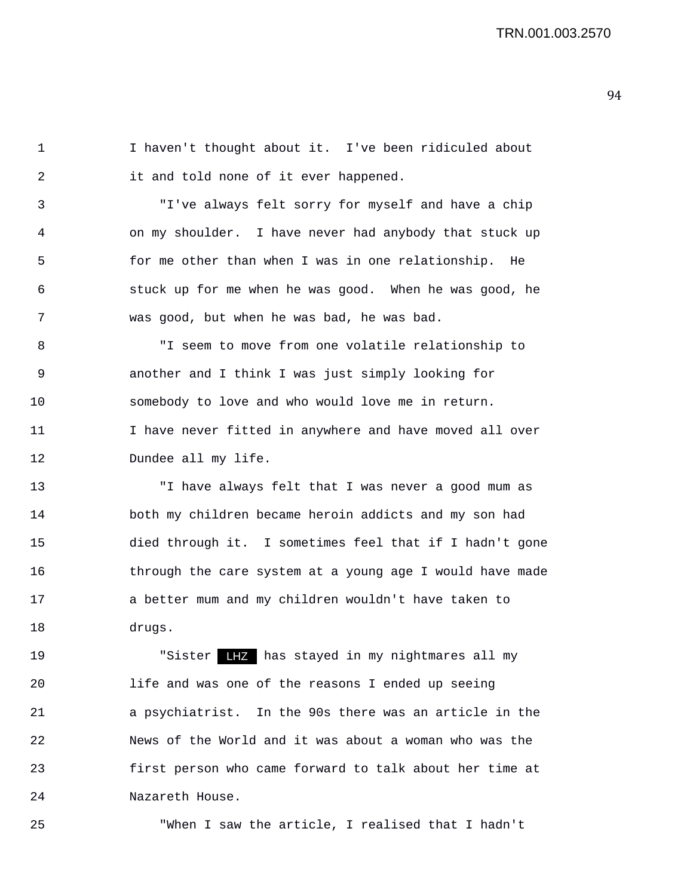I haven't thought about it. I've been ridiculed about it and told none of it ever happened.

"I've always felt sorry for myself and have a chip on my shoulder. I have never had anybody that stuck up for me other than when I was in one relationship. He stuck up for me when he was good. When he was good, he was good, but when he was bad, he was bad.

"I seem to move from one volatile relationship to another and I think I was just simply looking for somebody to love and who would love me in return. I have never fitted in anywhere and have moved all over Dundee all my life.

"I have always felt that I was never a good mum as both my children became heroin addicts and my son had died through it. I sometimes feel that if I hadn't gone through the care system at a young age I would have made a better mum and my children wouldn't have taken to drugs.

"Sister LHZ has stayed in my nightmares all my life and was one of the reasons I ended up seeing a psychiatrist. In the 90s there was an article in the News of the World and it was about a woman who was the first person who came forward to talk about her time at Nazareth House.

"When I saw the article, I realised that I hadn't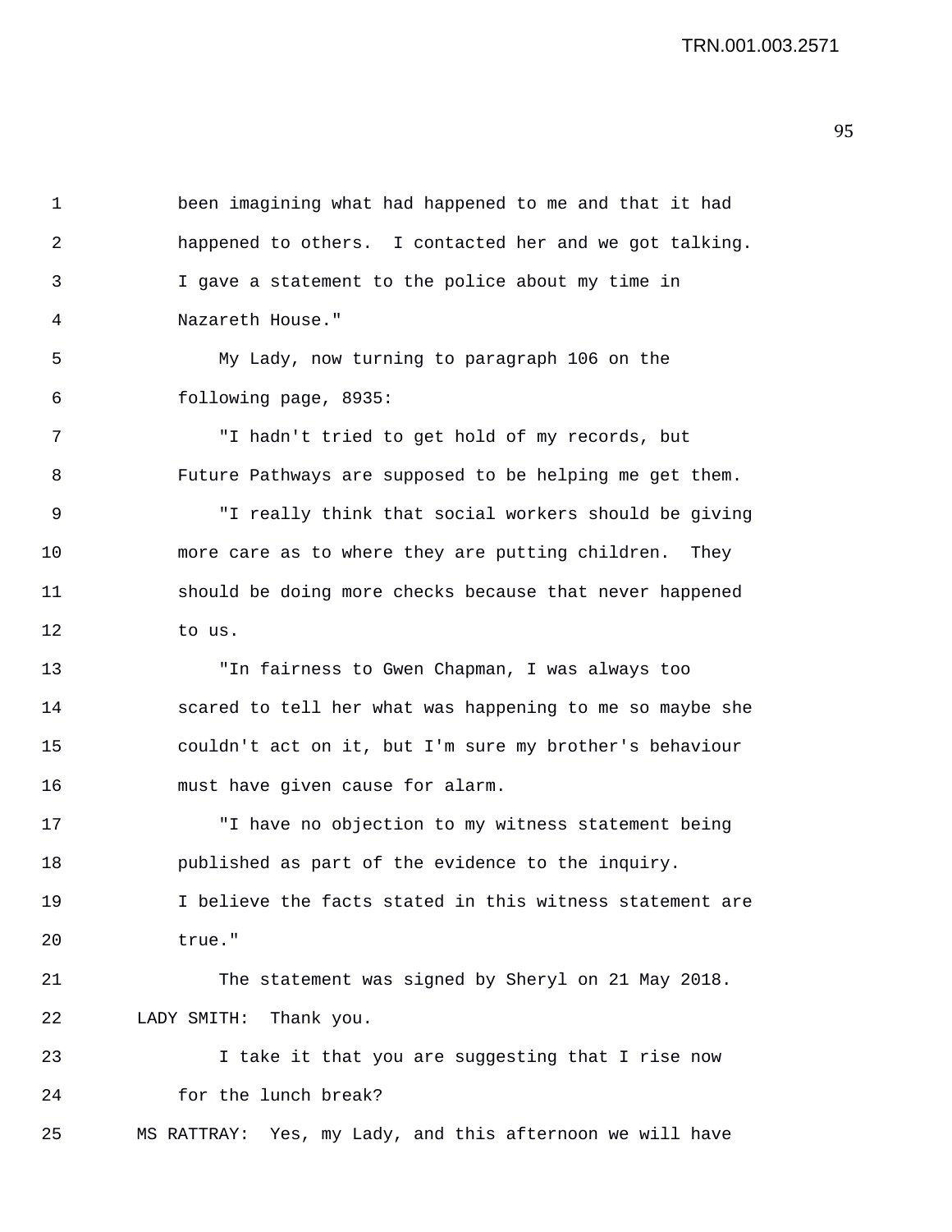been imagining what had happened to me and that it had happened to others. I contacted her and we got talking. I gave a statement to the police about my time in Nazareth House."

My Lady, now turning to paragraph 106 on the following page, 8935:

"I hadn't tried to get hold of my records, but Future Pathways are supposed to be helping me get them.

"I really think that social workers should be giving more care as to where they are putting children. They should be doing more checks because that never happened to us.

"In fairness to Gwen Chapman, I was always too scared to tell her what was happening to me so maybe she couldn't act on it, but I'm sure my brother's behaviour must have given cause for alarm.

"I have no objection to my witness statement being published as part of the evidence to the inquiry. I believe the facts stated in this witness statement are true."

The statement was signed by Sheryl on 21 May 2018.

LADY SMITH: Thank you.

I take it that you are suggesting that I rise now for the lunch break?

MS RATTRAY: Yes, my Lady, and this afternoon we will have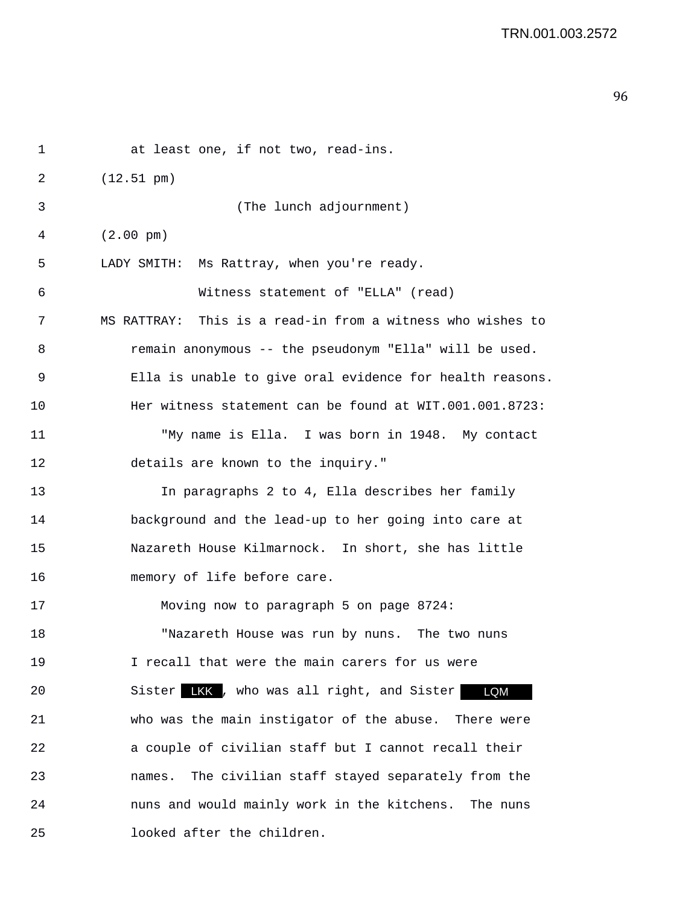at least one, if not two, read-ins.

(12.51 pm)

(The lunch adjournment)

(2.00 pm)

LADY SMITH: Ms Rattray, when you're ready.

Witness statement of "ELLA" (read)

MS RATTRAY: This is a read-in from a witness who wishes to remain anonymous -- the pseudonym "Ella" will be used. Ella is unable to give oral evidence for health reasons. Her witness statement can be found at WIT.001.001.8723:

"My name is Ella. I was born in 1948. My contact details are known to the inquiry."

In paragraphs 2 to 4, Ella describes her family background and the lead-up to her going into care at Nazareth House Kilmarnock. In short, she has little memory of life before care.

Moving now to paragraph 5 on page 8724:

"Nazareth House was run by nuns. The two nuns I recall that were the main carers for us were Sister LKK, who was all right, and Sister LQM who was the main instigator of the abuse. There were a couple of civilian staff but I cannot recall their names. The civilian staff stayed separately from the nuns and would mainly work in the kitchens. The nuns looked after the children.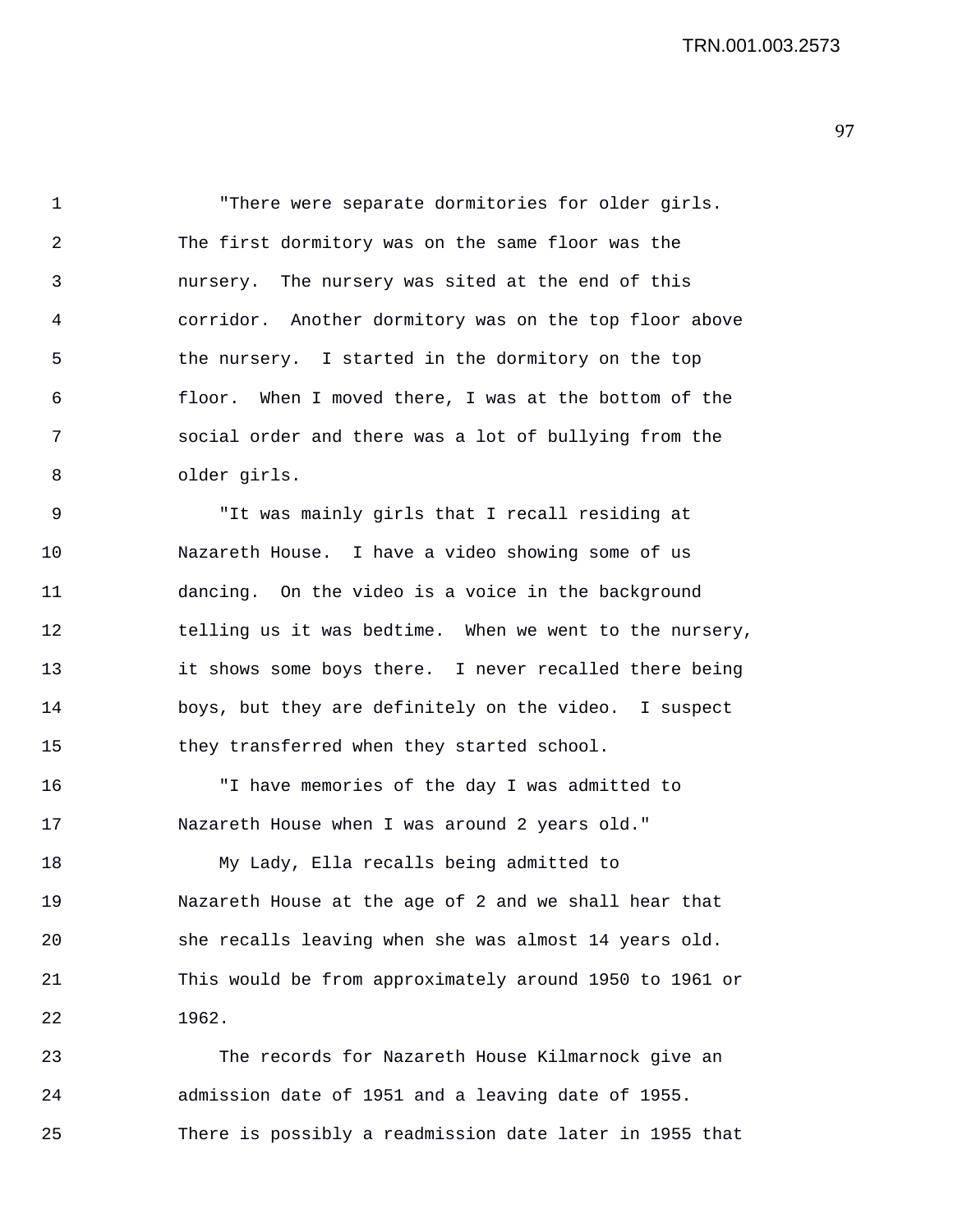"There were separate dormitories for older girls. The first dormitory was on the same floor was the nursery. The nursery was sited at the end of this corridor. Another dormitory was on the top floor above the nursery. I started in the dormitory on the top floor. When I moved there, I was at the bottom of the social order and there was a lot of bullying from the older girls.

"It was mainly girls that I recall residing at Nazareth House. I have a video showing some of us dancing. On the video is a voice in the background telling us it was bedtime. When we went to the nursery, it shows some boys there. I never recalled there being boys, but they are definitely on the video. I suspect they transferred when they started school.

"I have memories of the day I was admitted to Nazareth House when I was around 2 years old."

My Lady, Ella recalls being admitted to Nazareth House at the age of 2 and we shall hear that she recalls leaving when she was almost 14 years old. This would be from approximately around 1950 to 1961 or 1962.

The records for Nazareth House Kilmarnock give an admission date of 1951 and a leaving date of 1955. There is possibly a readmission date later in 1955 that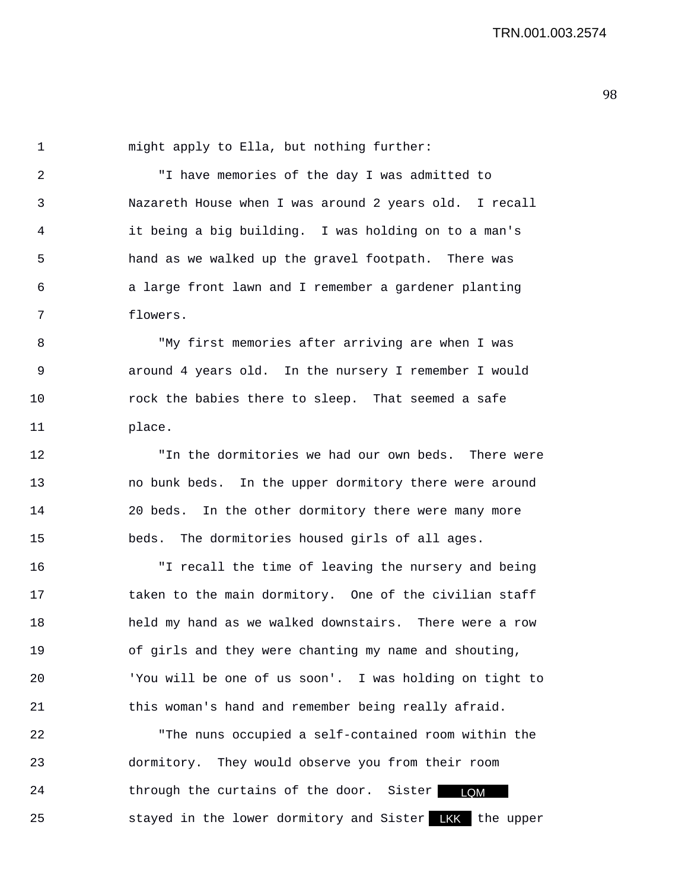might apply to Ella, but nothing further:

"I have memories of the day I was admitted to Nazareth House when I was around 2 years old. I recall it being a big building. I was holding on to a man's hand as we walked up the gravel footpath. There was a large front lawn and I remember a gardener planting flowers.

"My first memories after arriving are when I was around 4 years old. In the nursery I remember I would rock the babies there to sleep. That seemed a safe place.

"In the dormitories we had our own beds. There were no bunk beds. In the upper dormitory there were around 20 beds. In the other dormitory there were many more beds. The dormitories housed girls of all ages.

"I recall the time of leaving the nursery and being taken to the main dormitory. One of the civilian staff held my hand as we walked downstairs. There were a row of girls and they were chanting my name and shouting, 'You will be one of us soon'. I was holding on tight to this woman's hand and remember being really afraid.

"The nuns occupied a self-contained room within the dormitory. They would observe you from their room through the curtains of the door. Sister LQM stayed in the lower dormitory and Sister LKK the upper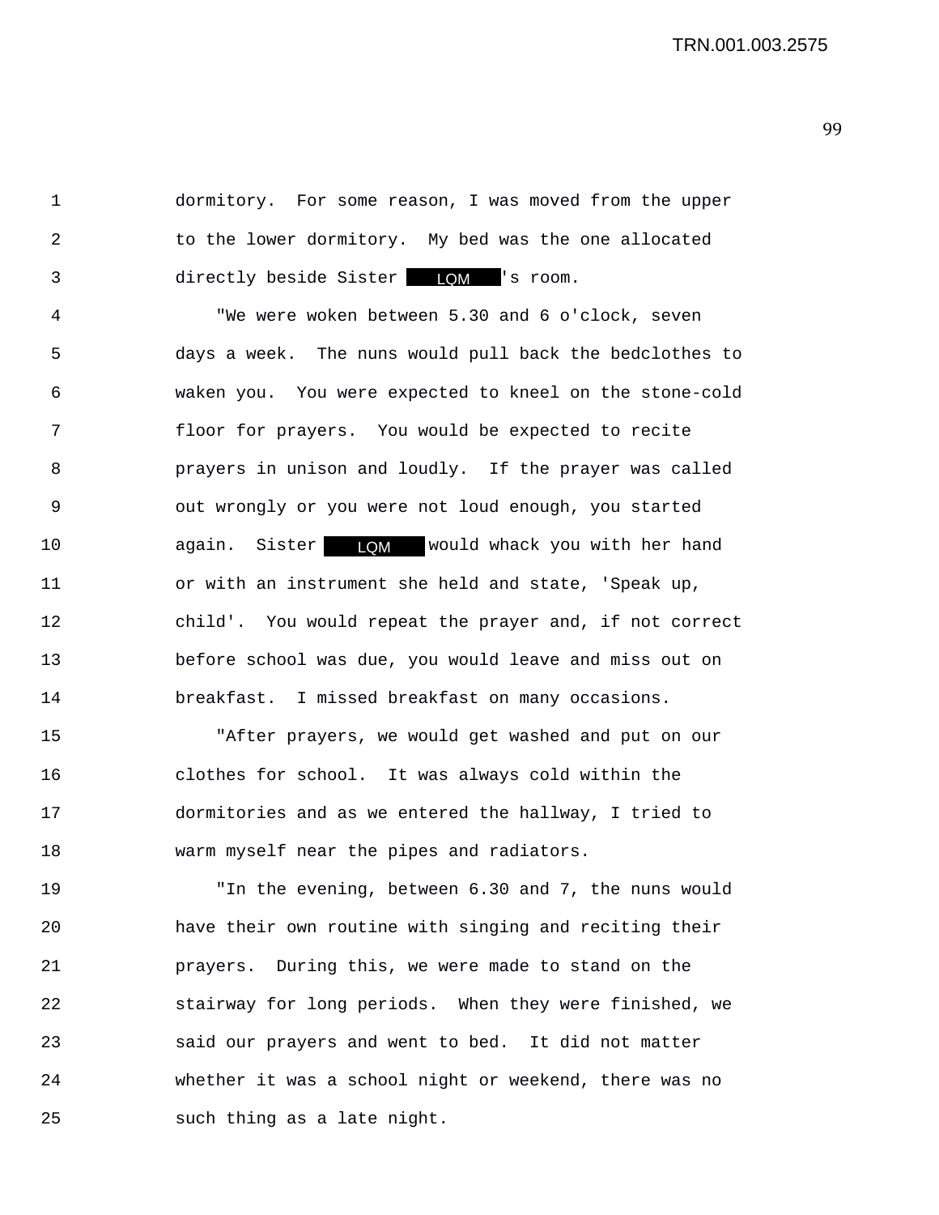dormitory. For some reason, I was moved from the upper to the lower dormitory. My bed was the one allocated directly beside Sister LQM's room.

"We were woken between 5.30 and 6 o'clock, seven days a week. The nuns would pull back the bedclothes to waken you. You were expected to kneel on the stone-cold floor for prayers. You would be expected to recite prayers in unison and loudly. If the prayer was called out wrongly or you were not loud enough, you started again. Sister LQM would whack you with her hand or with an instrument she held and state, 'Speak up, child'. You would repeat the prayer and, if not correct before school was due, you would leave and miss out on breakfast. I missed breakfast on many occasions.

"After prayers, we would get washed and put on our clothes for school. It was always cold within the dormitories and as we entered the hallway, I tried to warm myself near the pipes and radiators.

"In the evening, between 6.30 and 7, the nuns would have their own routine with singing and reciting their prayers. During this, we were made to stand on the stairway for long periods. When they were finished, we said our prayers and went to bed. It did not matter whether it was a school night or weekend, there was no such thing as a late night.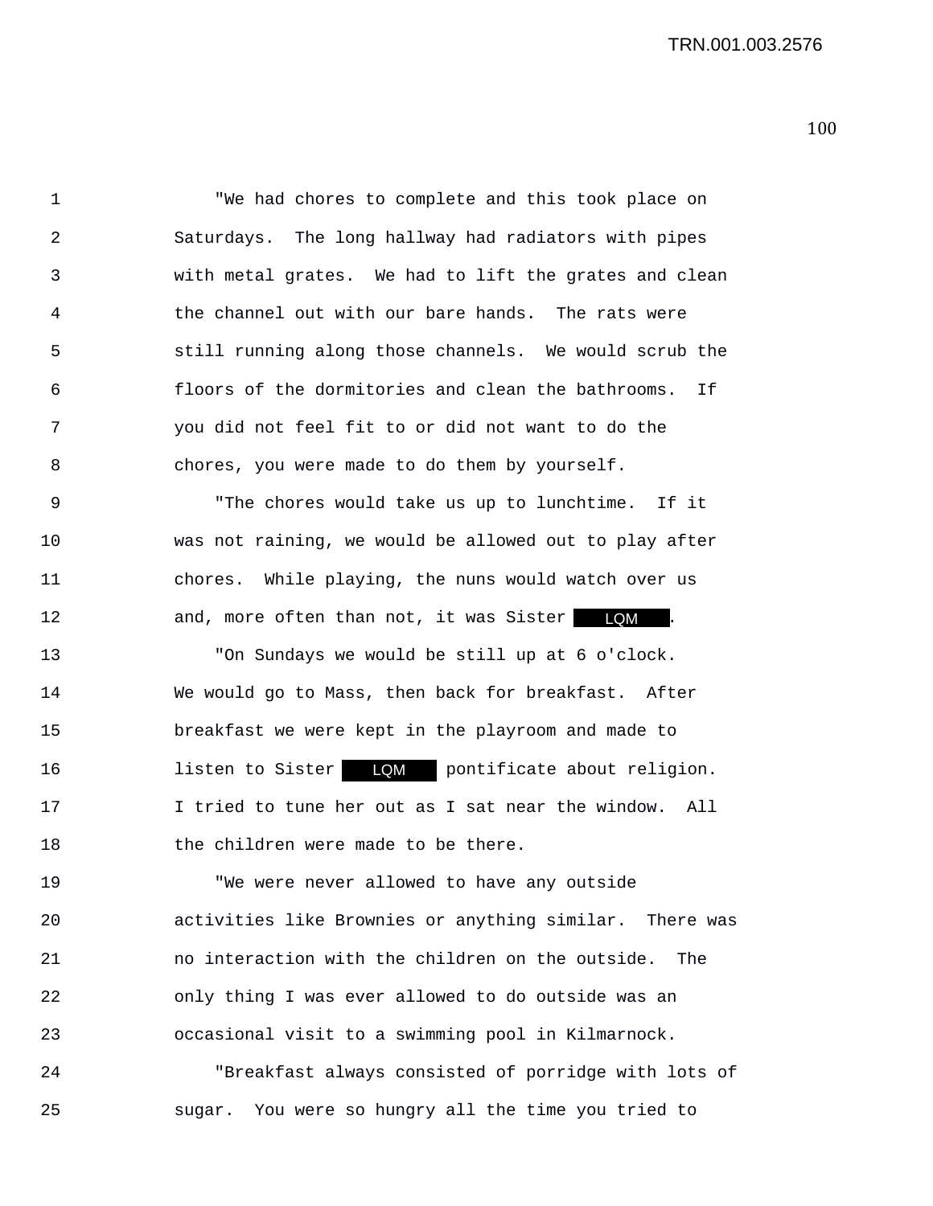"We had chores to complete and this took place on Saturdays. The long hallway had radiators with pipes with metal grates. We had to lift the grates and clean the channel out with our bare hands. The rats were still running along those channels. We would scrub the floors of the dormitories and clean the bathrooms. If you did not feel fit to or did not want to do the chores, you were made to do them by yourself.

"The chores would take us up to lunchtime. If it was not raining, we would be allowed out to play after chores. While playing, the nuns would watch over us and, more often than not, it was Sister LQM.

"On Sundays we would be still up at 6 o'clock. We would go to Mass, then back for breakfast. After breakfast we were kept in the playroom and made to listen to Sister LQM pontificate about religion. I tried to tune her out as I sat near the window. All the children were made to be there.

"We were never allowed to have any outside activities like Brownies or anything similar. There was no interaction with the children on the outside. The only thing I was ever allowed to do outside was an occasional visit to a swimming pool in Kilmarnock.

"Breakfast always consisted of porridge with lots of sugar. You were so hungry all the time you tried to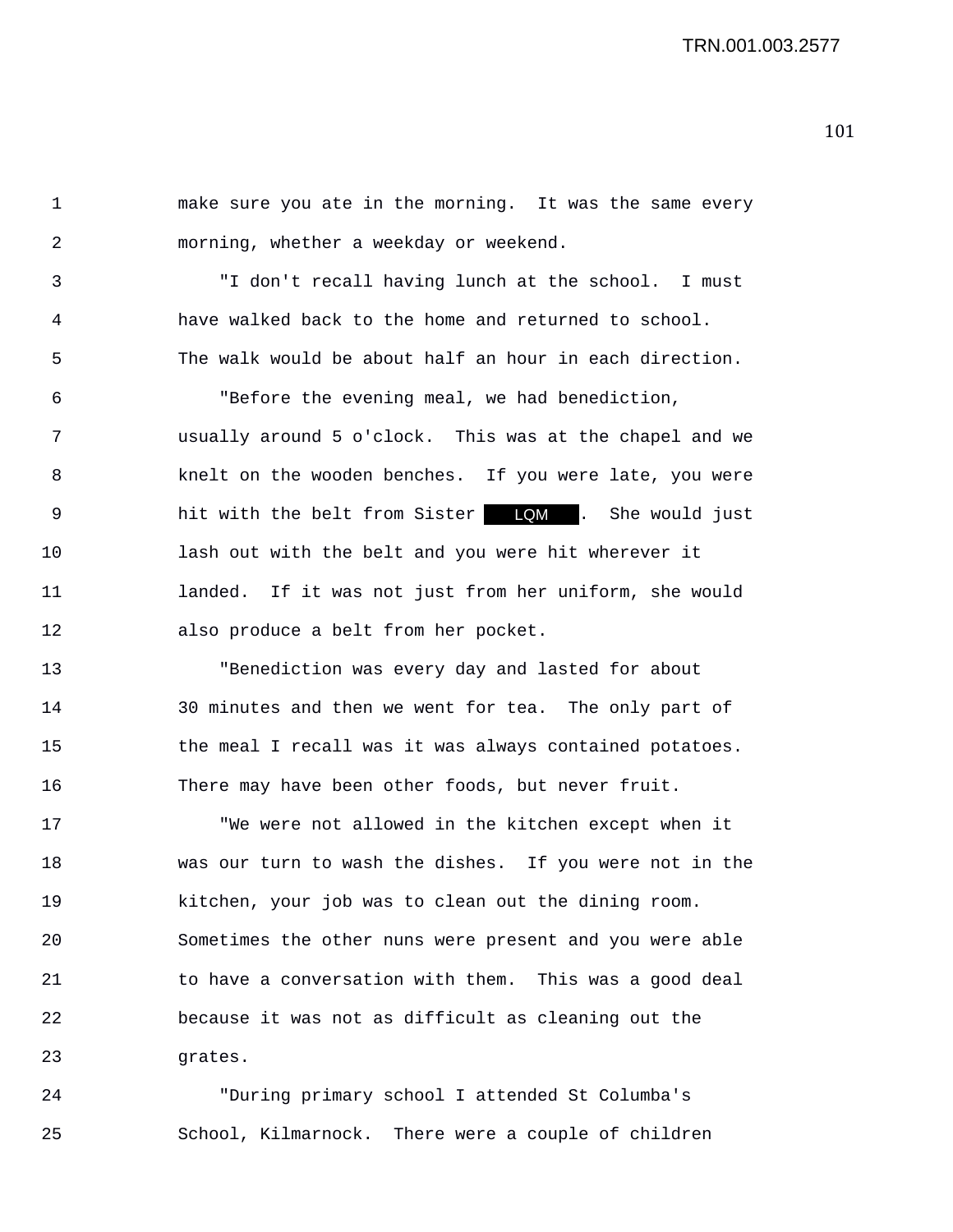make sure you ate in the morning. It was the same every morning, whether a weekday or weekend.

"I don't recall having lunch at the school. I must have walked back to the home and returned to school. The walk would be about half an hour in each direction.

"Before the evening meal, we had benediction, usually around 5 o'clock. This was at the chapel and we knelt on the wooden benches. If you were late, you were hit with the belt from Sister LQM. She would just lash out with the belt and you were hit wherever it landed. If it was not just from her uniform, she would also produce a belt from her pocket.

"Benediction was every day and lasted for about 30 minutes and then we went for tea. The only part of the meal I recall was it was always contained potatoes. There may have been other foods, but never fruit.

"We were not allowed in the kitchen except when it was our turn to wash the dishes. If you were not in the kitchen, your job was to clean out the dining room. Sometimes the other nuns were present and you were able to have a conversation with them. This was a good deal because it was not as difficult as cleaning out the grates.

"During primary school I attended St Columba's School, Kilmarnock. There were a couple of children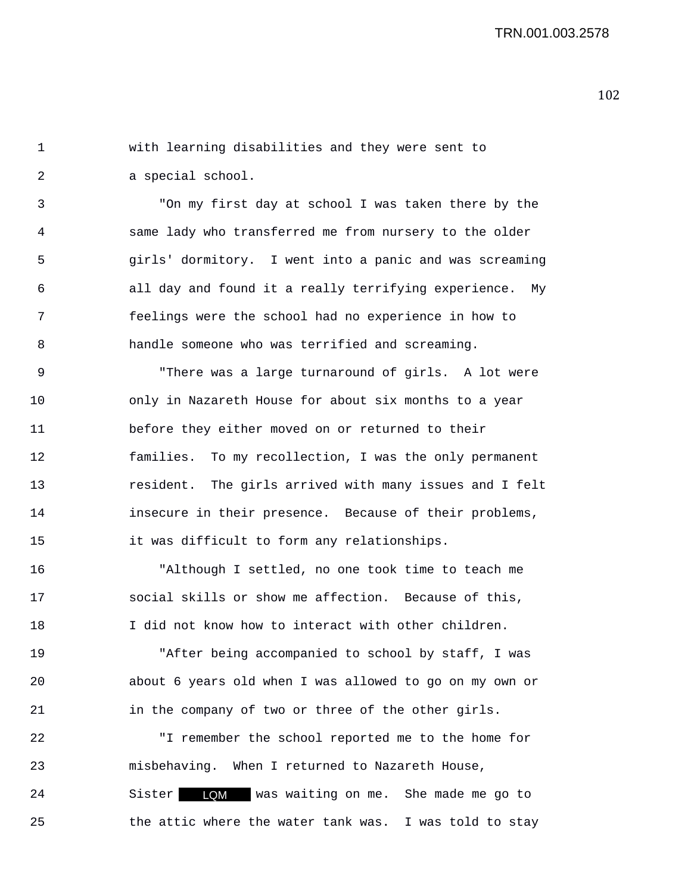with learning disabilities and they were sent to a special school.

"On my first day at school I was taken there by the same lady who transferred me from nursery to the older girls' dormitory. I went into a panic and was screaming all day and found it a really terrifying experience. My feelings were the school had no experience in how to handle someone who was terrified and screaming.

"There was a large turnaround of girls. A lot were only in Nazareth House for about six months to a year before they either moved on or returned to their families. To my recollection, I was the only permanent resident. The girls arrived with many issues and I felt insecure in their presence. Because of their problems, it was difficult to form any relationships.

"Although I settled, no one took time to teach me social skills or show me affection. Because of this, I did not know how to interact with other children.

"After being accompanied to school by staff, I was about 6 years old when I was allowed to go on my own or in the company of two or three of the other girls.

"I remember the school reported me to the home for misbehaving. When I returned to Nazareth House, Sister LQM was waiting on me. She made me go to the attic where the water tank was. I was told to stay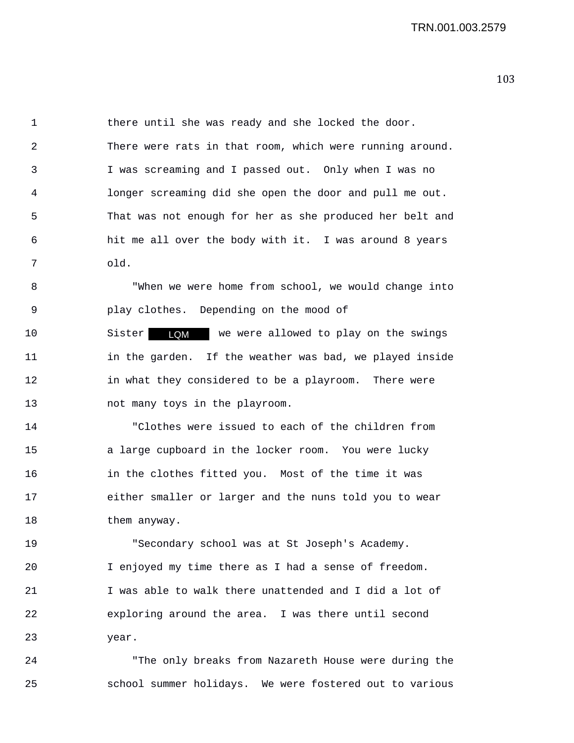there until she was ready and she locked the door. There were rats in that room, which were running around. I was screaming and I passed out. Only when I was no longer screaming did she open the door and pull me out. That was not enough for her as she produced her belt and hit me all over the body with it. I was around 8 years old.

"When we were home from school, we would change into play clothes. Depending on the mood of Sister LQM we were allowed to play on the swings in the garden. If the weather was bad, we played inside in what they considered to be a playroom. There were not many toys in the playroom.

"Clothes were issued to each of the children from a large cupboard in the locker room. You were lucky in the clothes fitted you. Most of the time it was either smaller or larger and the nuns told you to wear them anyway.

"Secondary school was at St Joseph's Academy. I enjoyed my time there as I had a sense of freedom. I was able to walk there unattended and I did a lot of exploring around the area. I was there until second year.

"The only breaks from Nazareth House were during the school summer holidays. We were fostered out to various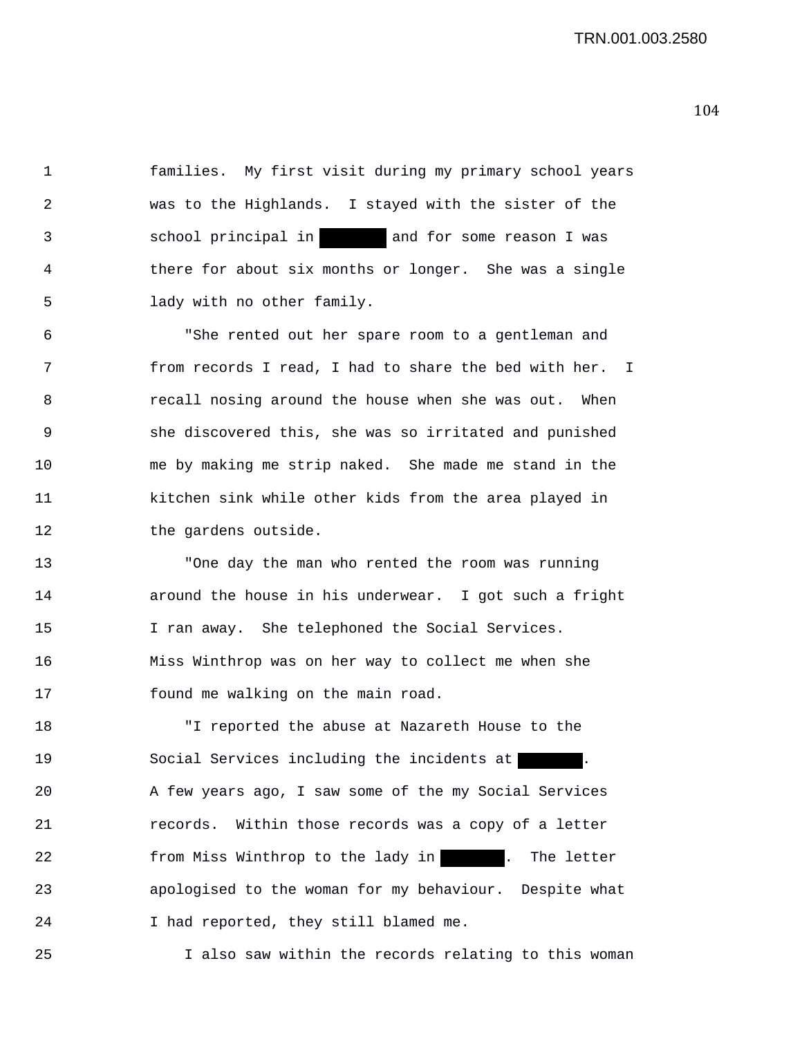families. My first visit during my primary school years was to the Highlands. I stayed with the sister of the school principal in ██████ and for some reason I was there for about six months or longer. She was a single lady with no other family.

"She rented out her spare room to a gentleman and from records I read, I had to share the bed with her. I recall nosing around the house when she was out. When she discovered this, she was so irritated and punished me by making me strip naked. She made me stand in the kitchen sink while other kids from the area played in the gardens outside.

"One day the man who rented the room was running around the house in his underwear. I got such a fright I ran away. She telephoned the Social Services. Miss Winthrop was on her way to collect me when she found me walking on the main road.

"I reported the abuse at Nazareth House to the Social Services including the incidents at ██████. A few years ago, I saw some of the my Social Services records. Within those records was a copy of a letter from Miss Winthrop to the lady in ██████. The letter apologised to the woman for my behaviour. Despite what I had reported, they still blamed me.

I also saw within the records relating to this woman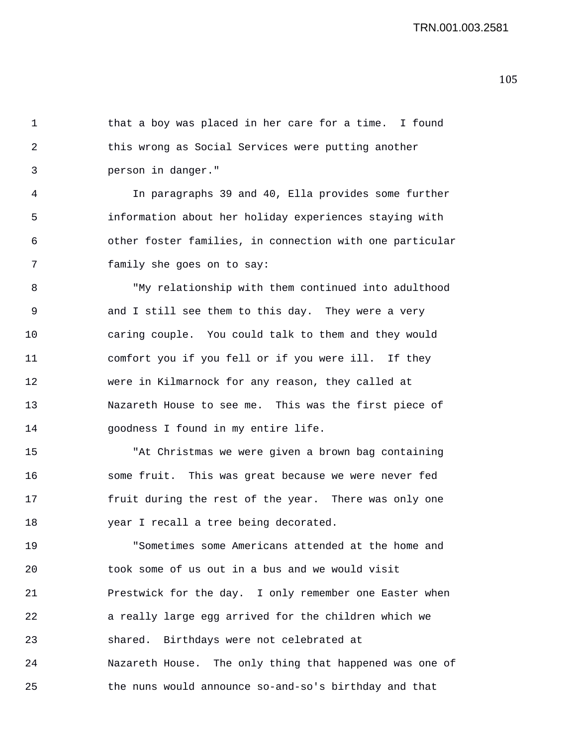that a boy was placed in her care for a time. I found this wrong as Social Services were putting another person in danger."

In paragraphs 39 and 40, Ella provides some further information about her holiday experiences staying with other foster families, in connection with one particular family she goes on to say:

"My relationship with them continued into adulthood and I still see them to this day. They were a very caring couple. You could talk to them and they would comfort you if you fell or if you were ill. If they were in Kilmarnock for any reason, they called at Nazareth House to see me. This was the first piece of goodness I found in my entire life.

"At Christmas we were given a brown bag containing some fruit. This was great because we were never fed fruit during the rest of the year. There was only one year I recall a tree being decorated.

"Sometimes some Americans attended at the home and took some of us out in a bus and we would visit Prestwick for the day. I only remember one Easter when a really large egg arrived for the children which we shared. Birthdays were not celebrated at Nazareth House. The only thing that happened was one of the nuns would announce so-and-so's birthday and that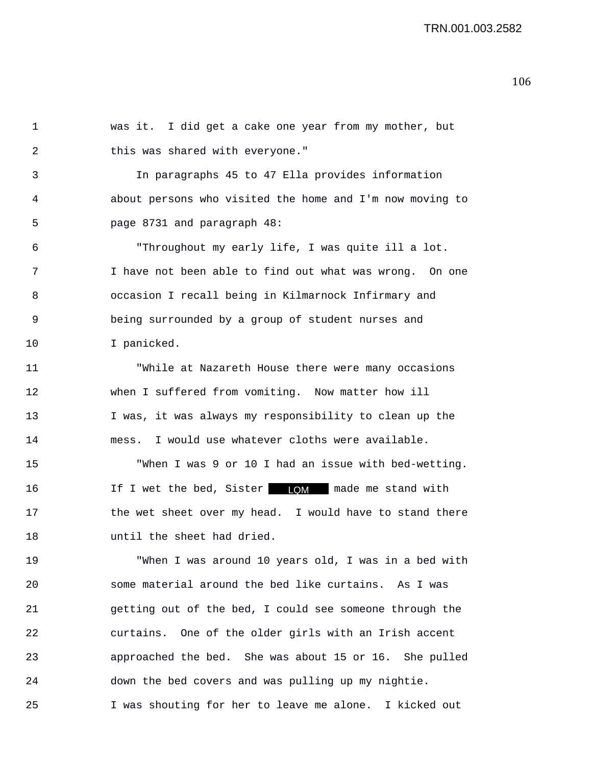was it. I did get a cake one year from my mother, but this was shared with everyone."

In paragraphs 45 to 47 Ella provides information about persons who visited the home and I'm now moving to page 8731 and paragraph 48:

"Throughout my early life, I was quite ill a lot. I have not been able to find out what was wrong. On one occasion I recall being in Kilmarnock Infirmary and being surrounded by a group of student nurses and I panicked.

"While at Nazareth House there were many occasions when I suffered from vomiting. Now matter how ill I was, it was always my responsibility to clean up the mess. I would use whatever cloths were available.

"When I was 9 or 10 I had an issue with bed-wetting. If I wet the bed, Sister LQM made me stand with the wet sheet over my head. I would have to stand there until the sheet had dried.

"When I was around 10 years old, I was in a bed with some material around the bed like curtains. As I was getting out of the bed, I could see someone through the curtains. One of the older girls with an Irish accent approached the bed. She was about 15 or 16. She pulled down the bed covers and was pulling up my nightie. I was shouting for her to leave me alone. I kicked out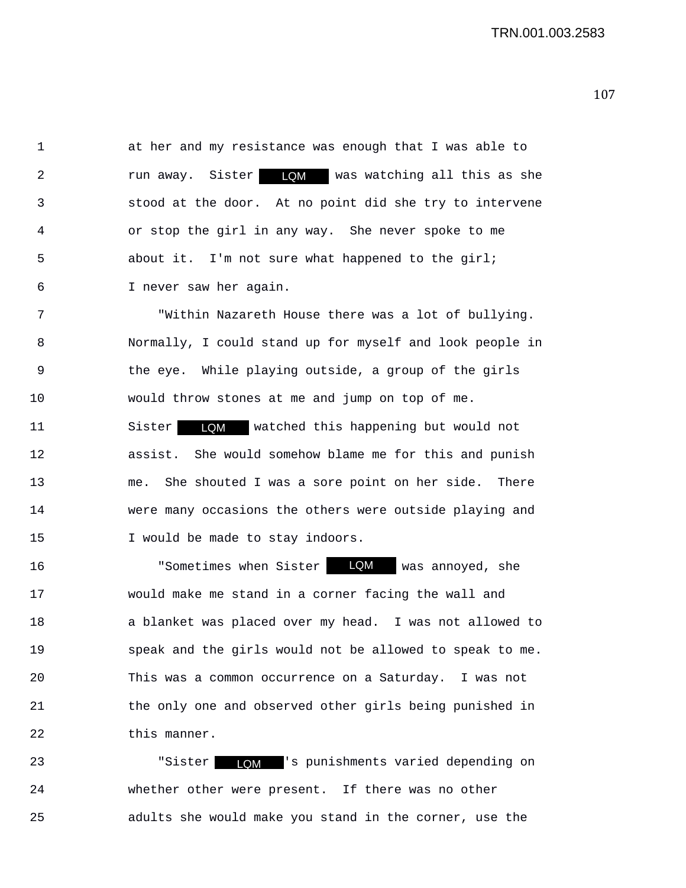at her and my resistance was enough that I was able to run away. Sister LQM was watching all this as she stood at the door. At no point did she try to intervene or stop the girl in any way. She never spoke to me about it. I'm not sure what happened to the girl; I never saw her again.

"Within Nazareth House there was a lot of bullying. Normally, I could stand up for myself and look people in the eye. While playing outside, a group of the girls would throw stones at me and jump on top of me. Sister LQM watched this happening but would not assist. She would somehow blame me for this and punish me. She shouted I was a sore point on her side. There were many occasions the others were outside playing and I would be made to stay indoors.

"Sometimes when Sister LQM was annoyed, she would make me stand in a corner facing the wall and a blanket was placed over my head. I was not allowed to speak and the girls would not be allowed to speak to me. This was a common occurrence on a Saturday. I was not the only one and observed other girls being punished in this manner.

"Sister LQM's punishments varied depending on whether other were present. If there was no other adults she would make you stand in the corner, use the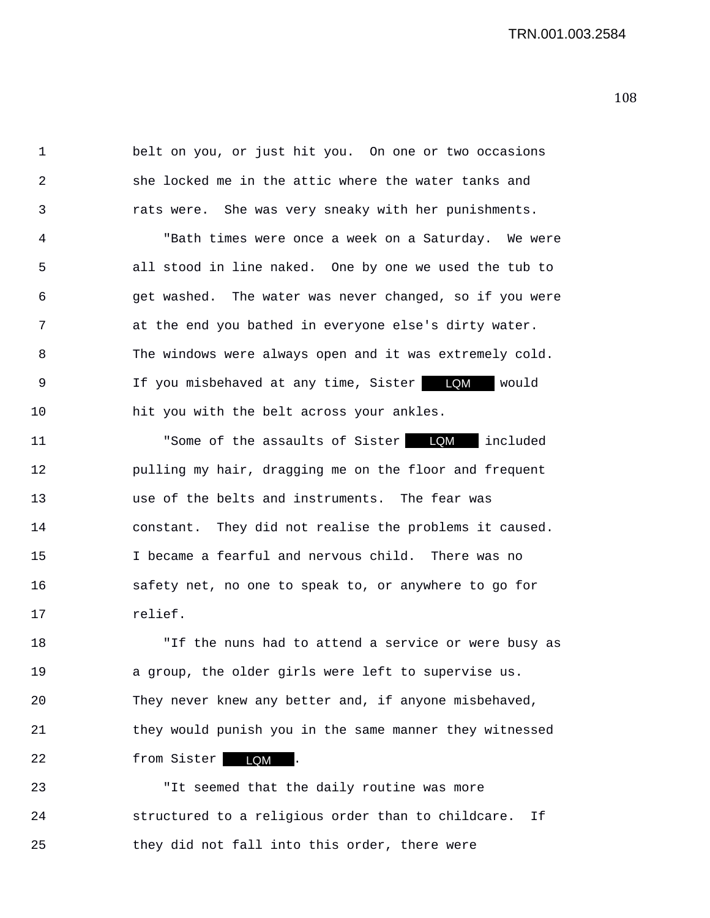belt on you, or just hit you. On one or two occasions she locked me in the attic where the water tanks and rats were. She was very sneaky with her punishments.

"Bath times were once a week on a Saturday. We were all stood in line naked. One by one we used the tub to get washed. The water was never changed, so if you were at the end you bathed in everyone else's dirty water. The windows were always open and it was extremely cold. If you misbehaved at any time, Sister LQM would hit you with the belt across your ankles.

"Some of the assaults of Sister LQM included pulling my hair, dragging me on the floor and frequent use of the belts and instruments. The fear was constant. They did not realise the problems it caused. I became a fearful and nervous child. There was no safety net, no one to speak to, or anywhere to go for relief.

"If the nuns had to attend a service or were busy as a group, the older girls were left to supervise us. They never knew any better and, if anyone misbehaved, they would punish you in the same manner they witnessed from Sister LQM.

"It seemed that the daily routine was more structured to a religious order than to childcare. If they did not fall into this order, there were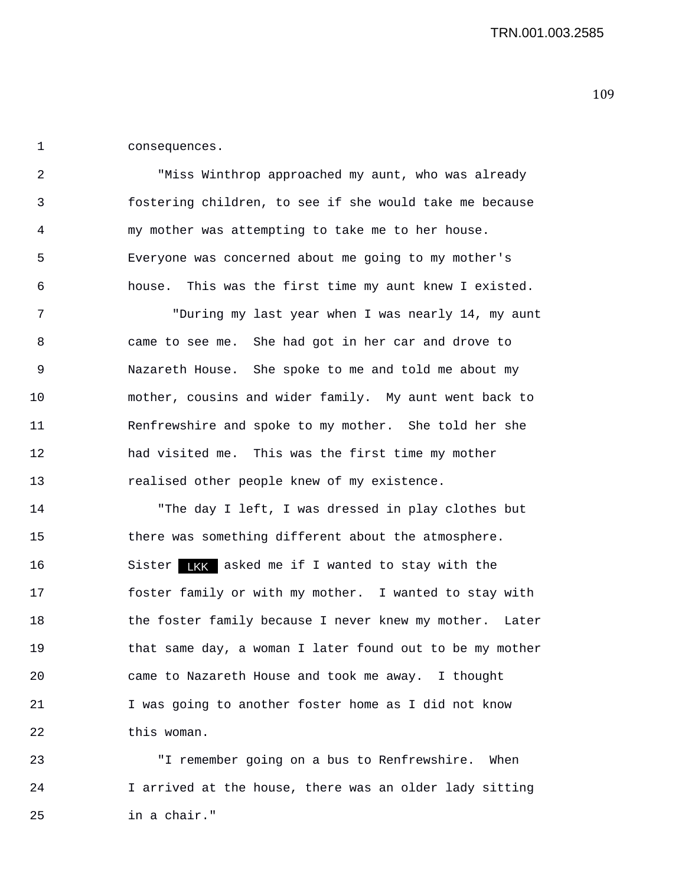consequences.

"Miss Winthrop approached my aunt, who was already fostering children, to see if she would take me because my mother was attempting to take me to her house. Everyone was concerned about me going to my mother's house. This was the first time my aunt knew I existed.

"During my last year when I was nearly 14, my aunt came to see me. She had got in her car and drove to Nazareth House. She spoke to me and told me about my mother, cousins and wider family. My aunt went back to Renfrewshire and spoke to my mother. She told her she had visited me. This was the first time my mother realised other people knew of my existence.

"The day I left, I was dressed in play clothes but there was something different about the atmosphere. Sister LKK asked me if I wanted to stay with the foster family or with my mother. I wanted to stay with the foster family because I never knew my mother. Later that same day, a woman I later found out to be my mother came to Nazareth House and took me away. I thought I was going to another foster home as I did not know this woman.

"I remember going on a bus to Renfrewshire. When I arrived at the house, there was an older lady sitting in a chair."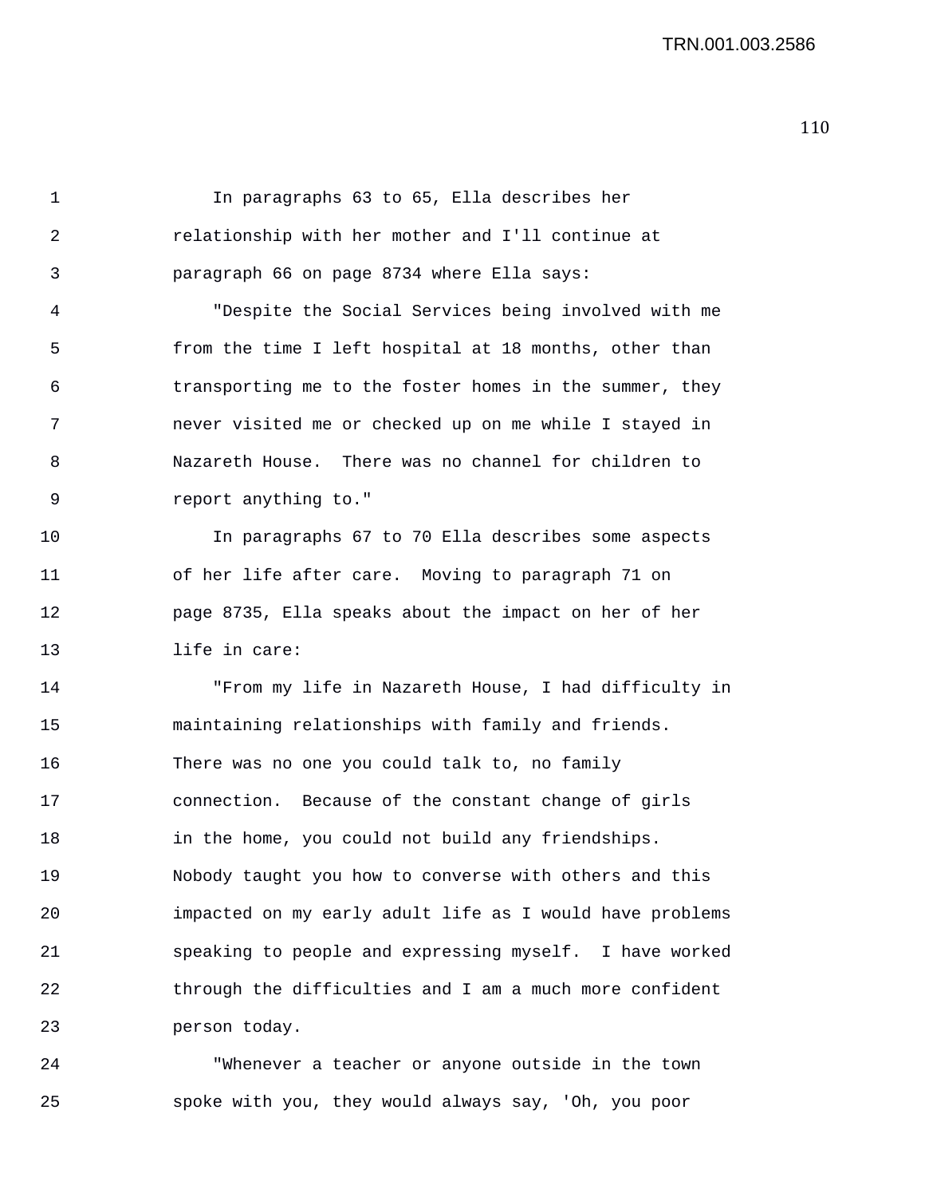In paragraphs 63 to 65, Ella describes her relationship with her mother and I'll continue at paragraph 66 on page 8734 where Ella says:

"Despite the Social Services being involved with me from the time I left hospital at 18 months, other than transporting me to the foster homes in the summer, they never visited me or checked up on me while I stayed in Nazareth House. There was no channel for children to report anything to."

In paragraphs 67 to 70 Ella describes some aspects of her life after care. Moving to paragraph 71 on page 8735, Ella speaks about the impact on her of her life in care:

"From my life in Nazareth House, I had difficulty in maintaining relationships with family and friends. There was no one you could talk to, no family connection. Because of the constant change of girls in the home, you could not build any friendships. Nobody taught you how to converse with others and this impacted on my early adult life as I would have problems speaking to people and expressing myself. I have worked through the difficulties and I am a much more confident person today.

"Whenever a teacher or anyone outside in the town spoke with you, they would always say, 'Oh, you poor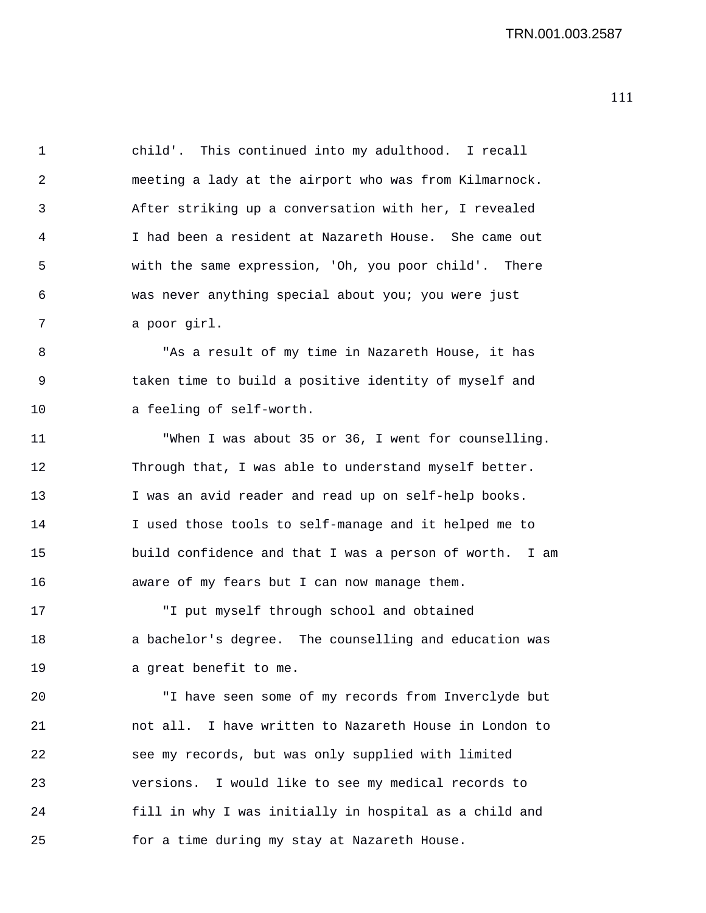child'. This continued into my adulthood. I recall meeting a lady at the airport who was from Kilmarnock. After striking up a conversation with her, I revealed I had been a resident at Nazareth House. She came out with the same expression, 'Oh, you poor child'. There was never anything special about you; you were just a poor girl.

"As a result of my time in Nazareth House, it has taken time to build a positive identity of myself and a feeling of self-worth.

"When I was about 35 or 36, I went for counselling. Through that, I was able to understand myself better. I was an avid reader and read up on self-help books. I used those tools to self-manage and it helped me to build confidence and that I was a person of worth. I am aware of my fears but I can now manage them.

"I put myself through school and obtained a bachelor's degree. The counselling and education was a great benefit to me.

"I have seen some of my records from Inverclyde but not all. I have written to Nazareth House in London to see my records, but was only supplied with limited versions. I would like to see my medical records to fill in why I was initially in hospital as a child and for a time during my stay at Nazareth House.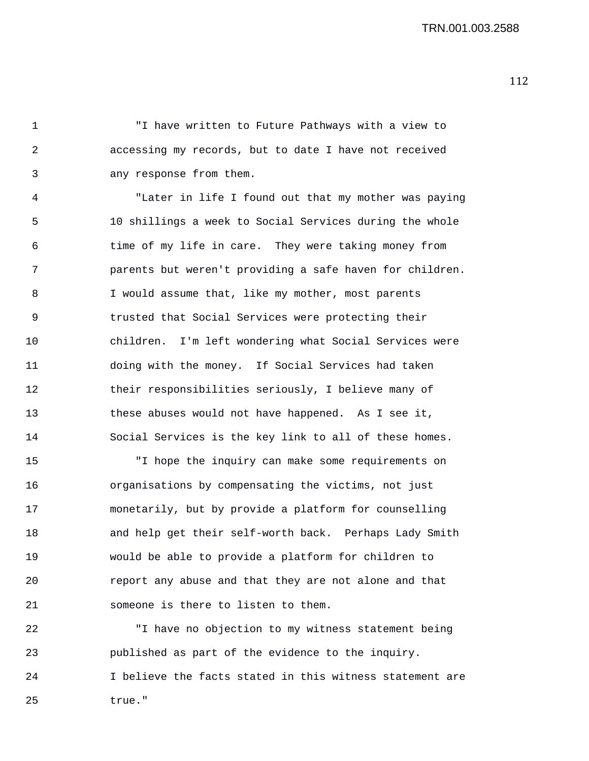"I have written to Future Pathways with a view to accessing my records, but to date I have not received any response from them.

"Later in life I found out that my mother was paying 10 shillings a week to Social Services during the whole time of my life in care. They were taking money from parents but weren't providing a safe haven for children. I would assume that, like my mother, most parents trusted that Social Services were protecting their children. I'm left wondering what Social Services were doing with the money. If Social Services had taken their responsibilities seriously, I believe many of these abuses would not have happened. As I see it, Social Services is the key link to all of these homes.

"I hope the inquiry can make some requirements on organisations by compensating the victims, not just monetarily, but by provide a platform for counselling and help get their self-worth back. Perhaps Lady Smith would be able to provide a platform for children to report any abuse and that they are not alone and that someone is there to listen to them.

"I have no objection to my witness statement being published as part of the evidence to the inquiry. I believe the facts stated in this witness statement are true."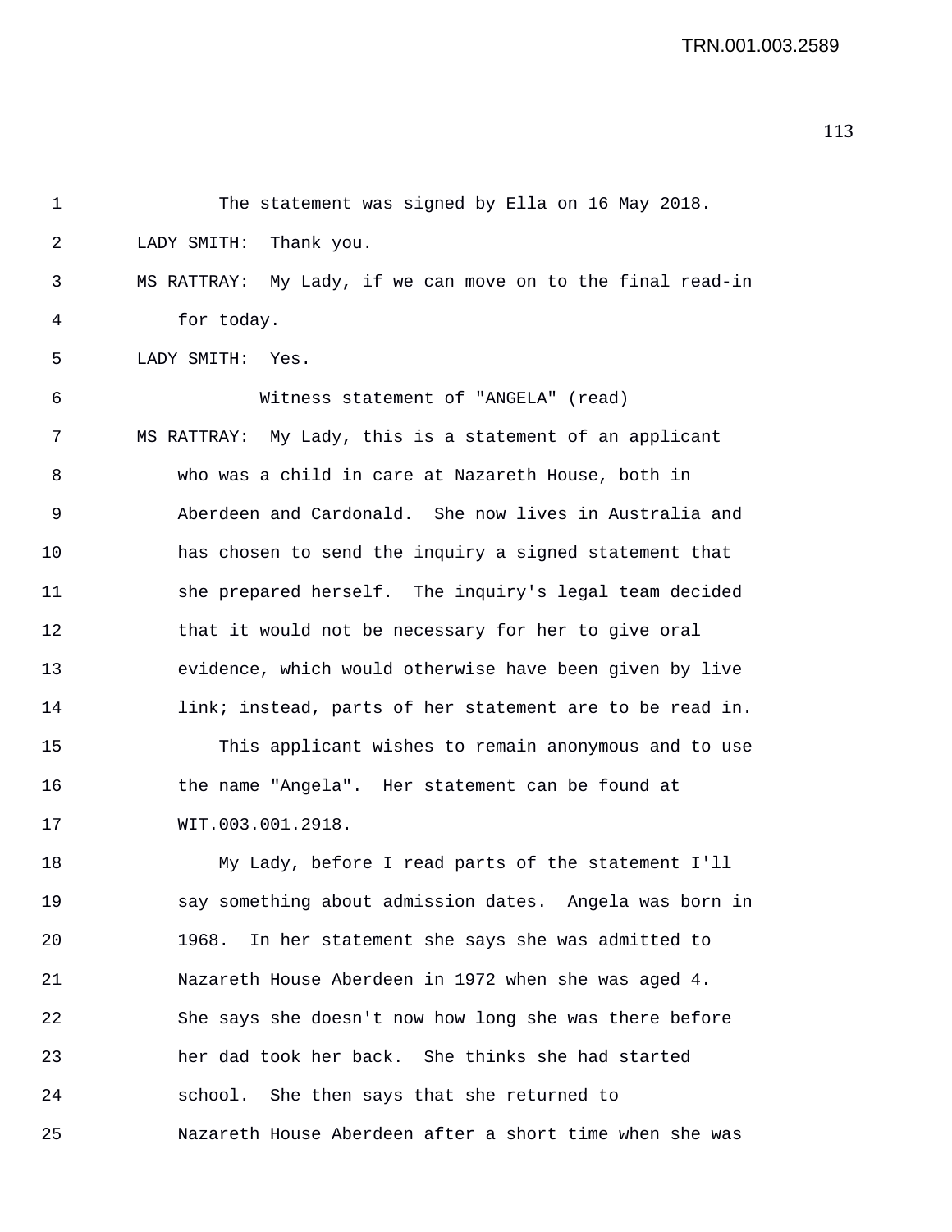The statement was signed by Ella on 16 May 2018.

LADY SMITH: Thank you.

MS RATTRAY: My Lady, if we can move on to the final read-in for today.

LADY SMITH: Yes.

Witness statement of "ANGELA" (read)

MS RATTRAY: My Lady, this is a statement of an applicant who was a child in care at Nazareth House, both in Aberdeen and Cardonald. She now lives in Australia and has chosen to send the inquiry a signed statement that she prepared herself. The inquiry's legal team decided that it would not be necessary for her to give oral evidence, which would otherwise have been given by live link; instead, parts of her statement are to be read in.

This applicant wishes to remain anonymous and to use the name "Angela". Her statement can be found at WIT.003.001.2918.

My Lady, before I read parts of the statement I'll say something about admission dates. Angela was born in 1968. In her statement she says she was admitted to Nazareth House Aberdeen in 1972 when she was aged 4. She says she doesn't now how long she was there before her dad took her back. She thinks she had started school. She then says that she returned to Nazareth House Aberdeen after a short time when she was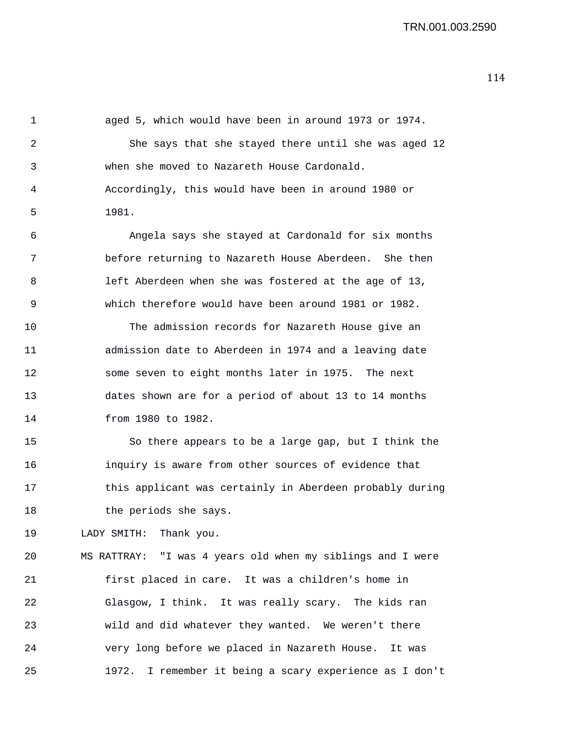aged 5, which would have been in around 1973 or 1974.

She says that she stayed there until she was aged 12 when she moved to Nazareth House Cardonald. Accordingly, this would have been in around 1980 or 1981.

Angela says she stayed at Cardonald for six months before returning to Nazareth House Aberdeen. She then left Aberdeen when she was fostered at the age of 13, which therefore would have been around 1981 or 1982.

The admission records for Nazareth House give an admission date to Aberdeen in 1974 and a leaving date some seven to eight months later in 1975. The next dates shown are for a period of about 13 to 14 months from 1980 to 1982.

So there appears to be a large gap, but I think the inquiry is aware from other sources of evidence that this applicant was certainly in Aberdeen probably during the periods she says.

LADY SMITH: Thank you.

MS RATTRAY: "I was 4 years old when my siblings and I were first placed in care. It was a children's home in Glasgow, I think. It was really scary. The kids ran wild and did whatever they wanted. We weren't there very long before we placed in Nazareth House. It was 1972. I remember it being a scary experience as I don't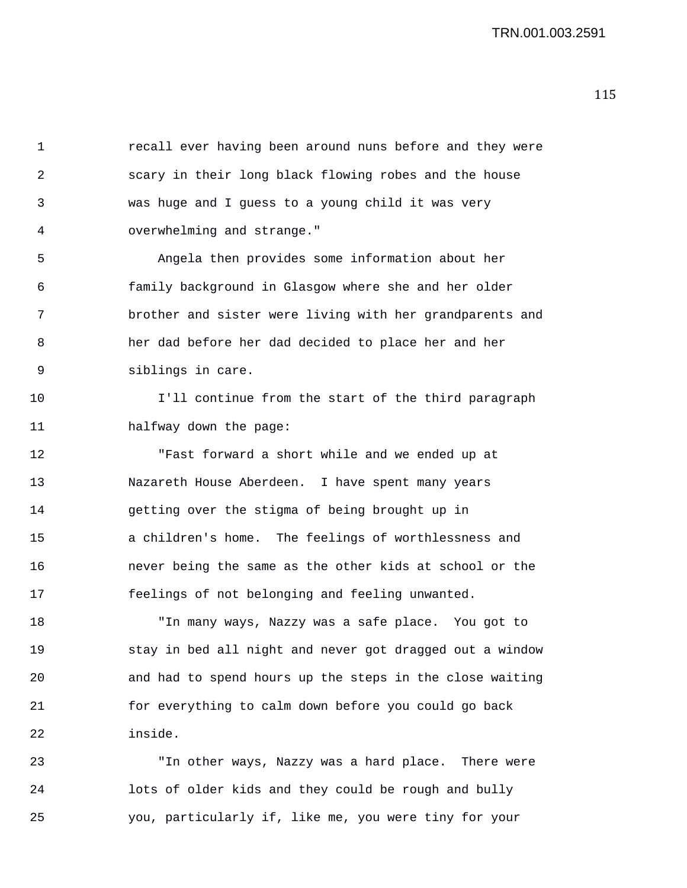recall ever having been around nuns before and they were scary in their long black flowing robes and the house was huge and I guess to a young child it was very overwhelming and strange."

Angela then provides some information about her family background in Glasgow where she and her older brother and sister were living with her grandparents and her dad before her dad decided to place her and her siblings in care.

I'll continue from the start of the third paragraph halfway down the page:

"Fast forward a short while and we ended up at Nazareth House Aberdeen. I have spent many years getting over the stigma of being brought up in a children's home. The feelings of worthlessness and never being the same as the other kids at school or the feelings of not belonging and feeling unwanted.

"In many ways, Nazzy was a safe place. You got to stay in bed all night and never got dragged out a window and had to spend hours up the steps in the close waiting for everything to calm down before you could go back inside.

"In other ways, Nazzy was a hard place. There were lots of older kids and they could be rough and bully you, particularly if, like me, you were tiny for your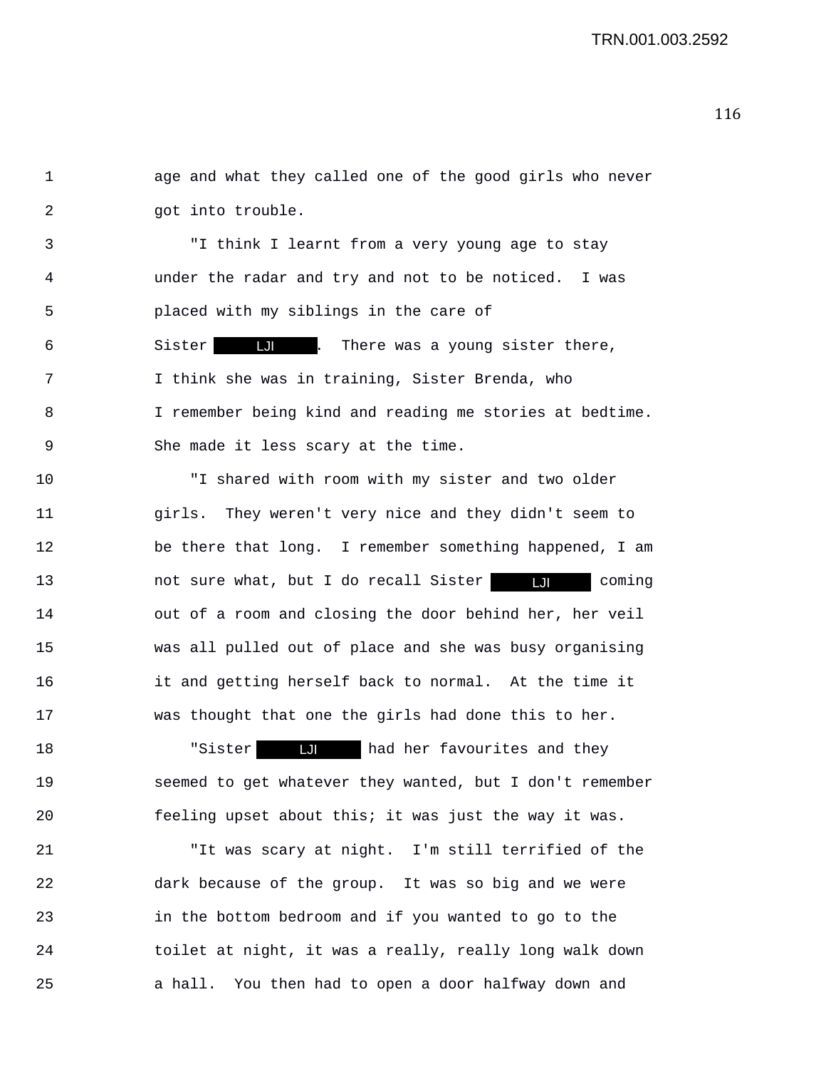age and what they called one of the good girls who never got into trouble.

"I think I learnt from a very young age to stay under the radar and try and not to be noticed. I was placed with my siblings in the care of Sister LJI. There was a young sister there, I think she was in training, Sister Brenda, who I remember being kind and reading me stories at bedtime. She made it less scary at the time.

"I shared with room with my sister and two older girls. They weren't very nice and they didn't seem to be there that long. I remember something happened, I am not sure what, but I do recall Sister LJI coming out of a room and closing the door behind her, her veil was all pulled out of place and she was busy organising it and getting herself back to normal. At the time it was thought that one the girls had done this to her.

"Sister LJI had her favourites and they seemed to get whatever they wanted, but I don't remember feeling upset about this; it was just the way it was.

"It was scary at night. I'm still terrified of the dark because of the group. It was so big and we were in the bottom bedroom and if you wanted to go to the toilet at night, it was a really, really long walk down a hall. You then had to open a door halfway down and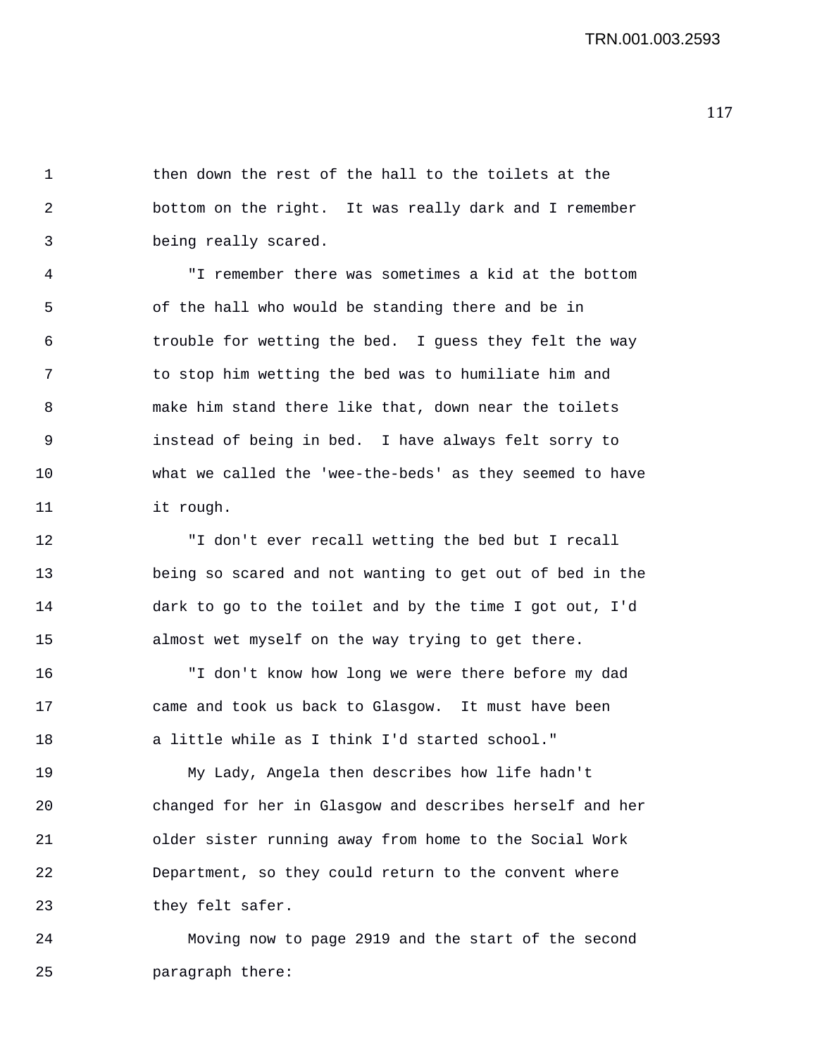then down the rest of the hall to the toilets at the bottom on the right. It was really dark and I remember being really scared.

"I remember there was sometimes a kid at the bottom of the hall who would be standing there and be in trouble for wetting the bed. I guess they felt the way to stop him wetting the bed was to humiliate him and make him stand there like that, down near the toilets instead of being in bed. I have always felt sorry to what we called the 'wee-the-beds' as they seemed to have it rough.

"I don't ever recall wetting the bed but I recall being so scared and not wanting to get out of bed in the dark to go to the toilet and by the time I got out, I'd almost wet myself on the way trying to get there.

"I don't know how long we were there before my dad came and took us back to Glasgow. It must have been a little while as I think I'd started school."

My Lady, Angela then describes how life hadn't changed for her in Glasgow and describes herself and her older sister running away from home to the Social Work Department, so they could return to the convent where they felt safer.

Moving now to page 2919 and the start of the second paragraph there: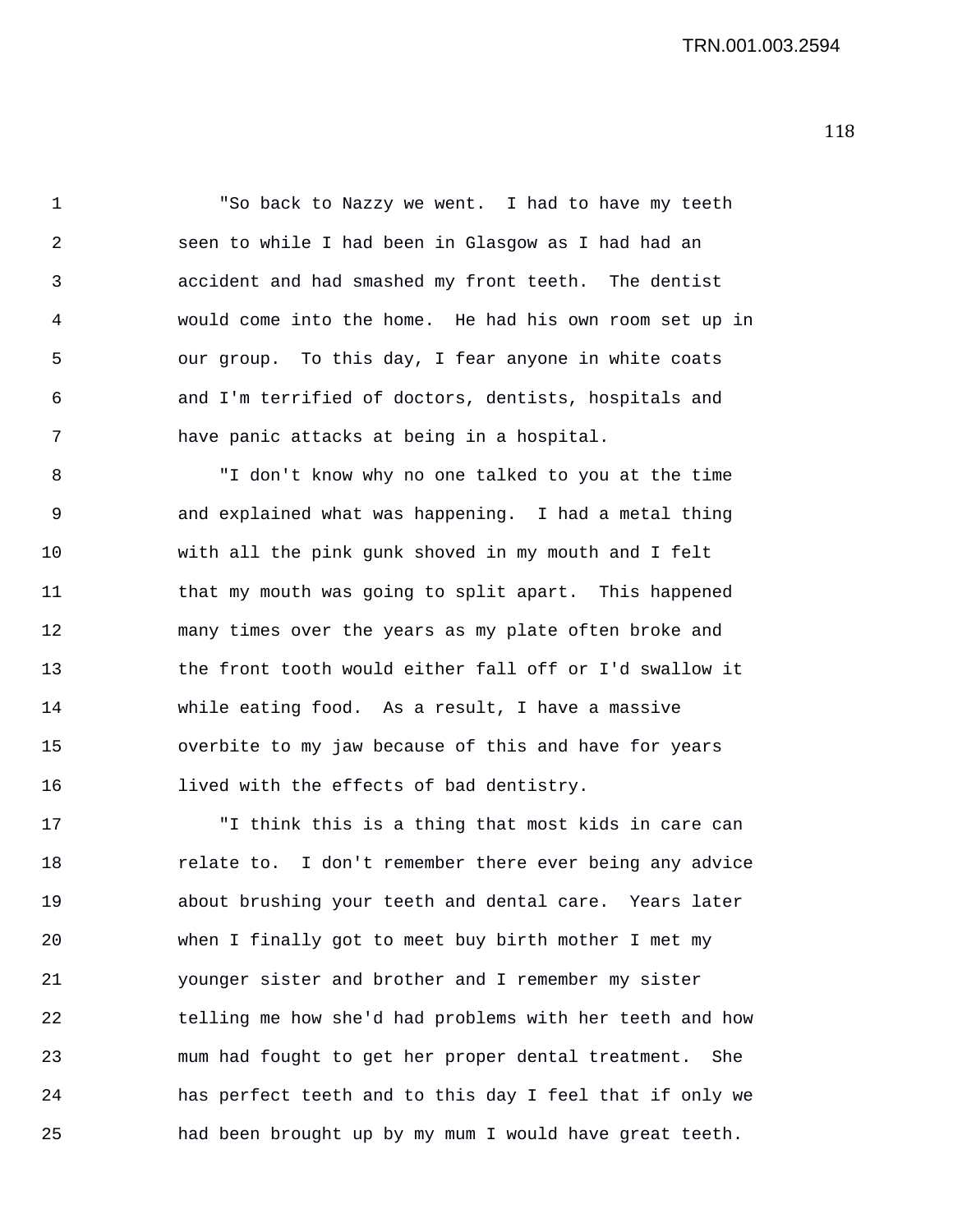"So back to Nazzy we went. I had to have my teeth seen to while I had been in Glasgow as I had had an accident and had smashed my front teeth. The dentist would come into the home. He had his own room set up in our group. To this day, I fear anyone in white coats and I'm terrified of doctors, dentists, hospitals and have panic attacks at being in a hospital.

"I don't know why no one talked to you at the time and explained what was happening. I had a metal thing with all the pink gunk shoved in my mouth and I felt that my mouth was going to split apart. This happened many times over the years as my plate often broke and the front tooth would either fall off or I'd swallow it while eating food. As a result, I have a massive overbite to my jaw because of this and have for years lived with the effects of bad dentistry.

"I think this is a thing that most kids in care can relate to. I don't remember there ever being any advice about brushing your teeth and dental care. Years later when I finally got to meet buy birth mother I met my younger sister and brother and I remember my sister telling me how she'd had problems with her teeth and how mum had fought to get her proper dental treatment. She has perfect teeth and to this day I feel that if only we had been brought up by my mum I would have great teeth.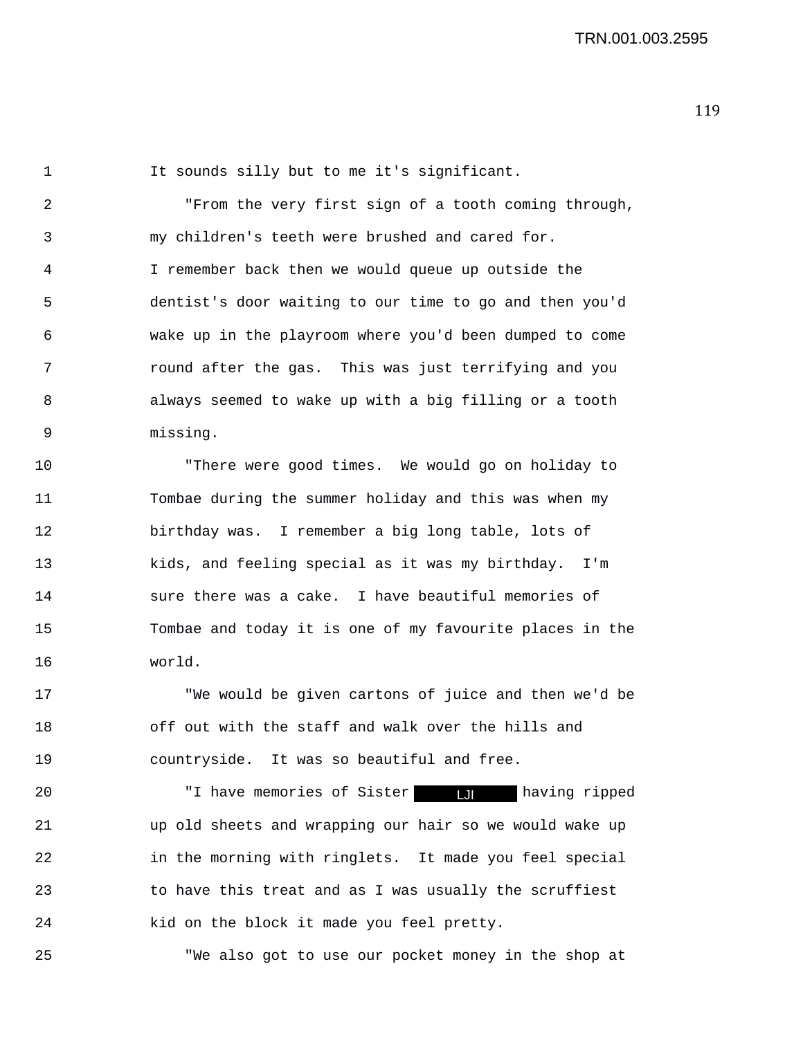It sounds silly but to me it's significant.

"From the very first sign of a tooth coming through, my children's teeth were brushed and cared for. I remember back then we would queue up outside the dentist's door waiting to our time to go and then you'd wake up in the playroom where you'd been dumped to come round after the gas. This was just terrifying and you always seemed to wake up with a big filling or a tooth missing.

"There were good times. We would go on holiday to Tombae during the summer holiday and this was when my birthday was. I remember a big long table, lots of kids, and feeling special as it was my birthday. I'm sure there was a cake. I have beautiful memories of Tombae and today it is one of my favourite places in the world.

"We would be given cartons of juice and then we'd be off out with the staff and walk over the hills and countryside. It was so beautiful and free.

"I have memories of Sister LJI having ripped up old sheets and wrapping our hair so we would wake up in the morning with ringlets. It made you feel special to have this treat and as I was usually the scruffiest kid on the block it made you feel pretty.

"We also got to use our pocket money in the shop at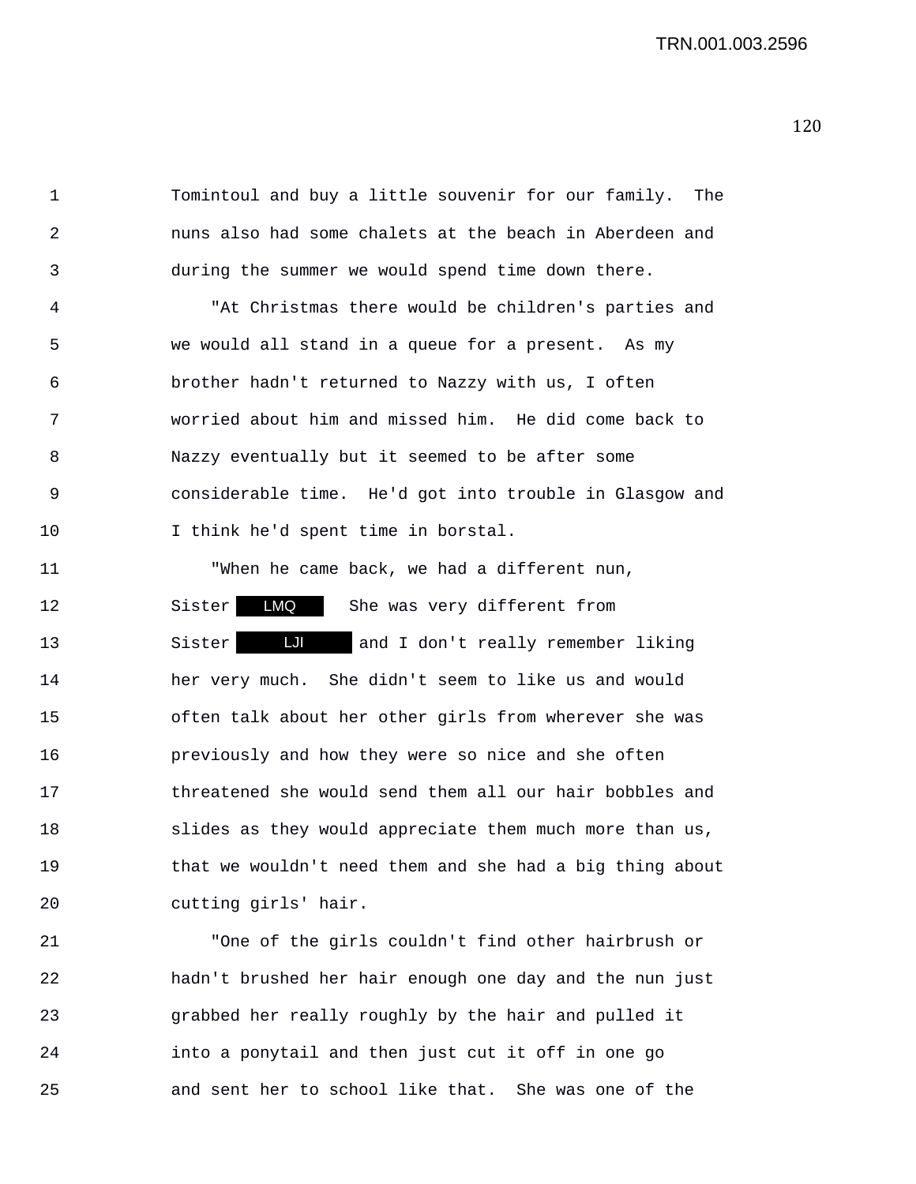Tomintoul and buy a little souvenir for our family. The nuns also had some chalets at the beach in Aberdeen and during the summer we would spend time down there.

"At Christmas there would be children's parties and we would all stand in a queue for a present. As my brother hadn't returned to Nazzy with us, I often worried about him and missed him. He did come back to Nazzy eventually but it seemed to be after some considerable time. He'd got into trouble in Glasgow and I think he'd spent time in borstal.

"When he came back, we had a different nun, Sister LMQ She was very different from Sister LJI and I don't really remember liking her very much. She didn't seem to like us and would often talk about her other girls from wherever she was previously and how they were so nice and she often threatened she would send them all our hair bobbles and slides as they would appreciate them much more than us, that we wouldn't need them and she had a big thing about cutting girls' hair.

"One of the girls couldn't find other hairbrush or hadn't brushed her hair enough one day and the nun just grabbed her really roughly by the hair and pulled it into a ponytail and then just cut it off in one go and sent her to school like that. She was one of the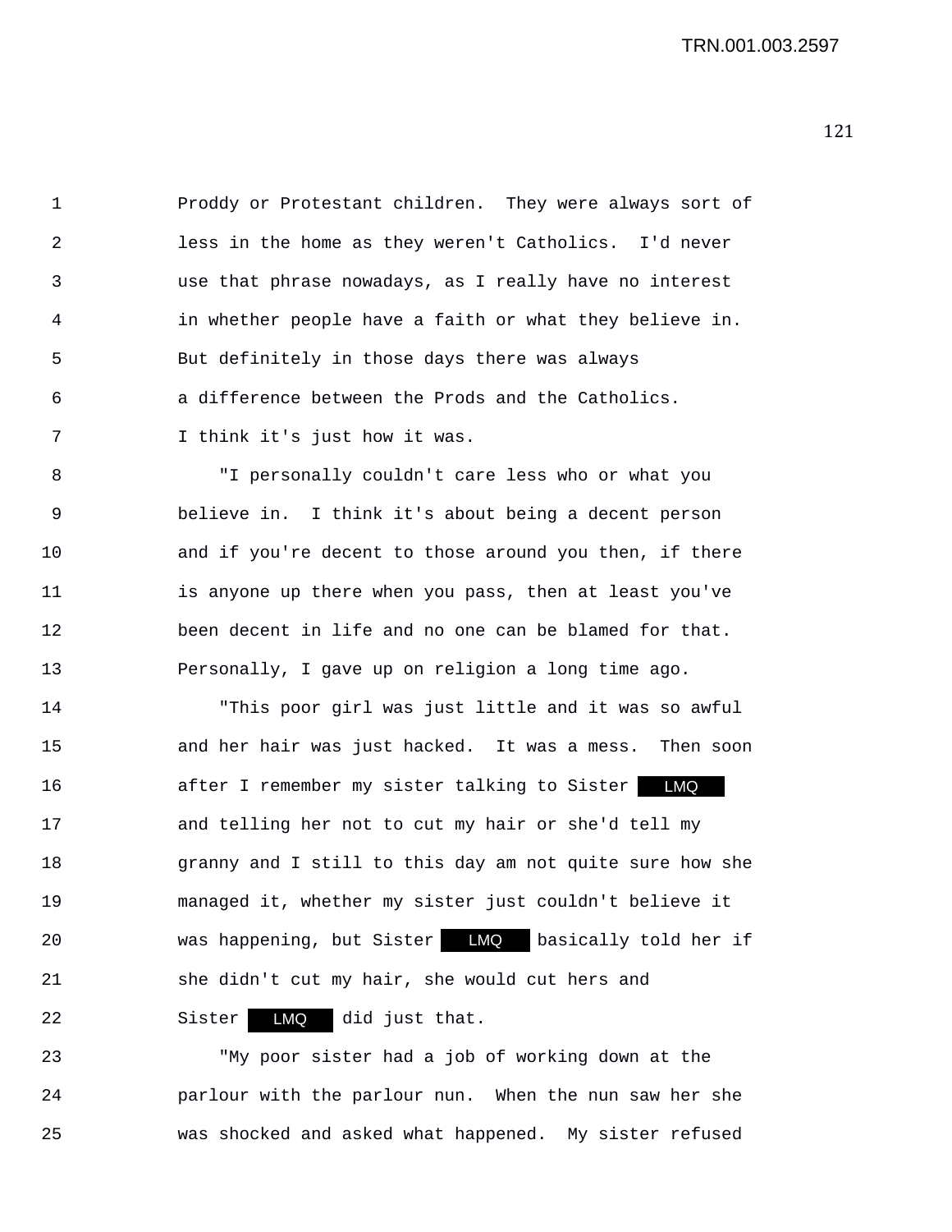Proddy or Protestant children. They were always sort of less in the home as they weren't Catholics. I'd never use that phrase nowadays, as I really have no interest in whether people have a faith or what they believe in. But definitely in those days there was always a difference between the Prods and the Catholics. I think it's just how it was.

"I personally couldn't care less who or what you believe in. I think it's about being a decent person and if you're decent to those around you then, if there is anyone up there when you pass, then at least you've been decent in life and no one can be blamed for that. Personally, I gave up on religion a long time ago.

"This poor girl was just little and it was so awful and her hair was just hacked. It was a mess. Then soon after I remember my sister talking to Sister LMQ and telling her not to cut my hair or she'd tell my granny and I still to this day am not quite sure how she managed it, whether my sister just couldn't believe it was happening, but Sister LMQ basically told her if she didn't cut my hair, she would cut hers and Sister LMQ did just that.

"My poor sister had a job of working down at the parlour with the parlour nun. When the nun saw her she was shocked and asked what happened. My sister refused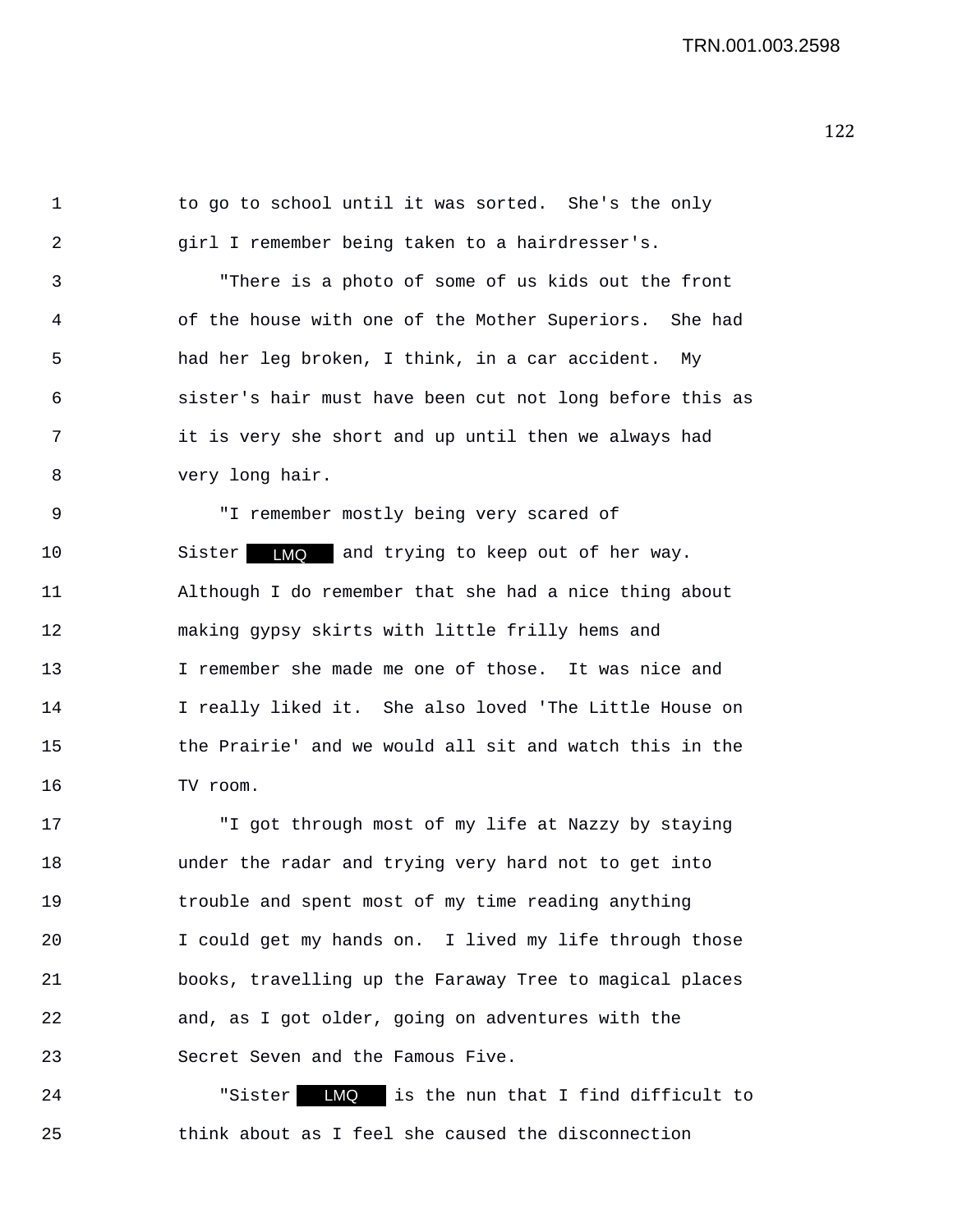to go to school until it was sorted. She's the only girl I remember being taken to a hairdresser's.

"There is a photo of some of us kids out the front of the house with one of the Mother Superiors. She had had her leg broken, I think, in a car accident. My sister's hair must have been cut not long before this as it is very she short and up until then we always had very long hair.

"I remember mostly being very scared of Sister LMQ and trying to keep out of her way. Although I do remember that she had a nice thing about making gypsy skirts with little frilly hems and I remember she made me one of those. It was nice and I really liked it. She also loved 'The Little House on the Prairie' and we would all sit and watch this in the TV room.

"I got through most of my life at Nazzy by staying under the radar and trying very hard not to get into trouble and spent most of my time reading anything I could get my hands on. I lived my life through those books, travelling up the Faraway Tree to magical places and, as I got older, going on adventures with the Secret Seven and the Famous Five.

"Sister LMQ is the nun that I find difficult to think about as I feel she caused the disconnection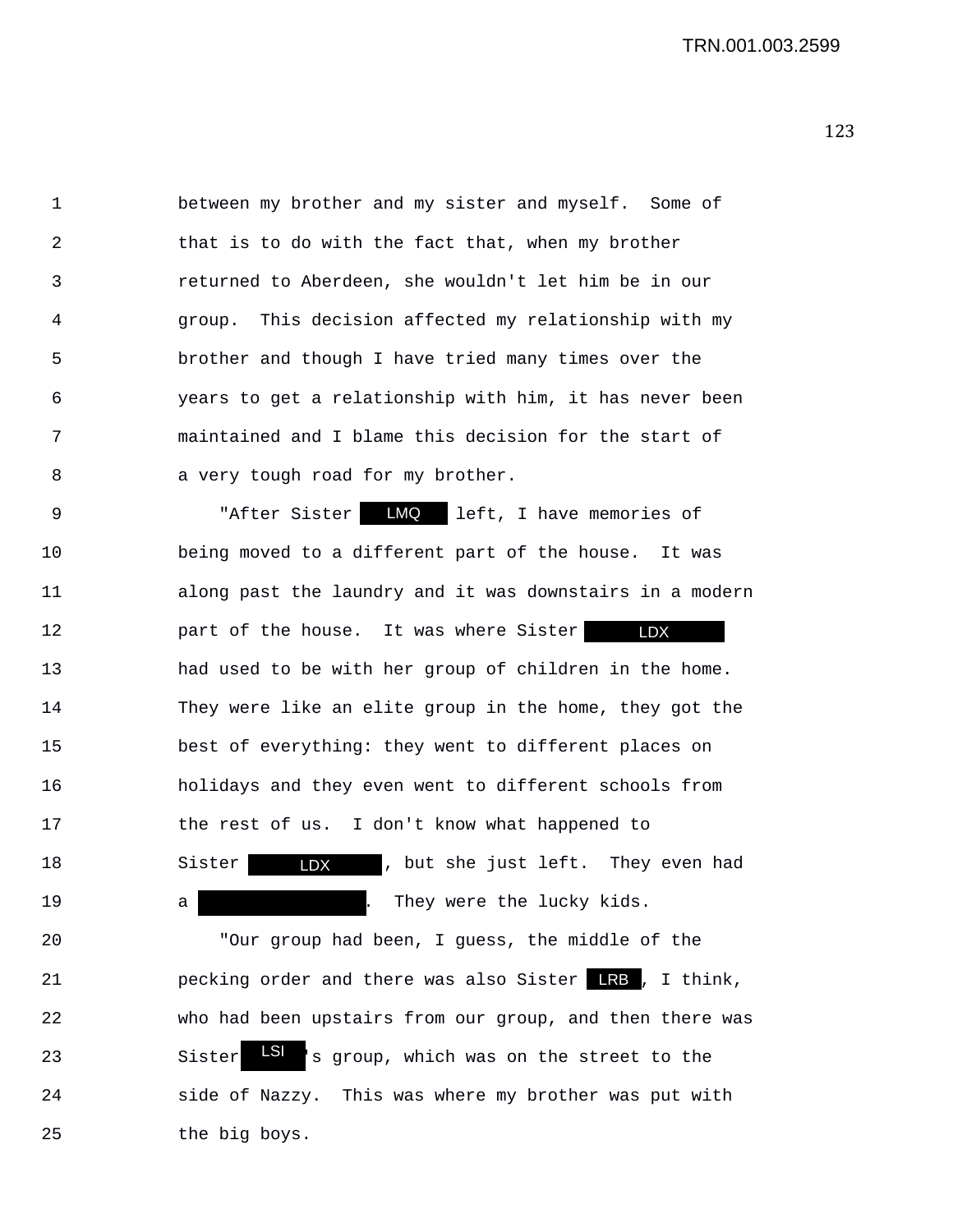between my brother and my sister and myself. Some of that is to do with the fact that, when my brother returned to Aberdeen, she wouldn't let him be in our group. This decision affected my relationship with my brother and though I have tried many times over the years to get a relationship with him, it has never been maintained and I blame this decision for the start of a very tough road for my brother.

"After Sister LMQ left, I have memories of being moved to a different part of the house. It was along past the laundry and it was downstairs in a modern part of the house. It was where Sister LDX had used to be with her group of children in the home. They were like an elite group in the home, they got the best of everything: they went to different places on holidays and they even went to different schools from the rest of us. I don't know what happened to Sister LDX, but she just left. They even had a ██████████. They were the lucky kids.

"Our group had been, I guess, the middle of the pecking order and there was also Sister LRB, I think, who had been upstairs from our group, and then there was Sister LSI's group, which was on the street to the side of Nazzy. This was where my brother was put with the big boys.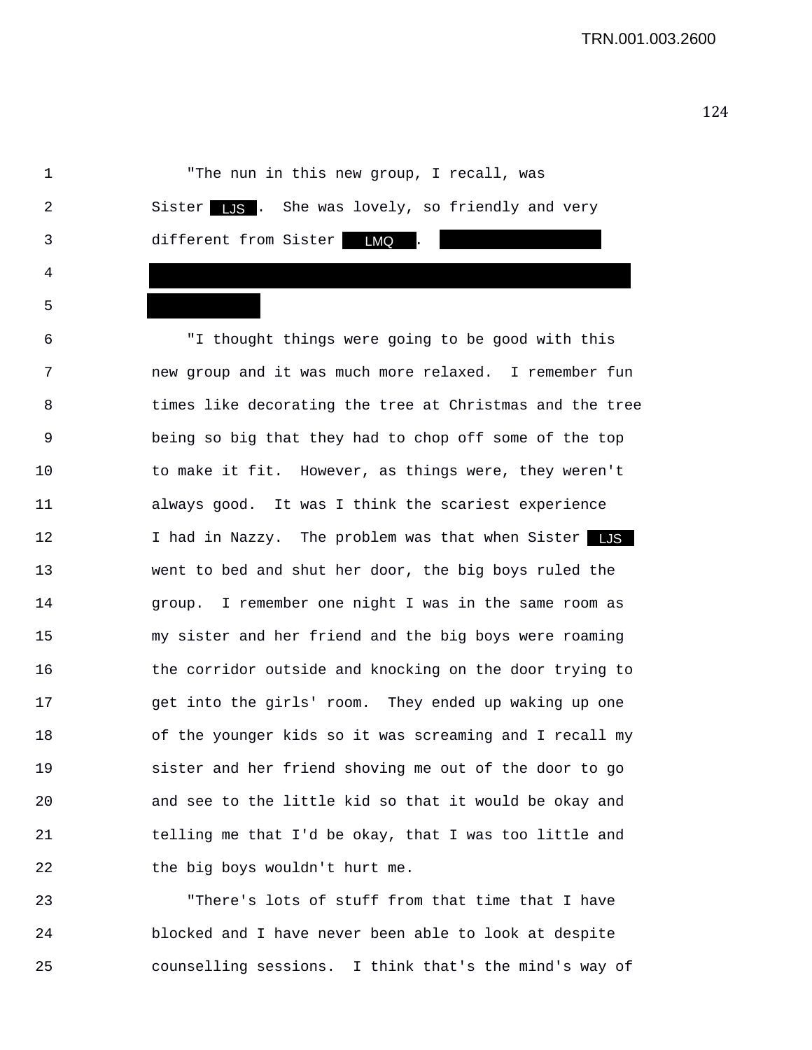"The nun in this new group, I recall, was Sister LJS. She was lovely, so friendly and very different from Sister LMQ. [REDACTED]

"I thought things were going to be good with this new group and it was much more relaxed. I remember fun times like decorating the tree at Christmas and the tree being so big that they had to chop off some of the top to make it fit. However, as things were, they weren't always good. It was I think the scariest experience I had in Nazzy. The problem was that when Sister LJS went to bed and shut her door, the big boys ruled the group. I remember one night I was in the same room as my sister and her friend and the big boys were roaming the corridor outside and knocking on the door trying to get into the girls' room. They ended up waking up one of the younger kids so it was screaming and I recall my sister and her friend shoving me out of the door to go and see to the little kid so that it would be okay and telling me that I'd be okay, that I was too little and the big boys wouldn't hurt me.

"There's lots of stuff from that time that I have blocked and I have never been able to look at despite counselling sessions. I think that's the mind's way of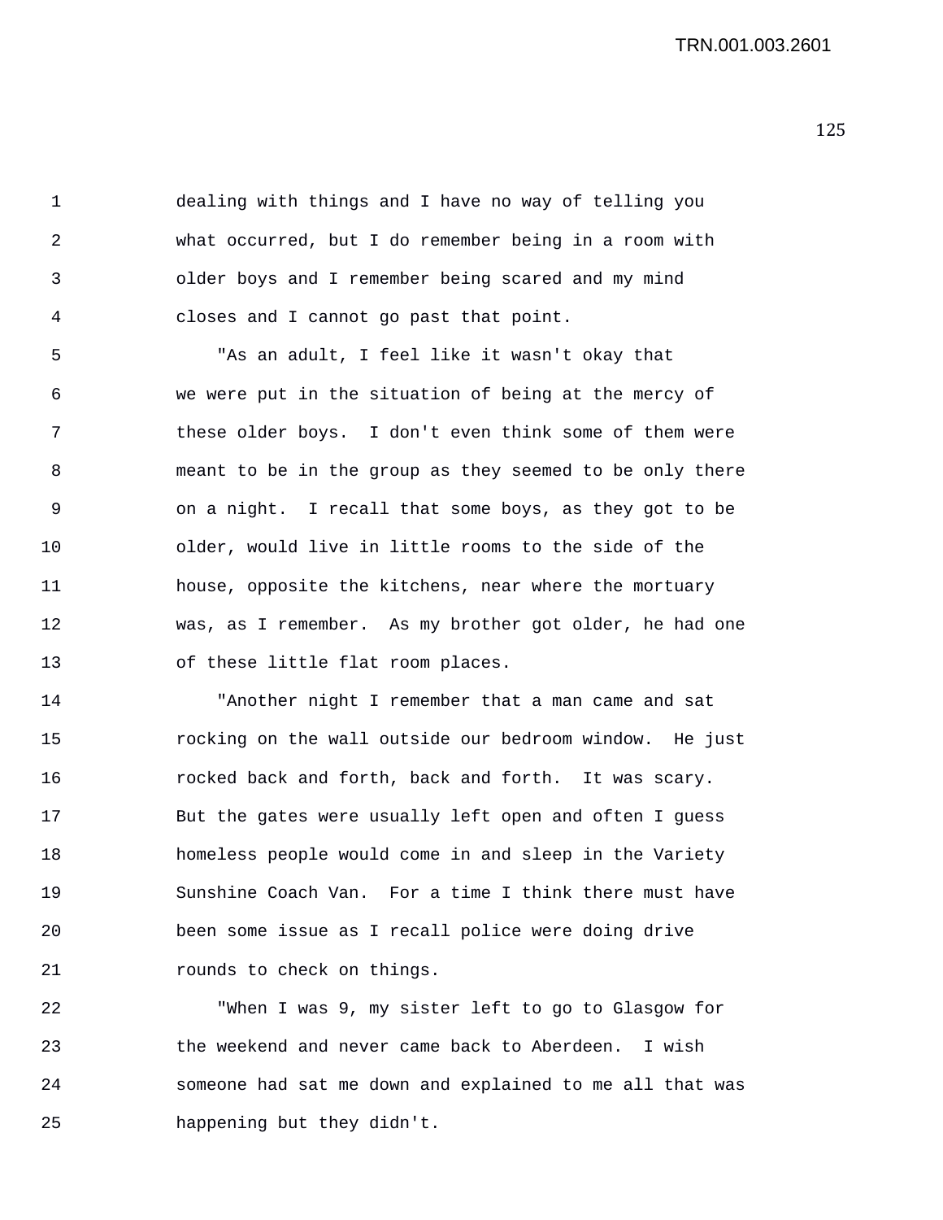dealing with things and I have no way of telling you what occurred, but I do remember being in a room with older boys and I remember being scared and my mind closes and I cannot go past that point.

"As an adult, I feel like it wasn't okay that we were put in the situation of being at the mercy of these older boys. I don't even think some of them were meant to be in the group as they seemed to be only there on a night. I recall that some boys, as they got to be older, would live in little rooms to the side of the house, opposite the kitchens, near where the mortuary was, as I remember. As my brother got older, he had one of these little flat room places.

"Another night I remember that a man came and sat rocking on the wall outside our bedroom window. He just rocked back and forth, back and forth. It was scary. But the gates were usually left open and often I guess homeless people would come in and sleep in the Variety Sunshine Coach Van. For a time I think there must have been some issue as I recall police were doing drive rounds to check on things.

"When I was 9, my sister left to go to Glasgow for the weekend and never came back to Aberdeen. I wish someone had sat me down and explained to me all that was happening but they didn't.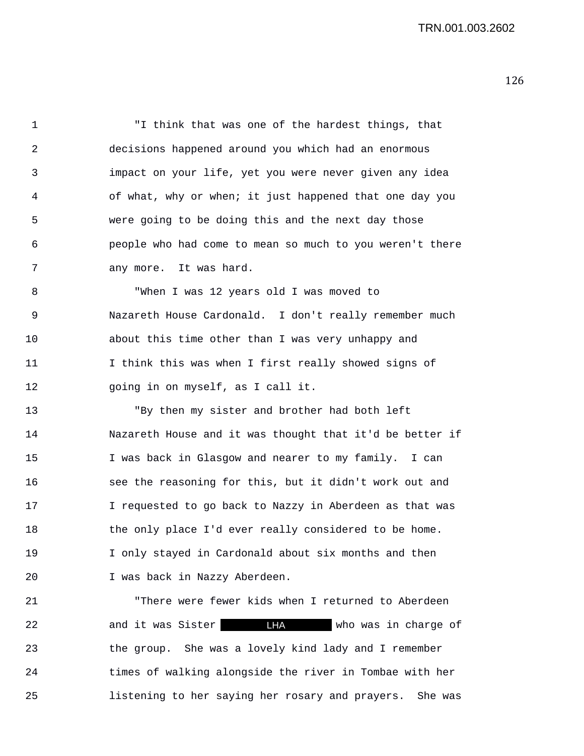"I think that was one of the hardest things, that decisions happened around you which had an enormous impact on your life, yet you were never given any idea of what, why or when; it just happened that one day you were going to be doing this and the next day those people who had come to mean so much to you weren't there any more. It was hard.

"When I was 12 years old I was moved to Nazareth House Cardonald. I don't really remember much about this time other than I was very unhappy and I think this was when I first really showed signs of going in on myself, as I call it.

"By then my sister and brother had both left Nazareth House and it was thought that it'd be better if I was back in Glasgow and nearer to my family. I can see the reasoning for this, but it didn't work out and I requested to go back to Nazzy in Aberdeen as that was the only place I'd ever really considered to be home. I only stayed in Cardonald about six months and then I was back in Nazzy Aberdeen.

"There were fewer kids when I returned to Aberdeen and it was Sister LHA who was in charge of the group. She was a lovely kind lady and I remember times of walking alongside the river in Tombae with her listening to her saying her rosary and prayers. She was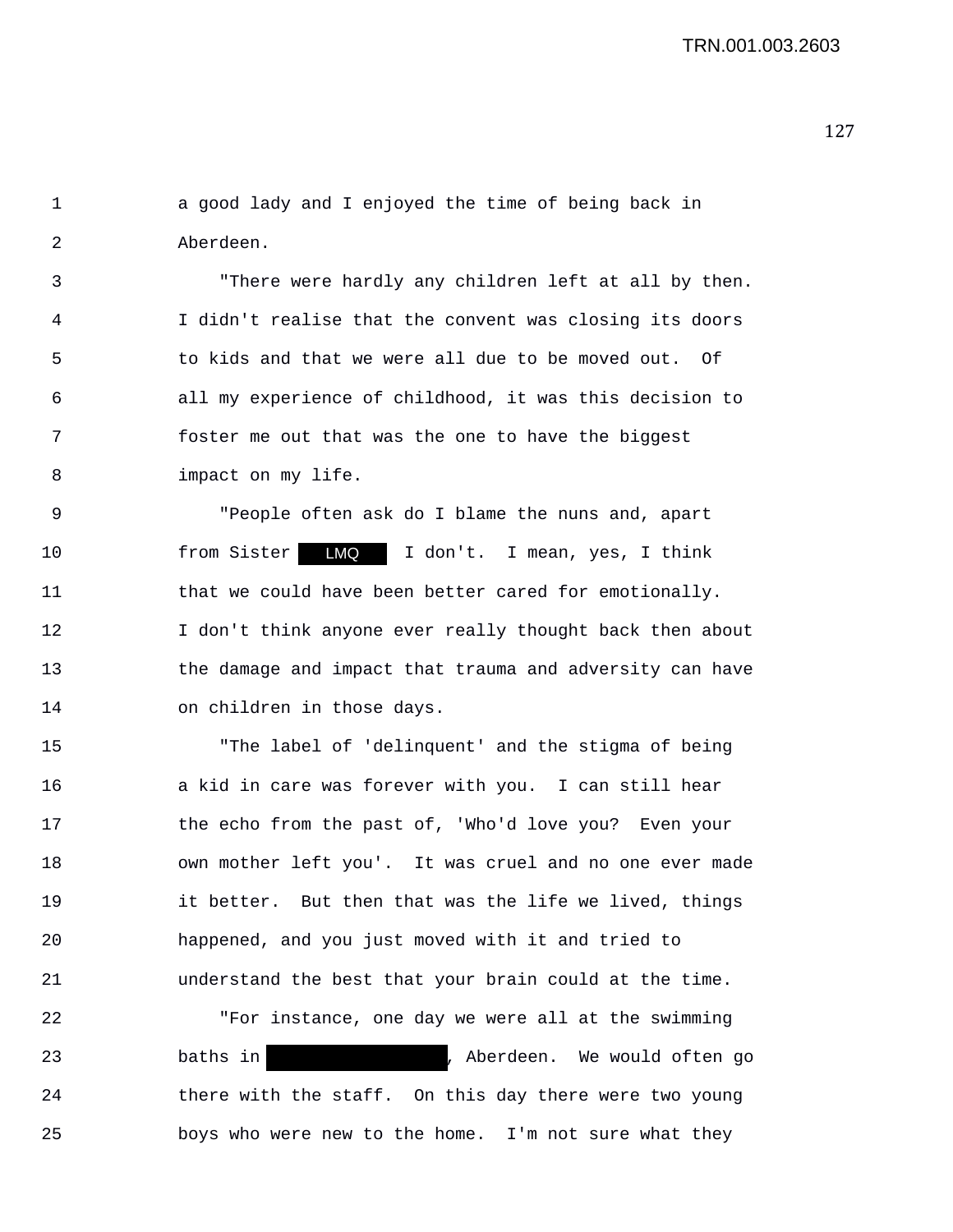a good lady and I enjoyed the time of being back in Aberdeen.

"There were hardly any children left at all by then. I didn't realise that the convent was closing its doors to kids and that we were all due to be moved out. Of all my experience of childhood, it was this decision to foster me out that was the one to have the biggest impact on my life.

"People often ask do I blame the nuns and, apart from Sister LMQ I don't. I mean, yes, I think that we could have been better cared for emotionally. I don't think anyone ever really thought back then about the damage and impact that trauma and adversity can have on children in those days.

"The label of 'delinquent' and the stigma of being a kid in care was forever with you. I can still hear the echo from the past of, 'Who'd love you? Even your own mother left you'. It was cruel and no one ever made it better. But then that was the life we lived, things happened, and you just moved with it and tried to understand the best that your brain could at the time.

"For instance, one day we were all at the swimming baths in [redacted], Aberdeen. We would often go there with the staff. On this day there were two young boys who were new to the home. I'm not sure what they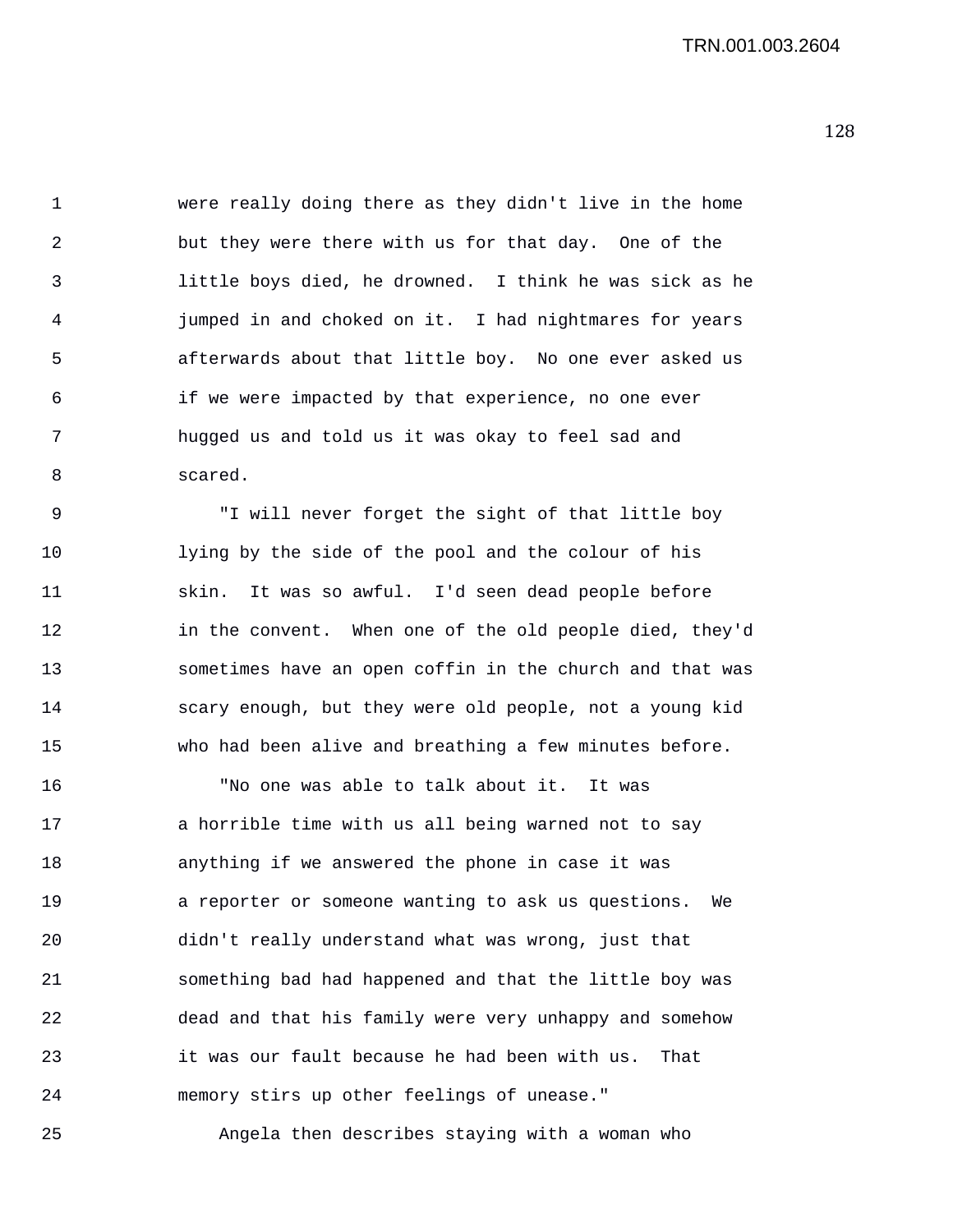were really doing there as they didn't live in the home but they were there with us for that day. One of the little boys died, he drowned. I think he was sick as he jumped in and choked on it. I had nightmares for years afterwards about that little boy. No one ever asked us if we were impacted by that experience, no one ever hugged us and told us it was okay to feel sad and scared.

"I will never forget the sight of that little boy lying by the side of the pool and the colour of his skin. It was so awful. I'd seen dead people before in the convent. When one of the old people died, they'd sometimes have an open coffin in the church and that was scary enough, but they were old people, not a young kid who had been alive and breathing a few minutes before.

"No one was able to talk about it. It was a horrible time with us all being warned not to say anything if we answered the phone in case it was a reporter or someone wanting to ask us questions. We didn't really understand what was wrong, just that something bad had happened and that the little boy was dead and that his family were very unhappy and somehow it was our fault because he had been with us. That memory stirs up other feelings of unease."

Angela then describes staying with a woman who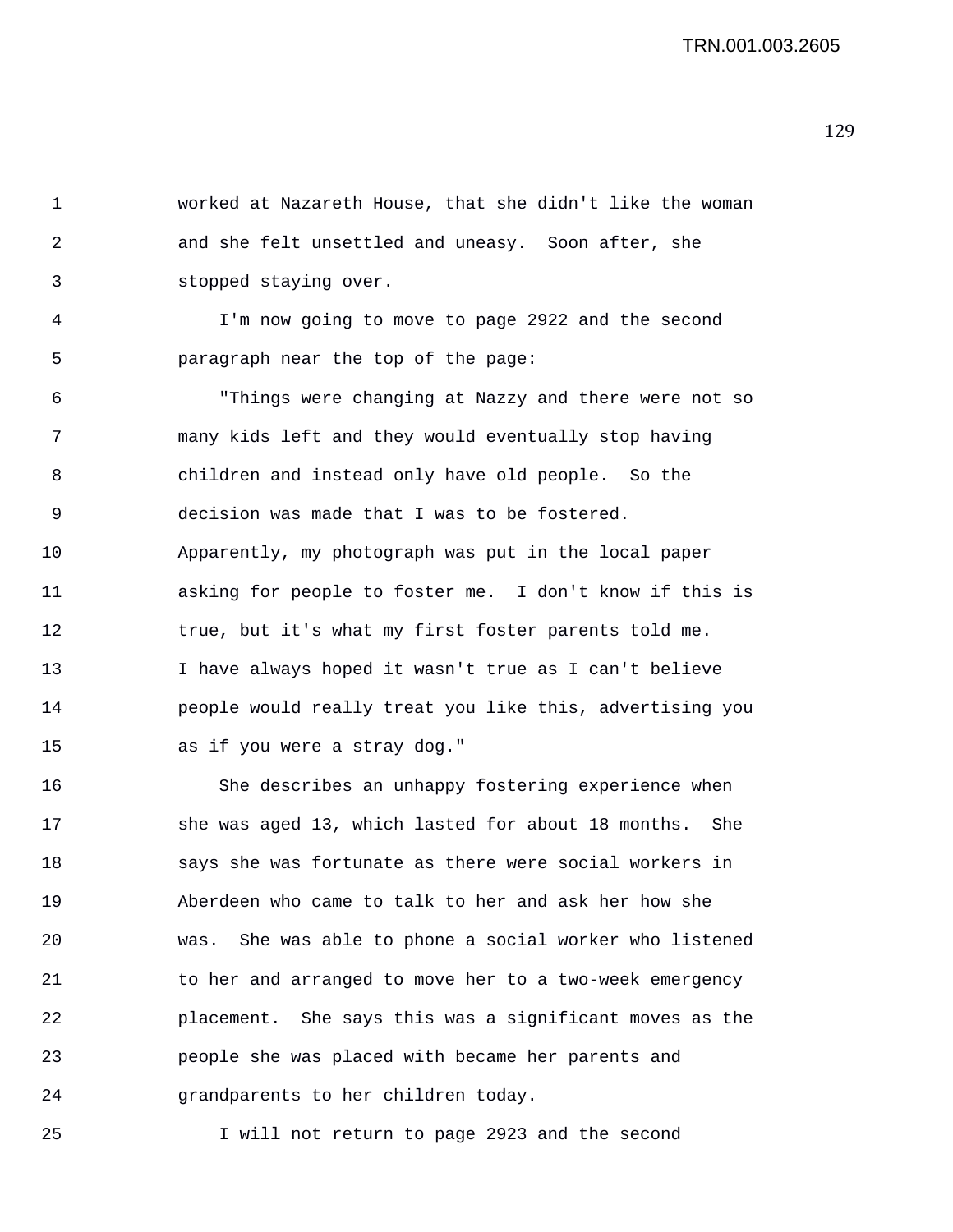worked at Nazareth House, that she didn't like the woman and she felt unsettled and uneasy. Soon after, she stopped staying over.

I'm now going to move to page 2922 and the second paragraph near the top of the page:

"Things were changing at Nazzy and there were not so many kids left and they would eventually stop having children and instead only have old people. So the decision was made that I was to be fostered. Apparently, my photograph was put in the local paper asking for people to foster me. I don't know if this is true, but it's what my first foster parents told me. I have always hoped it wasn't true as I can't believe people would really treat you like this, advertising you as if you were a stray dog."

She describes an unhappy fostering experience when she was aged 13, which lasted for about 18 months. She says she was fortunate as there were social workers in Aberdeen who came to talk to her and ask her how she was. She was able to phone a social worker who listened to her and arranged to move her to a two-week emergency placement. She says this was a significant moves as the people she was placed with became her parents and grandparents to her children today.

I will not return to page 2923 and the second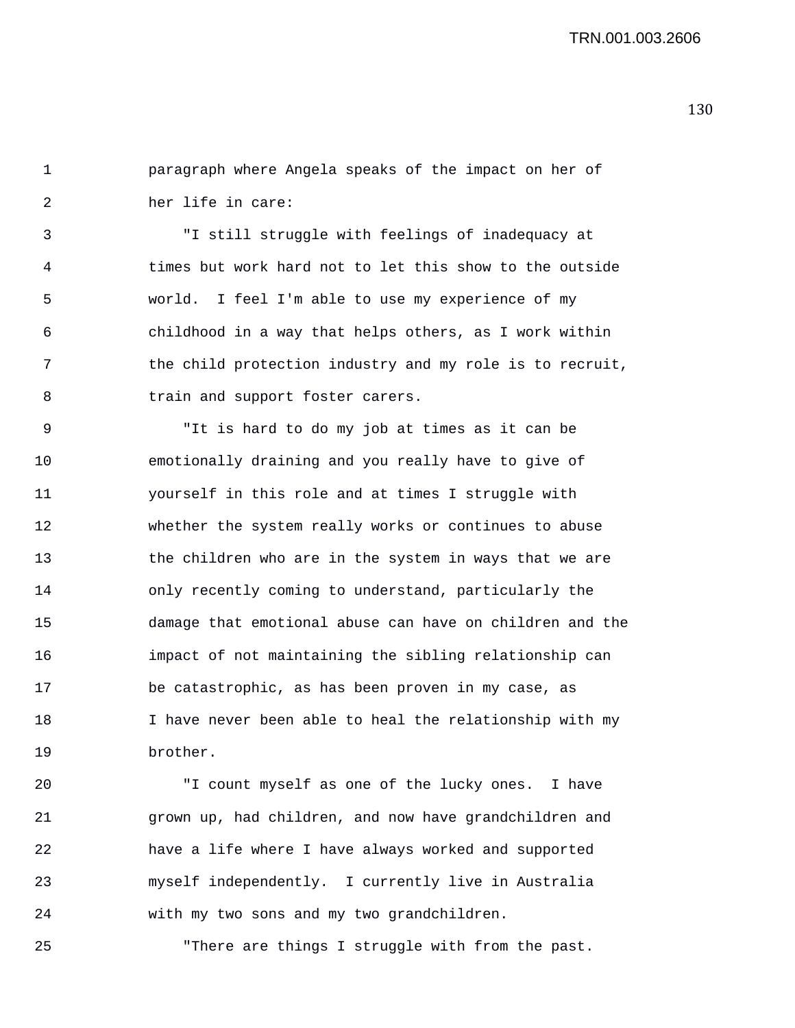paragraph where Angela speaks of the impact on her of her life in care:

"I still struggle with feelings of inadequacy at times but work hard not to let this show to the outside world. I feel I'm able to use my experience of my childhood in a way that helps others, as I work within the child protection industry and my role is to recruit, train and support foster carers.

"It is hard to do my job at times as it can be emotionally draining and you really have to give of yourself in this role and at times I struggle with whether the system really works or continues to abuse the children who are in the system in ways that we are only recently coming to understand, particularly the damage that emotional abuse can have on children and the impact of not maintaining the sibling relationship can be catastrophic, as has been proven in my case, as I have never been able to heal the relationship with my brother.

"I count myself as one of the lucky ones. I have grown up, had children, and now have grandchildren and have a life where I have always worked and supported myself independently. I currently live in Australia with my two sons and my two grandchildren.

"There are things I struggle with from the past.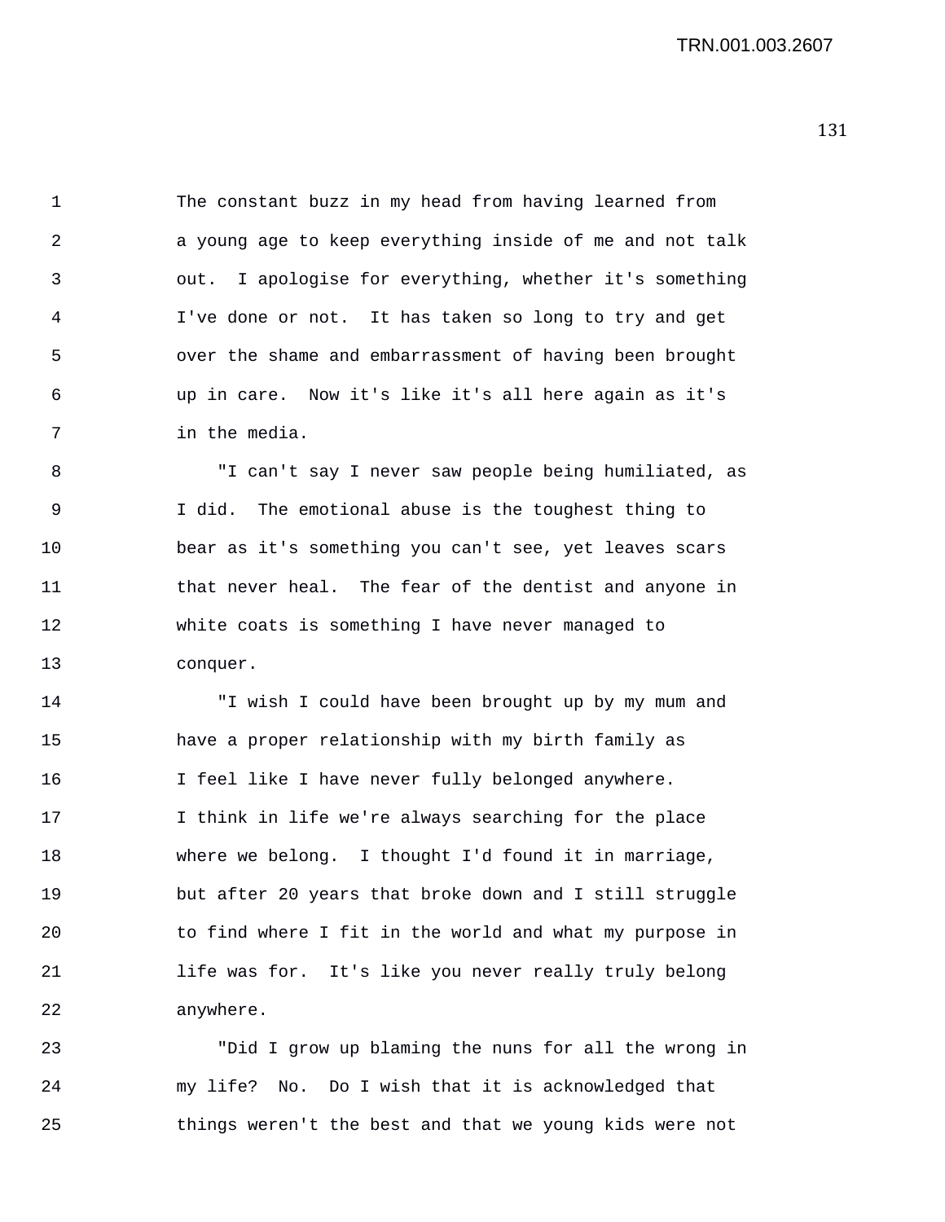The constant buzz in my head from having learned from a young age to keep everything inside of me and not talk out. I apologise for everything, whether it's something I've done or not. It has taken so long to try and get over the shame and embarrassment of having been brought up in care. Now it's like it's all here again as it's in the media.

"I can't say I never saw people being humiliated, as I did. The emotional abuse is the toughest thing to bear as it's something you can't see, yet leaves scars that never heal. The fear of the dentist and anyone in white coats is something I have never managed to conquer.

"I wish I could have been brought up by my mum and have a proper relationship with my birth family as I feel like I have never fully belonged anywhere. I think in life we're always searching for the place where we belong. I thought I'd found it in marriage, but after 20 years that broke down and I still struggle to find where I fit in the world and what my purpose in life was for. It's like you never really truly belong anywhere.

"Did I grow up blaming the nuns for all the wrong in my life? No. Do I wish that it is acknowledged that things weren't the best and that we young kids were not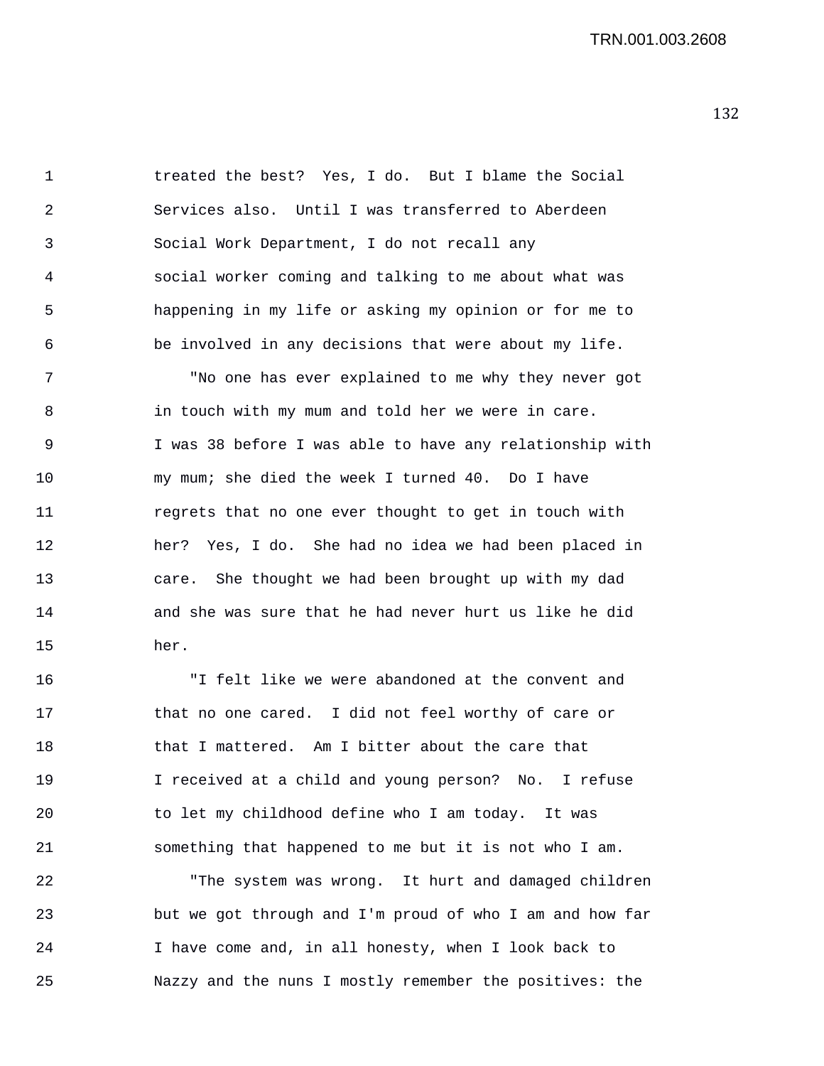treated the best? Yes, I do. But I blame the Social Services also. Until I was transferred to Aberdeen Social Work Department, I do not recall any social worker coming and talking to me about what was happening in my life or asking my opinion or for me to be involved in any decisions that were about my life.

"No one has ever explained to me why they never got in touch with my mum and told her we were in care. I was 38 before I was able to have any relationship with my mum; she died the week I turned 40. Do I have regrets that no one ever thought to get in touch with her? Yes, I do. She had no idea we had been placed in care. She thought we had been brought up with my dad and she was sure that he had never hurt us like he did her.

"I felt like we were abandoned at the convent and that no one cared. I did not feel worthy of care or that I mattered. Am I bitter about the care that I received at a child and young person? No. I refuse to let my childhood define who I am today. It was something that happened to me but it is not who I am.

"The system was wrong. It hurt and damaged children but we got through and I'm proud of who I am and how far I have come and, in all honesty, when I look back to Nazzy and the nuns I mostly remember the positives: the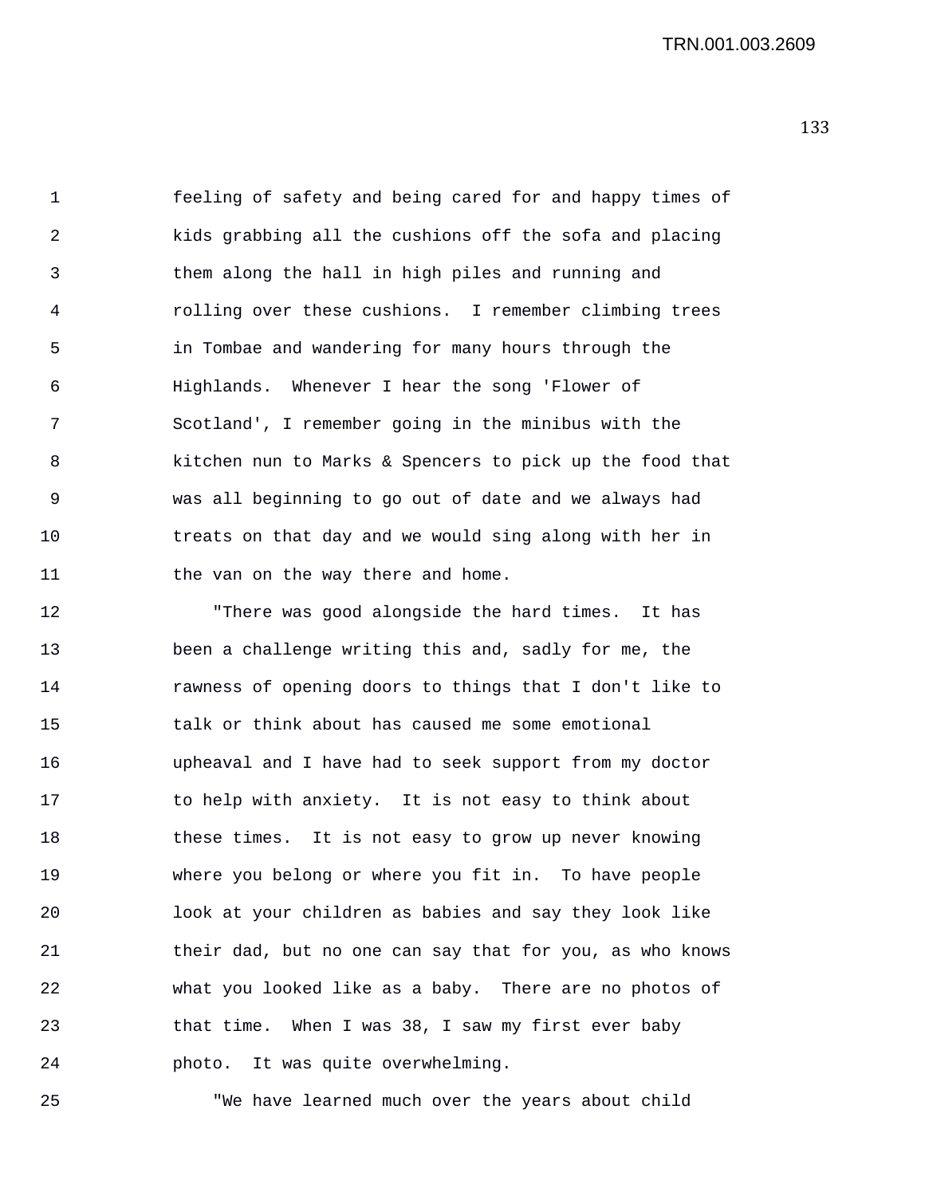feeling of safety and being cared for and happy times of kids grabbing all the cushions off the sofa and placing them along the hall in high piles and running and rolling over these cushions. I remember climbing trees in Tombae and wandering for many hours through the Highlands. Whenever I hear the song 'Flower of Scotland', I remember going in the minibus with the kitchen nun to Marks & Spencers to pick up the food that was all beginning to go out of date and we always had treats on that day and we would sing along with her in the van on the way there and home.

"There was good alongside the hard times. It has been a challenge writing this and, sadly for me, the rawness of opening doors to things that I don't like to talk or think about has caused me some emotional upheaval and I have had to seek support from my doctor to help with anxiety. It is not easy to think about these times. It is not easy to grow up never knowing where you belong or where you fit in. To have people look at your children as babies and say they look like their dad, but no one can say that for you, as who knows what you looked like as a baby. There are no photos of that time. When I was 38, I saw my first ever baby photo. It was quite overwhelming.

"We have learned much over the years about child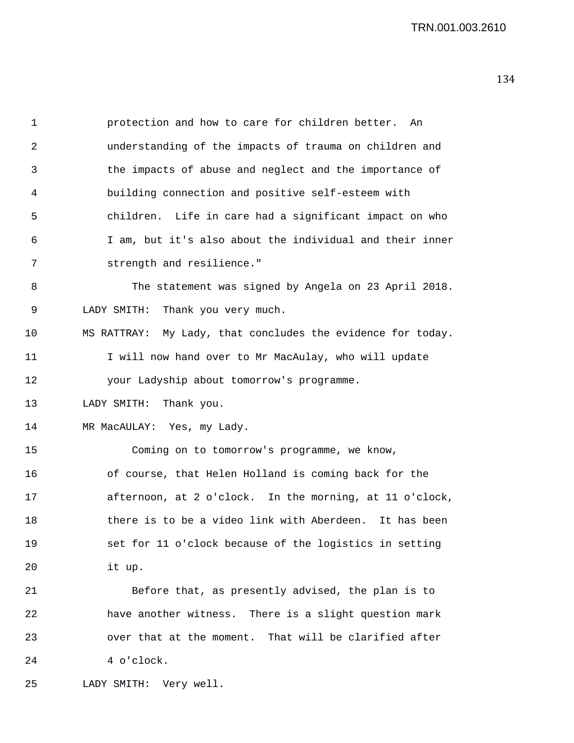protection and how to care for children better. An understanding of the impacts of trauma on children and the impacts of abuse and neglect and the importance of building connection and positive self-esteem with children. Life in care had a significant impact on who I am, but it's also about the individual and their inner strength and resilience."

The statement was signed by Angela on 23 April 2018.

LADY SMITH: Thank you very much.

MS RATTRAY: My Lady, that concludes the evidence for today. I will now hand over to Mr MacAulay, who will update your Ladyship about tomorrow's programme.

LADY SMITH: Thank you.

MR MacAULAY: Yes, my Lady.

Coming on to tomorrow's programme, we know, of course, that Helen Holland is coming back for the afternoon, at 2 o'clock. In the morning, at 11 o'clock, there is to be a video link with Aberdeen. It has been set for 11 o'clock because of the logistics in setting it up.

Before that, as presently advised, the plan is to have another witness. There is a slight question mark over that at the moment. That will be clarified after 4 o'clock.

LADY SMITH: Very well.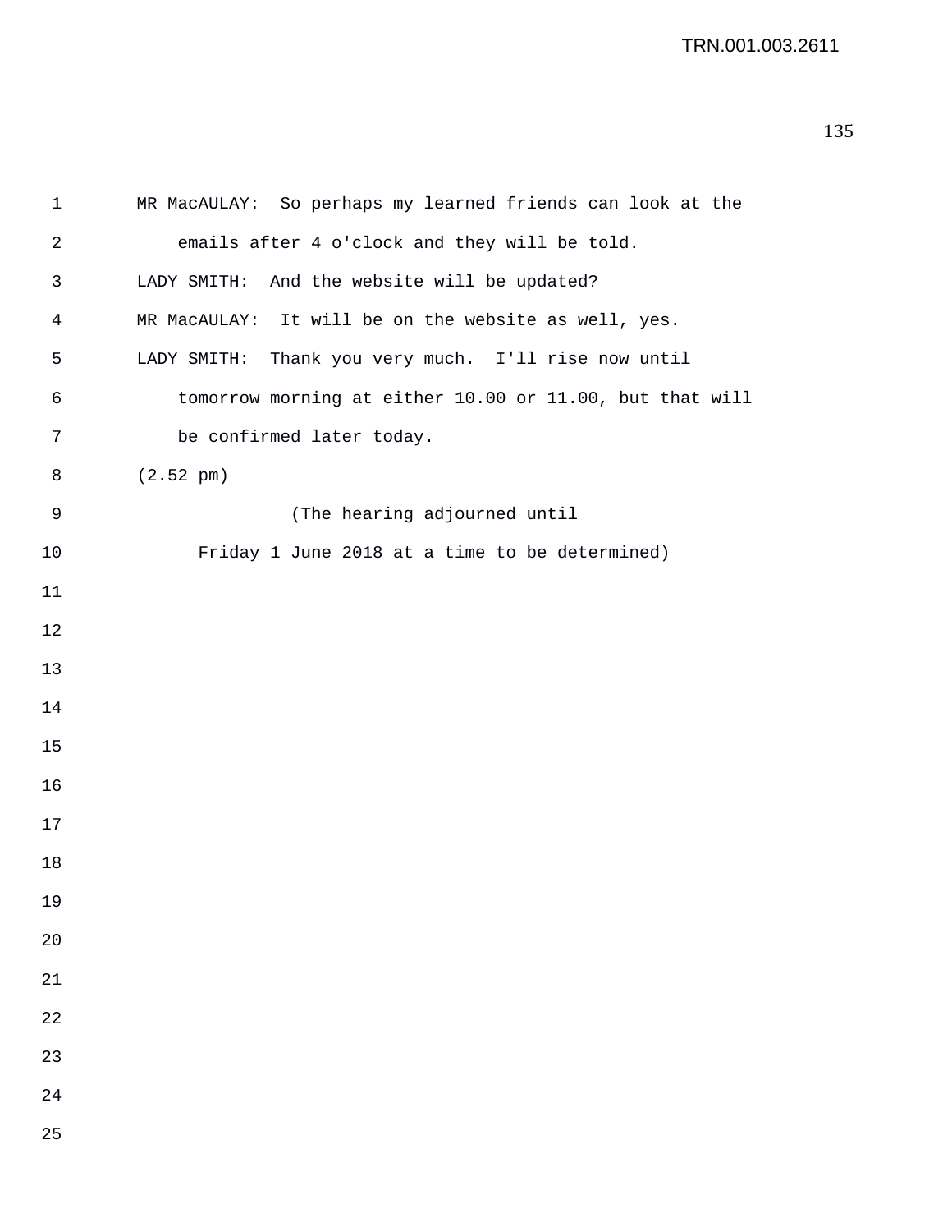MR MacAULAY: So perhaps my learned friends can look at the emails after 4 o'clock and they will be told.

LADY SMITH: And the website will be updated?

MR MacAULAY: It will be on the website as well, yes.

LADY SMITH: Thank you very much. I'll rise now until tomorrow morning at either 10.00 or 11.00, but that will be confirmed later today.

(2.52 pm)

(The hearing adjourned until Friday 1 June 2018 at a time to be determined)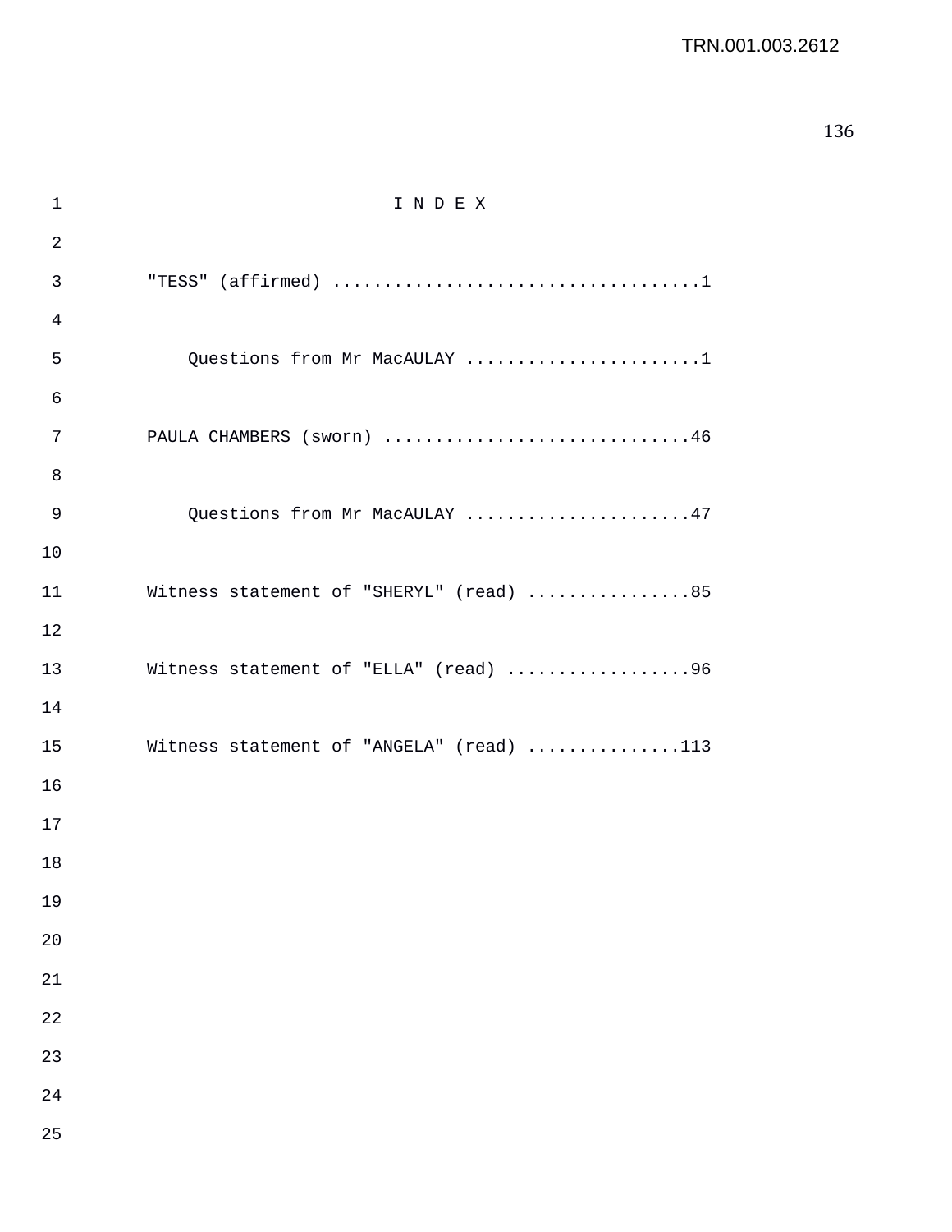# I N D E X

"TESS" (affirmed) ....................................1

Questions from Mr MacAULAY .......................1

PAULA CHAMBERS (sworn) ..............................46

Questions from Mr MacAULAY ......................47

Witness statement of "SHERYL" (read) ................85

Witness statement of "ELLA" (read) ..................96

Witness statement of "ANGELA" (read) ...............113